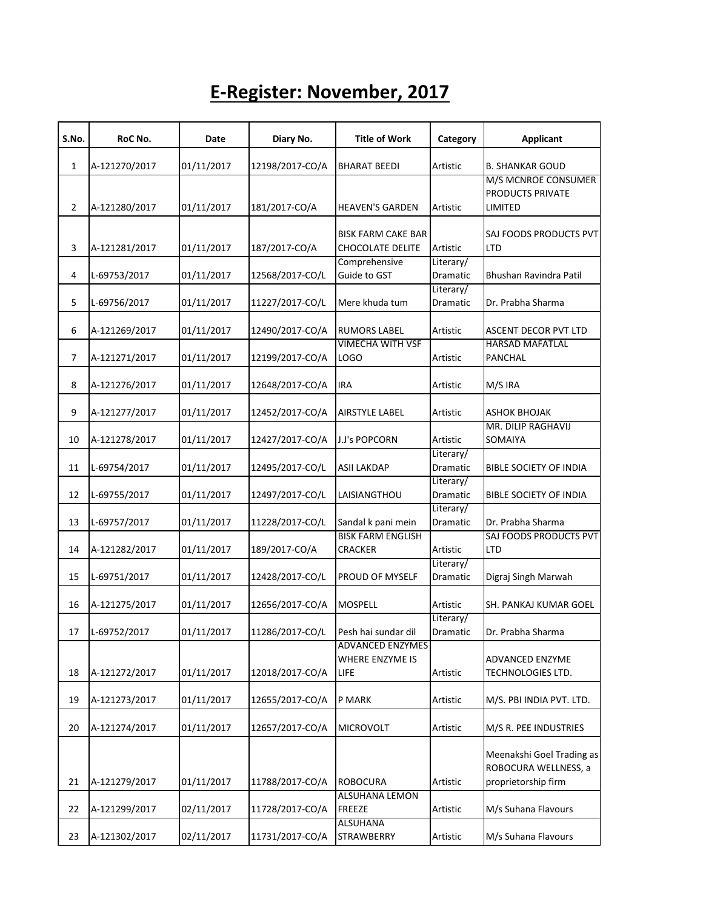# E-Register: November, 2017

| S.No. | RoC No. | Date | Diary No. | Title of Work | Category | Applicant |
|---|---|---|---|---|---|---|
| 1 | A-121270/2017 | 01/11/2017 | 12198/2017-CO/A | BHARAT BEEDI | Artistic | B. SHANKAR GOUD |
| 2 | A-121280/2017 | 01/11/2017 | 181/2017-CO/A | HEAVEN'S GARDEN | Artistic | M/S MCNROE CONSUMER PRODUCTS PRIVATE LIMITED |
| 3 | A-121281/2017 | 01/11/2017 | 187/2017-CO/A | BISK FARM CAKE BAR CHOCOLATE DELITE | Artistic | SAJ FOODS PRODUCTS PVT LTD |
| 4 | L-69753/2017 | 01/11/2017 | 12568/2017-CO/L | Comprehensive Guide to GST | Literary/ Dramatic | Bhushan Ravindra Patil |
| 5 | L-69756/2017 | 01/11/2017 | 11227/2017-CO/L | Mere khuda tum | Literary/ Dramatic | Dr. Prabha Sharma |
| 6 | A-121269/2017 | 01/11/2017 | 12490/2017-CO/A | RUMORS LABEL | Artistic | ASCENT DECOR PVT LTD |
| 7 | A-121271/2017 | 01/11/2017 | 12199/2017-CO/A | VIMECHA WITH VSF LOGO | Artistic | HARSAD MAFATLAL PANCHAL |
| 8 | A-121276/2017 | 01/11/2017 | 12648/2017-CO/A | IRA | Artistic | M/S IRA |
| 9 | A-121277/2017 | 01/11/2017 | 12452/2017-CO/A | AIRSTYLE LABEL | Artistic | ASHOK BHOJAK |
| 10 | A-121278/2017 | 01/11/2017 | 12427/2017-CO/A | J.J's POPCORN | Artistic | MR. DILIP RAGHAVIJ SOMAIYA |
| 11 | L-69754/2017 | 01/11/2017 | 12495/2017-CO/L | ASII LAKDAP | Literary/ Dramatic | BIBLE SOCIETY OF INDIA |
| 12 | L-69755/2017 | 01/11/2017 | 12497/2017-CO/L | LAISIANGTHOU | Literary/ Dramatic | BIBLE SOCIETY OF INDIA |
| 13 | L-69757/2017 | 01/11/2017 | 11228/2017-CO/L | Sandal k pani mein | Literary/ Dramatic | Dr. Prabha Sharma |
| 14 | A-121282/2017 | 01/11/2017 | 189/2017-CO/A | BISK FARM ENGLISH CRACKER | Artistic | SAJ FOODS PRODUCTS PVT LTD |
| 15 | L-69751/2017 | 01/11/2017 | 12428/2017-CO/L | PROUD OF MYSELF | Literary/ Dramatic | Digraj Singh Marwah |
| 16 | A-121275/2017 | 01/11/2017 | 12656/2017-CO/A | MOSPELL | Artistic | SH. PANKAJ KUMAR GOEL |
| 17 | L-69752/2017 | 01/11/2017 | 11286/2017-CO/L | Pesh hai sundar dil | Literary/ Dramatic | Dr. Prabha Sharma |
| 18 | A-121272/2017 | 01/11/2017 | 12018/2017-CO/A | ADVANCED ENZYMES WHERE ENZYME IS LIFE | Artistic | ADVANCED ENZYME TECHNOLOGIES LTD. |
| 19 | A-121273/2017 | 01/11/2017 | 12655/2017-CO/A | P MARK | Artistic | M/S. PBI INDIA PVT. LTD. |
| 20 | A-121274/2017 | 01/11/2017 | 12657/2017-CO/A | MICROVOLT | Artistic | M/S R. PEE INDUSTRIES |
| 21 | A-121279/2017 | 01/11/2017 | 11788/2017-CO/A | ROBOCURA | Artistic | Meenakshi Goel Trading as ROBOCURA WELLNESS, a proprietorship firm |
| 22 | A-121299/2017 | 02/11/2017 | 11728/2017-CO/A | ALSUHANA LEMON FREEZE | Artistic | M/s Suhana Flavours |
| 23 | A-121302/2017 | 02/11/2017 | 11731/2017-CO/A | ALSUHANA STRAWBERRY | Artistic | M/s Suhana Flavours |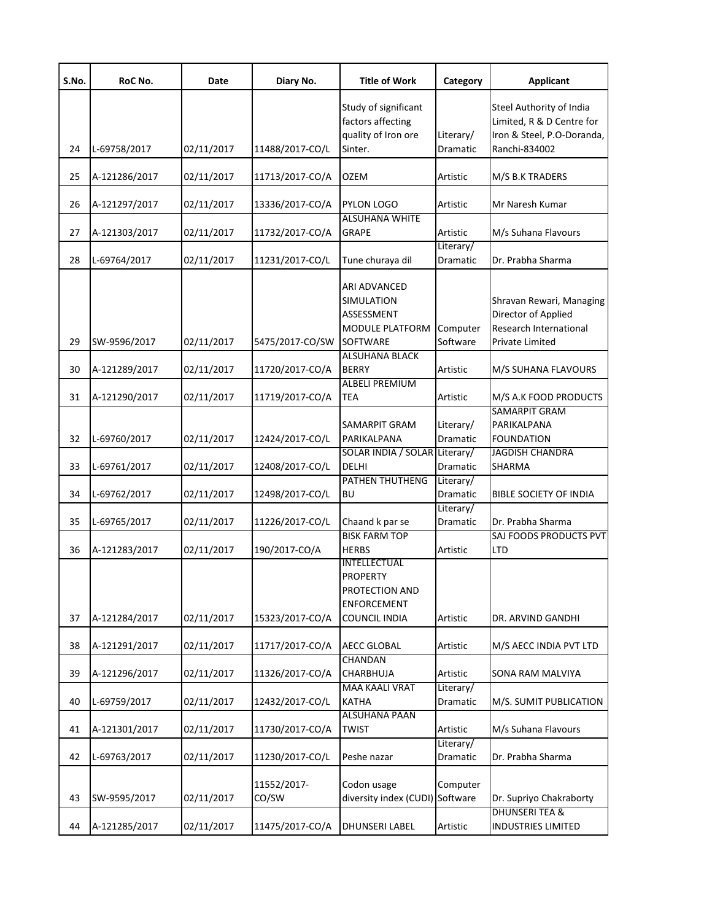| S.No. | RoC No. | Date | Diary No. | Title of Work | Category | Applicant |
|---|---|---|---|---|---|---|
| 24 | L-69758/2017 | 02/11/2017 | 11488/2017-CO/L | Study of significant factors affecting quality of Iron ore Sinter. | Literary/ Dramatic | Steel Authority of India Limited, R & D Centre for Iron & Steel, P.O-Doranda, Ranchi-834002 |
| 25 | A-121286/2017 | 02/11/2017 | 11713/2017-CO/A | OZEM | Artistic | M/S B.K TRADERS |
| 26 | A-121297/2017 | 02/11/2017 | 13336/2017-CO/A | PYLON LOGO | Artistic | Mr Naresh Kumar |
| 27 | A-121303/2017 | 02/11/2017 | 11732/2017-CO/A | ALSUHANA WHITE GRAPE | Artistic | M/s Suhana Flavours |
| 28 | L-69764/2017 | 02/11/2017 | 11231/2017-CO/L | Tune churaya dil | Literary/ Dramatic | Dr. Prabha Sharma |
| 29 | SW-9596/2017 | 02/11/2017 | 5475/2017-CO/SW | ARI ADVANCED SIMULATION ASSESSMENT MODULE PLATFORM SOFTWARE | Computer Software | Shravan Rewari, Managing Director of Applied Research International Private Limited |
| 30 | A-121289/2017 | 02/11/2017 | 11720/2017-CO/A | ALSUHANA BLACK BERRY | Artistic | M/S SUHANA FLAVOURS |
| 31 | A-121290/2017 | 02/11/2017 | 11719/2017-CO/A | ALBELI PREMIUM TEA | Artistic | M/S A.K FOOD PRODUCTS |
| 32 | L-69760/2017 | 02/11/2017 | 12424/2017-CO/L | SAMARPIT GRAM PARIKALPANA | Literary/ Dramatic | SAMARPIT GRAM PARIKALPANA FOUNDATION |
| 33 | L-69761/2017 | 02/11/2017 | 12408/2017-CO/L | SOLAR INDIA / SOLAR DELHI | Literary/ Dramatic | JAGDISH CHANDRA SHARMA |
| 34 | L-69762/2017 | 02/11/2017 | 12498/2017-CO/L | PATHEN THUTHENG BU | Literary/ Dramatic | BIBLE SOCIETY OF INDIA |
| 35 | L-69765/2017 | 02/11/2017 | 11226/2017-CO/L | Chaand k par se | Literary/ Dramatic | Dr. Prabha Sharma |
| 36 | A-121283/2017 | 02/11/2017 | 190/2017-CO/A | BISK FARM TOP HERBS | Artistic | SAJ FOODS PRODUCTS PVT LTD |
| 37 | A-121284/2017 | 02/11/2017 | 15323/2017-CO/A | INTELLECTUAL PROPERTY PROTECTION AND ENFORCEMENT COUNCIL INDIA | Artistic | DR. ARVIND GANDHI |
| 38 | A-121291/2017 | 02/11/2017 | 11717/2017-CO/A | AECC GLOBAL | Artistic | M/S AECC INDIA PVT LTD |
| 39 | A-121296/2017 | 02/11/2017 | 11326/2017-CO/A | CHANDAN CHARBHUJA | Artistic | SONA RAM MALVIYA |
| 40 | L-69759/2017 | 02/11/2017 | 12432/2017-CO/L | MAA KAALI VRAT KATHA | Literary/ Dramatic | M/S. SUMIT PUBLICATION |
| 41 | A-121301/2017 | 02/11/2017 | 11730/2017-CO/A | ALSUHANA PAAN TWIST | Artistic | M/s Suhana Flavours |
| 42 | L-69763/2017 | 02/11/2017 | 11230/2017-CO/L | Peshe nazar | Literary/ Dramatic | Dr. Prabha Sharma |
| 43 | SW-9595/2017 | 02/11/2017 | 11552/2017-CO/SW | Codon usage diversity index (CUDI) | Computer Software | Dr. Supriyo Chakraborty |
| 44 | A-121285/2017 | 02/11/2017 | 11475/2017-CO/A | DHUNSERI LABEL | Artistic | DHUNSERI TEA & INDUSTRIES LIMITED |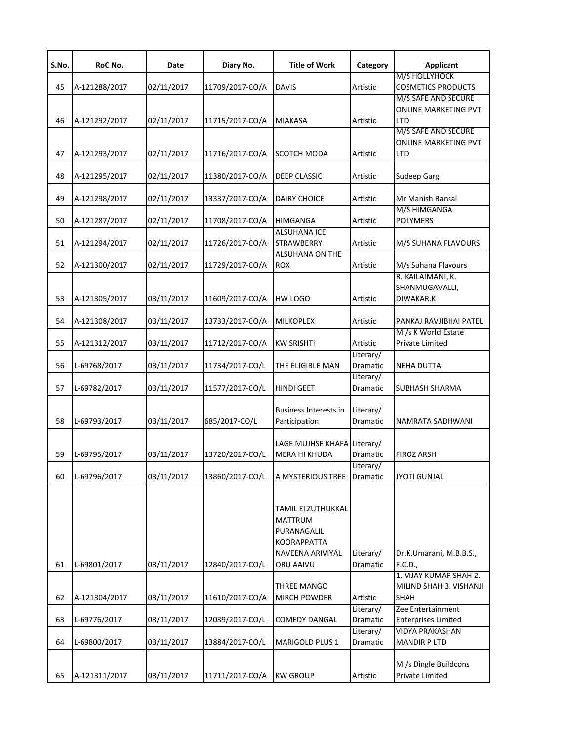| S.No. | RoC No. | Date | Diary No. | Title of Work | Category | Applicant |
|---|---|---|---|---|---|---|
| 45 | A-121288/2017 | 02/11/2017 | 11709/2017-CO/A | DAVIS | Artistic | M/S HOLLYHOCK COSMETICS PRODUCTS |
| 46 | A-121292/2017 | 02/11/2017 | 11715/2017-CO/A | MIAKASA | Artistic | M/S SAFE AND SECURE ONLINE MARKETING PVT LTD |
| 47 | A-121293/2017 | 02/11/2017 | 11716/2017-CO/A | SCOTCH MODA | Artistic | M/S SAFE AND SECURE ONLINE MARKETING PVT LTD |
| 48 | A-121295/2017 | 02/11/2017 | 11380/2017-CO/A | DEEP CLASSIC | Artistic | Sudeep Garg |
| 49 | A-121298/2017 | 02/11/2017 | 13337/2017-CO/A | DAIRY CHOICE | Artistic | Mr Manish Bansal |
| 50 | A-121287/2017 | 02/11/2017 | 11708/2017-CO/A | HIMGANGA | Artistic | M/S HIMGANGA POLYMERS |
| 51 | A-121294/2017 | 02/11/2017 | 11726/2017-CO/A | ALSUHANA ICE STRAWBERRY | Artistic | M/S SUHANA FLAVOURS |
| 52 | A-121300/2017 | 02/11/2017 | 11729/2017-CO/A | ALSUHANA ON THE ROX | Artistic | M/s Suhana Flavours |
| 53 | A-121305/2017 | 03/11/2017 | 11609/2017-CO/A | HW LOGO | Artistic | R. KAILAIMANI, K. SHANMUGAVALLI, DIWAKAR.K |
| 54 | A-121308/2017 | 03/11/2017 | 13733/2017-CO/A | MILKOPLEX | Artistic | PANKAJ RAVJIBHAI PATEL |
| 55 | A-121312/2017 | 03/11/2017 | 11712/2017-CO/A | KW SRISHTI | Artistic | M /s K World Estate Private Limited |
| 56 | L-69768/2017 | 03/11/2017 | 11734/2017-CO/L | THE ELIGIBLE MAN | Literary/ Dramatic | NEHA DUTTA |
| 57 | L-69782/2017 | 03/11/2017 | 11577/2017-CO/L | HINDI GEET | Literary/ Dramatic | SUBHASH SHARMA |
| 58 | L-69793/2017 | 03/11/2017 | 685/2017-CO/L | Business Interests in Participation | Literary/ Dramatic | NAMRATA SADHWANI |
| 59 | L-69795/2017 | 03/11/2017 | 13720/2017-CO/L | LAGE MUJHSE KHAFA MERA HI KHUDA | Literary/ Dramatic | FIROZ ARSH |
| 60 | L-69796/2017 | 03/11/2017 | 13860/2017-CO/L | A MYSTERIOUS TREE | Literary/ Dramatic | JYOTI GUNJAL |
| 61 | L-69801/2017 | 03/11/2017 | 12840/2017-CO/L | TAMIL ELZUTHUKKAL MATTRUM PURANAGALIL KOORAPPATTA NAVEENA ARIVIYAL ORU AAIVU | Literary/ Dramatic | Dr.K.Umarani, M.B.B.S., F.C.D., |
| 62 | A-121304/2017 | 03/11/2017 | 11610/2017-CO/A | THREE MANGO MIRCH POWDER | Artistic | 1. VIJAY KUMAR SHAH 2. MILIND SHAH 3. VISHANJI SHAH |
| 63 | L-69776/2017 | 03/11/2017 | 12039/2017-CO/L | COMEDY DANGAL | Literary/ Dramatic | Zee Entertainment Enterprises Limited |
| 64 | L-69800/2017 | 03/11/2017 | 13884/2017-CO/L | MARIGOLD PLUS 1 | Literary/ Dramatic | VIDYA PRAKASHAN MANDIR P LTD |
| 65 | A-121311/2017 | 03/11/2017 | 11711/2017-CO/A | KW GROUP | Artistic | M /s Dingle Buildcons Private Limited |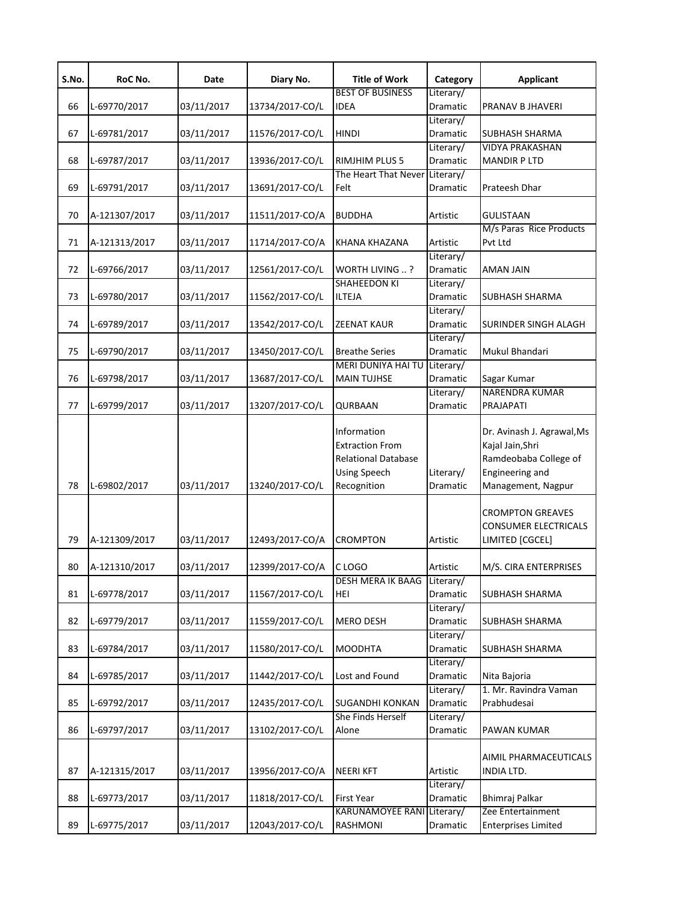| S.No. | RoC No. | Date | Diary No. | Title of Work | Category | Applicant |
|---|---|---|---|---|---|---|
| 66 | L-69770/2017 | 03/11/2017 | 13734/2017-CO/L | BEST OF BUSINESS IDEA | Literary/ Dramatic | PRANAV B JHAVERI |
| 67 | L-69781/2017 | 03/11/2017 | 11576/2017-CO/L | HINDI | Literary/ Dramatic | SUBHASH SHARMA |
| 68 | L-69787/2017 | 03/11/2017 | 13936/2017-CO/L | RIMJHIM PLUS 5 | Literary/ Dramatic | VIDYA PRAKASHAN MANDIR P LTD |
| 69 | L-69791/2017 | 03/11/2017 | 13691/2017-CO/L | The Heart That Never Felt | Literary/ Dramatic | Prateesh Dhar |
| 70 | A-121307/2017 | 03/11/2017 | 11511/2017-CO/A | BUDDHA | Artistic | GULISTAAN |
| 71 | A-121313/2017 | 03/11/2017 | 11714/2017-CO/A | KHANA KHAZANA | Artistic | M/s Paras Rice Products Pvt Ltd |
| 72 | L-69766/2017 | 03/11/2017 | 12561/2017-CO/L | WORTH LIVING .. ? | Literary/ Dramatic | AMAN JAIN |
| 73 | L-69780/2017 | 03/11/2017 | 11562/2017-CO/L | SHAHEEDON KI ILTEJA | Literary/ Dramatic | SUBHASH SHARMA |
| 74 | L-69789/2017 | 03/11/2017 | 13542/2017-CO/L | ZEENAT KAUR | Literary/ Dramatic | SURINDER SINGH ALAGH |
| 75 | L-69790/2017 | 03/11/2017 | 13450/2017-CO/L | Breathe Series | Literary/ Dramatic | Mukul Bhandari |
| 76 | L-69798/2017 | 03/11/2017 | 13687/2017-CO/L | MERI DUNIYA HAI TU MAIN TUJHSE | Literary/ Dramatic | Sagar Kumar |
| 77 | L-69799/2017 | 03/11/2017 | 13207/2017-CO/L | QURBAAN | Literary/ Dramatic | NARENDRA KUMAR PRAJAPATI |
| 78 | L-69802/2017 | 03/11/2017 | 13240/2017-CO/L | Information Extraction From Relational Database Using Speech Recognition | Literary/ Dramatic | Dr. Avinash J. Agrawal,Ms Kajal Jain,Shri Ramdeobaba College of Engineering and Management, Nagpur |
| 79 | A-121309/2017 | 03/11/2017 | 12493/2017-CO/A | CROMPTON | Artistic | CROMPTON GREAVES CONSUMER ELECTRICALS LIMITED [CGCEL] |
| 80 | A-121310/2017 | 03/11/2017 | 12399/2017-CO/A | C LOGO | Artistic | M/S. CIRA ENTERPRISES |
| 81 | L-69778/2017 | 03/11/2017 | 11567/2017-CO/L | DESH MERA IK BAAG HEI | Literary/ Dramatic | SUBHASH SHARMA |
| 82 | L-69779/2017 | 03/11/2017 | 11559/2017-CO/L | MERO DESH | Literary/ Dramatic | SUBHASH SHARMA |
| 83 | L-69784/2017 | 03/11/2017 | 11580/2017-CO/L | MOODHTA | Literary/ Dramatic | SUBHASH SHARMA |
| 84 | L-69785/2017 | 03/11/2017 | 11442/2017-CO/L | Lost and Found | Literary/ Dramatic | Nita Bajoria |
| 85 | L-69792/2017 | 03/11/2017 | 12435/2017-CO/L | SUGANDHI KONKAN | Literary/ Dramatic | 1. Mr. Ravindra Vaman Prabhudesai |
| 86 | L-69797/2017 | 03/11/2017 | 13102/2017-CO/L | She Finds Herself Alone | Literary/ Dramatic | PAWAN KUMAR |
| 87 | A-121315/2017 | 03/11/2017 | 13956/2017-CO/A | NEERI KFT | Artistic | AIMIL PHARMACEUTICALS INDIA LTD. |
| 88 | L-69773/2017 | 03/11/2017 | 11818/2017-CO/L | First Year | Literary/ Dramatic | Bhimraj Palkar |
| 89 | L-69775/2017 | 03/11/2017 | 12043/2017-CO/L | KARUNAMOYEE RANI RASHMONI | Literary/ Dramatic | Zee Entertainment Enterprises Limited |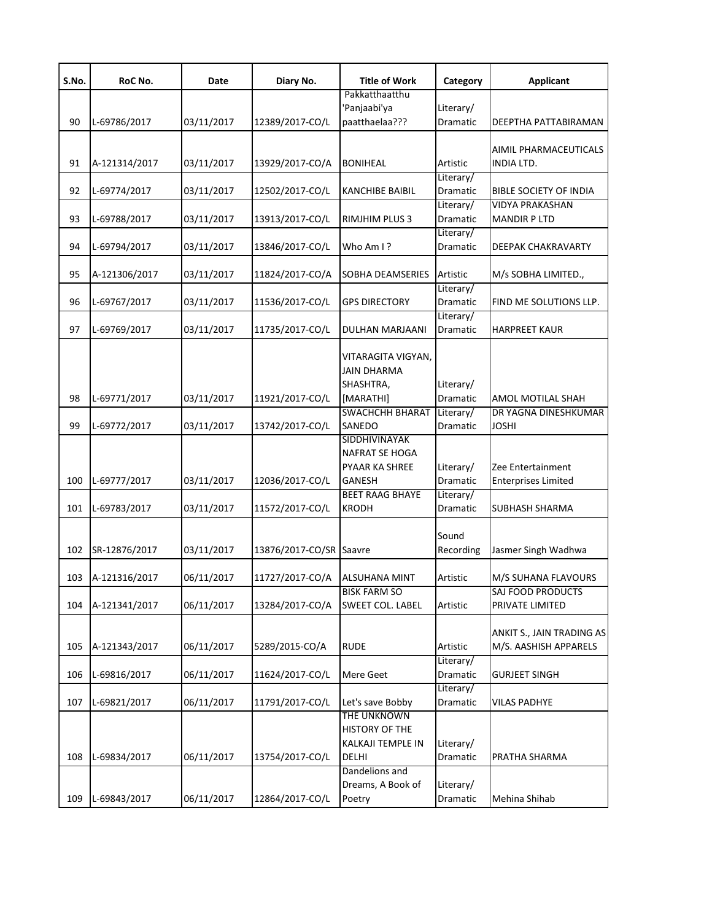| S.No. | RoC No. | Date | Diary No. | Title of Work | Category | Applicant |
|---|---|---|---|---|---|---|
| 90 | L-69786/2017 | 03/11/2017 | 12389/2017-CO/L | Pakkatthaatthu 'Panjaabi'ya paatthaelaa??? | Literary/ Dramatic | DEEPTHA PATTABIRAMAN |
| 91 | A-121314/2017 | 03/11/2017 | 13929/2017-CO/A | BONIHEAL | Artistic | AIMIL PHARMACEUTICALS INDIA LTD. |
| 92 | L-69774/2017 | 03/11/2017 | 12502/2017-CO/L | KANCHIBE BAIBIL | Literary/ Dramatic | BIBLE SOCIETY OF INDIA |
| 93 | L-69788/2017 | 03/11/2017 | 13913/2017-CO/L | RIMJHIM PLUS 3 | Literary/ Dramatic | VIDYA PRAKASHAN MANDIR P LTD |
| 94 | L-69794/2017 | 03/11/2017 | 13846/2017-CO/L | Who Am I ? | Literary/ Dramatic | DEEPAK CHAKRAVARTY |
| 95 | A-121306/2017 | 03/11/2017 | 11824/2017-CO/A | SOBHA DEAMSERIES | Artistic | M/s SOBHA LIMITED., |
| 96 | L-69767/2017 | 03/11/2017 | 11536/2017-CO/L | GPS DIRECTORY | Literary/ Dramatic | FIND ME SOLUTIONS LLP. |
| 97 | L-69769/2017 | 03/11/2017 | 11735/2017-CO/L | DULHAN MARJAANI | Literary/ Dramatic | HARPREET KAUR |
| 98 | L-69771/2017 | 03/11/2017 | 11921/2017-CO/L | VITARAGITA VIGYAN, JAIN DHARMA SHASHTRA, [MARATHI] | Literary/ Dramatic | AMOL MOTILAL SHAH |
| 99 | L-69772/2017 | 03/11/2017 | 13742/2017-CO/L | SWACHCHH BHARAT SANEDO | Literary/ Dramatic | DR YAGNA DINESHKUMAR JOSHI |
| 100 | L-69777/2017 | 03/11/2017 | 12036/2017-CO/L | SIDDHIVINAYAK NAFRAT SE HOGA PYAAR KA SHREE GANESH | Literary/ Dramatic | Zee Entertainment Enterprises Limited |
| 101 | L-69783/2017 | 03/11/2017 | 11572/2017-CO/L | BEET RAAG BHAYE KRODH | Literary/ Dramatic | SUBHASH SHARMA |
| 102 | SR-12876/2017 | 03/11/2017 | 13876/2017-CO/SR | Saavre | Sound Recording | Jasmer Singh Wadhwa |
| 103 | A-121316/2017 | 06/11/2017 | 11727/2017-CO/A | ALSUHANA MINT | Artistic | M/S SUHANA FLAVOURS |
| 104 | A-121341/2017 | 06/11/2017 | 13284/2017-CO/A | BISK FARM SO SWEET COL. LABEL | Artistic | SAJ FOOD PRODUCTS PRIVATE LIMITED |
| 105 | A-121343/2017 | 06/11/2017 | 5289/2015-CO/A | RUDE | Artistic | ANKIT S., JAIN TRADING AS M/S. AASHISH APPARELS |
| 106 | L-69816/2017 | 06/11/2017 | 11624/2017-CO/L | Mere Geet | Literary/ Dramatic | GURJEET SINGH |
| 107 | L-69821/2017 | 06/11/2017 | 11791/2017-CO/L | Let's save Bobby | Literary/ Dramatic | VILAS PADHYE |
| 108 | L-69834/2017 | 06/11/2017 | 13754/2017-CO/L | THE UNKNOWN HISTORY OF THE KALKAJI TEMPLE IN DELHI | Literary/ Dramatic | PRATHA SHARMA |
| 109 | L-69843/2017 | 06/11/2017 | 12864/2017-CO/L | Dandelions and Dreams, A Book of Poetry | Literary/ Dramatic | Mehina Shihab |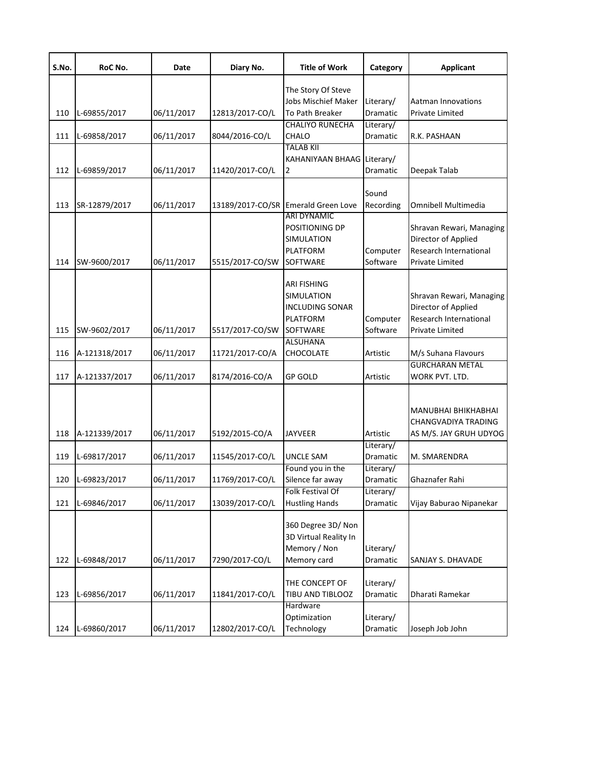| S.No. | RoC No. | Date | Diary No. | Title of Work | Category | Applicant |
|---|---|---|---|---|---|---|
| 110 | L-69855/2017 | 06/11/2017 | 12813/2017-CO/L | The Story Of Steve Jobs Mischief Maker To Path Breaker | Literary/ Dramatic | Aatman Innovations Private Limited |
| 111 | L-69858/2017 | 06/11/2017 | 8044/2016-CO/L | CHALIYO RUNECHA CHALO | Literary/ Dramatic | R.K. PASHAAN |
| 112 | L-69859/2017 | 06/11/2017 | 11420/2017-CO/L | TALAB KII KAHANIYAAN BHAAG 2 | Literary/ Dramatic | Deepak Talab |
| 113 | SR-12879/2017 | 06/11/2017 | 13189/2017-CO/SR | Emerald Green Love | Sound Recording | Omnibell Multimedia |
| 114 | SW-9600/2017 | 06/11/2017 | 5515/2017-CO/SW | ARI DYNAMIC POSITIONING DP SIMULATION PLATFORM SOFTWARE | Computer Software | Shravan Rewari, Managing Director of Applied Research International Private Limited |
| 115 | SW-9602/2017 | 06/11/2017 | 5517/2017-CO/SW | ARI FISHING SIMULATION INCLUDING SONAR PLATFORM SOFTWARE | Computer Software | Shravan Rewari, Managing Director of Applied Research International Private Limited |
| 116 | A-121318/2017 | 06/11/2017 | 11721/2017-CO/A | ALSUHANA CHOCOLATE | Artistic | M/s Suhana Flavours |
| 117 | A-121337/2017 | 06/11/2017 | 8174/2016-CO/A | GP GOLD | Artistic | GURCHARAN METAL WORK PVT. LTD. |
| 118 | A-121339/2017 | 06/11/2017 | 5192/2015-CO/A | JAYVEER | Artistic | MANUBHAI BHIKHABHAI CHANGVADIYA TRADING AS M/S. JAY GRUH UDYOG |
| 119 | L-69817/2017 | 06/11/2017 | 11545/2017-CO/L | UNCLE SAM | Literary/ Dramatic | M. SMARENDRA |
| 120 | L-69823/2017 | 06/11/2017 | 11769/2017-CO/L | Found you in the Silence far away | Literary/ Dramatic | Ghaznafer Rahi |
| 121 | L-69846/2017 | 06/11/2017 | 13039/2017-CO/L | Folk Festival Of Hustling Hands | Literary/ Dramatic | Vijay Baburao Nipanekar |
| 122 | L-69848/2017 | 06/11/2017 | 7290/2017-CO/L | 360 Degree 3D/ Non 3D Virtual Reality In Memory / Non Memory card | Literary/ Dramatic | SANJAY S. DHAVADE |
| 123 | L-69856/2017 | 06/11/2017 | 11841/2017-CO/L | THE CONCEPT OF TIBU AND TIBLOOZ | Literary/ Dramatic | Dharati Ramekar |
| 124 | L-69860/2017 | 06/11/2017 | 12802/2017-CO/L | Hardware Optimization Technology | Literary/ Dramatic | Joseph Job John |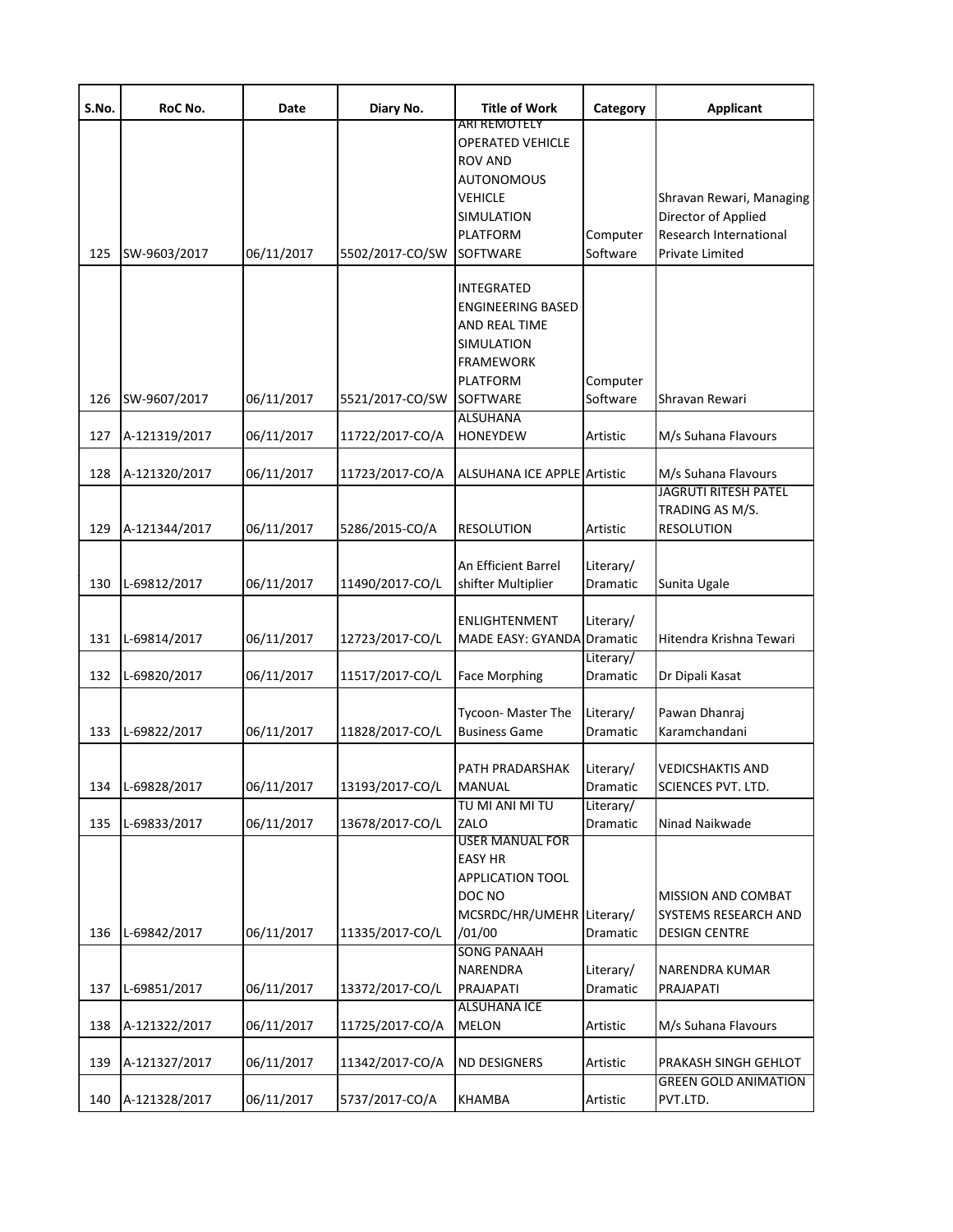| S.No. | RoC No. | Date | Diary No. | Title of Work | Category | Applicant |
|---|---|---|---|---|---|---|
| 125 | SW-9603/2017 | 06/11/2017 | 5502/2017-CO/SW | ARI REMOTELY OPERATED VEHICLE ROV AND AUTONOMOUS VEHICLE SIMULATION PLATFORM SOFTWARE | Computer Software | Shravan Rewari, Managing Director of Applied Research International Private Limited |
| 126 | SW-9607/2017 | 06/11/2017 | 5521/2017-CO/SW | INTEGRATED ENGINEERING BASED AND REAL TIME SIMULATION FRAMEWORK PLATFORM SOFTWARE | Computer Software | Shravan Rewari |
| 127 | A-121319/2017 | 06/11/2017 | 11722/2017-CO/A | ALSUHANA HONEYDEW | Artistic | M/s Suhana Flavours |
| 128 | A-121320/2017 | 06/11/2017 | 11723/2017-CO/A | ALSUHANA ICE APPLE | Artistic | M/s Suhana Flavours |
| 129 | A-121344/2017 | 06/11/2017 | 5286/2015-CO/A | RESOLUTION | Artistic | JAGRUTI RITESH PATEL TRADING AS M/S. RESOLUTION |
| 130 | L-69812/2017 | 06/11/2017 | 11490/2017-CO/L | An Efficient Barrel shifter Multiplier | Literary/ Dramatic | Sunita Ugale |
| 131 | L-69814/2017 | 06/11/2017 | 12723/2017-CO/L | ENLIGHTENMENT MADE EASY: GYANDA | Literary/ Dramatic | Hitendra Krishna Tewari |
| 132 | L-69820/2017 | 06/11/2017 | 11517/2017-CO/L | Face Morphing | Literary/ Dramatic | Dr Dipali Kasat |
| 133 | L-69822/2017 | 06/11/2017 | 11828/2017-CO/L | Tycoon- Master The Business Game | Literary/ Dramatic | Pawan Dhanraj Karamchandani |
| 134 | L-69828/2017 | 06/11/2017 | 13193/2017-CO/L | PATH PRADARSHAK MANUAL | Literary/ Dramatic | VEDICSHAKTIS AND SCIENCES PVT. LTD. |
| 135 | L-69833/2017 | 06/11/2017 | 13678/2017-CO/L | TU MI ANI MI TU ZALO | Literary/ Dramatic | Ninad Naikwade |
| 136 | L-69842/2017 | 06/11/2017 | 11335/2017-CO/L | USER MANUAL FOR EASY HR APPLICATION TOOL DOC NO MCSRDC/HR/UMEHR /01/00 | Literary/ Dramatic | MISSION AND COMBAT SYSTEMS RESEARCH AND DESIGN CENTRE |
| 137 | L-69851/2017 | 06/11/2017 | 13372/2017-CO/L | SONG PANAAH NARENDRA PRAJAPATI | Literary/ Dramatic | NARENDRA KUMAR PRAJAPATI |
| 138 | A-121322/2017 | 06/11/2017 | 11725/2017-CO/A | ALSUHANA ICE MELON | Artistic | M/s Suhana Flavours |
| 139 | A-121327/2017 | 06/11/2017 | 11342/2017-CO/A | ND DESIGNERS | Artistic | PRAKASH SINGH GEHLOT |
| 140 | A-121328/2017 | 06/11/2017 | 5737/2017-CO/A | KHAMBA | Artistic | GREEN GOLD ANIMATION PVT.LTD. |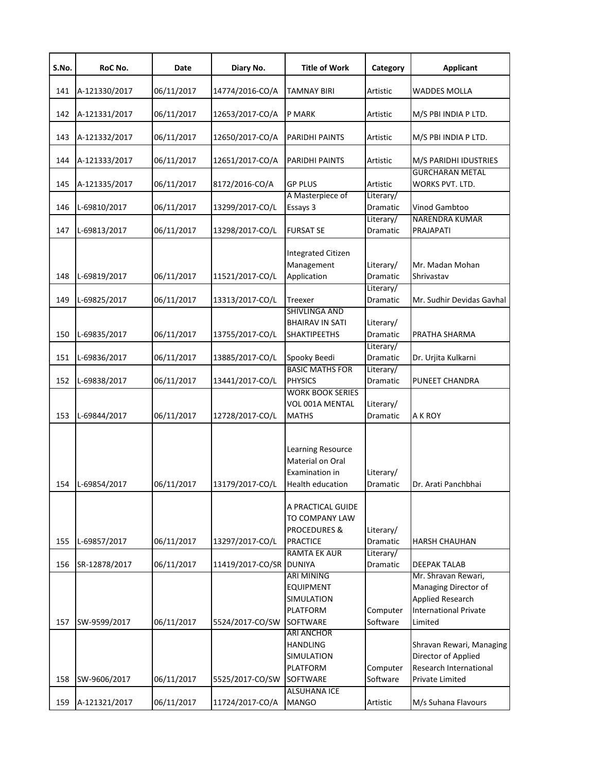| S.No. | RoC No. | Date | Diary No. | Title of Work | Category | Applicant |
| --- | --- | --- | --- | --- | --- | --- |
| 141 | A-121330/2017 | 06/11/2017 | 14774/2016-CO/A | TAMNAY BIRI | Artistic | WADDES MOLLA |
| 142 | A-121331/2017 | 06/11/2017 | 12653/2017-CO/A | P MARK | Artistic | M/S PBI INDIA P LTD. |
| 143 | A-121332/2017 | 06/11/2017 | 12650/2017-CO/A | PARIDHI PAINTS | Artistic | M/S PBI INDIA P LTD. |
| 144 | A-121333/2017 | 06/11/2017 | 12651/2017-CO/A | PARIDHI PAINTS | Artistic | M/S PARIDHI IDUSTRIES |
| 145 | A-121335/2017 | 06/11/2017 | 8172/2016-CO/A | GP PLUS | Artistic | GURCHARAN METAL WORKS PVT. LTD. |
| 146 | L-69810/2017 | 06/11/2017 | 13299/2017-CO/L | A Masterpiece of Essays 3 | Literary/ Dramatic | Vinod Gambtoo |
| 147 | L-69813/2017 | 06/11/2017 | 13298/2017-CO/L | FURSAT SE | Literary/ Dramatic | NARENDRA KUMAR PRAJAPATI |
| 148 | L-69819/2017 | 06/11/2017 | 11521/2017-CO/L | Integrated Citizen Management Application | Literary/ Dramatic | Mr. Madan Mohan Shrivastav |
| 149 | L-69825/2017 | 06/11/2017 | 13313/2017-CO/L | Treexer | Literary/ Dramatic | Mr. Sudhir Devidas Gavhal |
| 150 | L-69835/2017 | 06/11/2017 | 13755/2017-CO/L | SHIVLINGA AND BHAIRAV IN SATI SHAKTIPEETHS | Literary/ Dramatic | PRATHA SHARMA |
| 151 | L-69836/2017 | 06/11/2017 | 13885/2017-CO/L | Spooky Beedi | Literary/ Dramatic | Dr. Urjita Kulkarni |
| 152 | L-69838/2017 | 06/11/2017 | 13441/2017-CO/L | BASIC MATHS FOR PHYSICS | Literary/ Dramatic | PUNEET CHANDRA |
| 153 | L-69844/2017 | 06/11/2017 | 12728/2017-CO/L | WORK BOOK SERIES VOL 001A MENTAL MATHS | Literary/ Dramatic | A K ROY |
| 154 | L-69854/2017 | 06/11/2017 | 13179/2017-CO/L | Learning Resource Material on Oral Examination in Health education | Literary/ Dramatic | Dr. Arati Panchbhai |
| 155 | L-69857/2017 | 06/11/2017 | 13297/2017-CO/L | A PRACTICAL GUIDE TO COMPANY LAW PROCEDURES & PRACTICE | Literary/ Dramatic | HARSH CHAUHAN |
| 156 | SR-12878/2017 | 06/11/2017 | 11419/2017-CO/SR | RAMTA EK AUR DUNIYA | Literary/ Dramatic | DEEPAK TALAB |
| 157 | SW-9599/2017 | 06/11/2017 | 5524/2017-CO/SW | ARI MINING EQUIPMENT SIMULATION PLATFORM SOFTWARE | Computer Software | Mr. Shravan Rewari, Managing Director of Applied Research International Private Limited |
| 158 | SW-9606/2017 | 06/11/2017 | 5525/2017-CO/SW | ARI ANCHOR HANDLING SIMULATION PLATFORM SOFTWARE | Computer Software | Shravan Rewari, Managing Director of Applied Research International Private Limited |
| 159 | A-121321/2017 | 06/11/2017 | 11724/2017-CO/A | ALSUHANA ICE MANGO | Artistic | M/s Suhana Flavours |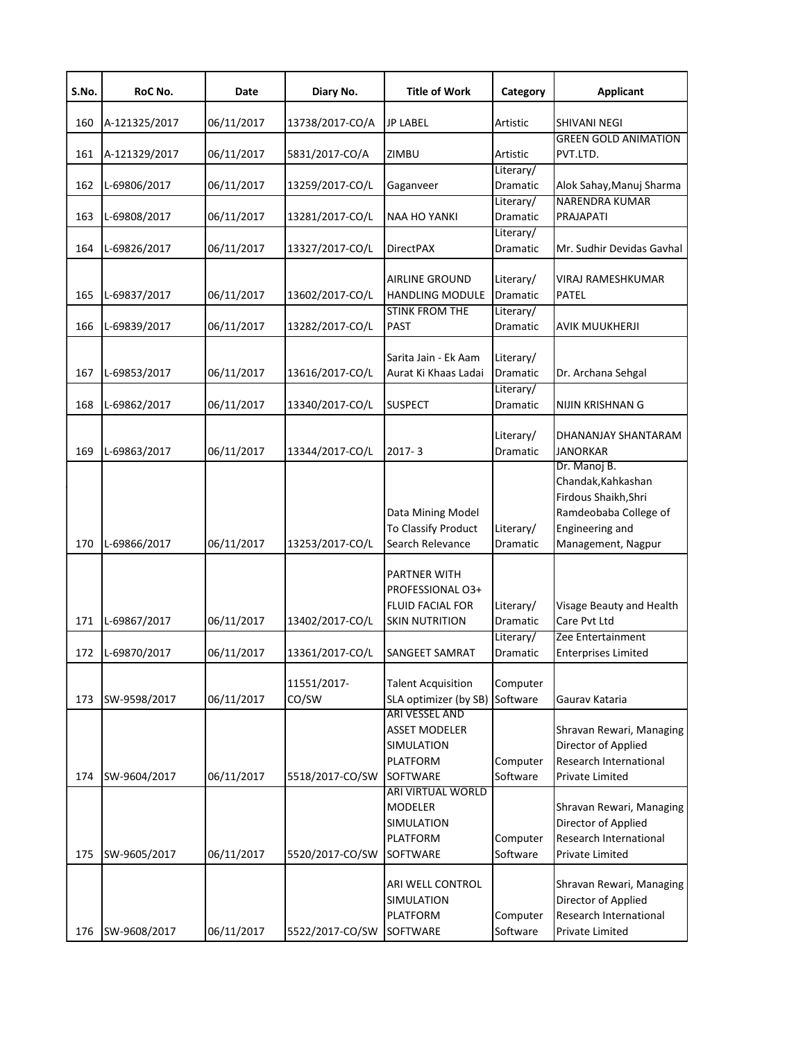| S.No. | RoC No. | Date | Diary No. | Title of Work | Category | Applicant |
|---|---|---|---|---|---|---|
| 160 | A-121325/2017 | 06/11/2017 | 13738/2017-CO/A | JP LABEL | Artistic | SHIVANI NEGI |
| 161 | A-121329/2017 | 06/11/2017 | 5831/2017-CO/A | ZIMBU | Artistic | GREEN GOLD ANIMATION PVT.LTD. |
| 162 | L-69806/2017 | 06/11/2017 | 13259/2017-CO/L | Gaganveer | Literary/ Dramatic | Alok Sahay,Manuj Sharma |
| 163 | L-69808/2017 | 06/11/2017 | 13281/2017-CO/L | NAA HO YANKI | Literary/ Dramatic | NARENDRA KUMAR PRAJAPATI |
| 164 | L-69826/2017 | 06/11/2017 | 13327/2017-CO/L | DirectPAX | Literary/ Dramatic | Mr. Sudhir Devidas Gavhal |
| 165 | L-69837/2017 | 06/11/2017 | 13602/2017-CO/L | AIRLINE GROUND HANDLING MODULE | Literary/ Dramatic | VIRAJ RAMESHKUMAR PATEL |
| 166 | L-69839/2017 | 06/11/2017 | 13282/2017-CO/L | STINK FROM THE PAST | Literary/ Dramatic | AVIK MUUKHERJI |
| 167 | L-69853/2017 | 06/11/2017 | 13616/2017-CO/L | Sarita Jain - Ek Aam Aurat Ki Khaas Ladai | Literary/ Dramatic | Dr. Archana Sehgal |
| 168 | L-69862/2017 | 06/11/2017 | 13340/2017-CO/L | SUSPECT | Literary/ Dramatic | NIJIN KRISHNAN G |
| 169 | L-69863/2017 | 06/11/2017 | 13344/2017-CO/L | 2017- 3 | Literary/ Dramatic | DHANANJAY SHANTARAM JANORKAR |
| 170 | L-69866/2017 | 06/11/2017 | 13253/2017-CO/L | Data Mining Model To Classify Product Search Relevance | Literary/ Dramatic | Dr. Manoj B. Chandak,Kahkashan Firdous Shaikh,Shri Ramdeobaba College of Engineering and Management, Nagpur |
| 171 | L-69867/2017 | 06/11/2017 | 13402/2017-CO/L | PARTNER WITH PROFESSIONAL O3+ FLUID FACIAL FOR SKIN NUTRITION | Literary/ Dramatic | Visage Beauty and Health Care Pvt Ltd |
| 172 | L-69870/2017 | 06/11/2017 | 13361/2017-CO/L | SANGEET SAMRAT | Literary/ Dramatic | Zee Entertainment Enterprises Limited |
| 173 | SW-9598/2017 | 06/11/2017 | 11551/2017-CO/SW | Talent Acquisition SLA optimizer (by SB) | Computer Software | Gaurav Kataria |
| 174 | SW-9604/2017 | 06/11/2017 | 5518/2017-CO/SW | ARI VESSEL AND ASSET MODELER SIMULATION PLATFORM SOFTWARE | Computer Software | Shravan Rewari, Managing Director of Applied Research International Private Limited |
| 175 | SW-9605/2017 | 06/11/2017 | 5520/2017-CO/SW | ARI VIRTUAL WORLD MODELER SIMULATION PLATFORM SOFTWARE | Computer Software | Shravan Rewari, Managing Director of Applied Research International Private Limited |
| 176 | SW-9608/2017 | 06/11/2017 | 5522/2017-CO/SW | ARI WELL CONTROL SIMULATION PLATFORM SOFTWARE | Computer Software | Shravan Rewari, Managing Director of Applied Research International Private Limited |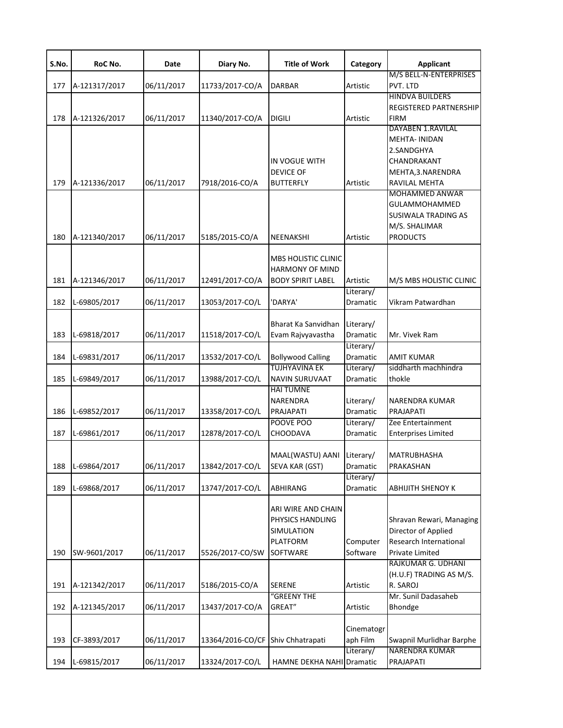| S.No. | RoC No. | Date | Diary No. | Title of Work | Category | Applicant |
|---|---|---|---|---|---|---|
| 177 | A-121317/2017 | 06/11/2017 | 11733/2017-CO/A | DARBAR | Artistic | M/S BELL-N-ENTERPRISES PVT. LTD |
| 178 | A-121326/2017 | 06/11/2017 | 11340/2017-CO/A | DIGILI | Artistic | HINDVA BUILDERS REGISTERED PARTNERSHIP FIRM |
| 179 | A-121336/2017 | 06/11/2017 | 7918/2016-CO/A | IN VOGUE WITH DEVICE OF BUTTERFLY | Artistic | DAYABEN 1.RAVILAL MEHTA- INIDAN 2.SANDGHYA CHANDRAKANT MEHTA,3.NARENDRA RAVILAL MEHTA |
| 180 | A-121340/2017 | 06/11/2017 | 5185/2015-CO/A | NEENAKSHI | Artistic | MOHAMMED ANWAR GULAMMOHAMMED SUSIWALA TRADING AS M/S. SHALIMAR PRODUCTS |
| 181 | A-121346/2017 | 06/11/2017 | 12491/2017-CO/A | MBS HOLISTIC CLINIC HARMONY OF MIND BODY SPIRIT LABEL | Artistic | M/S MBS HOLISTIC CLINIC |
| 182 | L-69805/2017 | 06/11/2017 | 13053/2017-CO/L | 'DARYA' | Literary/ Dramatic | Vikram Patwardhan |
| 183 | L-69818/2017 | 06/11/2017 | 11518/2017-CO/L | Bharat Ka Sanvidhan Evam Rajvyavastha | Literary/ Dramatic | Mr. Vivek Ram |
| 184 | L-69831/2017 | 06/11/2017 | 13532/2017-CO/L | Bollywood Calling | Literary/ Dramatic | AMIT KUMAR |
| 185 | L-69849/2017 | 06/11/2017 | 13988/2017-CO/L | TUJHYAVINA EK NAVIN SURUVAAT | Literary/ Dramatic | siddharth machhindra thokle |
| 186 | L-69852/2017 | 06/11/2017 | 13358/2017-CO/L | HAI TUMNE NARENDRA PRAJAPATI | Literary/ Dramatic | NARENDRA KUMAR PRAJAPATI |
| 187 | L-69861/2017 | 06/11/2017 | 12878/2017-CO/L | POOVE POO CHOODAVA | Literary/ Dramatic | Zee Entertainment Enterprises Limited |
| 188 | L-69864/2017 | 06/11/2017 | 13842/2017-CO/L | MAAL(WASTU) AANI SEVA KAR (GST) | Literary/ Dramatic | MATRUBHASHA PRAKASHAN |
| 189 | L-69868/2017 | 06/11/2017 | 13747/2017-CO/L | ABHIRANG | Literary/ Dramatic | ABHIJITH SHENOY K |
| 190 | SW-9601/2017 | 06/11/2017 | 5526/2017-CO/SW | ARI WIRE AND CHAIN PHYSICS HANDLING SIMULATION PLATFORM SOFTWARE | Computer Software | Shravan Rewari, Managing Director of Applied Research International Private Limited |
| 191 | A-121342/2017 | 06/11/2017 | 5186/2015-CO/A | SERENE | Artistic | RAJKUMAR G. UDHANI (H.U.F) TRADING AS M/S. R. SAROJ |
| 192 | A-121345/2017 | 06/11/2017 | 13437/2017-CO/A | "GREENY THE GREAT" | Artistic | Mr. Sunil Dadasaheb Bhondge |
| 193 | CF-3893/2017 | 06/11/2017 | 13364/2016-CO/CF | Shiv Chhatrapati | Cinematograph Film | Swapnil Murlidhar Barphe |
| 194 | L-69815/2017 | 06/11/2017 | 13324/2017-CO/L | HAMNE DEKHA NAHI | Literary/ Dramatic | NARENDRA KUMAR PRAJAPATI |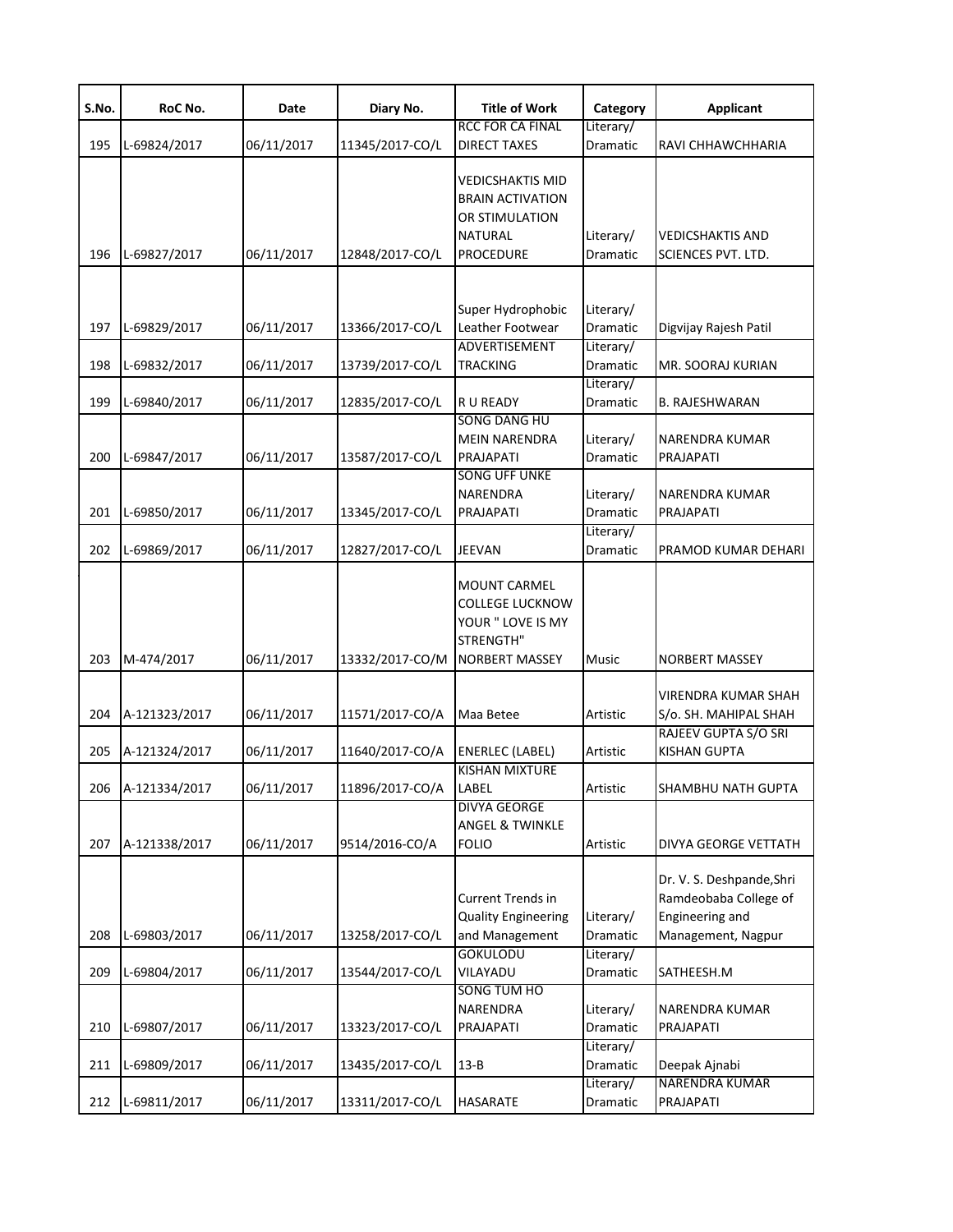| S.No. | RoC No. | Date | Diary No. | Title of Work | Category | Applicant |
| --- | --- | --- | --- | --- | --- | --- |
| 195 | L-69824/2017 | 06/11/2017 | 11345/2017-CO/L | RCC FOR CA FINAL DIRECT TAXES | Literary/ Dramatic | RAVI CHHAWCHHARIA |
| 196 | L-69827/2017 | 06/11/2017 | 12848/2017-CO/L | VEDICSHAKTIS MID BRAIN ACTIVATION OR STIMULATION NATURAL PROCEDURE | Literary/ Dramatic | VEDICSHAKTIS AND SCIENCES PVT. LTD. |
| 197 | L-69829/2017 | 06/11/2017 | 13366/2017-CO/L | Super Hydrophobic Leather Footwear | Literary/ Dramatic | Digvijay Rajesh Patil |
| 198 | L-69832/2017 | 06/11/2017 | 13739/2017-CO/L | ADVERTISEMENT TRACKING | Literary/ Dramatic | MR. SOORAJ KURIAN |
| 199 | L-69840/2017 | 06/11/2017 | 12835/2017-CO/L | R U READY | Literary/ Dramatic | B. RAJESHWARAN |
| 200 | L-69847/2017 | 06/11/2017 | 13587/2017-CO/L | SONG DANG HU MEIN NARENDRA PRAJAPATI | Literary/ Dramatic | NARENDRA KUMAR PRAJAPATI |
| 201 | L-69850/2017 | 06/11/2017 | 13345/2017-CO/L | SONG UFF UNKE NARENDRA PRAJAPATI | Literary/ Dramatic | NARENDRA KUMAR PRAJAPATI |
| 202 | L-69869/2017 | 06/11/2017 | 12827/2017-CO/L | JEEVAN | Literary/ Dramatic | PRAMOD KUMAR DEHARI |
| 203 | M-474/2017 | 06/11/2017 | 13332/2017-CO/M | MOUNT CARMEL COLLEGE LUCKNOW YOUR " LOVE IS MY STRENGTH" NORBERT MASSEY | Music | NORBERT MASSEY |
| 204 | A-121323/2017 | 06/11/2017 | 11571/2017-CO/A | Maa Betee | Artistic | VIRENDRA KUMAR SHAH S/o. SH. MAHIPAL SHAH |
| 205 | A-121324/2017 | 06/11/2017 | 11640/2017-CO/A | ENERLEC (LABEL) | Artistic | RAJEEV GUPTA S/O SRI KISHAN GUPTA |
| 206 | A-121334/2017 | 06/11/2017 | 11896/2017-CO/A | KISHAN MIXTURE LABEL | Artistic | SHAMBHU NATH GUPTA |
| 207 | A-121338/2017 | 06/11/2017 | 9514/2016-CO/A | DIVYA GEORGE ANGEL & TWINKLE FOLIO | Artistic | DIVYA GEORGE VETTATH |
| 208 | L-69803/2017 | 06/11/2017 | 13258/2017-CO/L | Current Trends in Quality Engineering and Management | Literary/ Dramatic | Dr. V. S. Deshpande,Shri Ramdeobaba College of Engineering and Management, Nagpur |
| 209 | L-69804/2017 | 06/11/2017 | 13544/2017-CO/L | GOKULODU VILAYADU | Literary/ Dramatic | SATHEESH.M |
| 210 | L-69807/2017 | 06/11/2017 | 13323/2017-CO/L | SONG TUM HO NARENDRA PRAJAPATI | Literary/ Dramatic | NARENDRA KUMAR PRAJAPATI |
| 211 | L-69809/2017 | 06/11/2017 | 13435/2017-CO/L | 13-B | Literary/ Dramatic | Deepak Ajnabi |
| 212 | L-69811/2017 | 06/11/2017 | 13311/2017-CO/L | HASARATE | Literary/ Dramatic | NARENDRA KUMAR PRAJAPATI |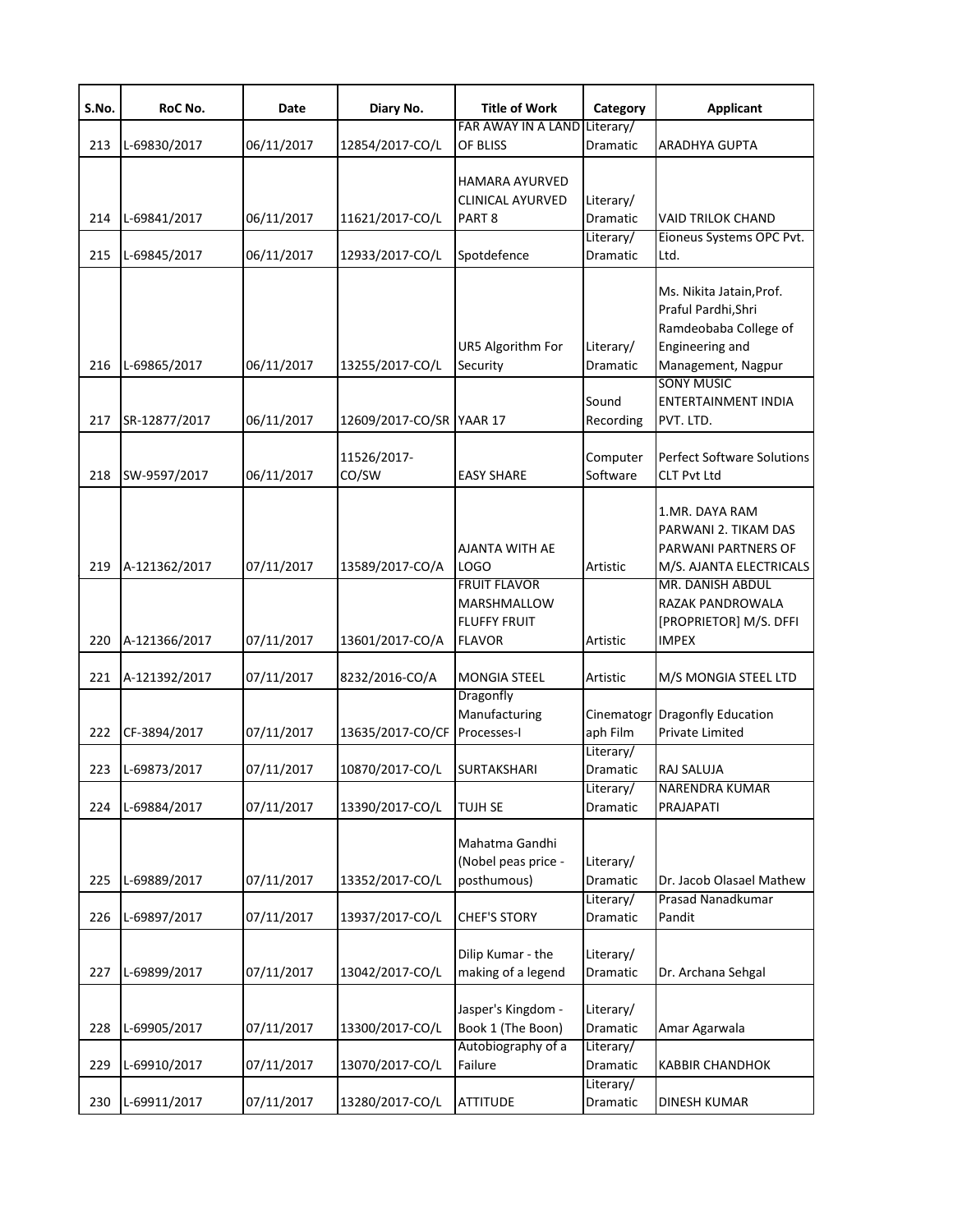| S.No. | RoC No. | Date | Diary No. | Title of Work | Category | Applicant |
|---|---|---|---|---|---|---|
| 213 | L-69830/2017 | 06/11/2017 | 12854/2017-CO/L | FAR AWAY IN A LAND OF BLISS | Literary/ Dramatic | ARADHYA GUPTA |
| 214 | L-69841/2017 | 06/11/2017 | 11621/2017-CO/L | HAMARA AYURVED CLINICAL AYURVED PART 8 | Literary/ Dramatic | VAID TRILOK CHAND |
| 215 | L-69845/2017 | 06/11/2017 | 12933/2017-CO/L | Spotdefence | Literary/ Dramatic | Eioneus Systems OPC Pvt. Ltd. |
| 216 | L-69865/2017 | 06/11/2017 | 13255/2017-CO/L | UR5 Algorithm For Security | Literary/ Dramatic | Ms. Nikita Jatain,Prof. Praful Pardhi,Shri Ramdeobaba College of Engineering and Management, Nagpur |
| 217 | SR-12877/2017 | 06/11/2017 | 12609/2017-CO/SR | YAAR 17 | Sound Recording | SONY MUSIC ENTERTAINMENT INDIA PVT. LTD. |
| 218 | SW-9597/2017 | 06/11/2017 | 11526/2017-CO/SW | EASY SHARE | Computer Software | Perfect Software Solutions CLT Pvt Ltd |
| 219 | A-121362/2017 | 07/11/2017 | 13589/2017-CO/A | AJANTA WITH AE LOGO | Artistic | 1.MR. DAYA RAM PARWANI 2. TIKAM DAS PARWANI PARTNERS OF M/S. AJANTA ELECTRICALS |
| 220 | A-121366/2017 | 07/11/2017 | 13601/2017-CO/A | FRUIT FLAVOR MARSHMALLOW FLUFFY FRUIT FLAVOR | Artistic | MR. DANISH ABDUL RAZAK PANDROWALA [PROPRIETOR] M/S. DFFI IMPEX |
| 221 | A-121392/2017 | 07/11/2017 | 8232/2016-CO/A | MONGIA STEEL | Artistic | M/S MONGIA STEEL LTD |
| 222 | CF-3894/2017 | 07/11/2017 | 13635/2017-CO/CF | Dragonfly Manufacturing Processes-I | Cinematograph Film | Dragonfly Education Private Limited |
| 223 | L-69873/2017 | 07/11/2017 | 10870/2017-CO/L | SURTAKSHARI | Literary/ Dramatic | RAJ SALUJA |
| 224 | L-69884/2017 | 07/11/2017 | 13390/2017-CO/L | TUJH SE | Literary/ Dramatic | NARENDRA KUMAR PRAJAPATI |
| 225 | L-69889/2017 | 07/11/2017 | 13352/2017-CO/L | Mahatma Gandhi (Nobel peas price - posthumous) | Literary/ Dramatic | Dr. Jacob Olasael Mathew |
| 226 | L-69897/2017 | 07/11/2017 | 13937/2017-CO/L | CHEF'S STORY | Literary/ Dramatic | Prasad Nanadkumar Pandit |
| 227 | L-69899/2017 | 07/11/2017 | 13042/2017-CO/L | Dilip Kumar - the making of a legend | Literary/ Dramatic | Dr. Archana Sehgal |
| 228 | L-69905/2017 | 07/11/2017 | 13300/2017-CO/L | Jasper's Kingdom - Book 1 (The Boon) | Literary/ Dramatic | Amar Agarwala |
| 229 | L-69910/2017 | 07/11/2017 | 13070/2017-CO/L | Autobiography of a Failure | Literary/ Dramatic | KABBIR CHANDHOK |
| 230 | L-69911/2017 | 07/11/2017 | 13280/2017-CO/L | ATTITUDE | Literary/ Dramatic | DINESH KUMAR |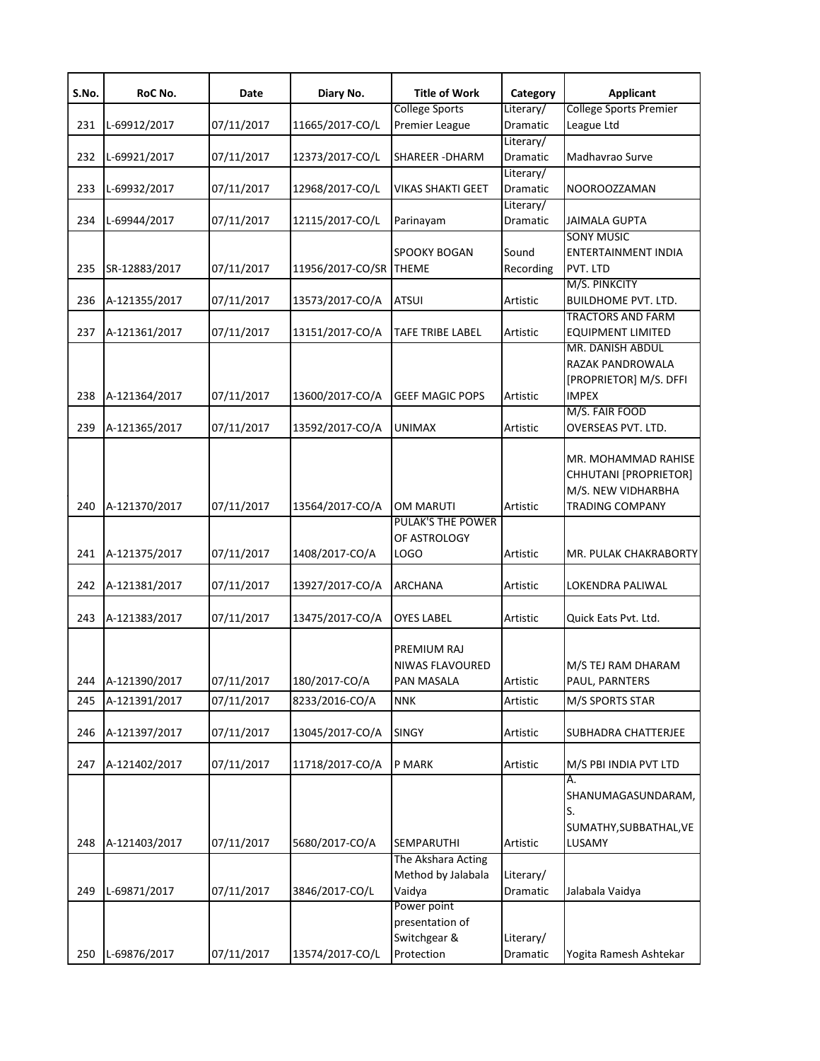| S.No. | RoC No. | Date | Diary No. | Title of Work | Category | Applicant |
|---|---|---|---|---|---|---|
| 231 | L-69912/2017 | 07/11/2017 | 11665/2017-CO/L | College Sports Premier League | Literary/ Dramatic | College Sports Premier League Ltd |
| 232 | L-69921/2017 | 07/11/2017 | 12373/2017-CO/L | SHAREER -DHARM | Literary/ Dramatic | Madhavrao Surve |
| 233 | L-69932/2017 | 07/11/2017 | 12968/2017-CO/L | VIKAS SHAKTI GEET | Literary/ Dramatic | NOOROOZZAMAN |
| 234 | L-69944/2017 | 07/11/2017 | 12115/2017-CO/L | Parinayam | Literary/ Dramatic | JAIMALA GUPTA |
| 235 | SR-12883/2017 | 07/11/2017 | 11956/2017-CO/SR | SPOOKY BOGAN THEME | Sound Recording | SONY MUSIC ENTERTAINMENT INDIA PVT. LTD |
| 236 | A-121355/2017 | 07/11/2017 | 13573/2017-CO/A | ATSUI | Artistic | M/S. PINKCITY BUILDHOME PVT. LTD. |
| 237 | A-121361/2017 | 07/11/2017 | 13151/2017-CO/A | TAFE TRIBE LABEL | Artistic | TRACTORS AND FARM EQUIPMENT LIMITED |
| 238 | A-121364/2017 | 07/11/2017 | 13600/2017-CO/A | GEEF MAGIC POPS | Artistic | MR. DANISH ABDUL RAZAK PANDROWALA [PROPRIETOR] M/S. DFFI IMPEX |
| 239 | A-121365/2017 | 07/11/2017 | 13592/2017-CO/A | UNIMAX | Artistic | M/S. FAIR FOOD OVERSEAS PVT. LTD. |
| 240 | A-121370/2017 | 07/11/2017 | 13564/2017-CO/A | OM MARUTI | Artistic | MR. MOHAMMAD RAHISE CHHUTANI [PROPRIETOR] M/S. NEW VIDHARBHA TRADING COMPANY |
| 241 | A-121375/2017 | 07/11/2017 | 1408/2017-CO/A | PULAK'S THE POWER OF ASTROLOGY LOGO | Artistic | MR. PULAK CHAKRABORTY |
| 242 | A-121381/2017 | 07/11/2017 | 13927/2017-CO/A | ARCHANA | Artistic | LOKENDRA PALIWAL |
| 243 | A-121383/2017 | 07/11/2017 | 13475/2017-CO/A | OYES LABEL | Artistic | Quick Eats Pvt. Ltd. |
| 244 | A-121390/2017 | 07/11/2017 | 180/2017-CO/A | PREMIUM RAJ NIWAS FLAVOURED PAN MASALA | Artistic | M/S TEJ RAM DHARAM PAUL, PARNTERS |
| 245 | A-121391/2017 | 07/11/2017 | 8233/2016-CO/A | NNK | Artistic | M/S SPORTS STAR |
| 246 | A-121397/2017 | 07/11/2017 | 13045/2017-CO/A | SINGY | Artistic | SUBHADRA CHATTERJEE |
| 247 | A-121402/2017 | 07/11/2017 | 11718/2017-CO/A | P MARK | Artistic | M/S PBI INDIA PVT LTD |
| 248 | A-121403/2017 | 07/11/2017 | 5680/2017-CO/A | SEMPARUTHI | Artistic | A. SHANUMAGASUNDARAM, S. SUMATHY,SUBBATHAL,VELUSAMY |
| 249 | L-69871/2017 | 07/11/2017 | 3846/2017-CO/L | The Akshara Acting Method by Jalabala Vaidya | Literary/ Dramatic | Jalabala Vaidya |
| 250 | L-69876/2017 | 07/11/2017 | 13574/2017-CO/L | Power point presentation of Switchgear & Protection | Literary/ Dramatic | Yogita Ramesh Ashtekar |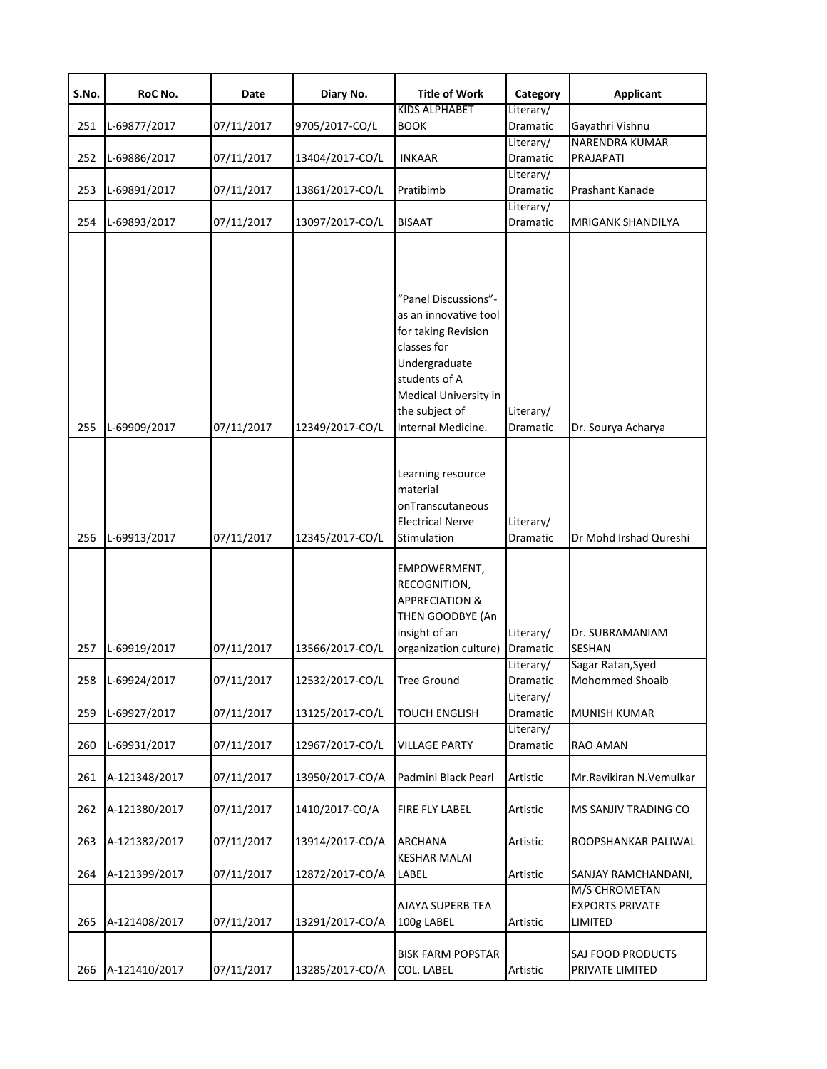| S.No. | RoC No. | Date | Diary No. | Title of Work | Category | Applicant |
|---|---|---|---|---|---|---|
| 251 | L-69877/2017 | 07/11/2017 | 9705/2017-CO/L | KIDS ALPHABET BOOK | Literary/ Dramatic | Gayathri Vishnu |
| 252 | L-69886/2017 | 07/11/2017 | 13404/2017-CO/L | INKAAR | Literary/ Dramatic | NARENDRA KUMAR PRAJAPATI |
| 253 | L-69891/2017 | 07/11/2017 | 13861/2017-CO/L | Pratibimb | Literary/ Dramatic | Prashant Kanade |
| 254 | L-69893/2017 | 07/11/2017 | 13097/2017-CO/L | BISAAT | Literary/ Dramatic | MRIGANK SHANDILYA |
| 255 | L-69909/2017 | 07/11/2017 | 12349/2017-CO/L | "Panel Discussions"- as an innovative tool for taking Revision classes for Undergraduate students of A Medical University in the subject of Internal Medicine. | Literary/ Dramatic | Dr. Sourya Acharya |
| 256 | L-69913/2017 | 07/11/2017 | 12345/2017-CO/L | Learning resource material onTranscutaneous Electrical Nerve Stimulation | Literary/ Dramatic | Dr Mohd Irshad Qureshi |
| 257 | L-69919/2017 | 07/11/2017 | 13566/2017-CO/L | EMPOWERMENT, RECOGNITION, APPRECIATION & THEN GOODBYE (An insight of an organization culture) | Literary/ Dramatic | Dr. SUBRAMANIAM SESHAN |
| 258 | L-69924/2017 | 07/11/2017 | 12532/2017-CO/L | Tree Ground | Literary/ Dramatic | Sagar Ratan,Syed Mohommed Shoaib |
| 259 | L-69927/2017 | 07/11/2017 | 13125/2017-CO/L | TOUCH ENGLISH | Literary/ Dramatic | MUNISH KUMAR |
| 260 | L-69931/2017 | 07/11/2017 | 12967/2017-CO/L | VILLAGE PARTY | Literary/ Dramatic | RAO AMAN |
| 261 | A-121348/2017 | 07/11/2017 | 13950/2017-CO/A | Padmini Black Pearl | Artistic | Mr.Ravikiran N.Vemulkar |
| 262 | A-121380/2017 | 07/11/2017 | 1410/2017-CO/A | FIRE FLY LABEL | Artistic | MS SANJIV TRADING CO |
| 263 | A-121382/2017 | 07/11/2017 | 13914/2017-CO/A | ARCHANA | Artistic | ROOPSHANKAR PALIWAL |
| 264 | A-121399/2017 | 07/11/2017 | 12872/2017-CO/A | KESHAR MALAI LABEL | Artistic | SANJAY RAMCHANDANI, |
| 265 | A-121408/2017 | 07/11/2017 | 13291/2017-CO/A | AJAYA SUPERB TEA 100g LABEL | Artistic | M/S CHROMETAN EXPORTS PRIVATE LIMITED |
| 266 | A-121410/2017 | 07/11/2017 | 13285/2017-CO/A | BISK FARM POPSTAR COL. LABEL | Artistic | SAJ FOOD PRODUCTS PRIVATE LIMITED |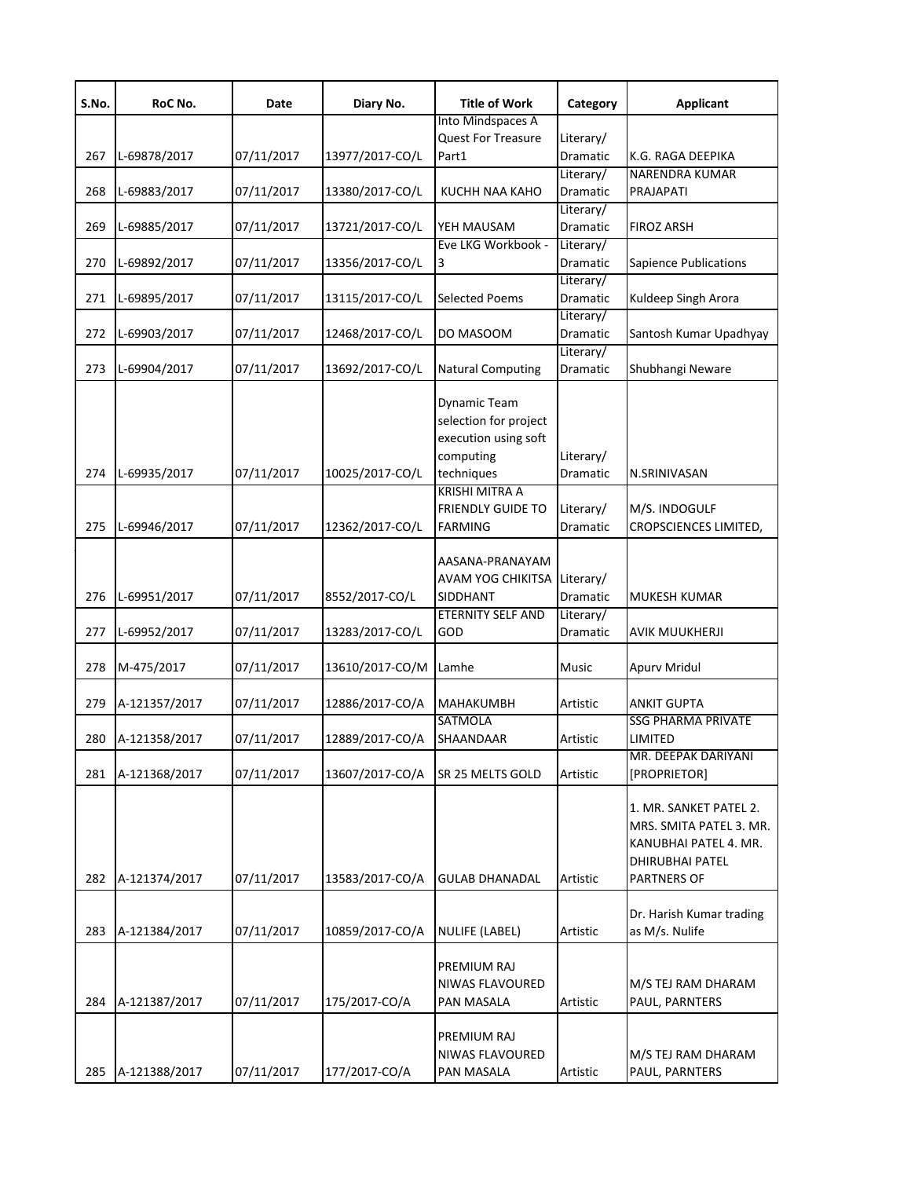| S.No. | RoC No. | Date | Diary No. | Title of Work | Category | Applicant |
|---|---|---|---|---|---|---|
| 267 | L-69878/2017 | 07/11/2017 | 13977/2017-CO/L | Into Mindspaces A Quest For Treasure Part1 | Literary/ Dramatic | K.G. RAGA DEEPIKA |
| 268 | L-69883/2017 | 07/11/2017 | 13380/2017-CO/L | KUCHH NAA KAHO | Literary/ Dramatic | NARENDRA KUMAR PRAJAPATI |
| 269 | L-69885/2017 | 07/11/2017 | 13721/2017-CO/L | YEH MAUSAM | Literary/ Dramatic | FIROZ ARSH |
| 270 | L-69892/2017 | 07/11/2017 | 13356/2017-CO/L | Eve LKG Workbook - 3 | Literary/ Dramatic | Sapience Publications |
| 271 | L-69895/2017 | 07/11/2017 | 13115/2017-CO/L | Selected Poems | Literary/ Dramatic | Kuldeep Singh Arora |
| 272 | L-69903/2017 | 07/11/2017 | 12468/2017-CO/L | DO MASOOM | Literary/ Dramatic | Santosh Kumar Upadhyay |
| 273 | L-69904/2017 | 07/11/2017 | 13692/2017-CO/L | Natural Computing | Literary/ Dramatic | Shubhangi Neware |
| 274 | L-69935/2017 | 07/11/2017 | 10025/2017-CO/L | Dynamic Team selection for project execution using soft computing techniques | Literary/ Dramatic | N.SRINIVASAN |
| 275 | L-69946/2017 | 07/11/2017 | 12362/2017-CO/L | KRISHI MITRA A FRIENDLY GUIDE TO FARMING | Literary/ Dramatic | M/S. INDOGULF CROPSCIENCES LIMITED, |
| 276 | L-69951/2017 | 07/11/2017 | 8552/2017-CO/L | AASANA-PRANAYAM AVAM YOG CHIKITSA SIDDHANT | Literary/ Dramatic | MUKESH KUMAR |
| 277 | L-69952/2017 | 07/11/2017 | 13283/2017-CO/L | ETERNITY SELF AND GOD | Literary/ Dramatic | AVIK MUUKHERJI |
| 278 | M-475/2017 | 07/11/2017 | 13610/2017-CO/M | Lamhe | Music | Apurv Mridul |
| 279 | A-121357/2017 | 07/11/2017 | 12886/2017-CO/A | MAHAKUMBH | Artistic | ANKIT GUPTA |
| 280 | A-121358/2017 | 07/11/2017 | 12889/2017-CO/A | SATMOLA SHAANDAAR | Artistic | SSG PHARMA PRIVATE LIMITED |
| 281 | A-121368/2017 | 07/11/2017 | 13607/2017-CO/A | SR 25 MELTS GOLD | Artistic | MR. DEEPAK DARIYANI [PROPRIETOR] |
| 282 | A-121374/2017 | 07/11/2017 | 13583/2017-CO/A | GULAB DHANADAL | Artistic | 1. MR. SANKET PATEL 2. MRS. SMITA PATEL 3. MR. KANUBHAI PATEL 4. MR. DHIRUBHAI PATEL PARTNERS OF |
| 283 | A-121384/2017 | 07/11/2017 | 10859/2017-CO/A | NULIFE (LABEL) | Artistic | Dr. Harish Kumar trading as M/s. Nulife |
| 284 | A-121387/2017 | 07/11/2017 | 175/2017-CO/A | PREMIUM RAJ NIWAS FLAVOURED PAN MASALA | Artistic | M/S TEJ RAM DHARAM PAUL, PARNTERS |
| 285 | A-121388/2017 | 07/11/2017 | 177/2017-CO/A | PREMIUM RAJ NIWAS FLAVOURED PAN MASALA | Artistic | M/S TEJ RAM DHARAM PAUL, PARNTERS |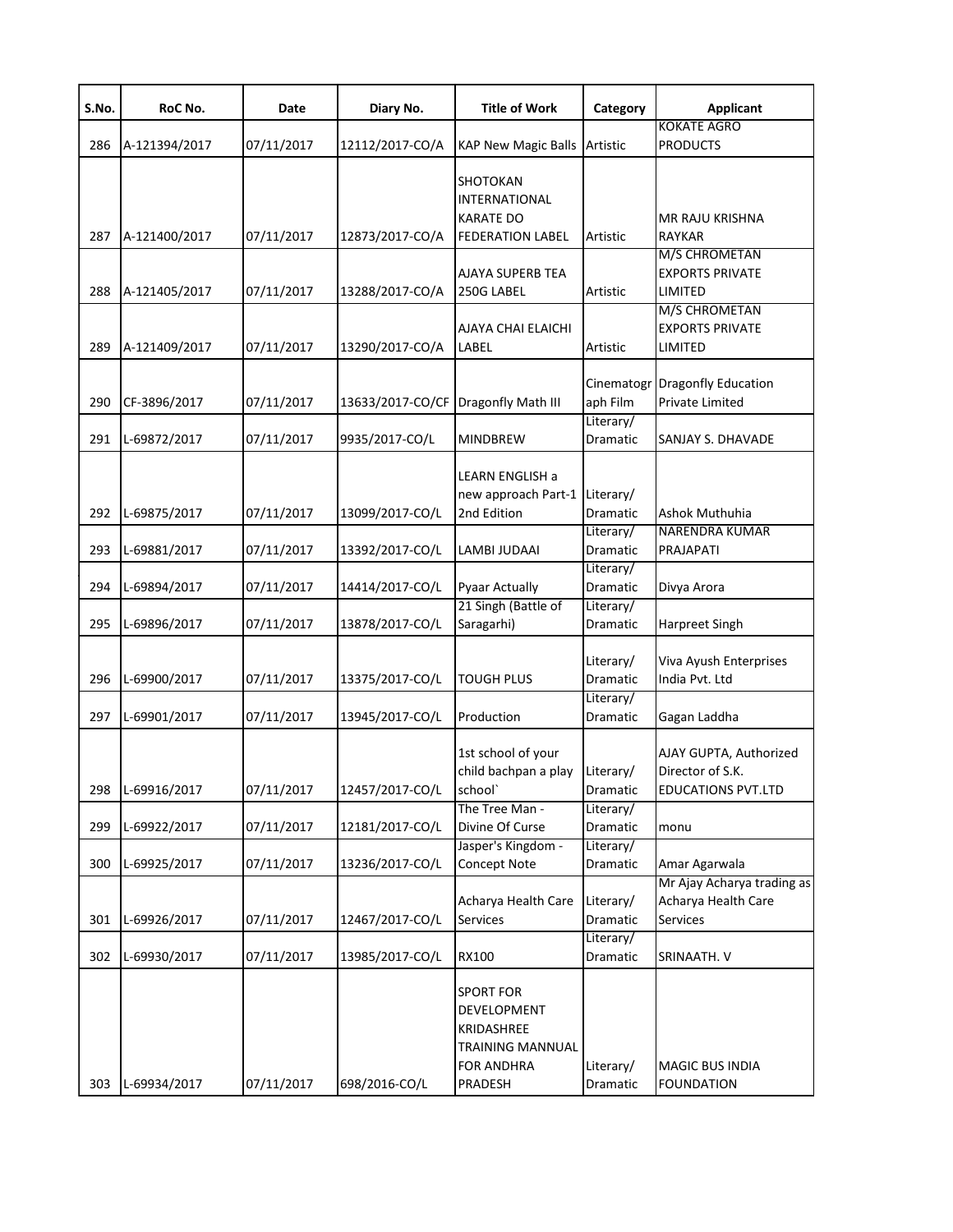| S.No. | RoC No. | Date | Diary No. | Title of Work | Category | Applicant |
|---|---|---|---|---|---|---|
| 286 | A-121394/2017 | 07/11/2017 | 12112/2017-CO/A | KAP New Magic Balls | Artistic | KOKATE AGRO PRODUCTS |
| 287 | A-121400/2017 | 07/11/2017 | 12873/2017-CO/A | SHOTOKAN INTERNATIONAL KARATE DO FEDERATION LABEL | Artistic | MR RAJU KRISHNA RAYKAR |
| 288 | A-121405/2017 | 07/11/2017 | 13288/2017-CO/A | AJAYA SUPERB TEA 250G LABEL | Artistic | M/S CHROMETAN EXPORTS PRIVATE LIMITED |
| 289 | A-121409/2017 | 07/11/2017 | 13290/2017-CO/A | AJAYA CHAI ELAICHI LABEL | Artistic | M/S CHROMETAN EXPORTS PRIVATE LIMITED |
| 290 | CF-3896/2017 | 07/11/2017 | 13633/2017-CO/CF | Dragonfly Math III | Cinematograph Film | Dragonfly Education Private Limited |
| 291 | L-69872/2017 | 07/11/2017 | 9935/2017-CO/L | MINDBREW | Literary/ Dramatic | SANJAY S. DHAVADE |
| 292 | L-69875/2017 | 07/11/2017 | 13099/2017-CO/L | LEARN ENGLISH a new approach Part-1 2nd Edition | Literary/ Dramatic | Ashok Muthuhia |
| 293 | L-69881/2017 | 07/11/2017 | 13392/2017-CO/L | LAMBI JUDAAI | Literary/ Dramatic | NARENDRA KUMAR PRAJAPATI |
| 294 | L-69894/2017 | 07/11/2017 | 14414/2017-CO/L | Pyaar Actually | Literary/ Dramatic | Divya Arora |
| 295 | L-69896/2017 | 07/11/2017 | 13878/2017-CO/L | 21 Singh (Battle of Saragarhi) | Literary/ Dramatic | Harpreet Singh |
| 296 | L-69900/2017 | 07/11/2017 | 13375/2017-CO/L | TOUGH PLUS | Literary/ Dramatic | Viva Ayush Enterprises India Pvt. Ltd |
| 297 | L-69901/2017 | 07/11/2017 | 13945/2017-CO/L | Production | Literary/ Dramatic | Gagan Laddha |
| 298 | L-69916/2017 | 07/11/2017 | 12457/2017-CO/L | 1st school of your child bachpan a play school` | Literary/ Dramatic | AJAY GUPTA, Authorized Director of S.K. EDUCATIONS PVT.LTD |
| 299 | L-69922/2017 | 07/11/2017 | 12181/2017-CO/L | The Tree Man - Divine Of Curse | Literary/ Dramatic | monu |
| 300 | L-69925/2017 | 07/11/2017 | 13236/2017-CO/L | Jasper's Kingdom - Concept Note | Literary/ Dramatic | Amar Agarwala |
| 301 | L-69926/2017 | 07/11/2017 | 12467/2017-CO/L | Acharya Health Care Services | Literary/ Dramatic | Mr Ajay Acharya trading as Acharya Health Care Services |
| 302 | L-69930/2017 | 07/11/2017 | 13985/2017-CO/L | RX100 | Literary/ Dramatic | SRINAATH. V |
| 303 | L-69934/2017 | 07/11/2017 | 698/2016-CO/L | SPORT FOR DEVELOPMENT KRIDASHREE TRAINING MANNUAL FOR ANDHRA PRADESH | Literary/ Dramatic | MAGIC BUS INDIA FOUNDATION |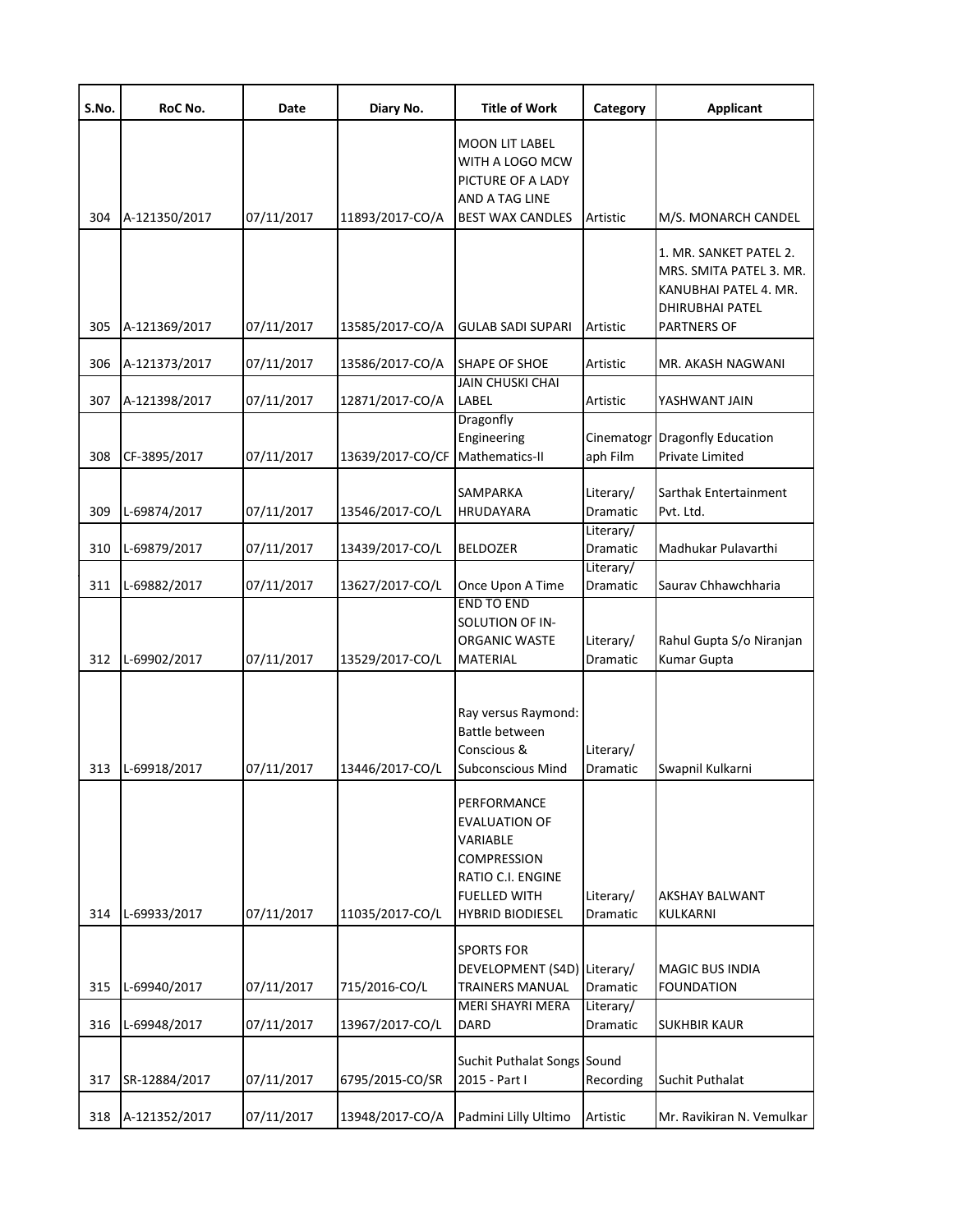| S.No. | RoC No. | Date | Diary No. | Title of Work | Category | Applicant |
| --- | --- | --- | --- | --- | --- | --- |
| 304 | A-121350/2017 | 07/11/2017 | 11893/2017-CO/A | MOON LIT LABEL WITH A LOGO MCW PICTURE OF A LADY AND A TAG LINE BEST WAX CANDLES | Artistic | M/S. MONARCH CANDEL |
| 305 | A-121369/2017 | 07/11/2017 | 13585/2017-CO/A | GULAB SADI SUPARI | Artistic | 1. MR. SANKET PATEL 2. MRS. SMITA PATEL 3. MR. KANUBHAI PATEL 4. MR. DHIRUBHAI PATEL PARTNERS OF |
| 306 | A-121373/2017 | 07/11/2017 | 13586/2017-CO/A | SHAPE OF SHOE | Artistic | MR. AKASH NAGWANI |
| 307 | A-121398/2017 | 07/11/2017 | 12871/2017-CO/A | JAIN CHUSKI CHAI LABEL | Artistic | YASHWANT JAIN |
| 308 | CF-3895/2017 | 07/11/2017 | 13639/2017-CO/CF | Dragonfly Engineering Mathematics-II | Cinematograph Film | Dragonfly Education Private Limited |
| 309 | L-69874/2017 | 07/11/2017 | 13546/2017-CO/L | SAMPARKA HRUDAYARA | Literary/ Dramatic | Sarthak Entertainment Pvt. Ltd. |
| 310 | L-69879/2017 | 07/11/2017 | 13439/2017-CO/L | BELDOZER | Literary/ Dramatic | Madhukar Pulavarthi |
| 311 | L-69882/2017 | 07/11/2017 | 13627/2017-CO/L | Once Upon A Time | Literary/ Dramatic | Saurav Chhawchharia |
| 312 | L-69902/2017 | 07/11/2017 | 13529/2017-CO/L | END TO END SOLUTION OF IN-ORGANIC WASTE MATERIAL | Literary/ Dramatic | Rahul Gupta S/o Niranjan Kumar Gupta |
| 313 | L-69918/2017 | 07/11/2017 | 13446/2017-CO/L | Ray versus Raymond: Battle between Conscious & Subconscious Mind | Literary/ Dramatic | Swapnil Kulkarni |
| 314 | L-69933/2017 | 07/11/2017 | 11035/2017-CO/L | PERFORMANCE EVALUATION OF VARIABLE COMPRESSION RATIO C.I. ENGINE FUELLED WITH HYBRID BIODIESEL | Literary/ Dramatic | AKSHAY BALWANT KULKARNI |
| 315 | L-69940/2017 | 07/11/2017 | 715/2016-CO/L | SPORTS FOR DEVELOPMENT (S4D) TRAINERS MANUAL | Literary/ Dramatic | MAGIC BUS INDIA FOUNDATION |
| 316 | L-69948/2017 | 07/11/2017 | 13967/2017-CO/L | MERI SHAYRI MERA DARD | Literary/ Dramatic | SUKHBIR KAUR |
| 317 | SR-12884/2017 | 07/11/2017 | 6795/2015-CO/SR | Suchit Puthalat Songs 2015 - Part I | Sound Recording | Suchit Puthalat |
| 318 | A-121352/2017 | 07/11/2017 | 13948/2017-CO/A | Padmini Lilly Ultimo | Artistic | Mr. Ravikiran N. Vemulkar |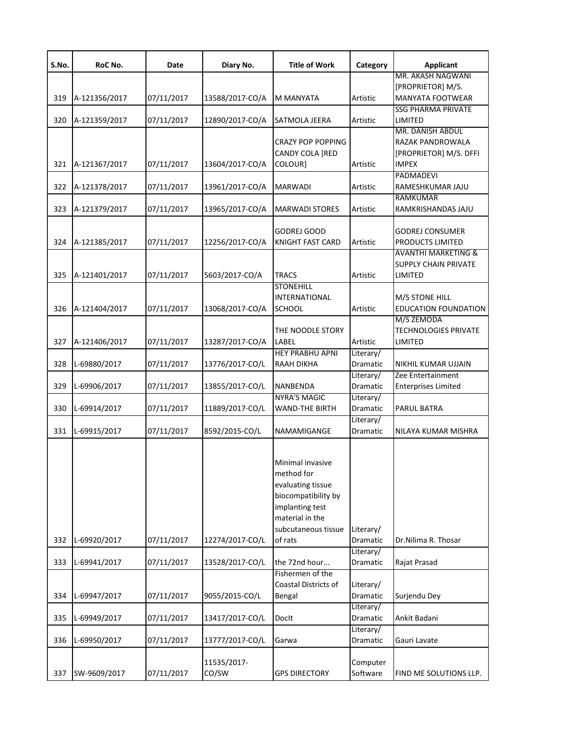| S.No. | RoC No. | Date | Diary No. | Title of Work | Category | Applicant |
|---|---|---|---|---|---|---|
| 319 | A-121356/2017 | 07/11/2017 | 13588/2017-CO/A | M MANYATA | Artistic | MR. AKASH NAGWANI [PROPRIETOR] M/S. MANYATA FOOTWEAR |
| 320 | A-121359/2017 | 07/11/2017 | 12890/2017-CO/A | SATMOLA JEERA | Artistic | SSG PHARMA PRIVATE LIMITED |
| 321 | A-121367/2017 | 07/11/2017 | 13604/2017-CO/A | CRAZY POP POPPING CANDY COLA [RED COLOUR] | Artistic | MR. DANISH ABDUL RAZAK PANDROWALA [PROPRIETOR] M/S. DFFI IMPEX |
| 322 | A-121378/2017 | 07/11/2017 | 13961/2017-CO/A | MARWADI | Artistic | PADMADEVI RAMESHKUMAR JAJU |
| 323 | A-121379/2017 | 07/11/2017 | 13965/2017-CO/A | MARWADI STORES | Artistic | RAMKUMAR RAMKRISHANDAS JAJU |
| 324 | A-121385/2017 | 07/11/2017 | 12256/2017-CO/A | GODREJ GOOD KNIGHT FAST CARD | Artistic | GODREJ CONSUMER PRODUCTS LIMITED |
| 325 | A-121401/2017 | 07/11/2017 | 5603/2017-CO/A | TRACS | Artistic | AVANTHI MARKETING & SUPPLY CHAIN PRIVATE LIMITED |
| 326 | A-121404/2017 | 07/11/2017 | 13068/2017-CO/A | STONEHILL INTERNATIONAL SCHOOL | Artistic | M/S STONE HILL EDUCATION FOUNDATION |
| 327 | A-121406/2017 | 07/11/2017 | 13287/2017-CO/A | THE NOODLE STORY LABEL | Artistic | M/S ZEMODA TECHNOLOGIES PRIVATE LIMITED |
| 328 | L-69880/2017 | 07/11/2017 | 13776/2017-CO/L | HEY PRABHU APNI RAAH DIKHA | Literary/ Dramatic | NIKHIL KUMAR UJJAIN |
| 329 | L-69906/2017 | 07/11/2017 | 13855/2017-CO/L | NANBENDA | Literary/ Dramatic | Zee Entertainment Enterprises Limited |
| 330 | L-69914/2017 | 07/11/2017 | 11889/2017-CO/L | NYRA'S MAGIC WAND-THE BIRTH | Literary/ Dramatic | PARUL BATRA |
| 331 | L-69915/2017 | 07/11/2017 | 8592/2015-CO/L | NAMAMIGANGE | Literary/ Dramatic | NILAYA KUMAR MISHRA |
| 332 | L-69920/2017 | 07/11/2017 | 12274/2017-CO/L | Minimal invasive method for evaluating tissue biocompatibility by implanting test material in the subcutaneous tissue of rats | Literary/ Dramatic | Dr.Nilima R. Thosar |
| 333 | L-69941/2017 | 07/11/2017 | 13528/2017-CO/L | the 72nd hour... | Literary/ Dramatic | Rajat Prasad |
| 334 | L-69947/2017 | 07/11/2017 | 9055/2015-CO/L | Fishermen of the Coastal Districts of Bengal | Literary/ Dramatic | Surjendu Dey |
| 335 | L-69949/2017 | 07/11/2017 | 13417/2017-CO/L | DocIt | Literary/ Dramatic | Ankit Badani |
| 336 | L-69950/2017 | 07/11/2017 | 13777/2017-CO/L | Garwa | Literary/ Dramatic | Gauri Lavate |
| 337 | SW-9609/2017 | 07/11/2017 | 11535/2017-CO/SW | GPS DIRECTORY | Computer Software | FIND ME SOLUTIONS LLP. |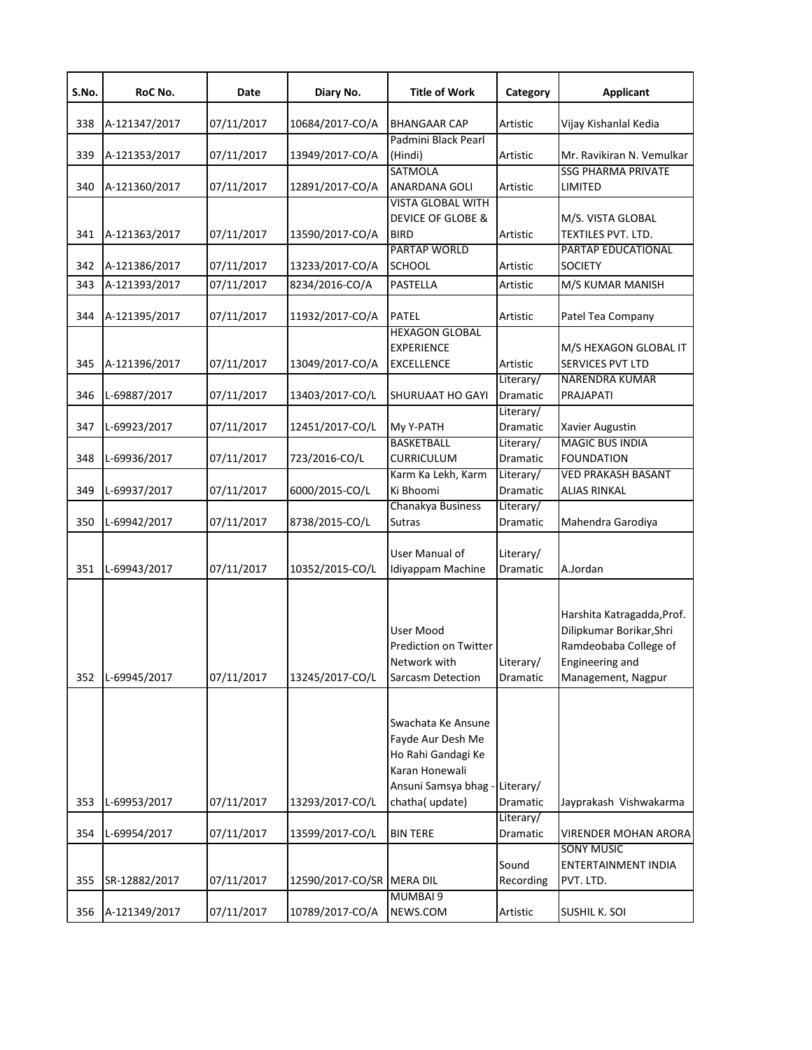| S.No. | RoC No. | Date | Diary No. | Title of Work | Category | Applicant |
|---|---|---|---|---|---|---|
| 338 | A-121347/2017 | 07/11/2017 | 10684/2017-CO/A | BHANGAAR CAP | Artistic | Vijay Kishanlal Kedia |
| 339 | A-121353/2017 | 07/11/2017 | 13949/2017-CO/A | Padmini Black Pearl (Hindi) | Artistic | Mr. Ravikiran N. Vemulkar |
| 340 | A-121360/2017 | 07/11/2017 | 12891/2017-CO/A | SATMOLA ANARDANA GOLI | Artistic | SSG PHARMA PRIVATE LIMITED |
| 341 | A-121363/2017 | 07/11/2017 | 13590/2017-CO/A | VISTA GLOBAL WITH DEVICE OF GLOBE & BIRD | Artistic | M/S. VISTA GLOBAL TEXTILES PVT. LTD. |
| 342 | A-121386/2017 | 07/11/2017 | 13233/2017-CO/A | PARTAP WORLD SCHOOL | Artistic | PARTAP EDUCATIONAL SOCIETY |
| 343 | A-121393/2017 | 07/11/2017 | 8234/2016-CO/A | PASTELLA | Artistic | M/S KUMAR MANISH |
| 344 | A-121395/2017 | 07/11/2017 | 11932/2017-CO/A | PATEL | Artistic | Patel Tea Company |
| 345 | A-121396/2017 | 07/11/2017 | 13049/2017-CO/A | HEXAGON GLOBAL EXPERIENCE EXCELLENCE | Artistic | M/S HEXAGON GLOBAL IT SERVICES PVT LTD |
| 346 | L-69887/2017 | 07/11/2017 | 13403/2017-CO/L | SHURUAAT HO GAYI | Literary/ Dramatic | NARENDRA KUMAR PRAJAPATI |
| 347 | L-69923/2017 | 07/11/2017 | 12451/2017-CO/L | My Y-PATH | Literary/ Dramatic | Xavier Augustin |
| 348 | L-69936/2017 | 07/11/2017 | 723/2016-CO/L | BASKETBALL CURRICULUM | Literary/ Dramatic | MAGIC BUS INDIA FOUNDATION |
| 349 | L-69937/2017 | 07/11/2017 | 6000/2015-CO/L | Karm Ka Lekh, Karm Ki Bhoomi | Literary/ Dramatic | VED PRAKASH BASANT ALIAS RINKAL |
| 350 | L-69942/2017 | 07/11/2017 | 8738/2015-CO/L | Chanakya Business Sutras | Literary/ Dramatic | Mahendra Garodiya |
| 351 | L-69943/2017 | 07/11/2017 | 10352/2015-CO/L | User Manual of Idiyappam Machine | Literary/ Dramatic | A.Jordan |
| 352 | L-69945/2017 | 07/11/2017 | 13245/2017-CO/L | User Mood Prediction on Twitter Network with Sarcasm Detection | Literary/ Dramatic | Harshita Katragadda,Prof. Dilipkumar Borikar,Shri Ramdeobaba College of Engineering and Management, Nagpur |
| 353 | L-69953/2017 | 07/11/2017 | 13293/2017-CO/L | Swachata Ke Ansune Fayde Aur Desh Me Ho Rahi Gandagi Ke Karan Honewali Ansuni Samsya bhag - chatha( update) | Literary/ Dramatic | Jayprakash Vishwakarma |
| 354 | L-69954/2017 | 07/11/2017 | 13599/2017-CO/L | BIN TERE | Literary/ Dramatic | VIRENDER MOHAN ARORA |
| 355 | SR-12882/2017 | 07/11/2017 | 12590/2017-CO/SR | MERA DIL | Sound Recording | SONY MUSIC ENTERTAINMENT INDIA PVT. LTD. |
| 356 | A-121349/2017 | 07/11/2017 | 10789/2017-CO/A | MUMBAI 9 NEWS.COM | Artistic | SUSHIL K. SOI |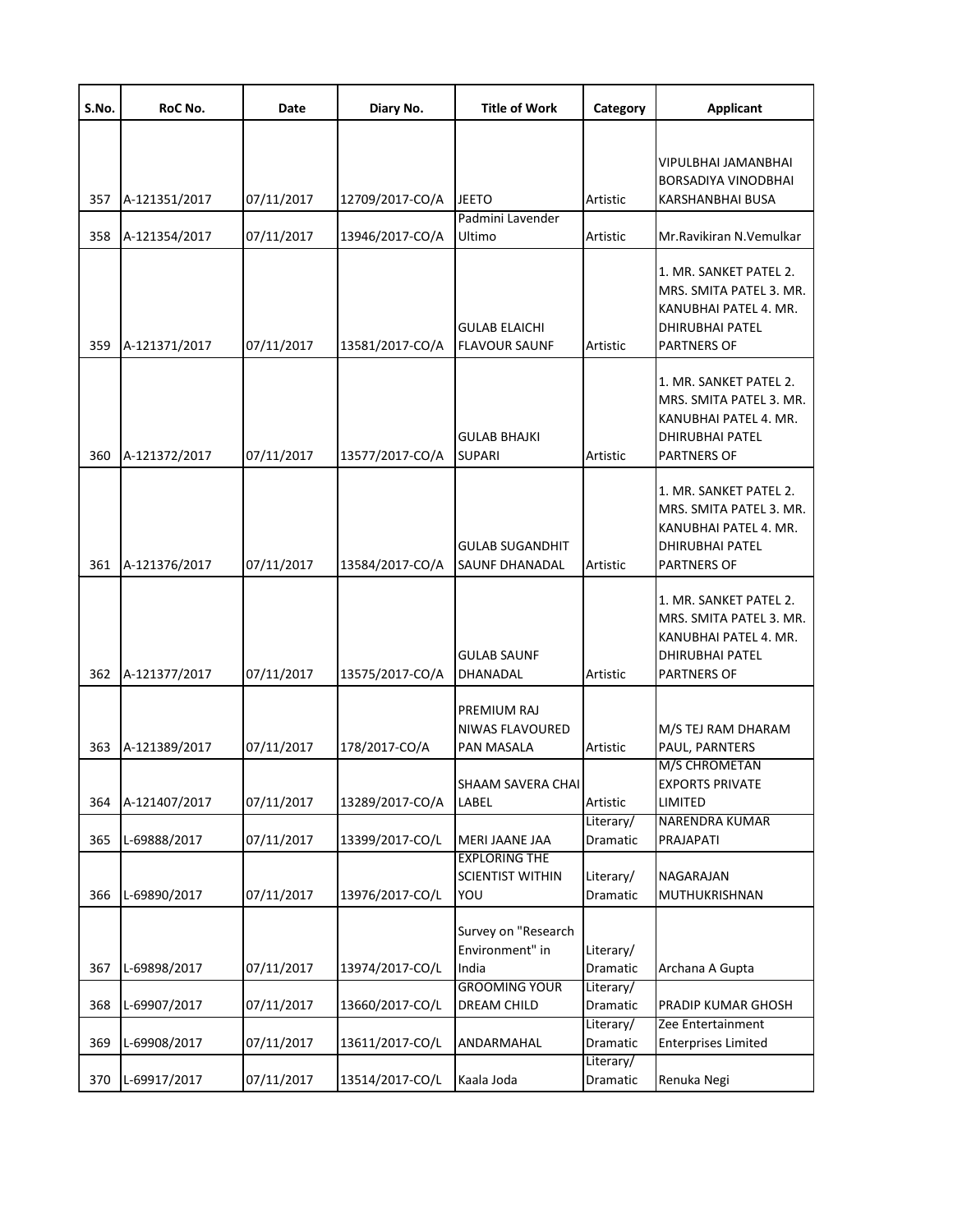| S.No. | RoC No. | Date | Diary No. | Title of Work | Category | Applicant |
|---|---|---|---|---|---|---|
| 357 | A-121351/2017 | 07/11/2017 | 12709/2017-CO/A | JEETO | Artistic | VIPULBHAI JAMANBHAI BORSADIYA VINODBHAI KARSHANBHAI BUSA |
| 358 | A-121354/2017 | 07/11/2017 | 13946/2017-CO/A | Padmini Lavender Ultimo | Artistic | Mr.Ravikiran N.Vemulkar |
| 359 | A-121371/2017 | 07/11/2017 | 13581/2017-CO/A | GULAB ELAICHI FLAVOUR SAUNF | Artistic | 1. MR. SANKET PATEL 2. MRS. SMITA PATEL 3. MR. KANUBHAI PATEL 4. MR. DHIRUBHAI PATEL PARTNERS OF |
| 360 | A-121372/2017 | 07/11/2017 | 13577/2017-CO/A | GULAB BHAJKI SUPARI | Artistic | 1. MR. SANKET PATEL 2. MRS. SMITA PATEL 3. MR. KANUBHAI PATEL 4. MR. DHIRUBHAI PATEL PARTNERS OF |
| 361 | A-121376/2017 | 07/11/2017 | 13584/2017-CO/A | GULAB SUGANDHIT SAUNF DHANADAL | Artistic | 1. MR. SANKET PATEL 2. MRS. SMITA PATEL 3. MR. KANUBHAI PATEL 4. MR. DHIRUBHAI PATEL PARTNERS OF |
| 362 | A-121377/2017 | 07/11/2017 | 13575/2017-CO/A | GULAB SAUNF DHANADAL | Artistic | 1. MR. SANKET PATEL 2. MRS. SMITA PATEL 3. MR. KANUBHAI PATEL 4. MR. DHIRUBHAI PATEL PARTNERS OF |
| 363 | A-121389/2017 | 07/11/2017 | 178/2017-CO/A | PREMIUM RAJ NIWAS FLAVOURED PAN MASALA | Artistic | M/S TEJ RAM DHARAM PAUL, PARNTERS |
| 364 | A-121407/2017 | 07/11/2017 | 13289/2017-CO/A | SHAAM SAVERA CHAI LABEL | Artistic | M/S CHROMETAN EXPORTS PRIVATE LIMITED |
| 365 | L-69888/2017 | 07/11/2017 | 13399/2017-CO/L | MERI JAANE JAA | Literary/ Dramatic | NARENDRA KUMAR PRAJAPATI |
| 366 | L-69890/2017 | 07/11/2017 | 13976/2017-CO/L | EXPLORING THE SCIENTIST WITHIN YOU | Literary/ Dramatic | NAGARAJAN MUTHUKRISHNAN |
| 367 | L-69898/2017 | 07/11/2017 | 13974/2017-CO/L | Survey on "Research Environment" in India | Literary/ Dramatic | Archana A Gupta |
| 368 | L-69907/2017 | 07/11/2017 | 13660/2017-CO/L | GROOMING YOUR DREAM CHILD | Literary/ Dramatic | PRADIP KUMAR GHOSH |
| 369 | L-69908/2017 | 07/11/2017 | 13611/2017-CO/L | ANDARMAHAL | Literary/ Dramatic | Zee Entertainment Enterprises Limited |
| 370 | L-69917/2017 | 07/11/2017 | 13514/2017-CO/L | Kaala Joda | Literary/ Dramatic | Renuka Negi |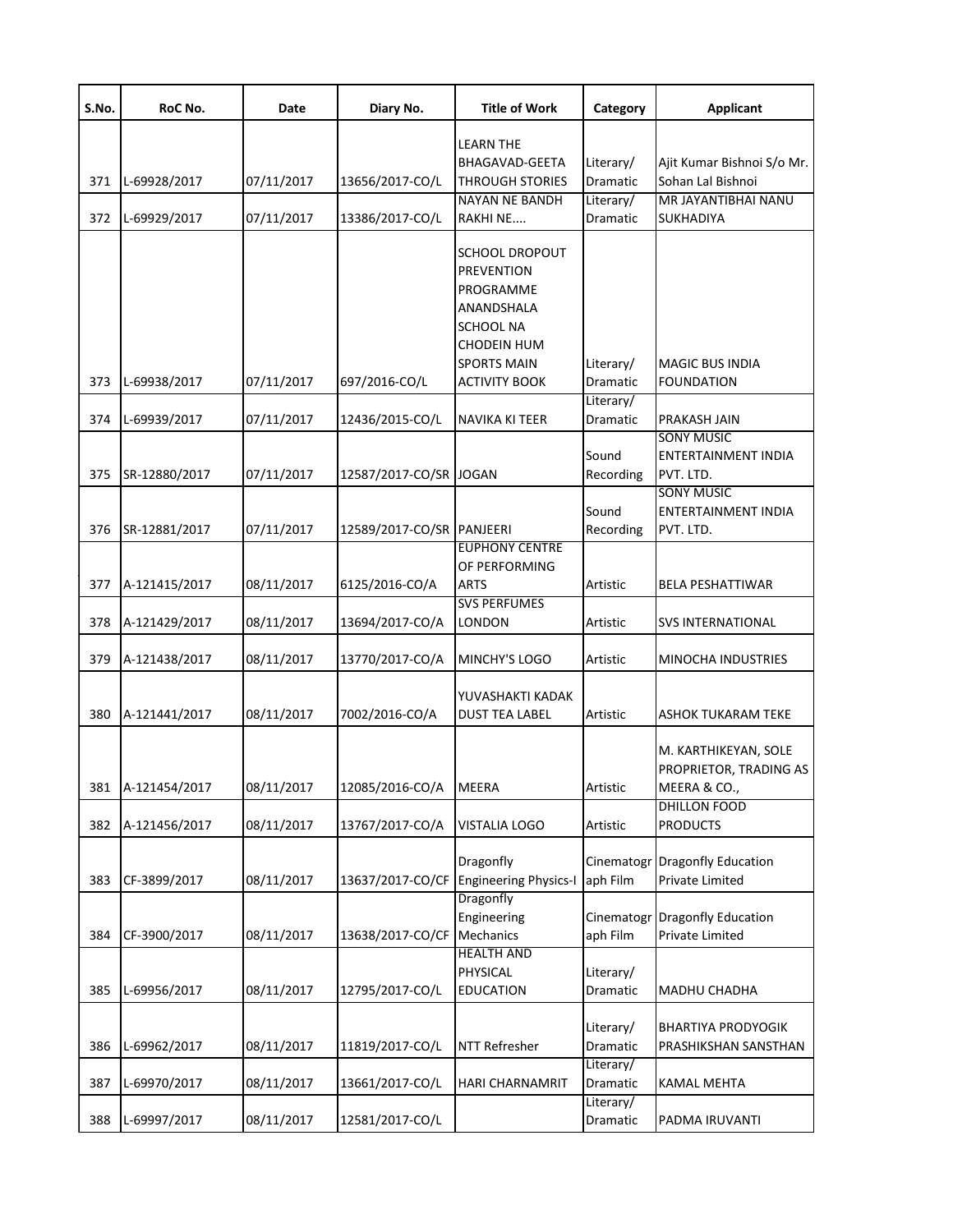| S.No. | RoC No. | Date | Diary No. | Title of Work | Category | Applicant |
|---|---|---|---|---|---|---|
| 371 | L-69928/2017 | 07/11/2017 | 13656/2017-CO/L | LEARN THE BHAGAVAD-GEETA THROUGH STORIES | Literary/ Dramatic | Ajit Kumar Bishnoi S/o Mr. Sohan Lal Bishnoi |
| 372 | L-69929/2017 | 07/11/2017 | 13386/2017-CO/L | NAYAN NE BANDH RAKHI NE.... | Literary/ Dramatic | MR JAYANTIBHAI NANU SUKHADIYA |
| 373 | L-69938/2017 | 07/11/2017 | 697/2016-CO/L | SCHOOL DROPOUT PREVENTION PROGRAMME ANANDSHALA SCHOOL NA CHODEIN HUM SPORTS MAIN ACTIVITY BOOK | Literary/ Dramatic | MAGIC BUS INDIA FOUNDATION |
| 374 | L-69939/2017 | 07/11/2017 | 12436/2015-CO/L | NAVIKA KI TEER | Literary/ Dramatic | PRAKASH JAIN |
| 375 | SR-12880/2017 | 07/11/2017 | 12587/2017-CO/SR | JOGAN | Sound Recording | SONY MUSIC ENTERTAINMENT INDIA PVT. LTD. |
| 376 | SR-12881/2017 | 07/11/2017 | 12589/2017-CO/SR | PANJEERI | Sound Recording | SONY MUSIC ENTERTAINMENT INDIA PVT. LTD. |
| 377 | A-121415/2017 | 08/11/2017 | 6125/2016-CO/A | EUPHONY CENTRE OF PERFORMING ARTS | Artistic | BELA PESHATTIWAR |
| 378 | A-121429/2017 | 08/11/2017 | 13694/2017-CO/A | SVS PERFUMES LONDON | Artistic | SVS INTERNATIONAL |
| 379 | A-121438/2017 | 08/11/2017 | 13770/2017-CO/A | MINCHY'S LOGO | Artistic | MINOCHA INDUSTRIES |
| 380 | A-121441/2017 | 08/11/2017 | 7002/2016-CO/A | YUVASHAKTI KADAK DUST TEA LABEL | Artistic | ASHOK TUKARAM TEKE |
| 381 | A-121454/2017 | 08/11/2017 | 12085/2016-CO/A | MEERA | Artistic | M. KARTHIKEYAN, SOLE PROPRIETOR, TRADING AS MEERA & CO., |
| 382 | A-121456/2017 | 08/11/2017 | 13767/2017-CO/A | VISTALIA LOGO | Artistic | DHILLON FOOD PRODUCTS |
| 383 | CF-3899/2017 | 08/11/2017 | 13637/2017-CO/CF | Dragonfly Engineering Physics-I | Cinematograph Film | Dragonfly Education Private Limited |
| 384 | CF-3900/2017 | 08/11/2017 | 13638/2017-CO/CF | Dragonfly Engineering Mechanics | Cinematograph Film | Dragonfly Education Private Limited |
| 385 | L-69956/2017 | 08/11/2017 | 12795/2017-CO/L | HEALTH AND PHYSICAL EDUCATION | Literary/ Dramatic | MADHU CHADHA |
| 386 | L-69962/2017 | 08/11/2017 | 11819/2017-CO/L | NTT Refresher | Literary/ Dramatic | BHARTIYA PRODYOGIK PRASHIKSHAN SANSTHAN |
| 387 | L-69970/2017 | 08/11/2017 | 13661/2017-CO/L | HARI CHARNAMRIT | Literary/ Dramatic | KAMAL MEHTA |
| 388 | L-69997/2017 | 08/11/2017 | 12581/2017-CO/L | | Literary/ Dramatic | PADMA IRUVANTI |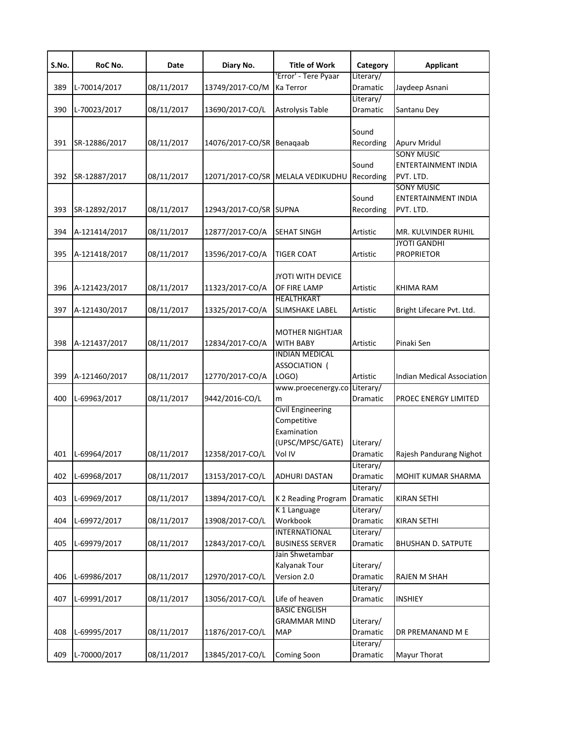| S.No. | RoC No. | Date | Diary No. | Title of Work | Category | Applicant |
|---|---|---|---|---|---|---|
| 389 | L-70014/2017 | 08/11/2017 | 13749/2017-CO/M | 'Error' - Tere Pyaar Ka Terror | Literary/ Dramatic | Jaydeep Asnani |
| 390 | L-70023/2017 | 08/11/2017 | 13690/2017-CO/L | Astrolysis Table | Literary/ Dramatic | Santanu Dey |
| 391 | SR-12886/2017 | 08/11/2017 | 14076/2017-CO/SR | Benaqaab | Sound Recording | Apurv Mridul |
| 392 | SR-12887/2017 | 08/11/2017 | 12071/2017-CO/SR | MELALA VEDIKUDHU | Sound Recording | SONY MUSIC ENTERTAINMENT INDIA PVT. LTD. |
| 393 | SR-12892/2017 | 08/11/2017 | 12943/2017-CO/SR | SUPNA | Sound Recording | SONY MUSIC ENTERTAINMENT INDIA PVT. LTD. |
| 394 | A-121414/2017 | 08/11/2017 | 12877/2017-CO/A | SEHAT SINGH | Artistic | MR. KULVINDER RUHIL |
| 395 | A-121418/2017 | 08/11/2017 | 13596/2017-CO/A | TIGER COAT | Artistic | JYOTI GANDHI PROPRIETOR |
| 396 | A-121423/2017 | 08/11/2017 | 11323/2017-CO/A | JYOTI WITH DEVICE OF FIRE LAMP | Artistic | KHIMA RAM |
| 397 | A-121430/2017 | 08/11/2017 | 13325/2017-CO/A | HEALTHKART SLIMSHAKE LABEL | Artistic | Bright Lifecare Pvt. Ltd. |
| 398 | A-121437/2017 | 08/11/2017 | 12834/2017-CO/A | MOTHER NIGHTJAR WITH BABY | Artistic | Pinaki Sen |
| 399 | A-121460/2017 | 08/11/2017 | 12770/2017-CO/A | INDIAN MEDICAL ASSOCIATION ( LOGO) | Artistic | Indian Medical Association |
| 400 | L-69963/2017 | 08/11/2017 | 9442/2016-CO/L | www.proecenergy.com | Literary/ Dramatic | PROEC ENERGY LIMITED |
| 401 | L-69964/2017 | 08/11/2017 | 12358/2017-CO/L | Civil Engineering Competitive Examination (UPSC/MPSC/GATE) Vol IV | Literary/ Dramatic | Rajesh Pandurang Nighot |
| 402 | L-69968/2017 | 08/11/2017 | 13153/2017-CO/L | ADHURI DASTAN | Literary/ Dramatic | MOHIT KUMAR SHARMA |
| 403 | L-69969/2017 | 08/11/2017 | 13894/2017-CO/L | K 2 Reading Program | Literary/ Dramatic | KIRAN SETHI |
| 404 | L-69972/2017 | 08/11/2017 | 13908/2017-CO/L | K 1 Language Workbook | Literary/ Dramatic | KIRAN SETHI |
| 405 | L-69979/2017 | 08/11/2017 | 12843/2017-CO/L | INTERNATIONAL BUSINESS SERVER | Literary/ Dramatic | BHUSHAN D. SATPUTE |
| 406 | L-69986/2017 | 08/11/2017 | 12970/2017-CO/L | Jain Shwetambar Kalyanak Tour Version 2.0 | Literary/ Dramatic | RAJEN M SHAH |
| 407 | L-69991/2017 | 08/11/2017 | 13056/2017-CO/L | Life of heaven | Literary/ Dramatic | INSHIEY |
| 408 | L-69995/2017 | 08/11/2017 | 11876/2017-CO/L | BASIC ENGLISH GRAMMAR MIND MAP | Literary/ Dramatic | DR PREMANAND M E |
| 409 | L-70000/2017 | 08/11/2017 | 13845/2017-CO/L | Coming Soon | Literary/ Dramatic | Mayur Thorat |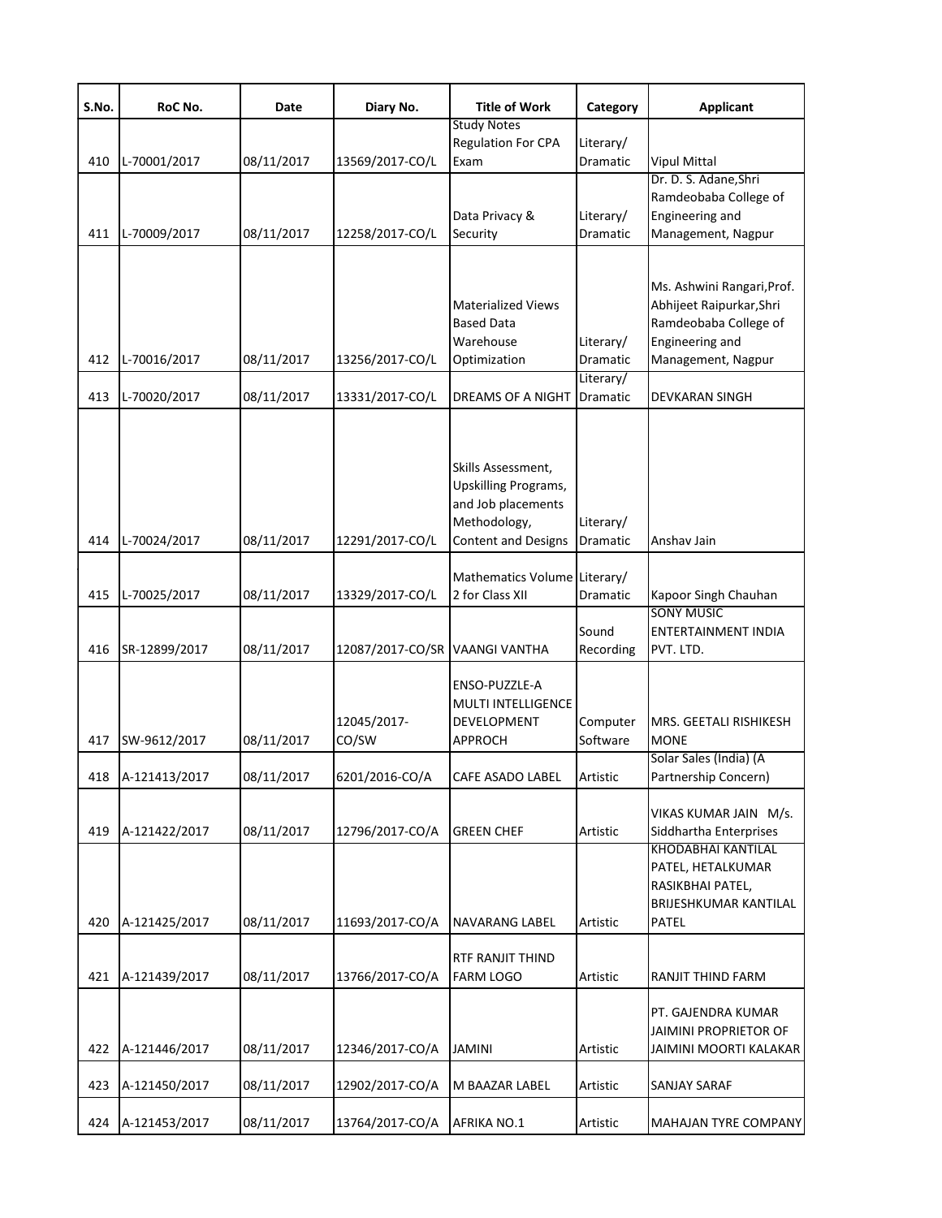| S.No. | RoC No. | Date | Diary No. | Title of Work | Category | Applicant |
|---|---|---|---|---|---|---|
| 410 | L-70001/2017 | 08/11/2017 | 13569/2017-CO/L | Study Notes Regulation For CPA Exam | Literary/ Dramatic | Vipul Mittal |
| 411 | L-70009/2017 | 08/11/2017 | 12258/2017-CO/L | Data Privacy & Security | Literary/ Dramatic | Dr. D. S. Adane,Shri Ramdeobaba College of Engineering and Management, Nagpur |
| 412 | L-70016/2017 | 08/11/2017 | 13256/2017-CO/L | Materialized Views Based Data Warehouse Optimization | Literary/ Dramatic | Ms. Ashwini Rangari,Prof. Abhijeet Raipurkar,Shri Ramdeobaba College of Engineering and Management, Nagpur |
| 413 | L-70020/2017 | 08/11/2017 | 13331/2017-CO/L | DREAMS OF A NIGHT | Literary/ Dramatic | DEVKARAN SINGH |
| 414 | L-70024/2017 | 08/11/2017 | 12291/2017-CO/L | Skills Assessment, Upskilling Programs, and Job placements Methodology, Content and Designs | Literary/ Dramatic | Anshav Jain |
| 415 | L-70025/2017 | 08/11/2017 | 13329/2017-CO/L | Mathematics Volume 2 for Class XII | Literary/ Dramatic | Kapoor Singh Chauhan |
| 416 | SR-12899/2017 | 08/11/2017 | 12087/2017-CO/SR | VAANGI VANTHA | Sound Recording | SONY MUSIC ENTERTAINMENT INDIA PVT. LTD. |
| 417 | SW-9612/2017 | 08/11/2017 | 12045/2017-CO/SW | ENSO-PUZZLE-A MULTI INTELLIGENCE DEVELOPMENT APPROCH | Computer Software | MRS. GEETALI RISHIKESH MONE |
| 418 | A-121413/2017 | 08/11/2017 | 6201/2016-CO/A | CAFE ASADO LABEL | Artistic | Solar Sales (India) (A Partnership Concern) |
| 419 | A-121422/2017 | 08/11/2017 | 12796/2017-CO/A | GREEN CHEF | Artistic | VIKAS KUMAR JAIN M/s. Siddhartha Enterprises |
| 420 | A-121425/2017 | 08/11/2017 | 11693/2017-CO/A | NAVARANG LABEL | Artistic | KHODABHAI KANTILAL PATEL, HETALKUMAR RASIKBHAI PATEL, BRIJESHKUMAR KANTILAL PATEL |
| 421 | A-121439/2017 | 08/11/2017 | 13766/2017-CO/A | RTF RANJIT THIND FARM LOGO | Artistic | RANJIT THIND FARM |
| 422 | A-121446/2017 | 08/11/2017 | 12346/2017-CO/A | JAMINI | Artistic | PT. GAJENDRA KUMAR JAIMINI PROPRIETOR OF JAIMINI MOORTI KALAKAR |
| 423 | A-121450/2017 | 08/11/2017 | 12902/2017-CO/A | M BAAZAR LABEL | Artistic | SANJAY SARAF |
| 424 | A-121453/2017 | 08/11/2017 | 13764/2017-CO/A | AFRIKA NO.1 | Artistic | MAHAJAN TYRE COMPANY |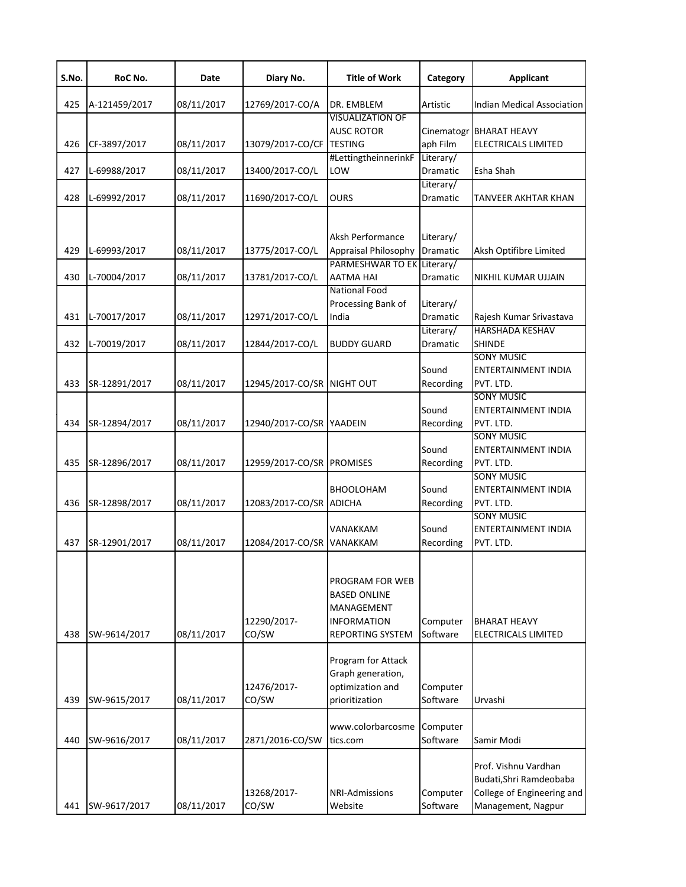| S.No. | RoC No. | Date | Diary No. | Title of Work | Category | Applicant |
|---|---|---|---|---|---|---|
| 425 | A-121459/2017 | 08/11/2017 | 12769/2017-CO/A | DR. EMBLEM | Artistic | Indian Medical Association |
| 426 | CF-3897/2017 | 08/11/2017 | 13079/2017-CO/CF | VISUALIZATION OF AUSC ROTOR TESTING | Cinematograph Film | BHARAT HEAVY ELECTRICALS LIMITED |
| 427 | L-69988/2017 | 08/11/2017 | 13400/2017-CO/L | #LettingtheinnerinkFLOW | Literary/ Dramatic | Esha Shah |
| 428 | L-69992/2017 | 08/11/2017 | 11690/2017-CO/L | OURS | Literary/ Dramatic | TANVEER AKHTAR KHAN |
| 429 | L-69993/2017 | 08/11/2017 | 13775/2017-CO/L | Aksh Performance Appraisal Philosophy | Literary/ Dramatic | Aksh Optifibre Limited |
| 430 | L-70004/2017 | 08/11/2017 | 13781/2017-CO/L | PARMESHWAR TO EK AATMA HAI | Literary/ Dramatic | NIKHIL KUMAR UJJAIN |
| 431 | L-70017/2017 | 08/11/2017 | 12971/2017-CO/L | National Food Processing Bank of India | Literary/ Dramatic | Rajesh Kumar Srivastava |
| 432 | L-70019/2017 | 08/11/2017 | 12844/2017-CO/L | BUDDY GUARD | Literary/ Dramatic | HARSHADA KESHAV SHINDE |
| 433 | SR-12891/2017 | 08/11/2017 | 12945/2017-CO/SR | NIGHT OUT | Sound Recording | SONY MUSIC ENTERTAINMENT INDIA PVT. LTD. |
| 434 | SR-12894/2017 | 08/11/2017 | 12940/2017-CO/SR | YAADEIN | Sound Recording | SONY MUSIC ENTERTAINMENT INDIA PVT. LTD. |
| 435 | SR-12896/2017 | 08/11/2017 | 12959/2017-CO/SR | PROMISES | Sound Recording | SONY MUSIC ENTERTAINMENT INDIA PVT. LTD. |
| 436 | SR-12898/2017 | 08/11/2017 | 12083/2017-CO/SR | BHOOLOHAM ADICHA | Sound Recording | SONY MUSIC ENTERTAINMENT INDIA PVT. LTD. |
| 437 | SR-12901/2017 | 08/11/2017 | 12084/2017-CO/SR | VANAKKAM VANAKKAM | Sound Recording | SONY MUSIC ENTERTAINMENT INDIA PVT. LTD. |
| 438 | SW-9614/2017 | 08/11/2017 | 12290/2017-CO/SW | PROGRAM FOR WEB BASED ONLINE MANAGEMENT INFORMATION REPORTING SYSTEM | Computer Software | BHARAT HEAVY ELECTRICALS LIMITED |
| 439 | SW-9615/2017 | 08/11/2017 | 12476/2017-CO/SW | Program for Attack Graph generation, optimization and prioritization | Computer Software | Urvashi |
| 440 | SW-9616/2017 | 08/11/2017 | 2871/2016-CO/SW | www.colorbarcosmetics.com | Computer Software | Samir Modi |
| 441 | SW-9617/2017 | 08/11/2017 | 13268/2017-CO/SW | NRI-Admissions Website | Computer Software | Prof. Vishnu Vardhan Budati,Shri Ramdeobaba College of Engineering and Management, Nagpur |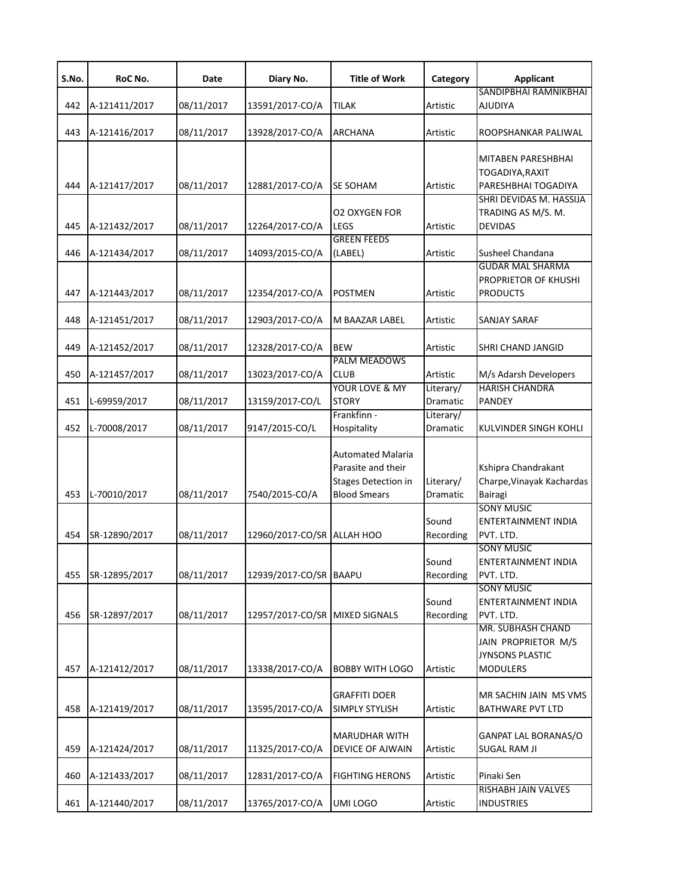| S.No. | RoC No. | Date | Diary No. | Title of Work | Category | Applicant |
|---|---|---|---|---|---|---|
| 442 | A-121411/2017 | 08/11/2017 | 13591/2017-CO/A | TILAK | Artistic | SANDIPBHAI RAMNIKBHAI AJUDIYA |
| 443 | A-121416/2017 | 08/11/2017 | 13928/2017-CO/A | ARCHANA | Artistic | ROOPSHANKAR PALIWAL |
| 444 | A-121417/2017 | 08/11/2017 | 12881/2017-CO/A | SE SOHAM | Artistic | MITABEN PARESHBHAI TOGADIYA,RAXIT PARESHBHAI TOGADIYA |
| 445 | A-121432/2017 | 08/11/2017 | 12264/2017-CO/A | O2 OXYGEN FOR LEGS | Artistic | SHRI DEVIDAS M. HASSIJA TRADING AS M/S. M. DEVIDAS |
| 446 | A-121434/2017 | 08/11/2017 | 14093/2015-CO/A | GREEN FEEDS (LABEL) | Artistic | Susheel Chandana |
| 447 | A-121443/2017 | 08/11/2017 | 12354/2017-CO/A | POSTMEN | Artistic | GUDAR MAL SHARMA PROPRIETOR OF KHUSHI PRODUCTS |
| 448 | A-121451/2017 | 08/11/2017 | 12903/2017-CO/A | M BAAZAR LABEL | Artistic | SANJAY SARAF |
| 449 | A-121452/2017 | 08/11/2017 | 12328/2017-CO/A | BEW | Artistic | SHRI CHAND JANGID |
| 450 | A-121457/2017 | 08/11/2017 | 13023/2017-CO/A | PALM MEADOWS CLUB | Artistic | M/s Adarsh Developers |
| 451 | L-69959/2017 | 08/11/2017 | 13159/2017-CO/L | YOUR LOVE & MY STORY | Literary/ Dramatic | HARISH CHANDRA PANDEY |
| 452 | L-70008/2017 | 08/11/2017 | 9147/2015-CO/L | Frankfinn - Hospitality | Literary/ Dramatic | KULVINDER SINGH KOHLI |
| 453 | L-70010/2017 | 08/11/2017 | 7540/2015-CO/A | Automated Malaria Parasite and their Stages Detection in Blood Smears | Literary/ Dramatic | Kshipra Chandrakant Charpe,Vinayak Kachardas Bairagi |
| 454 | SR-12890/2017 | 08/11/2017 | 12960/2017-CO/SR | ALLAH HOO | Sound Recording | SONY MUSIC ENTERTAINMENT INDIA PVT. LTD. |
| 455 | SR-12895/2017 | 08/11/2017 | 12939/2017-CO/SR | BAAPU | Sound Recording | SONY MUSIC ENTERTAINMENT INDIA PVT. LTD. |
| 456 | SR-12897/2017 | 08/11/2017 | 12957/2017-CO/SR | MIXED SIGNALS | Sound Recording | SONY MUSIC ENTERTAINMENT INDIA PVT. LTD. |
| 457 | A-121412/2017 | 08/11/2017 | 13338/2017-CO/A | BOBBY WITH LOGO | Artistic | MR. SUBHASH CHAND JAIN PROPRIETOR M/S JYNSONS PLASTIC MODULERS |
| 458 | A-121419/2017 | 08/11/2017 | 13595/2017-CO/A | GRAFFITI DOER SIMPLY STYLISH | Artistic | MR SACHIN JAIN MS VMS BATHWARE PVT LTD |
| 459 | A-121424/2017 | 08/11/2017 | 11325/2017-CO/A | MARUDHAR WITH DEVICE OF AJWAIN | Artistic | GANPAT LAL BORANAS/O SUGAL RAM JI |
| 460 | A-121433/2017 | 08/11/2017 | 12831/2017-CO/A | FIGHTING HERONS | Artistic | Pinaki Sen |
| 461 | A-121440/2017 | 08/11/2017 | 13765/2017-CO/A | UMI LOGO | Artistic | RISHABH JAIN VALVES INDUSTRIES |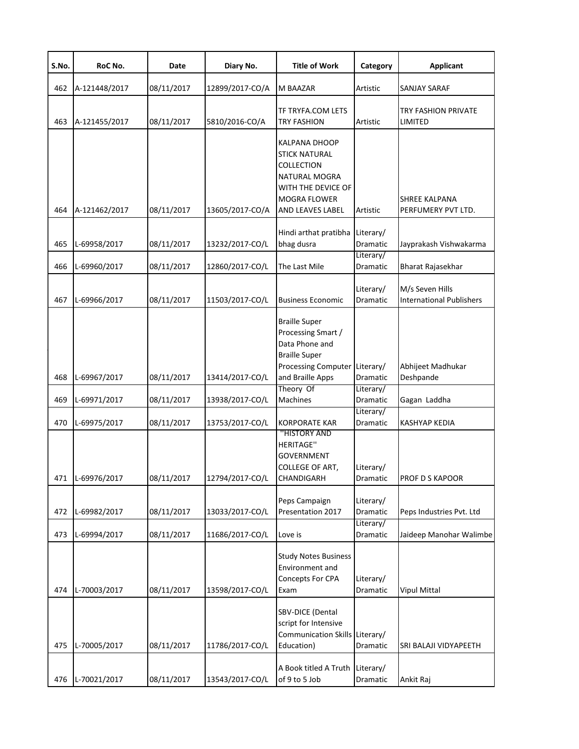| S.No. | RoC No. | Date | Diary No. | Title of Work | Category | Applicant |
|---|---|---|---|---|---|---|
| 462 | A-121448/2017 | 08/11/2017 | 12899/2017-CO/A | M BAAZAR | Artistic | SANJAY SARAF |
| 463 | A-121455/2017 | 08/11/2017 | 5810/2016-CO/A | TF TRYFA.COM LETS TRY FASHION | Artistic | TRY FASHION PRIVATE LIMITED |
| 464 | A-121462/2017 | 08/11/2017 | 13605/2017-CO/A | KALPANA DHOOP STICK NATURAL COLLECTION NATURAL MOGRA WITH THE DEVICE OF MOGRA FLOWER AND LEAVES LABEL | Artistic | SHREE KALPANA PERFUMERY PVT LTD. |
| 465 | L-69958/2017 | 08/11/2017 | 13232/2017-CO/L | Hindi arthat pratibha bhag dusra | Literary/ Dramatic | Jayprakash Vishwakarma |
| 466 | L-69960/2017 | 08/11/2017 | 12860/2017-CO/L | The Last Mile | Literary/ Dramatic | Bharat Rajasekhar |
| 467 | L-69966/2017 | 08/11/2017 | 11503/2017-CO/L | Business Economic | Literary/ Dramatic | M/s Seven Hills International Publishers |
| 468 | L-69967/2017 | 08/11/2017 | 13414/2017-CO/L | Braille Super Processing Smart / Data Phone and Braille Super Processing Computer and Braille Apps | Literary/ Dramatic | Abhijeet Madhukar Deshpande |
| 469 | L-69971/2017 | 08/11/2017 | 13938/2017-CO/L | Theory Of Machines | Literary/ Dramatic | Gagan Laddha |
| 470 | L-69975/2017 | 08/11/2017 | 13753/2017-CO/L | KORPORATE KAR | Literary/ Dramatic | KASHYAP KEDIA |
| 471 | L-69976/2017 | 08/11/2017 | 12794/2017-CO/L | "HISTORY AND HERITAGE" GOVERNMENT COLLEGE OF ART, CHANDIGARH | Literary/ Dramatic | PROF D S KAPOOR |
| 472 | L-69982/2017 | 08/11/2017 | 13033/2017-CO/L | Peps Campaign Presentation 2017 | Literary/ Dramatic | Peps Industries Pvt. Ltd |
| 473 | L-69994/2017 | 08/11/2017 | 11686/2017-CO/L | Love is | Literary/ Dramatic | Jaideep Manohar Walimbe |
| 474 | L-70003/2017 | 08/11/2017 | 13598/2017-CO/L | Study Notes Business Environment and Concepts For CPA Exam | Literary/ Dramatic | Vipul Mittal |
| 475 | L-70005/2017 | 08/11/2017 | 11786/2017-CO/L | SBV-DICE (Dental script for Intensive Communication Skills Education) | Literary/ Dramatic | SRI BALAJI VIDYAPEETH |
| 476 | L-70021/2017 | 08/11/2017 | 13543/2017-CO/L | A Book titled A Truth of 9 to 5 Job | Literary/ Dramatic | Ankit Raj |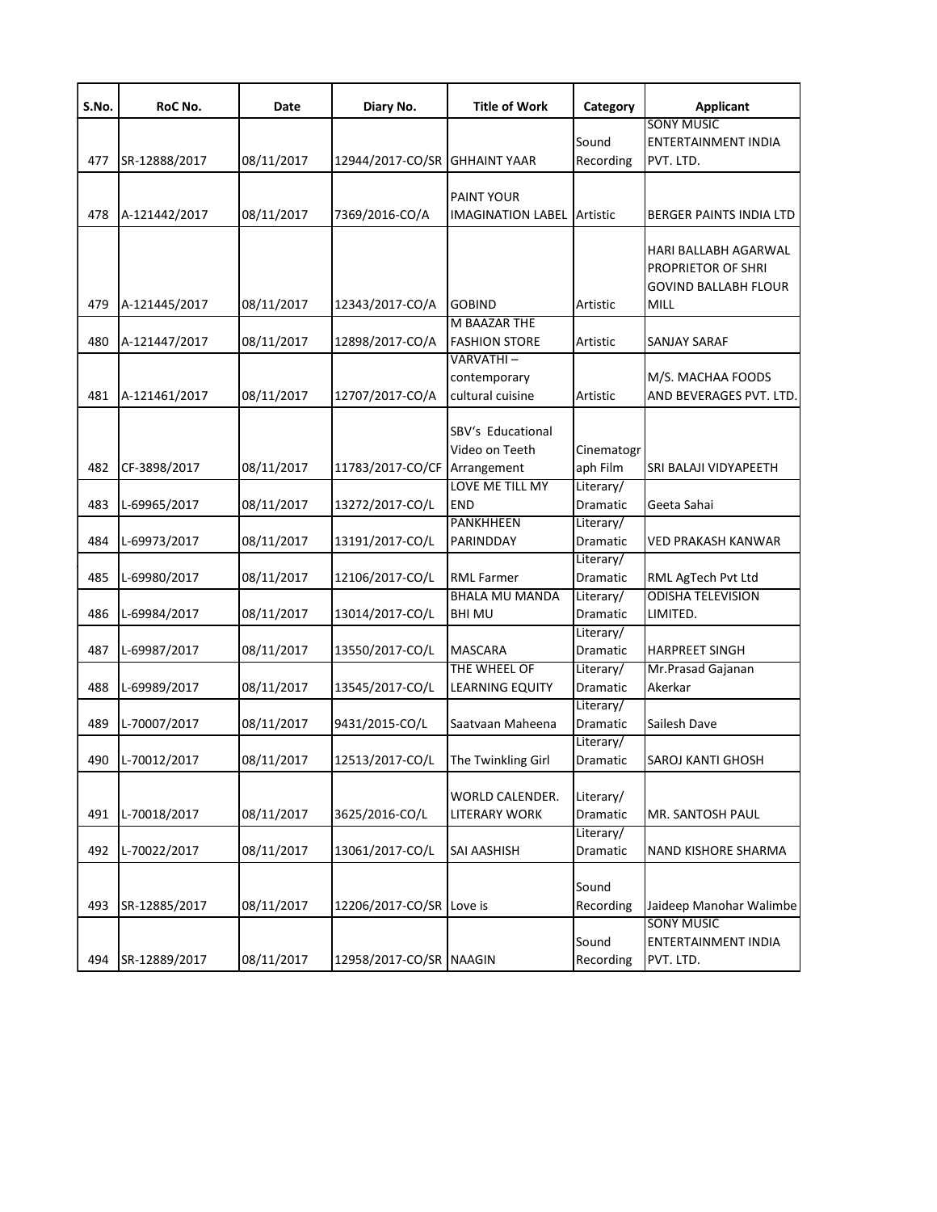| S.No. | RoC No. | Date | Diary No. | Title of Work | Category | Applicant |
|---|---|---|---|---|---|---|
| 477 | SR-12888/2017 | 08/11/2017 | 12944/2017-CO/SR | GHHAINT YAAR | Sound Recording | SONY MUSIC ENTERTAINMENT INDIA PVT. LTD. |
| 478 | A-121442/2017 | 08/11/2017 | 7369/2016-CO/A | PAINT YOUR IMAGINATION LABEL | Artistic | BERGER PAINTS INDIA LTD |
| 479 | A-121445/2017 | 08/11/2017 | 12343/2017-CO/A | GOBIND | Artistic | HARI BALLABH AGARWAL PROPRIETOR OF SHRI GOVIND BALLABH FLOUR MILL |
| 480 | A-121447/2017 | 08/11/2017 | 12898/2017-CO/A | M BAAZAR THE FASHION STORE | Artistic | SANJAY SARAF |
| 481 | A-121461/2017 | 08/11/2017 | 12707/2017-CO/A | VARVATHI – contemporary cultural cuisine | Artistic | M/S. MACHAA FOODS AND BEVERAGES PVT. LTD. |
| 482 | CF-3898/2017 | 08/11/2017 | 11783/2017-CO/CF | SBV's Educational Video on Teeth Arrangement | Cinematograph Film | SRI BALAJI VIDYAPEETH |
| 483 | L-69965/2017 | 08/11/2017 | 13272/2017-CO/L | LOVE ME TILL MY END | Literary/ Dramatic | Geeta Sahai |
| 484 | L-69973/2017 | 08/11/2017 | 13191/2017-CO/L | PANKHHEEN PARINDDAY | Literary/ Dramatic | VED PRAKASH KANWAR |
| 485 | L-69980/2017 | 08/11/2017 | 12106/2017-CO/L | RML Farmer | Literary/ Dramatic | RML AgTech Pvt Ltd |
| 486 | L-69984/2017 | 08/11/2017 | 13014/2017-CO/L | BHALA MU MANDA BHI MU | Literary/ Dramatic | ODISHA TELEVISION LIMITED. |
| 487 | L-69987/2017 | 08/11/2017 | 13550/2017-CO/L | MASCARA | Literary/ Dramatic | HARPREET SINGH |
| 488 | L-69989/2017 | 08/11/2017 | 13545/2017-CO/L | THE WHEEL OF LEARNING EQUITY | Literary/ Dramatic | Mr.Prasad Gajanan Akerkar |
| 489 | L-70007/2017 | 08/11/2017 | 9431/2015-CO/L | Saatvaan Maheena | Literary/ Dramatic | Sailesh Dave |
| 490 | L-70012/2017 | 08/11/2017 | 12513/2017-CO/L | The Twinkling Girl | Literary/ Dramatic | SAROJ KANTI GHOSH |
| 491 | L-70018/2017 | 08/11/2017 | 3625/2016-CO/L | WORLD CALENDER. LITERARY WORK | Literary/ Dramatic | MR. SANTOSH PAUL |
| 492 | L-70022/2017 | 08/11/2017 | 13061/2017-CO/L | SAI AASHISH | Literary/ Dramatic | NAND KISHORE SHARMA |
| 493 | SR-12885/2017 | 08/11/2017 | 12206/2017-CO/SR | Love is | Sound Recording | Jaideep Manohar Walimbe |
| 494 | SR-12889/2017 | 08/11/2017 | 12958/2017-CO/SR | NAAGIN | Sound Recording | SONY MUSIC ENTERTAINMENT INDIA PVT. LTD. |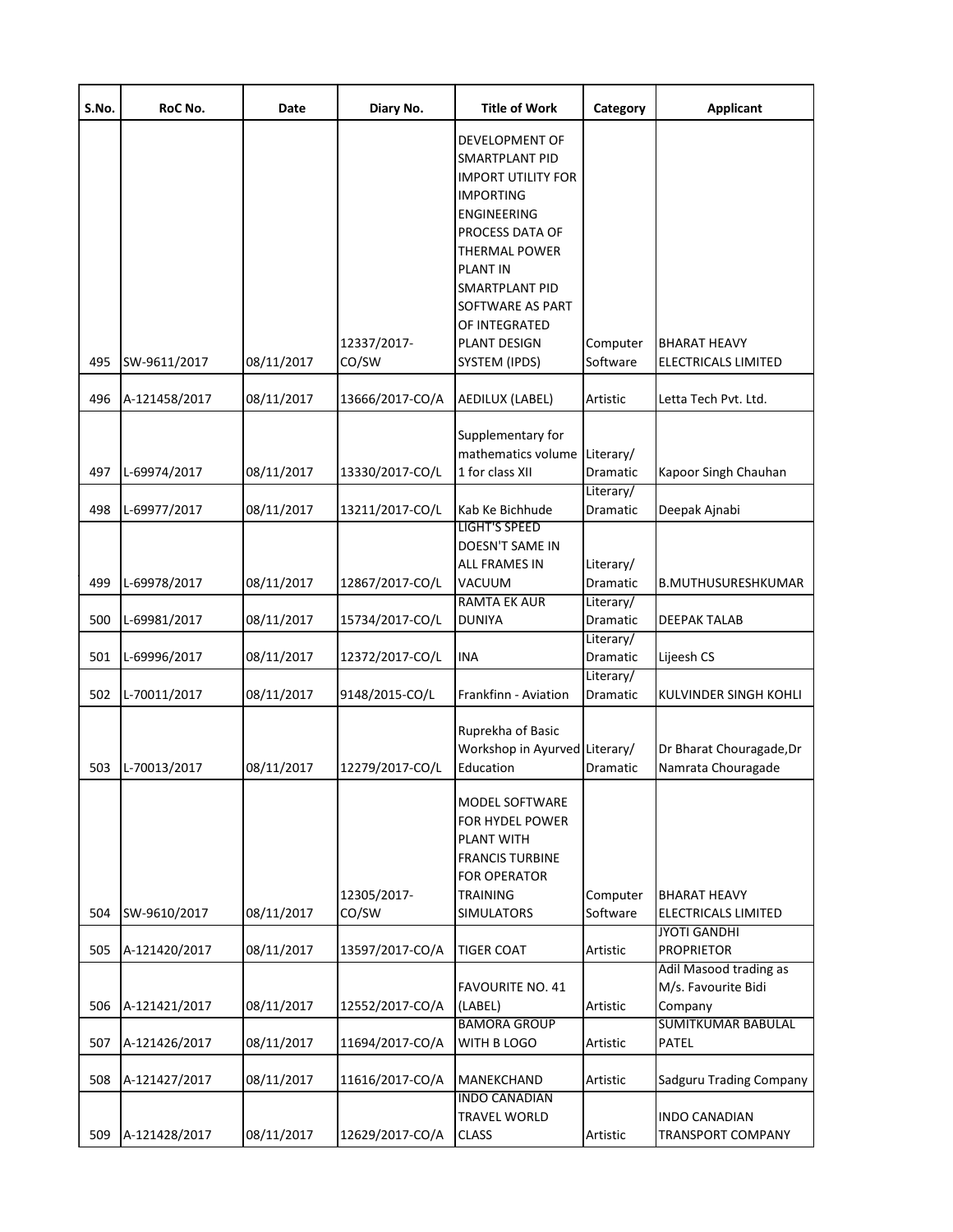| S.No. | RoC No. | Date | Diary No. | Title of Work | Category | Applicant |
|---|---|---|---|---|---|---|
| 495 | SW-9611/2017 | 08/11/2017 | 12337/2017-CO/SW | DEVELOPMENT OF SMARTPLANT PID IMPORT UTILITY FOR IMPORTING ENGINEERING PROCESS DATA OF THERMAL POWER PLANT IN SMARTPLANT PID SOFTWARE AS PART OF INTEGRATED PLANT DESIGN SYSTEM (IPDS) | Computer Software | BHARAT HEAVY ELECTRICALS LIMITED |
| 496 | A-121458/2017 | 08/11/2017 | 13666/2017-CO/A | AEDILUX (LABEL) | Artistic | Letta Tech Pvt. Ltd. |
| 497 | L-69974/2017 | 08/11/2017 | 13330/2017-CO/L | Supplementary for mathematics volume 1 for class XII | Literary/ Dramatic | Kapoor Singh Chauhan |
| 498 | L-69977/2017 | 08/11/2017 | 13211/2017-CO/L | Kab Ke Bichhude | Literary/ Dramatic | Deepak Ajnabi |
| 499 | L-69978/2017 | 08/11/2017 | 12867/2017-CO/L | LIGHT'S SPEED DOESN'T SAME IN ALL FRAMES IN VACUUM | Literary/ Dramatic | B.MUTHUSURESHKUMAR |
| 500 | L-69981/2017 | 08/11/2017 | 15734/2017-CO/L | RAMTA EK AUR DUNIYA | Literary/ Dramatic | DEEPAK TALAB |
| 501 | L-69996/2017 | 08/11/2017 | 12372/2017-CO/L | INA | Literary/ Dramatic | Lijeesh CS |
| 502 | L-70011/2017 | 08/11/2017 | 9148/2015-CO/L | Frankfinn - Aviation | Literary/ Dramatic | KULVINDER SINGH KOHLI |
| 503 | L-70013/2017 | 08/11/2017 | 12279/2017-CO/L | Ruprekha of Basic Workshop in Ayurved Education | Literary/ Dramatic | Dr Bharat Chouragade,Dr Namrata Chouragade |
| 504 | SW-9610/2017 | 08/11/2017 | 12305/2017-CO/SW | MODEL SOFTWARE FOR HYDEL POWER PLANT WITH FRANCIS TURBINE FOR OPERATOR TRAINING SIMULATORS | Computer Software | BHARAT HEAVY ELECTRICALS LIMITED |
| 505 | A-121420/2017 | 08/11/2017 | 13597/2017-CO/A | TIGER COAT | Artistic | JYOTI GANDHI PROPRIETOR |
| 506 | A-121421/2017 | 08/11/2017 | 12552/2017-CO/A | FAVOURITE NO. 41 (LABEL) | Artistic | Adil Masood trading as M/s. Favourite Bidi Company |
| 507 | A-121426/2017 | 08/11/2017 | 11694/2017-CO/A | BAMORA GROUP WITH B LOGO | Artistic | SUMITKUMAR BABULAL PATEL |
| 508 | A-121427/2017 | 08/11/2017 | 11616/2017-CO/A | MANEKCHAND | Artistic | Sadguru Trading Company |
| 509 | A-121428/2017 | 08/11/2017 | 12629/2017-CO/A | INDO CANADIAN TRAVEL WORLD CLASS | Artistic | INDO CANADIAN TRANSPORT COMPANY |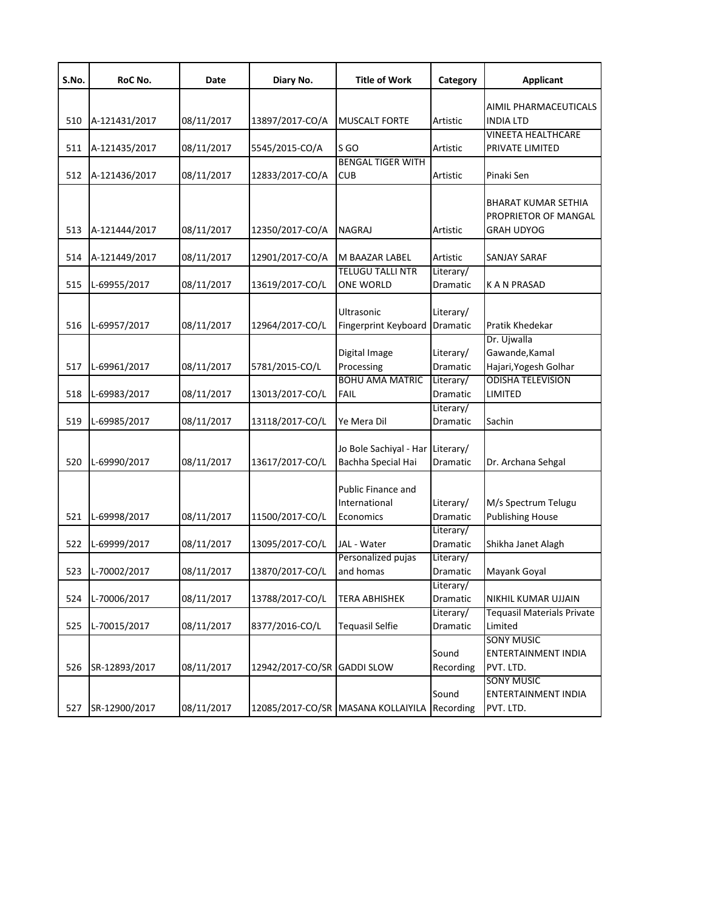| S.No. | RoC No. | Date | Diary No. | Title of Work | Category | Applicant |
|---|---|---|---|---|---|---|
| 510 | A-121431/2017 | 08/11/2017 | 13897/2017-CO/A | MUSCALT FORTE | Artistic | AIMIL PHARMACEUTICALS INDIA LTD |
| 511 | A-121435/2017 | 08/11/2017 | 5545/2015-CO/A | S GO | Artistic | VINEETA HEALTHCARE PRIVATE LIMITED |
| 512 | A-121436/2017 | 08/11/2017 | 12833/2017-CO/A | BENGAL TIGER WITH CUB | Artistic | Pinaki Sen |
| 513 | A-121444/2017 | 08/11/2017 | 12350/2017-CO/A | NAGRAJ | Artistic | BHARAT KUMAR SETHIA PROPRIETOR OF MANGAL GRAH UDYOG |
| 514 | A-121449/2017 | 08/11/2017 | 12901/2017-CO/A | M BAAZAR LABEL | Artistic | SANJAY SARAF |
| 515 | L-69955/2017 | 08/11/2017 | 13619/2017-CO/L | TELUGU TALLI NTR ONE WORLD | Literary/ Dramatic | K A N PRASAD |
| 516 | L-69957/2017 | 08/11/2017 | 12964/2017-CO/L | Ultrasonic Fingerprint Keyboard | Literary/ Dramatic | Pratik Khedekar |
| 517 | L-69961/2017 | 08/11/2017 | 5781/2015-CO/L | Digital Image Processing | Literary/ Dramatic | Dr. Ujwalla Gawande,Kamal Hajari,Yogesh Golhar |
| 518 | L-69983/2017 | 08/11/2017 | 13013/2017-CO/L | BOHU AMA MATRIC FAIL | Literary/ Dramatic | ODISHA TELEVISION LIMITED |
| 519 | L-69985/2017 | 08/11/2017 | 13118/2017-CO/L | Ye Mera Dil | Literary/ Dramatic | Sachin |
| 520 | L-69990/2017 | 08/11/2017 | 13617/2017-CO/L | Jo Bole Sachiyal - Har Bachha Special Hai | Literary/ Dramatic | Dr. Archana Sehgal |
| 521 | L-69998/2017 | 08/11/2017 | 11500/2017-CO/L | Public Finance and International Economics | Literary/ Dramatic | M/s Spectrum Telugu Publishing House |
| 522 | L-69999/2017 | 08/11/2017 | 13095/2017-CO/L | JAL - Water | Literary/ Dramatic | Shikha Janet Alagh |
| 523 | L-70002/2017 | 08/11/2017 | 13870/2017-CO/L | Personalized pujas and homas | Literary/ Dramatic | Mayank Goyal |
| 524 | L-70006/2017 | 08/11/2017 | 13788/2017-CO/L | TERA ABHISHEK | Literary/ Dramatic | NIKHIL KUMAR UJJAIN |
| 525 | L-70015/2017 | 08/11/2017 | 8377/2016-CO/L | Tequasil Selfie | Literary/ Dramatic | Tequasil Materials Private Limited |
| 526 | SR-12893/2017 | 08/11/2017 | 12942/2017-CO/SR | GADDI SLOW | Sound Recording | SONY MUSIC ENTERTAINMENT INDIA PVT. LTD. |
| 527 | SR-12900/2017 | 08/11/2017 | 12085/2017-CO/SR | MASANA KOLLAIYILA | Sound Recording | SONY MUSIC ENTERTAINMENT INDIA PVT. LTD. |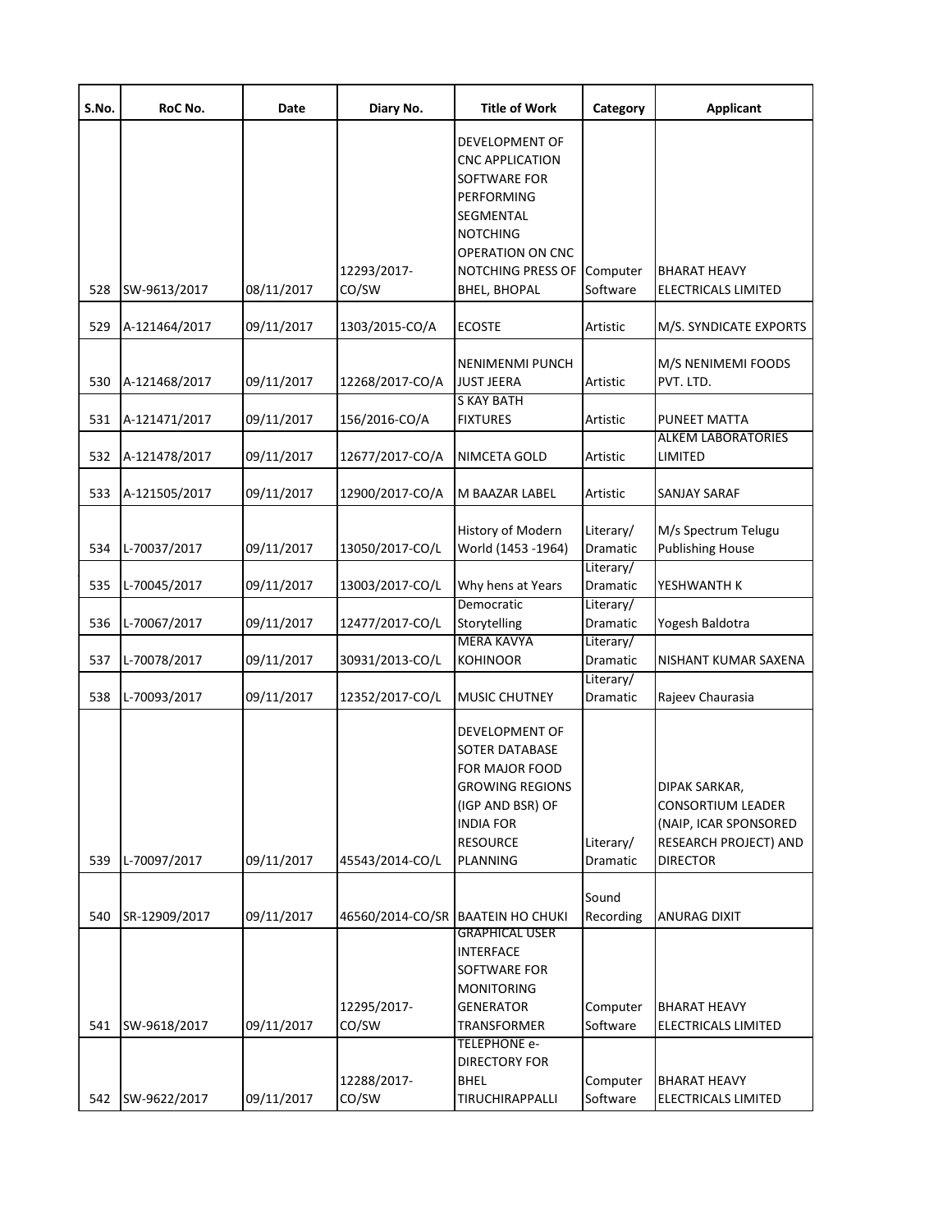| S.No. | RoC No. | Date | Diary No. | Title of Work | Category | Applicant |
|---|---|---|---|---|---|---|
| 528 | SW-9613/2017 | 08/11/2017 | 12293/2017-CO/SW | DEVELOPMENT OF CNC APPLICATION SOFTWARE FOR PERFORMING SEGMENTAL NOTCHING OPERATION ON CNC NOTCHING PRESS OF BHEL, BHOPAL | Computer Software | BHARAT HEAVY ELECTRICALS LIMITED |
| 529 | A-121464/2017 | 09/11/2017 | 1303/2015-CO/A | ECOSTE | Artistic | M/S. SYNDICATE EXPORTS |
| 530 | A-121468/2017 | 09/11/2017 | 12268/2017-CO/A | NENIMENMI PUNCH JUST JEERA | Artistic | M/S NENIMEMI FOODS PVT. LTD. |
| 531 | A-121471/2017 | 09/11/2017 | 156/2016-CO/A | S KAY BATH FIXTURES | Artistic | PUNEET MATTA |
| 532 | A-121478/2017 | 09/11/2017 | 12677/2017-CO/A | NIMCETA GOLD | Artistic | ALKEM LABORATORIES LIMITED |
| 533 | A-121505/2017 | 09/11/2017 | 12900/2017-CO/A | M BAAZAR LABEL | Artistic | SANJAY SARAF |
| 534 | L-70037/2017 | 09/11/2017 | 13050/2017-CO/L | History of Modern World (1453 -1964) | Literary/ Dramatic | M/s Spectrum Telugu Publishing House |
| 535 | L-70045/2017 | 09/11/2017 | 13003/2017-CO/L | Why hens at Years | Literary/ Dramatic | YESHWANTH K |
| 536 | L-70067/2017 | 09/11/2017 | 12477/2017-CO/L | Democratic Storytelling | Literary/ Dramatic | Yogesh Baldotra |
| 537 | L-70078/2017 | 09/11/2017 | 30931/2013-CO/L | MERA KAVYA KOHINOOR | Literary/ Dramatic | NISHANT KUMAR SAXENA |
| 538 | L-70093/2017 | 09/11/2017 | 12352/2017-CO/L | MUSIC CHUTNEY | Literary/ Dramatic | Rajeev Chaurasia |
| 539 | L-70097/2017 | 09/11/2017 | 45543/2014-CO/L | DEVELOPMENT OF SOTER DATABASE FOR MAJOR FOOD GROWING REGIONS (IGP AND BSR) OF INDIA FOR RESOURCE PLANNING | Literary/ Dramatic | DIPAK SARKAR, CONSORTIUM LEADER (NAIP, ICAR SPONSORED RESEARCH PROJECT) AND DIRECTOR |
| 540 | SR-12909/2017 | 09/11/2017 | 46560/2014-CO/SR | BAATEIN HO CHUKI | Sound Recording | ANURAG DIXIT |
| 541 | SW-9618/2017 | 09/11/2017 | 12295/2017-CO/SW | GRAPHICAL USER INTERFACE SOFTWARE FOR MONITORING GENERATOR TRANSFORMER | Computer Software | BHARAT HEAVY ELECTRICALS LIMITED |
| 542 | SW-9622/2017 | 09/11/2017 | 12288/2017-CO/SW | TELEPHONE e-DIRECTORY FOR BHEL TIRUCHIRAPPALLI | Computer Software | BHARAT HEAVY ELECTRICALS LIMITED |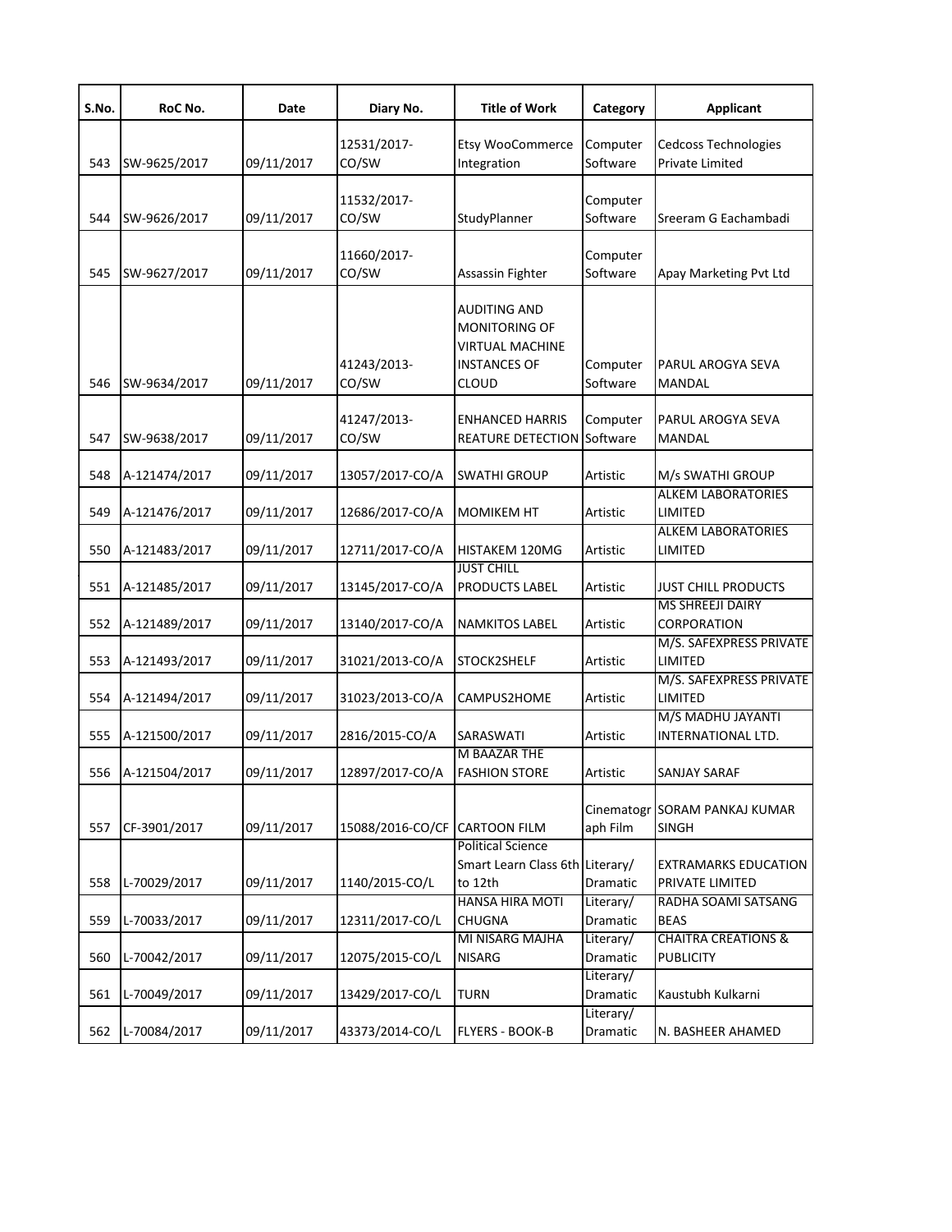| S.No. | RoC No. | Date | Diary No. | Title of Work | Category | Applicant |
|---|---|---|---|---|---|---|
| 543 | SW-9625/2017 | 09/11/2017 | 12531/2017-CO/SW | Etsy WooCommerce Integration | Computer Software | Cedcoss Technologies Private Limited |
| 544 | SW-9626/2017 | 09/11/2017 | 11532/2017-CO/SW | StudyPlanner | Computer Software | Sreeram G Eachambadi |
| 545 | SW-9627/2017 | 09/11/2017 | 11660/2017-CO/SW | Assassin Fighter | Computer Software | Apay Marketing Pvt Ltd |
| 546 | SW-9634/2017 | 09/11/2017 | 41243/2013-CO/SW | AUDITING AND MONITORING OF VIRTUAL MACHINE INSTANCES OF CLOUD | Computer Software | PARUL AROGYA SEVA MANDAL |
| 547 | SW-9638/2017 | 09/11/2017 | 41247/2013-CO/SW | ENHANCED HARRIS REATURE DETECTION | Computer Software | PARUL AROGYA SEVA MANDAL |
| 548 | A-121474/2017 | 09/11/2017 | 13057/2017-CO/A | SWATHI GROUP | Artistic | M/s SWATHI GROUP |
| 549 | A-121476/2017 | 09/11/2017 | 12686/2017-CO/A | MOMIKEM HT | Artistic | ALKEM LABORATORIES LIMITED |
| 550 | A-121483/2017 | 09/11/2017 | 12711/2017-CO/A | HISTAKEM 120MG | Artistic | ALKEM LABORATORIES LIMITED |
| 551 | A-121485/2017 | 09/11/2017 | 13145/2017-CO/A | JUST CHILL PRODUCTS LABEL | Artistic | JUST CHILL PRODUCTS |
| 552 | A-121489/2017 | 09/11/2017 | 13140/2017-CO/A | NAMKITOS LABEL | Artistic | MS SHREEJI DAIRY CORPORATION |
| 553 | A-121493/2017 | 09/11/2017 | 31021/2013-CO/A | STOCK2SHELF | Artistic | M/S. SAFEXPRESS PRIVATE LIMITED |
| 554 | A-121494/2017 | 09/11/2017 | 31023/2013-CO/A | CAMPUS2HOME | Artistic | M/S. SAFEXPRESS PRIVATE LIMITED |
| 555 | A-121500/2017 | 09/11/2017 | 2816/2015-CO/A | SARASWATI | Artistic | M/S MADHU JAYANTI INTERNATIONAL LTD. |
| 556 | A-121504/2017 | 09/11/2017 | 12897/2017-CO/A | M BAAZAR THE FASHION STORE | Artistic | SANJAY SARAF |
| 557 | CF-3901/2017 | 09/11/2017 | 15088/2016-CO/CF | CARTOON FILM | Cinematograph Film | SORAM PANKAJ KUMAR SINGH |
| 558 | L-70029/2017 | 09/11/2017 | 1140/2015-CO/L | Political Science Smart Learn Class 6th to 12th | Literary/ Dramatic | EXTRAMARKS EDUCATION PRIVATE LIMITED |
| 559 | L-70033/2017 | 09/11/2017 | 12311/2017-CO/L | HANSA HIRA MOTI CHUGNA | Literary/ Dramatic | RADHA SOAMI SATSANG BEAS |
| 560 | L-70042/2017 | 09/11/2017 | 12075/2015-CO/L | MI NISARG MAJHA NISARG | Literary/ Dramatic | CHAITRA CREATIONS & PUBLICITY |
| 561 | L-70049/2017 | 09/11/2017 | 13429/2017-CO/L | TURN | Literary/ Dramatic | Kaustubh Kulkarni |
| 562 | L-70084/2017 | 09/11/2017 | 43373/2014-CO/L | FLYERS - BOOK-B | Literary/ Dramatic | N. BASHEER AHAMED |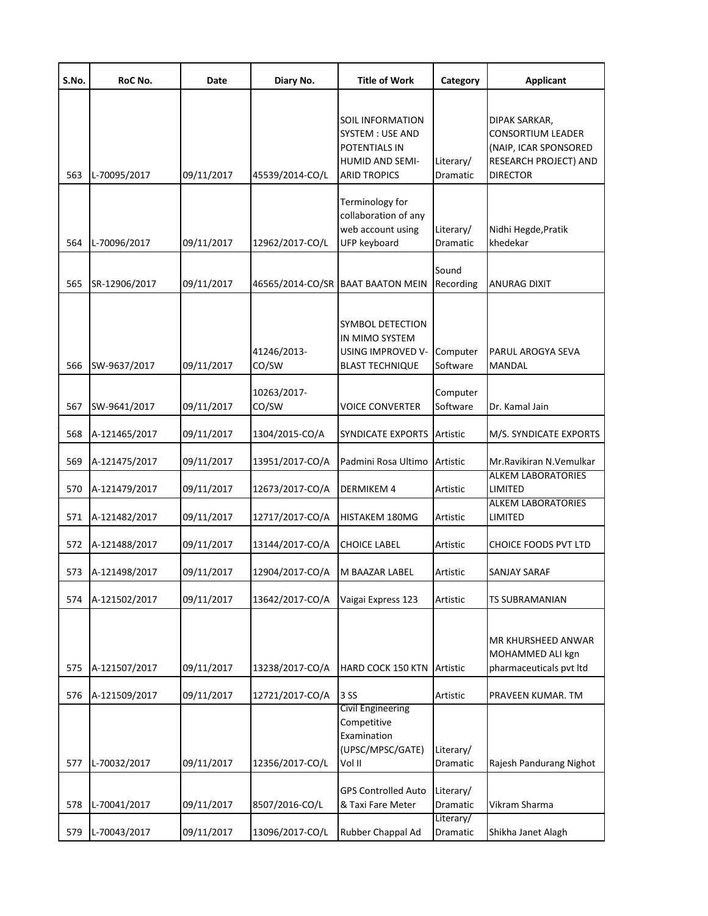| S.No. | RoC No. | Date | Diary No. | Title of Work | Category | Applicant |
|---|---|---|---|---|---|---|
| 563 | L-70095/2017 | 09/11/2017 | 45539/2014-CO/L | SOIL INFORMATION SYSTEM : USE AND POTENTIALS IN HUMID AND SEMI-ARID TROPICS | Literary/ Dramatic | DIPAK SARKAR, CONSORTIUM LEADER (NAIP, ICAR SPONSORED RESEARCH PROJECT) AND DIRECTOR |
| 564 | L-70096/2017 | 09/11/2017 | 12962/2017-CO/L | Terminology for collaboration of any web account using UFP keyboard | Literary/ Dramatic | Nidhi Hegde,Pratik khedekar |
| 565 | SR-12906/2017 | 09/11/2017 | 46565/2014-CO/SR | BAAT BAATON MEIN | Sound Recording | ANURAG DIXIT |
| 566 | SW-9637/2017 | 09/11/2017 | 41246/2013-CO/SW | SYMBOL DETECTION IN MIMO SYSTEM USING IMPROVED V-BLAST TECHNIQUE | Computer Software | PARUL AROGYA SEVA MANDAL |
| 567 | SW-9641/2017 | 09/11/2017 | 10263/2017-CO/SW | VOICE CONVERTER | Computer Software | Dr. Kamal Jain |
| 568 | A-121465/2017 | 09/11/2017 | 1304/2015-CO/A | SYNDICATE EXPORTS | Artistic | M/S. SYNDICATE EXPORTS |
| 569 | A-121475/2017 | 09/11/2017 | 13951/2017-CO/A | Padmini Rosa Ultimo | Artistic | Mr.Ravikiran N.Vemulkar |
| 570 | A-121479/2017 | 09/11/2017 | 12673/2017-CO/A | DERMIKEM 4 | Artistic | ALKEM LABORATORIES LIMITED |
| 571 | A-121482/2017 | 09/11/2017 | 12717/2017-CO/A | HISTAKEM 180MG | Artistic | ALKEM LABORATORIES LIMITED |
| 572 | A-121488/2017 | 09/11/2017 | 13144/2017-CO/A | CHOICE LABEL | Artistic | CHOICE FOODS PVT LTD |
| 573 | A-121498/2017 | 09/11/2017 | 12904/2017-CO/A | M BAAZAR LABEL | Artistic | SANJAY SARAF |
| 574 | A-121502/2017 | 09/11/2017 | 13642/2017-CO/A | Vaigai Express 123 | Artistic | TS SUBRAMANIAN |
| 575 | A-121507/2017 | 09/11/2017 | 13238/2017-CO/A | HARD COCK 150 KTN | Artistic | MR KHURSHEED ANWAR MOHAMMED ALI kgn pharmaceuticals pvt ltd |
| 576 | A-121509/2017 | 09/11/2017 | 12721/2017-CO/A | 3 SS | Artistic | PRAVEEN KUMAR. TM |
| 577 | L-70032/2017 | 09/11/2017 | 12356/2017-CO/L | Civil Engineering Competitive Examination (UPSC/MPSC/GATE) Vol II | Literary/ Dramatic | Rajesh Pandurang Nighot |
| 578 | L-70041/2017 | 09/11/2017 | 8507/2016-CO/L | GPS Controlled Auto & Taxi Fare Meter | Literary/ Dramatic | Vikram Sharma |
| 579 | L-70043/2017 | 09/11/2017 | 13096/2017-CO/L | Rubber Chappal Ad | Literary/ Dramatic | Shikha Janet Alagh |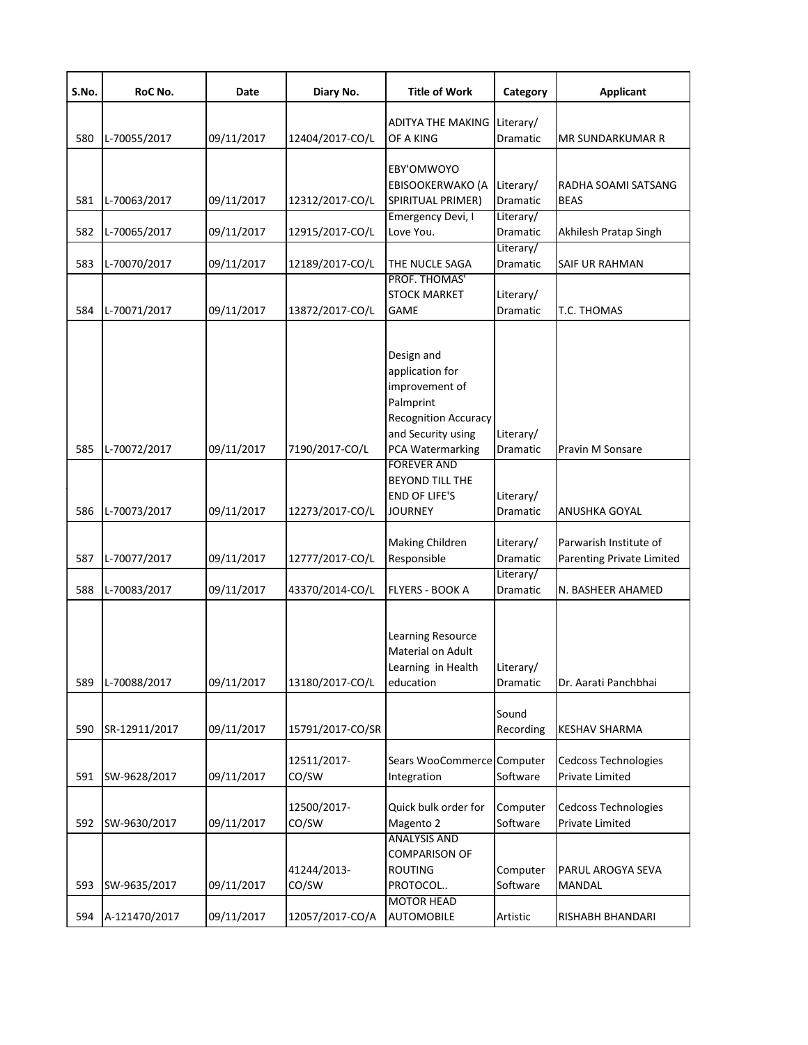| S.No. | RoC No. | Date | Diary No. | Title of Work | Category | Applicant |
| --- | --- | --- | --- | --- | --- | --- |
| 580 | L-70055/2017 | 09/11/2017 | 12404/2017-CO/L | ADITYA THE MAKING OF A KING | Literary/ Dramatic | MR SUNDARKUMAR R |
| 581 | L-70063/2017 | 09/11/2017 | 12312/2017-CO/L | EBY'OMWOYO EBISOOKERWAKO (A SPIRITUAL PRIMER) | Literary/ Dramatic | RADHA SOAMI SATSANG BEAS |
| 582 | L-70065/2017 | 09/11/2017 | 12915/2017-CO/L | Emergency Devi, I Love You. | Literary/ Dramatic | Akhilesh Pratap Singh |
| 583 | L-70070/2017 | 09/11/2017 | 12189/2017-CO/L | THE NUCLE SAGA | Literary/ Dramatic | SAIF UR RAHMAN |
| 584 | L-70071/2017 | 09/11/2017 | 13872/2017-CO/L | PROF. THOMAS' STOCK MARKET GAME | Literary/ Dramatic | T.C. THOMAS |
| 585 | L-70072/2017 | 09/11/2017 | 7190/2017-CO/L | Design and application for improvement of Palmprint Recognition Accuracy and Security using PCA Watermarking | Literary/ Dramatic | Pravin M Sonsare |
| 586 | L-70073/2017 | 09/11/2017 | 12273/2017-CO/L | FOREVER AND BEYOND TILL THE END OF LIFE'S JOURNEY | Literary/ Dramatic | ANUSHKA GOYAL |
| 587 | L-70077/2017 | 09/11/2017 | 12777/2017-CO/L | Making Children Responsible | Literary/ Dramatic | Parwarish Institute of Parenting Private Limited |
| 588 | L-70083/2017 | 09/11/2017 | 43370/2014-CO/L | FLYERS - BOOK A | Literary/ Dramatic | N. BASHEER AHAMED |
| 589 | L-70088/2017 | 09/11/2017 | 13180/2017-CO/L | Learning Resource Material on Adult Learning in Health education | Literary/ Dramatic | Dr. Aarati Panchbhai |
| 590 | SR-12911/2017 | 09/11/2017 | 15791/2017-CO/SR | | Sound Recording | KESHAV SHARMA |
| 591 | SW-9628/2017 | 09/11/2017 | 12511/2017-CO/SW | Sears WooCommerce Integration | Computer Software | Cedcoss Technologies Private Limited |
| 592 | SW-9630/2017 | 09/11/2017 | 12500/2017-CO/SW | Quick bulk order for Magento 2 | Computer Software | Cedcoss Technologies Private Limited |
| 593 | SW-9635/2017 | 09/11/2017 | 41244/2013-CO/SW | ANALYSIS AND COMPARISON OF ROUTING PROTOCOL.. | Computer Software | PARUL AROGYA SEVA MANDAL |
| 594 | A-121470/2017 | 09/11/2017 | 12057/2017-CO/A | MOTOR HEAD AUTOMOBILE | Artistic | RISHABH BHANDARI |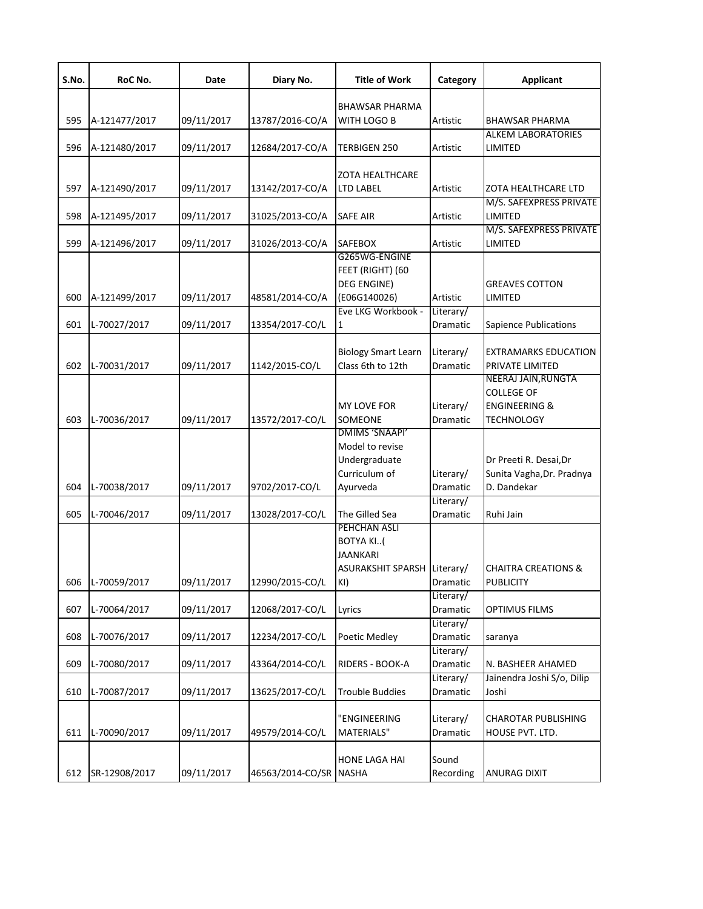| S.No. | RoC No. | Date | Diary No. | Title of Work | Category | Applicant |
|---|---|---|---|---|---|---|
| 595 | A-121477/2017 | 09/11/2017 | 13787/2016-CO/A | BHAWSAR PHARMA WITH LOGO B | Artistic | BHAWSAR PHARMA |
| 596 | A-121480/2017 | 09/11/2017 | 12684/2017-CO/A | TERBIGEN 250 | Artistic | ALKEM LABORATORIES LIMITED |
| 597 | A-121490/2017 | 09/11/2017 | 13142/2017-CO/A | ZOTA HEALTHCARE LTD LABEL | Artistic | ZOTA HEALTHCARE LTD |
| 598 | A-121495/2017 | 09/11/2017 | 31025/2013-CO/A | SAFE AIR | Artistic | M/S. SAFEXPRESS PRIVATE LIMITED |
| 599 | A-121496/2017 | 09/11/2017 | 31026/2013-CO/A | SAFEBOX | Artistic | M/S. SAFEXPRESS PRIVATE LIMITED |
| 600 | A-121499/2017 | 09/11/2017 | 48581/2014-CO/A | G265WG-ENGINE FEET (RIGHT) (60 DEG ENGINE) (E06G140026) | Artistic | GREAVES COTTON LIMITED |
| 601 | L-70027/2017 | 09/11/2017 | 13354/2017-CO/L | Eve LKG Workbook - 1 | Literary/ Dramatic | Sapience Publications |
| 602 | L-70031/2017 | 09/11/2017 | 1142/2015-CO/L | Biology Smart Learn Class 6th to 12th | Literary/ Dramatic | EXTRAMARKS EDUCATION PRIVATE LIMITED |
| 603 | L-70036/2017 | 09/11/2017 | 13572/2017-CO/L | MY LOVE FOR SOMEONE | Literary/ Dramatic | NEERAJ JAIN,RUNGTA COLLEGE OF ENGINEERING & TECHNOLOGY |
| 604 | L-70038/2017 | 09/11/2017 | 9702/2017-CO/L | DMIMS 'SNAAPI' Model to revise Undergraduate Curriculum of Ayurveda | Literary/ Dramatic | Dr Preeti R. Desai,Dr Sunita Vagha,Dr. Pradnya D. Dandekar |
| 605 | L-70046/2017 | 09/11/2017 | 13028/2017-CO/L | The Gilled Sea | Literary/ Dramatic | Ruhi Jain |
| 606 | L-70059/2017 | 09/11/2017 | 12990/2015-CO/L | PEHCHAN ASLI BOTYA KI..( JAANKARI ASURAKSHIT SPARSH KI) | Literary/ Dramatic | CHAITRA CREATIONS & PUBLICITY |
| 607 | L-70064/2017 | 09/11/2017 | 12068/2017-CO/L | Lyrics | Literary/ Dramatic | OPTIMUS FILMS |
| 608 | L-70076/2017 | 09/11/2017 | 12234/2017-CO/L | Poetic Medley | Literary/ Dramatic | saranya |
| 609 | L-70080/2017 | 09/11/2017 | 43364/2014-CO/L | RIDERS - BOOK-A | Literary/ Dramatic | N. BASHEER AHAMED |
| 610 | L-70087/2017 | 09/11/2017 | 13625/2017-CO/L | Trouble Buddies | Literary/ Dramatic | Jainendra Joshi S/o, Dilip Joshi |
| 611 | L-70090/2017 | 09/11/2017 | 49579/2014-CO/L | "ENGINEERING MATERIALS" | Literary/ Dramatic | CHAROTAR PUBLISHING HOUSE PVT. LTD. |
| 612 | SR-12908/2017 | 09/11/2017 | 46563/2014-CO/SR | HONE LAGA HAI NASHA | Sound Recording | ANURAG DIXIT |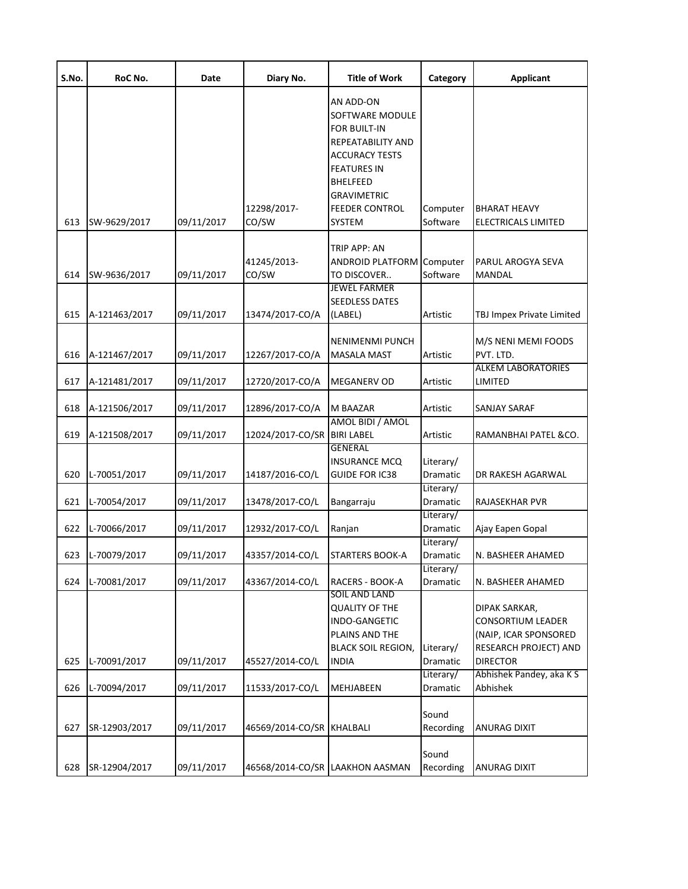| S.No. | RoC No. | Date | Diary No. | Title of Work | Category | Applicant |
|---|---|---|---|---|---|---|
| 613 | SW-9629/2017 | 09/11/2017 | 12298/2017-CO/SW | AN ADD-ON SOFTWARE MODULE FOR BUILT-IN REPEATABILITY AND ACCURACY TESTS FEATURES IN BHELFEED GRAVIMETRIC FEEDER CONTROL SYSTEM | Computer Software | BHARAT HEAVY ELECTRICALS LIMITED |
| 614 | SW-9636/2017 | 09/11/2017 | 41245/2013-CO/SW | TRIP APP: AN ANDROID PLATFORM TO DISCOVER.. | Computer Software | PARUL AROGYA SEVA MANDAL |
| 615 | A-121463/2017 | 09/11/2017 | 13474/2017-CO/A | JEWEL FARMER SEEDLESS DATES (LABEL) | Artistic | TBJ Impex Private Limited |
| 616 | A-121467/2017 | 09/11/2017 | 12267/2017-CO/A | NENIMENMI PUNCH MASALA MAST | Artistic | M/S NENI MEMI FOODS PVT. LTD. |
| 617 | A-121481/2017 | 09/11/2017 | 12720/2017-CO/A | MEGANERV OD | Artistic | ALKEM LABORATORIES LIMITED |
| 618 | A-121506/2017 | 09/11/2017 | 12896/2017-CO/A | M BAAZAR | Artistic | SANJAY SARAF |
| 619 | A-121508/2017 | 09/11/2017 | 12024/2017-CO/SR | AMOL BIDI / AMOL BIRI LABEL | Artistic | RAMANBHAI PATEL &CO. |
| 620 | L-70051/2017 | 09/11/2017 | 14187/2016-CO/L | GENERAL INSURANCE MCQ GUIDE FOR IC38 | Literary/ Dramatic | DR RAKESH AGARWAL |
| 621 | L-70054/2017 | 09/11/2017 | 13478/2017-CO/L | Bangarraju | Literary/ Dramatic | RAJASEKHAR PVR |
| 622 | L-70066/2017 | 09/11/2017 | 12932/2017-CO/L | Ranjan | Literary/ Dramatic | Ajay Eapen Gopal |
| 623 | L-70079/2017 | 09/11/2017 | 43357/2014-CO/L | STARTERS BOOK-A | Literary/ Dramatic | N. BASHEER AHAMED |
| 624 | L-70081/2017 | 09/11/2017 | 43367/2014-CO/L | RACERS - BOOK-A | Literary/ Dramatic | N. BASHEER AHAMED |
| 625 | L-70091/2017 | 09/11/2017 | 45527/2014-CO/L | SOIL AND LAND QUALITY OF THE INDO-GANGETIC PLAINS AND THE BLACK SOIL REGION, INDIA | Literary/ Dramatic | DIPAK SARKAR, CONSORTIUM LEADER (NAIP, ICAR SPONSORED RESEARCH PROJECT) AND DIRECTOR |
| 626 | L-70094/2017 | 09/11/2017 | 11533/2017-CO/L | MEHJABEEN | Literary/ Dramatic | Abhishek Pandey, aka K S Abhishek |
| 627 | SR-12903/2017 | 09/11/2017 | 46569/2014-CO/SR | KHALBALI | Sound Recording | ANURAG DIXIT |
| 628 | SR-12904/2017 | 09/11/2017 | 46568/2014-CO/SR | LAAKHON AASMAN | Sound Recording | ANURAG DIXIT |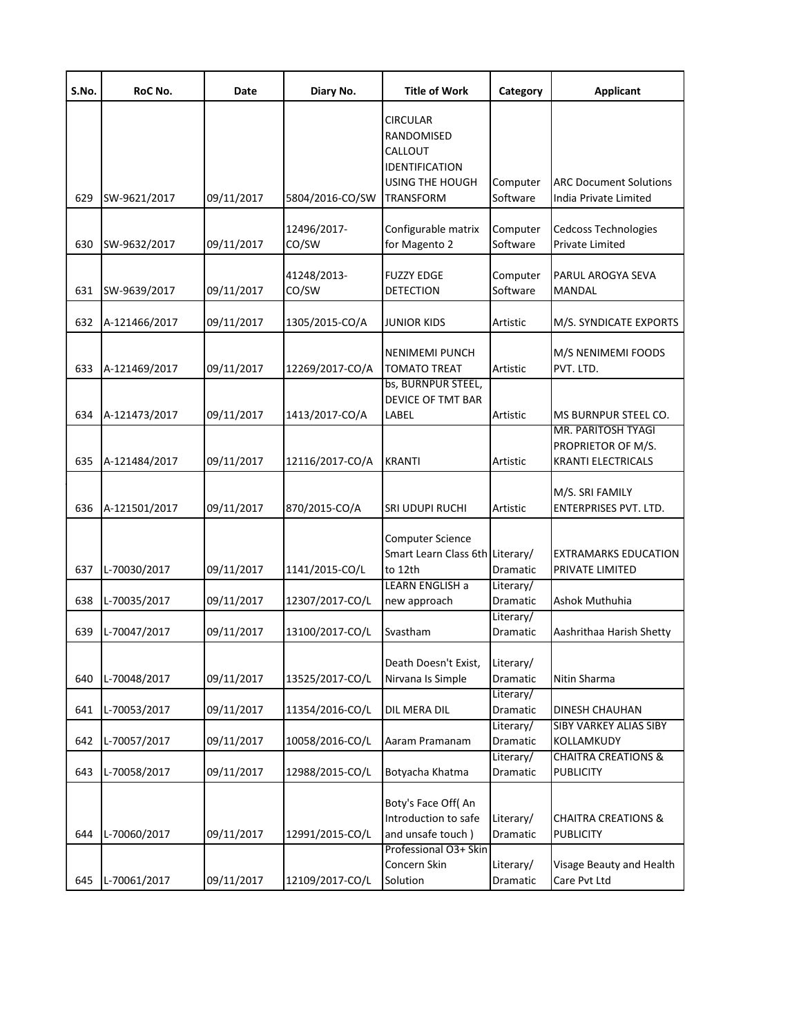| S.No. | RoC No. | Date | Diary No. | Title of Work | Category | Applicant |
|---|---|---|---|---|---|---|
| 629 | SW-9621/2017 | 09/11/2017 | 5804/2016-CO/SW | CIRCULAR RANDOMISED CALLOUT IDENTIFICATION USING THE HOUGH TRANSFORM | Computer Software | ARC Document Solutions India Private Limited |
| 630 | SW-9632/2017 | 09/11/2017 | 12496/2017-CO/SW | Configurable matrix for Magento 2 | Computer Software | Cedcoss Technologies Private Limited |
| 631 | SW-9639/2017 | 09/11/2017 | 41248/2013-CO/SW | FUZZY EDGE DETECTION | Computer Software | PARUL AROGYA SEVA MANDAL |
| 632 | A-121466/2017 | 09/11/2017 | 1305/2015-CO/A | JUNIOR KIDS | Artistic | M/S. SYNDICATE EXPORTS |
| 633 | A-121469/2017 | 09/11/2017 | 12269/2017-CO/A | NENIMEMI PUNCH TOMATO TREAT | Artistic | M/S NENIMEMI FOODS PVT. LTD. |
| 634 | A-121473/2017 | 09/11/2017 | 1413/2017-CO/A | bs, BURNPUR STEEL, DEVICE OF TMT BAR LABEL | Artistic | MS BURNPUR STEEL CO. |
| 635 | A-121484/2017 | 09/11/2017 | 12116/2017-CO/A | KRANTI | Artistic | MR. PARITOSH TYAGI PROPRIETOR OF M/S. KRANTI ELECTRICALS |
| 636 | A-121501/2017 | 09/11/2017 | 870/2015-CO/A | SRI UDUPI RUCHI | Artistic | M/S. SRI FAMILY ENTERPRISES PVT. LTD. |
| 637 | L-70030/2017 | 09/11/2017 | 1141/2015-CO/L | Computer Science Smart Learn Class 6th to 12th | Literary/ Dramatic | EXTRAMARKS EDUCATION PRIVATE LIMITED |
| 638 | L-70035/2017 | 09/11/2017 | 12307/2017-CO/L | LEARN ENGLISH a new approach | Literary/ Dramatic | Ashok Muthuhia |
| 639 | L-70047/2017 | 09/11/2017 | 13100/2017-CO/L | Svastham | Literary/ Dramatic | Aashrithaa Harish Shetty |
| 640 | L-70048/2017 | 09/11/2017 | 13525/2017-CO/L | Death Doesn't Exist, Nirvana Is Simple | Literary/ Dramatic | Nitin Sharma |
| 641 | L-70053/2017 | 09/11/2017 | 11354/2016-CO/L | DIL MERA DIL | Literary/ Dramatic | DINESH CHAUHAN |
| 642 | L-70057/2017 | 09/11/2017 | 10058/2016-CO/L | Aaram Pramanam | Literary/ Dramatic | SIBY VARKEY ALIAS SIBY KOLLAMKUDY |
| 643 | L-70058/2017 | 09/11/2017 | 12988/2015-CO/L | Botyacha Khatma | Literary/ Dramatic | CHAITRA CREATIONS & PUBLICITY |
| 644 | L-70060/2017 | 09/11/2017 | 12991/2015-CO/L | Boty's Face Off( An Introduction to safe and unsafe touch ) | Literary/ Dramatic | CHAITRA CREATIONS & PUBLICITY |
| 645 | L-70061/2017 | 09/11/2017 | 12109/2017-CO/L | Professional O3+ Skin Concern Skin Solution | Literary/ Dramatic | Visage Beauty and Health Care Pvt Ltd |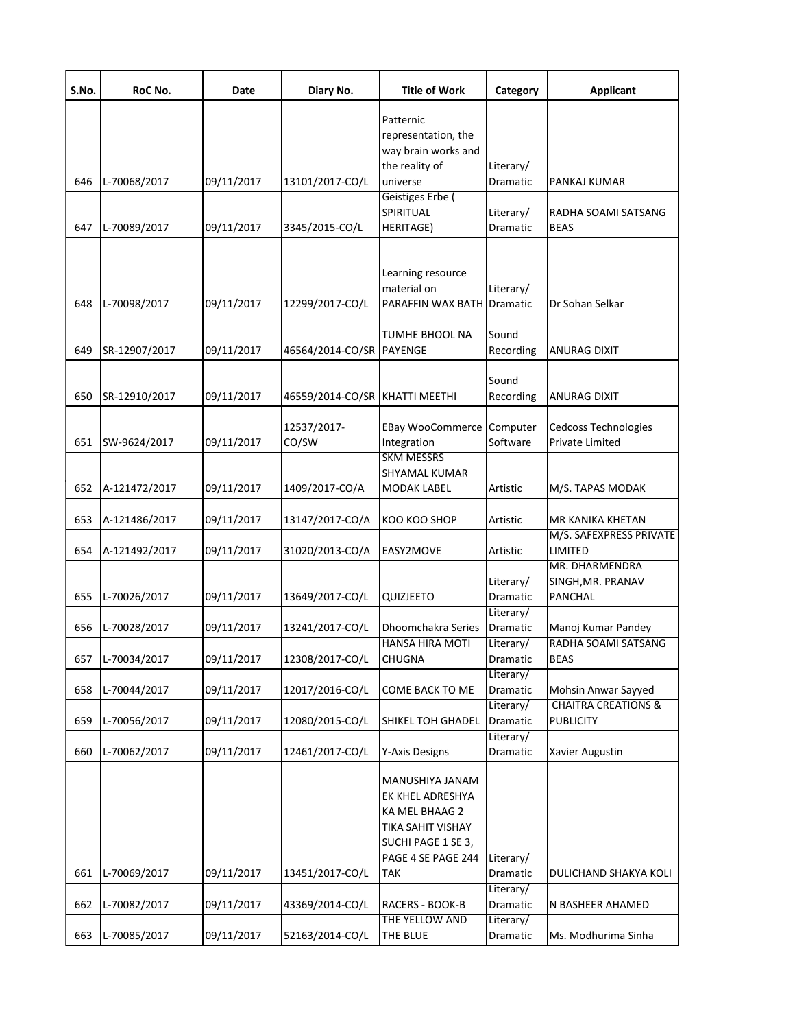| S.No. | RoC No. | Date | Diary No. | Title of Work | Category | Applicant |
|---|---|---|---|---|---|---|
| 646 | L-70068/2017 | 09/11/2017 | 13101/2017-CO/L | Patternic representation, the way brain works and the reality of universe | Literary/ Dramatic | PANKAJ KUMAR |
| 647 | L-70089/2017 | 09/11/2017 | 3345/2015-CO/L | Geistiges Erbe ( SPIRITUAL HERITAGE) | Literary/ Dramatic | RADHA SOAMI SATSANG BEAS |
| 648 | L-70098/2017 | 09/11/2017 | 12299/2017-CO/L | Learning resource material on PARAFFIN WAX BATH | Literary/ Dramatic | Dr Sohan Selkar |
| 649 | SR-12907/2017 | 09/11/2017 | 46564/2014-CO/SR | TUMHE BHOOL NA PAYENGE | Sound Recording | ANURAG DIXIT |
| 650 | SR-12910/2017 | 09/11/2017 | 46559/2014-CO/SR | KHATTI MEETHI | Sound Recording | ANURAG DIXIT |
| 651 | SW-9624/2017 | 09/11/2017 | 12537/2017-CO/SW | EBay WooCommerce Integration | Computer Software | Cedcoss Technologies Private Limited |
| 652 | A-121472/2017 | 09/11/2017 | 1409/2017-CO/A | SKM MESSRS SHYAMAL KUMAR MODAK LABEL | Artistic | M/S. TAPAS MODAK |
| 653 | A-121486/2017 | 09/11/2017 | 13147/2017-CO/A | KOO KOO SHOP | Artistic | MR KANIKA KHETAN |
| 654 | A-121492/2017 | 09/11/2017 | 31020/2013-CO/A | EASY2MOVE | Artistic | M/S. SAFEXPRESS PRIVATE LIMITED |
| 655 | L-70026/2017 | 09/11/2017 | 13649/2017-CO/L | QUIZJEETO | Literary/ Dramatic | MR. DHARMENDRA SINGH,MR. PRANAV PANCHAL |
| 656 | L-70028/2017 | 09/11/2017 | 13241/2017-CO/L | Dhoomchakra Series | Literary/ Dramatic | Manoj Kumar Pandey |
| 657 | L-70034/2017 | 09/11/2017 | 12308/2017-CO/L | HANSA HIRA MOTI CHUGNA | Literary/ Dramatic | RADHA SOAMI SATSANG BEAS |
| 658 | L-70044/2017 | 09/11/2017 | 12017/2016-CO/L | COME BACK TO ME | Literary/ Dramatic | Mohsin Anwar Sayyed |
| 659 | L-70056/2017 | 09/11/2017 | 12080/2015-CO/L | SHIKEL TOH GHADEL | Literary/ Dramatic | CHAITRA CREATIONS & PUBLICITY |
| 660 | L-70062/2017 | 09/11/2017 | 12461/2017-CO/L | Y-Axis Designs | Literary/ Dramatic | Xavier Augustin |
| 661 | L-70069/2017 | 09/11/2017 | 13451/2017-CO/L | MANUSHIYA JANAM EK KHEL ADRESHYA KA MEL BHAAG 2 TIKA SAHIT VISHAY SUCHI PAGE 1 SE 3, PAGE 4 SE PAGE 244 TAK | Literary/ Dramatic | DULICHAND SHAKYA KOLI |
| 662 | L-70082/2017 | 09/11/2017 | 43369/2014-CO/L | RACERS - BOOK-B | Literary/ Dramatic | N BASHEER AHAMED |
| 663 | L-70085/2017 | 09/11/2017 | 52163/2014-CO/L | THE YELLOW AND THE BLUE | Literary/ Dramatic | Ms. Modhurima Sinha |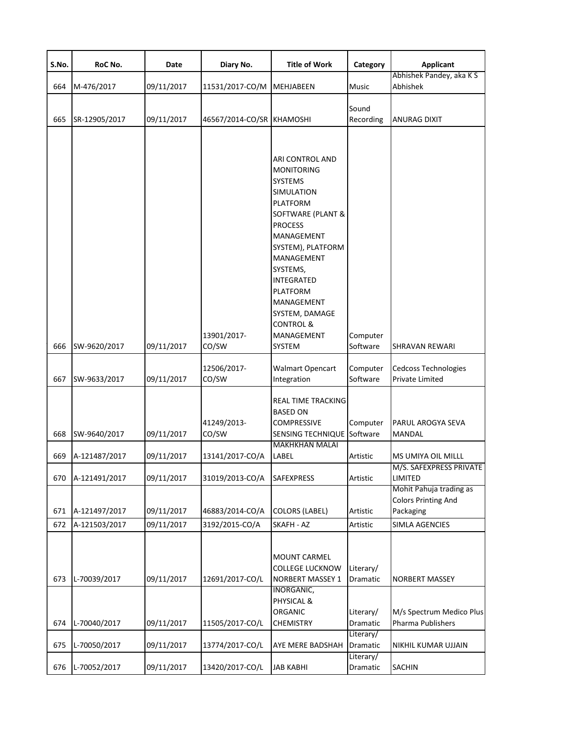| S.No. | RoC No. | Date | Diary No. | Title of Work | Category | Applicant |
|---|---|---|---|---|---|---|
| 664 | M-476/2017 | 09/11/2017 | 11531/2017-CO/M | MEHJABEEN | Music | Abhishek Pandey, aka K S Abhishek |
| 665 | SR-12905/2017 | 09/11/2017 | 46567/2014-CO/SR | KHAMOSHI | Sound Recording | ANURAG DIXIT |
| 666 | SW-9620/2017 | 09/11/2017 | 13901/2017-CO/SW | ARI CONTROL AND MONITORING SYSTEMS SIMULATION PLATFORM SOFTWARE (PLANT & PROCESS MANAGEMENT SYSTEM), PLATFORM MANAGEMENT SYSTEMS, INTEGRATED PLATFORM MANAGEMENT SYSTEM, DAMAGE CONTROL & MANAGEMENT SYSTEM | Computer Software | SHRAVAN REWARI |
| 667 | SW-9633/2017 | 09/11/2017 | 12506/2017-CO/SW | Walmart Opencart Integration | Computer Software | Cedcoss Technologies Private Limited |
| 668 | SW-9640/2017 | 09/11/2017 | 41249/2013-CO/SW | REAL TIME TRACKING BASED ON COMPRESSIVE SENSING TECHNIQUE | Computer Software | PARUL AROGYA SEVA MANDAL |
| 669 | A-121487/2017 | 09/11/2017 | 13141/2017-CO/A | MAKHKHAN MALAI LABEL | Artistic | MS UMIYA OIL MILLL |
| 670 | A-121491/2017 | 09/11/2017 | 31019/2013-CO/A | SAFEXPRESS | Artistic | M/S. SAFEXPRESS PRIVATE LIMITED |
| 671 | A-121497/2017 | 09/11/2017 | 46883/2014-CO/A | COLORS (LABEL) | Artistic | Mohit Pahuja trading as Colors Printing And Packaging |
| 672 | A-121503/2017 | 09/11/2017 | 3192/2015-CO/A | SKAFH - AZ | Artistic | SIMLA AGENCIES |
| 673 | L-70039/2017 | 09/11/2017 | 12691/2017-CO/L | MOUNT CARMEL COLLEGE LUCKNOW NORBERT MASSEY 1 | Literary/ Dramatic | NORBERT MASSEY |
| 674 | L-70040/2017 | 09/11/2017 | 11505/2017-CO/L | INORGANIC, PHYSICAL & ORGANIC CHEMISTRY | Literary/ Dramatic | M/s Spectrum Medico Plus Pharma Publishers |
| 675 | L-70050/2017 | 09/11/2017 | 13774/2017-CO/L | AYE MERE BADSHAH | Literary/ Dramatic | NIKHIL KUMAR UJJAIN |
| 676 | L-70052/2017 | 09/11/2017 | 13420/2017-CO/L | JAB KABHI | Literary/ Dramatic | SACHIN |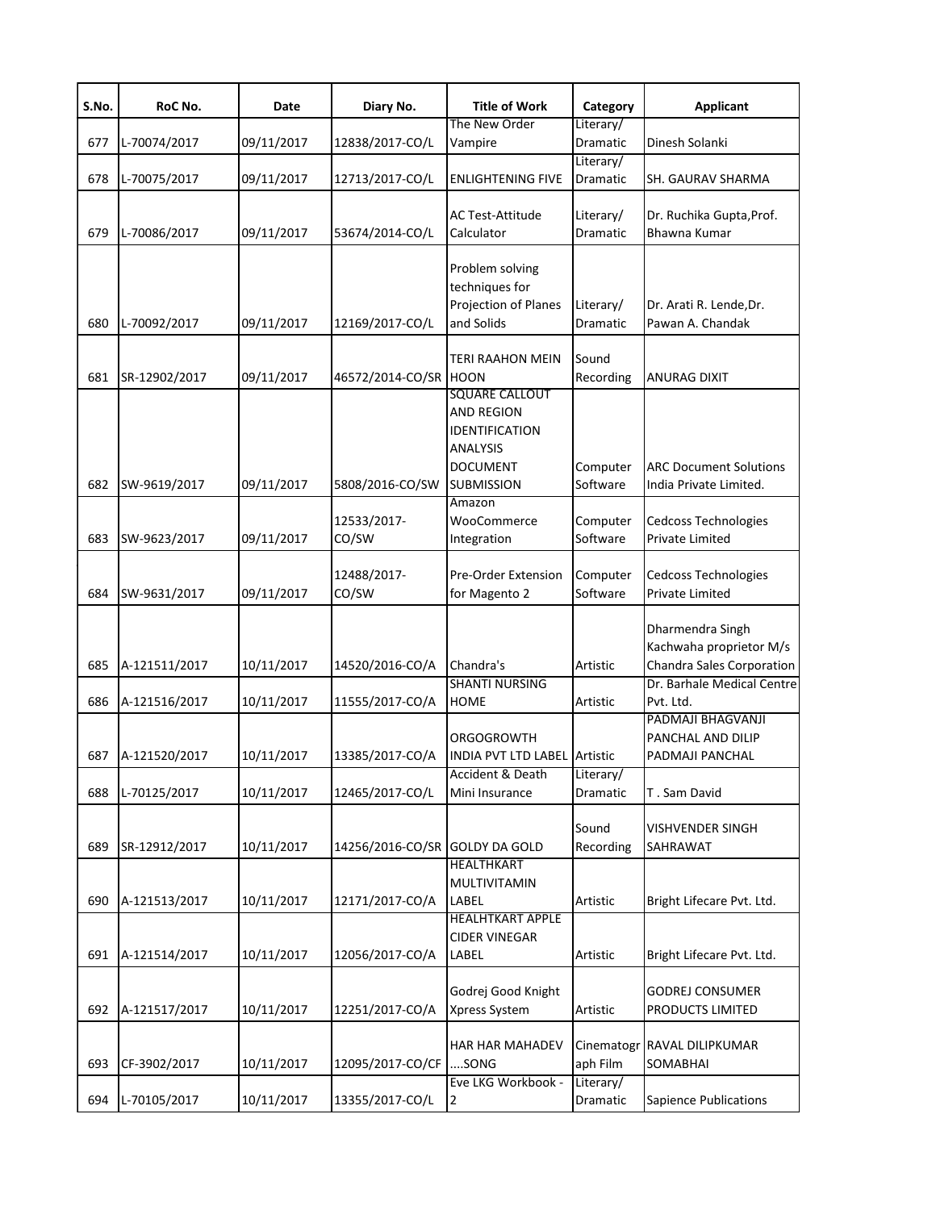| S.No. | RoC No. | Date | Diary No. | Title of Work | Category | Applicant |
|---|---|---|---|---|---|---|
| 677 | L-70074/2017 | 09/11/2017 | 12838/2017-CO/L | The New Order Vampire | Literary/ Dramatic | Dinesh Solanki |
| 678 | L-70075/2017 | 09/11/2017 | 12713/2017-CO/L | ENLIGHTENING FIVE | Literary/ Dramatic | SH. GAURAV SHARMA |
| 679 | L-70086/2017 | 09/11/2017 | 53674/2014-CO/L | AC Test-Attitude Calculator | Literary/ Dramatic | Dr. Ruchika Gupta,Prof. Bhawna Kumar |
| 680 | L-70092/2017 | 09/11/2017 | 12169/2017-CO/L | Problem solving techniques for Projection of Planes and Solids | Literary/ Dramatic | Dr. Arati R. Lende,Dr. Pawan A. Chandak |
| 681 | SR-12902/2017 | 09/11/2017 | 46572/2014-CO/SR | TERI RAAHON MEIN HOON | Sound Recording | ANURAG DIXIT |
| 682 | SW-9619/2017 | 09/11/2017 | 5808/2016-CO/SW | SQUARE CALLOUT AND REGION IDENTIFICATION ANALYSIS DOCUMENT SUBMISSION | Computer Software | ARC Document Solutions India Private Limited. |
| 683 | SW-9623/2017 | 09/11/2017 | 12533/2017-CO/SW | Amazon WooCommerce Integration | Computer Software | Cedcoss Technologies Private Limited |
| 684 | SW-9631/2017 | 09/11/2017 | 12488/2017-CO/SW | Pre-Order Extension for Magento 2 | Computer Software | Cedcoss Technologies Private Limited |
| 685 | A-121511/2017 | 10/11/2017 | 14520/2016-CO/A | Chandra's | Artistic | Dharmendra Singh Kachwaha proprietor M/s Chandra Sales Corporation |
| 686 | A-121516/2017 | 10/11/2017 | 11555/2017-CO/A | SHANTI NURSING HOME | Artistic | Dr. Barhale Medical Centre Pvt. Ltd. |
| 687 | A-121520/2017 | 10/11/2017 | 13385/2017-CO/A | ORGOGROWTH INDIA PVT LTD LABEL | Artistic | PADMAJI BHAGVANJI PANCHAL AND DILIP PADMAJI PANCHAL |
| 688 | L-70125/2017 | 10/11/2017 | 12465/2017-CO/L | Accident & Death Mini Insurance | Literary/ Dramatic | T . Sam David |
| 689 | SR-12912/2017 | 10/11/2017 | 14256/2016-CO/SR | GOLDY DA GOLD | Sound Recording | VISHVENDER SINGH SAHRAWAT |
| 690 | A-121513/2017 | 10/11/2017 | 12171/2017-CO/A | HEALTHKART MULTIVITAMIN LABEL | Artistic | Bright Lifecare Pvt. Ltd. |
| 691 | A-121514/2017 | 10/11/2017 | 12056/2017-CO/A | HEALHTKART APPLE CIDER VINEGAR LABEL | Artistic | Bright Lifecare Pvt. Ltd. |
| 692 | A-121517/2017 | 10/11/2017 | 12251/2017-CO/A | Godrej Good Knight Xpress System | Artistic | GODREJ CONSUMER PRODUCTS LIMITED |
| 693 | CF-3902/2017 | 10/11/2017 | 12095/2017-CO/CF | HAR HAR MAHADEV ....SONG | Cinematograph Film | RAVAL DILIPKUMAR SOMABHAI |
| 694 | L-70105/2017 | 10/11/2017 | 13355/2017-CO/L | Eve LKG Workbook - 2 | Literary/ Dramatic | Sapience Publications |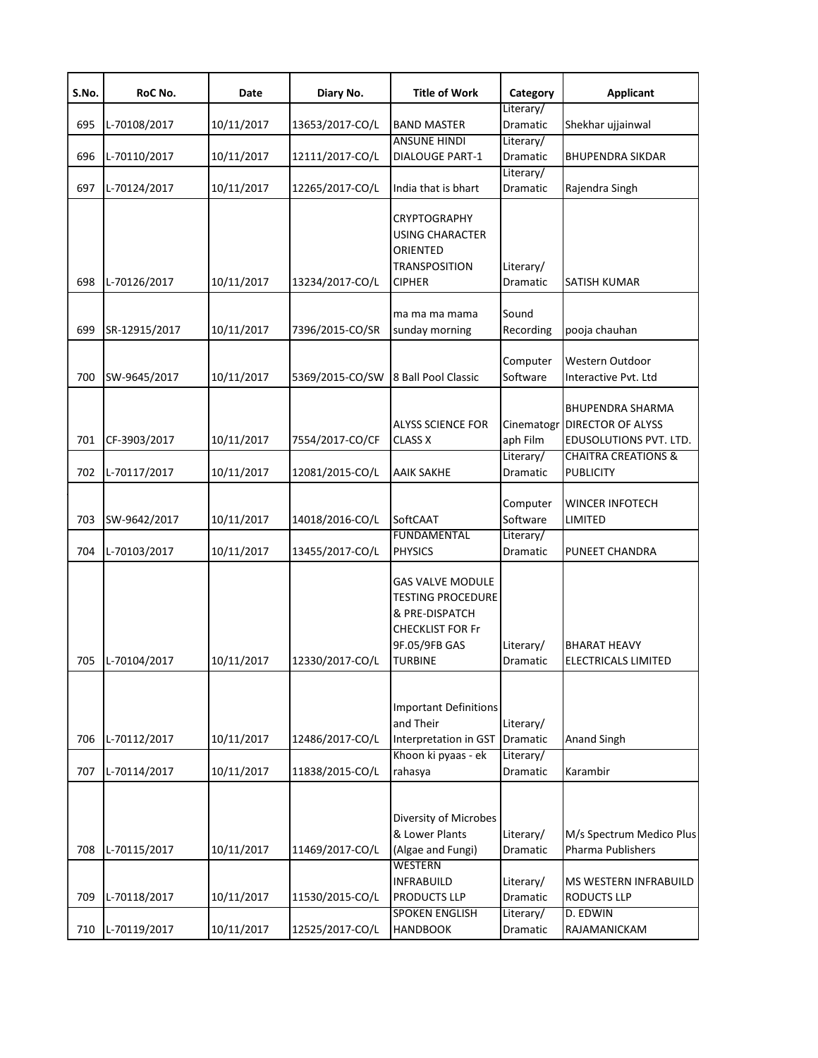| S.No. | RoC No. | Date | Diary No. | Title of Work | Category | Applicant |
|---|---|---|---|---|---|---|
| 695 | L-70108/2017 | 10/11/2017 | 13653/2017-CO/L | BAND MASTER | Literary/ Dramatic | Shekhar ujjainwal |
| 696 | L-70110/2017 | 10/11/2017 | 12111/2017-CO/L | ANSUNE HINDI DIALOUGE PART-1 | Literary/ Dramatic | BHUPENDRA SIKDAR |
| 697 | L-70124/2017 | 10/11/2017 | 12265/2017-CO/L | India that is bhart | Literary/ Dramatic | Rajendra Singh |
| 698 | L-70126/2017 | 10/11/2017 | 13234/2017-CO/L | CRYPTOGRAPHY USING CHARACTER ORIENTED TRANSPOSITION CIPHER | Literary/ Dramatic | SATISH KUMAR |
| 699 | SR-12915/2017 | 10/11/2017 | 7396/2015-CO/SR | ma ma ma mama sunday morning | Sound Recording | pooja chauhan |
| 700 | SW-9645/2017 | 10/11/2017 | 5369/2015-CO/SW | 8 Ball Pool Classic | Computer Software | Western Outdoor Interactive Pvt. Ltd |
| 701 | CF-3903/2017 | 10/11/2017 | 7554/2017-CO/CF | ALYSS SCIENCE FOR CLASS X | Cinematograph Film | BHUPENDRA SHARMA DIRECTOR OF ALYSS EDUSOLUTIONS PVT. LTD. |
| 702 | L-70117/2017 | 10/11/2017 | 12081/2015-CO/L | AAIK SAKHE | Literary/ Dramatic | CHAITRA CREATIONS & PUBLICITY |
| 703 | SW-9642/2017 | 10/11/2017 | 14018/2016-CO/L | SoftCAAT | Computer Software | WINCER INFOTECH LIMITED |
| 704 | L-70103/2017 | 10/11/2017 | 13455/2017-CO/L | FUNDAMENTAL PHYSICS | Literary/ Dramatic | PUNEET CHANDRA |
| 705 | L-70104/2017 | 10/11/2017 | 12330/2017-CO/L | GAS VALVE MODULE TESTING PROCEDURE & PRE-DISPATCH CHECKLIST FOR Fr 9F.05/9FB GAS TURBINE | Literary/ Dramatic | BHARAT HEAVY ELECTRICALS LIMITED |
| 706 | L-70112/2017 | 10/11/2017 | 12486/2017-CO/L | Important Definitions and Their Interpretation in GST | Literary/ Dramatic | Anand Singh |
| 707 | L-70114/2017 | 10/11/2017 | 11838/2015-CO/L | Khoon ki pyaas - ek rahasya | Literary/ Dramatic | Karambir |
| 708 | L-70115/2017 | 10/11/2017 | 11469/2017-CO/L | Diversity of Microbes & Lower Plants (Algae and Fungi) | Literary/ Dramatic | M/s Spectrum Medico Plus Pharma Publishers |
| 709 | L-70118/2017 | 10/11/2017 | 11530/2015-CO/L | WESTERN INFRABUILD PRODUCTS LLP | Literary/ Dramatic | MS WESTERN INFRABUILD RODUCTS LLP |
| 710 | L-70119/2017 | 10/11/2017 | 12525/2017-CO/L | SPOKEN ENGLISH HANDBOOK | Literary/ Dramatic | D. EDWIN RAJAMANICKAM |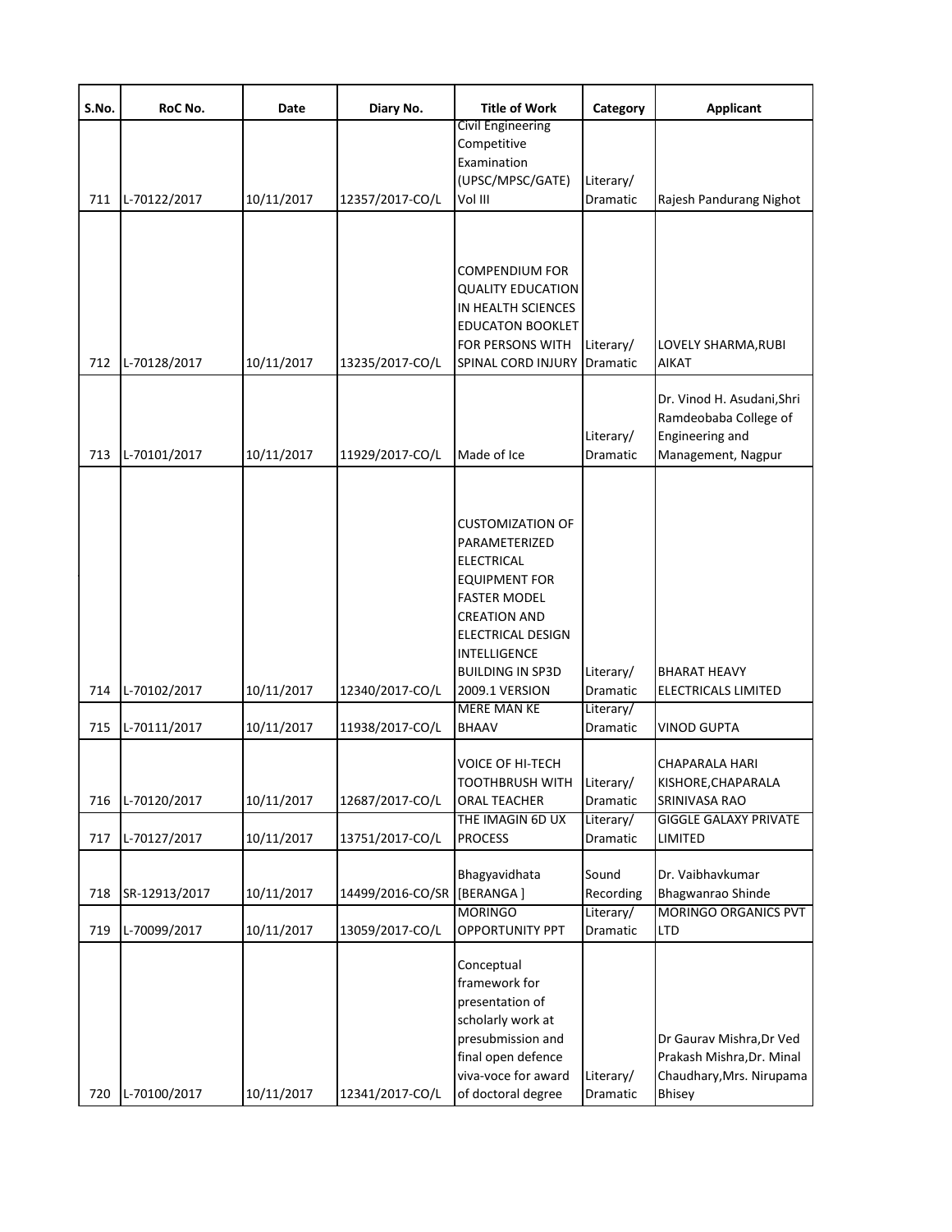| S.No. | RoC No. | Date | Diary No. | Title of Work | Category | Applicant |
|---|---|---|---|---|---|---|
| 711 | L-70122/2017 | 10/11/2017 | 12357/2017-CO/L | Civil Engineering Competitive Examination (UPSC/MPSC/GATE) Vol III | Literary/ Dramatic | Rajesh Pandurang Nighot |
| 712 | L-70128/2017 | 10/11/2017 | 13235/2017-CO/L | COMPENDIUM FOR QUALITY EDUCATION IN HEALTH SCIENCES EDUCATON BOOKLET FOR PERSONS WITH SPINAL CORD INJURY | Literary/ Dramatic | LOVELY SHARMA,RUBI AIKAT |
| 713 | L-70101/2017 | 10/11/2017 | 11929/2017-CO/L | Made of Ice | Literary/ Dramatic | Dr. Vinod H. Asudani,Shri Ramdeobaba College of Engineering and Management, Nagpur |
| 714 | L-70102/2017 | 10/11/2017 | 12340/2017-CO/L | CUSTOMIZATION OF PARAMETERIZED ELECTRICAL EQUIPMENT FOR FASTER MODEL CREATION AND ELECTRICAL DESIGN INTELLIGENCE BUILDING IN SP3D 2009.1 VERSION | Literary/ Dramatic | BHARAT HEAVY ELECTRICALS LIMITED |
| 715 | L-70111/2017 | 10/11/2017 | 11938/2017-CO/L | MERE MAN KE BHAAV | Literary/ Dramatic | VINOD GUPTA |
| 716 | L-70120/2017 | 10/11/2017 | 12687/2017-CO/L | VOICE OF HI-TECH TOOTHBRUSH WITH ORAL TEACHER | Literary/ Dramatic | CHAPARALA HARI KISHORE,CHAPARALA SRINIVASA RAO |
| 717 | L-70127/2017 | 10/11/2017 | 13751/2017-CO/L | THE IMAGIN 6D UX PROCESS | Literary/ Dramatic | GIGGLE GALAXY PRIVATE LIMITED |
| 718 | SR-12913/2017 | 10/11/2017 | 14499/2016-CO/SR | Bhagyavidhata [BERANGA ] | Sound Recording | Dr. Vaibhavkumar Bhagwanrao Shinde |
| 719 | L-70099/2017 | 10/11/2017 | 13059/2017-CO/L | MORINGO OPPORTUNITY PPT | Literary/ Dramatic | MORINGO ORGANICS PVT LTD |
| 720 | L-70100/2017 | 10/11/2017 | 12341/2017-CO/L | Conceptual framework for presentation of scholarly work at presubmission and final open defence viva-voce for award of doctoral degree | Literary/ Dramatic | Dr Gaurav Mishra,Dr Ved Prakash Mishra,Dr. Minal Chaudhary,Mrs. Nirupama Bhisey |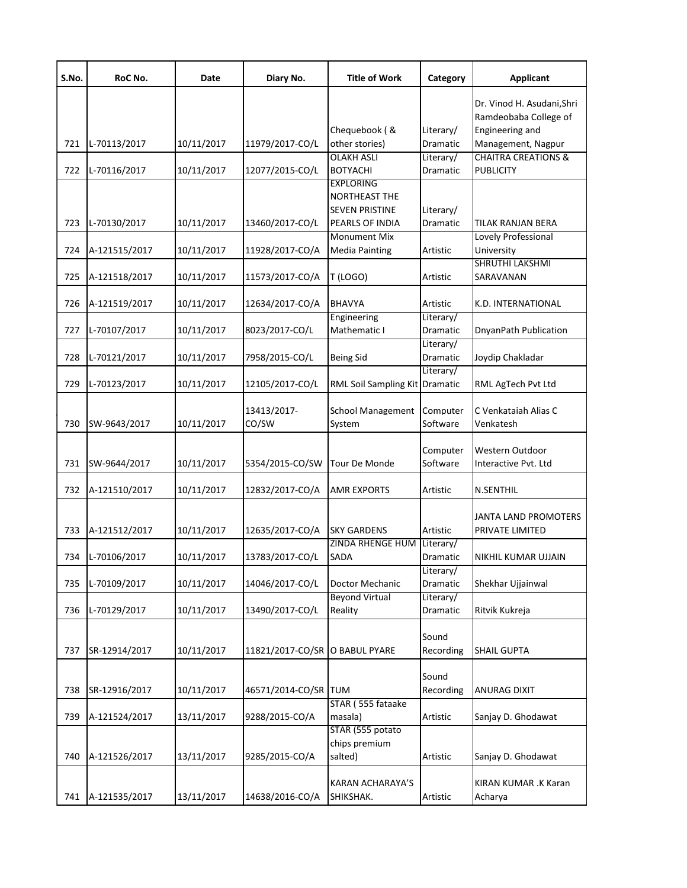| S.No. | RoC No. | Date | Diary No. | Title of Work | Category | Applicant |
|---|---|---|---|---|---|---|
| 721 | L-70113/2017 | 10/11/2017 | 11979/2017-CO/L | Chequebook ( & other stories) | Literary/ Dramatic | Dr. Vinod H. Asudani,Shri Ramdeobaba College of Engineering and Management, Nagpur |
| 722 | L-70116/2017 | 10/11/2017 | 12077/2015-CO/L | OLAKH ASLI BOTYACHI | Literary/ Dramatic | CHAITRA CREATIONS & PUBLICITY |
| 723 | L-70130/2017 | 10/11/2017 | 13460/2017-CO/L | EXPLORING NORTHEAST THE SEVEN PRISTINE PEARLS OF INDIA | Literary/ Dramatic | TILAK RANJAN BERA |
| 724 | A-121515/2017 | 10/11/2017 | 11928/2017-CO/A | Monument Mix Media Painting | Artistic | Lovely Professional University |
| 725 | A-121518/2017 | 10/11/2017 | 11573/2017-CO/A | T (LOGO) | Artistic | SHRUTHI LAKSHMI SARAVANAN |
| 726 | A-121519/2017 | 10/11/2017 | 12634/2017-CO/A | BHAVYA | Artistic | K.D. INTERNATIONAL |
| 727 | L-70107/2017 | 10/11/2017 | 8023/2017-CO/L | Engineering Mathematic I | Literary/ Dramatic | DnyanPath Publication |
| 728 | L-70121/2017 | 10/11/2017 | 7958/2015-CO/L | Being Sid | Literary/ Dramatic | Joydip Chakladar |
| 729 | L-70123/2017 | 10/11/2017 | 12105/2017-CO/L | RML Soil Sampling Kit | Literary/ Dramatic | RML AgTech Pvt Ltd |
| 730 | SW-9643/2017 | 10/11/2017 | 13413/2017-CO/SW | School Management System | Computer Software | C Venkataiah Alias C Venkatesh |
| 731 | SW-9644/2017 | 10/11/2017 | 5354/2015-CO/SW | Tour De Monde | Computer Software | Western Outdoor Interactive Pvt. Ltd |
| 732 | A-121510/2017 | 10/11/2017 | 12832/2017-CO/A | AMR EXPORTS | Artistic | N.SENTHIL |
| 733 | A-121512/2017 | 10/11/2017 | 12635/2017-CO/A | SKY GARDENS | Artistic | JANTA LAND PROMOTERS PRIVATE LIMITED |
| 734 | L-70106/2017 | 10/11/2017 | 13783/2017-CO/L | ZINDA RHENGE HUM SADA | Literary/ Dramatic | NIKHIL KUMAR UJJAIN |
| 735 | L-70109/2017 | 10/11/2017 | 14046/2017-CO/L | Doctor Mechanic | Literary/ Dramatic | Shekhar Ujjainwal |
| 736 | L-70129/2017 | 10/11/2017 | 13490/2017-CO/L | Beyond Virtual Reality | Literary/ Dramatic | Ritvik Kukreja |
| 737 | SR-12914/2017 | 10/11/2017 | 11821/2017-CO/SR | O BABUL PYARE | Sound Recording | SHAIL GUPTA |
| 738 | SR-12916/2017 | 10/11/2017 | 46571/2014-CO/SR | TUM | Sound Recording | ANURAG DIXIT |
| 739 | A-121524/2017 | 13/11/2017 | 9288/2015-CO/A | STAR ( 555 fataake masala) | Artistic | Sanjay D. Ghodawat |
| 740 | A-121526/2017 | 13/11/2017 | 9285/2015-CO/A | STAR (555 potato chips premium salted) | Artistic | Sanjay D. Ghodawat |
| 741 | A-121535/2017 | 13/11/2017 | 14638/2016-CO/A | KARAN ACHARAYA'S SHIKSHAK. | Artistic | KIRAN KUMAR .K Karan Acharya |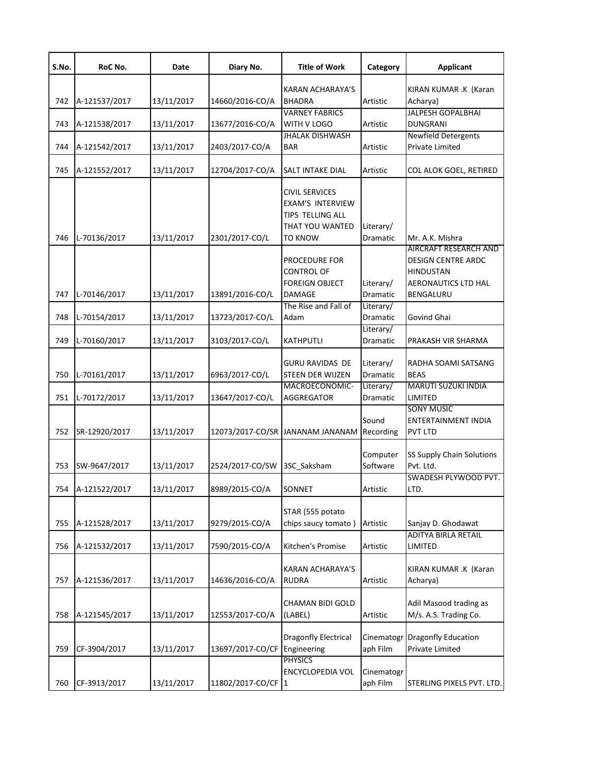| S.No. | RoC No. | Date | Diary No. | Title of Work | Category | Applicant |
|---|---|---|---|---|---|---|
| 742 | A-121537/2017 | 13/11/2017 | 14660/2016-CO/A | KARAN ACHARAYA'S BHADRA | Artistic | KIRAN KUMAR .K (Karan Acharya) |
| 743 | A-121538/2017 | 13/11/2017 | 13677/2016-CO/A | VARNEY FABRICS WITH V LOGO | Artistic | JALPESH GOPALBHAI DUNGRANI |
| 744 | A-121542/2017 | 13/11/2017 | 2403/2017-CO/A | JHALAK DISHWASH BAR | Artistic | Newfield Detergents Private Limited |
| 745 | A-121552/2017 | 13/11/2017 | 12704/2017-CO/A | SALT INTAKE DIAL | Artistic | COL ALOK GOEL, RETIRED |
| 746 | L-70136/2017 | 13/11/2017 | 2301/2017-CO/L | CIVIL SERVICES EXAM'S INTERVIEW TIPS TELLING ALL THAT YOU WANTED TO KNOW | Literary/ Dramatic | Mr. A.K. Mishra |
| 747 | L-70146/2017 | 13/11/2017 | 13891/2016-CO/L | PROCEDURE FOR CONTROL OF FOREIGN OBJECT DAMAGE | Literary/ Dramatic | AIRCRAFT RESEARCH AND DESIGN CENTRE ARDC HINDUSTAN AERONAUTICS LTD HAL BENGALURU |
| 748 | L-70154/2017 | 13/11/2017 | 13723/2017-CO/L | The Rise and Fall of Adam | Literary/ Dramatic | Govind Ghai |
| 749 | L-70160/2017 | 13/11/2017 | 3103/2017-CO/L | KATHPUTLI | Literary/ Dramatic | PRAKASH VIR SHARMA |
| 750 | L-70161/2017 | 13/11/2017 | 6963/2017-CO/L | GURU RAVIDAS DE STEEN DER WIJZEN | Literary/ Dramatic | RADHA SOAMI SATSANG BEAS |
| 751 | L-70172/2017 | 13/11/2017 | 13647/2017-CO/L | MACROECONOMIC-AGGREGATOR | Literary/ Dramatic | MARUTI SUZUKI INDIA LIMITED |
| 752 | SR-12920/2017 | 13/11/2017 | 12073/2017-CO/SR | JANANAM JANANAM | Sound Recording | SONY MUSIC ENTERTAINMENT INDIA PVT LTD |
| 753 | SW-9647/2017 | 13/11/2017 | 2524/2017-CO/SW | 3SC_Saksham | Computer Software | SS Supply Chain Solutions Pvt. Ltd. |
| 754 | A-121522/2017 | 13/11/2017 | 8989/2015-CO/A | SONNET | Artistic | SWADESH PLYWOOD PVT. LTD. |
| 755 | A-121528/2017 | 13/11/2017 | 9279/2015-CO/A | STAR (555 potato chips saucy tomato ) | Artistic | Sanjay D. Ghodawat |
| 756 | A-121532/2017 | 13/11/2017 | 7590/2015-CO/A | Kitchen's Promise | Artistic | ADITYA BIRLA RETAIL LIMITED |
| 757 | A-121536/2017 | 13/11/2017 | 14636/2016-CO/A | KARAN ACHARAYA'S RUDRA | Artistic | KIRAN KUMAR .K (Karan Acharya) |
| 758 | A-121545/2017 | 13/11/2017 | 12553/2017-CO/A | CHAMAN BIDI GOLD (LABEL) | Artistic | Adil Masood trading as M/s. A.S. Trading Co. |
| 759 | CF-3904/2017 | 13/11/2017 | 13697/2017-CO/CF | Dragonfly Electrical Engineering | Cinematograph Film | Dragonfly Education Private Limited |
| 760 | CF-3913/2017 | 13/11/2017 | 11802/2017-CO/CF | PHYSICS ENCYCLOPEDIA VOL 1 | Cinematograph Film | STERLING PIXELS PVT. LTD. |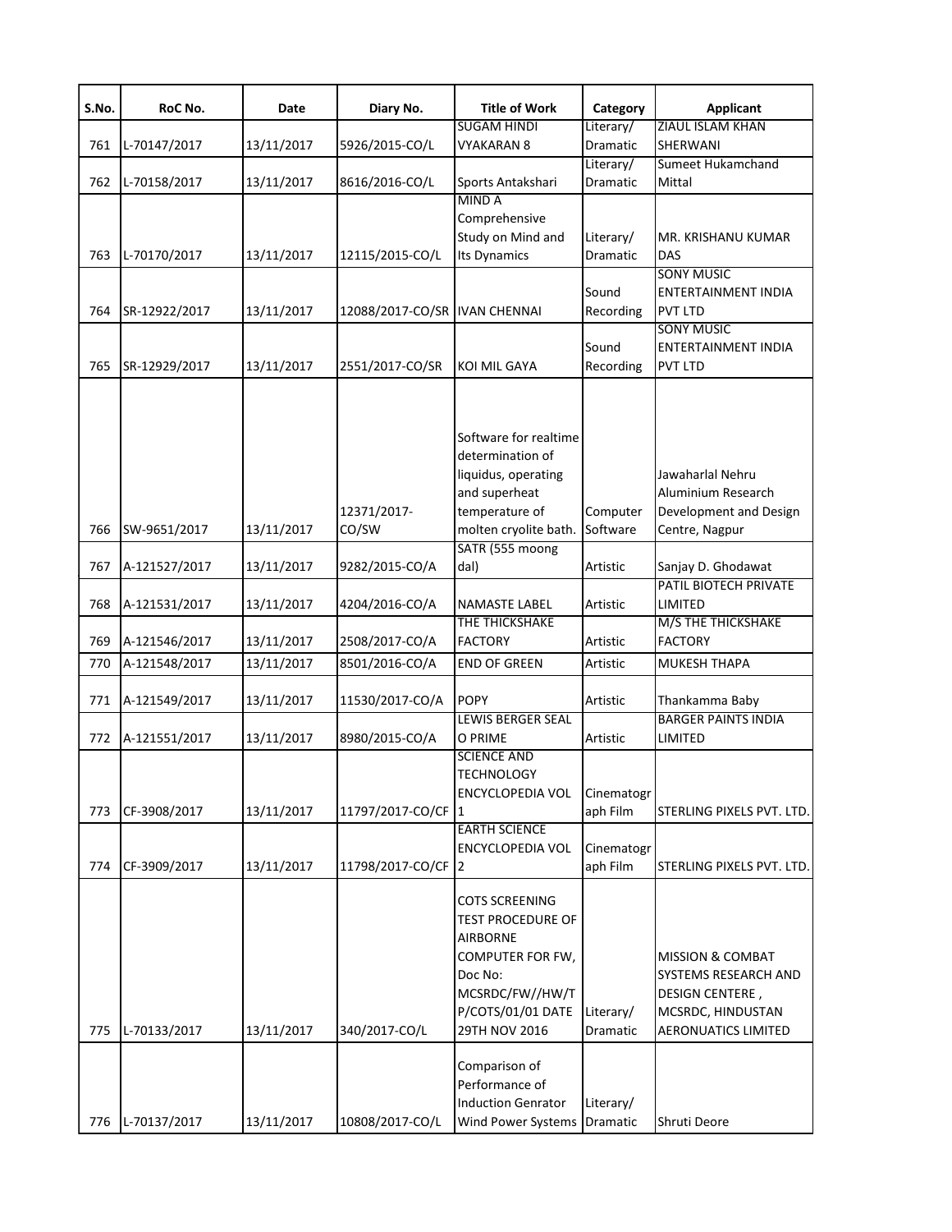| S.No. | RoC No. | Date | Diary No. | Title of Work | Category | Applicant |
|---|---|---|---|---|---|---|
| 761 | L-70147/2017 | 13/11/2017 | 5926/2015-CO/L | SUGAM HINDI VYAKARAN 8 | Literary/ Dramatic | ZIAUL ISLAM KHAN SHERWANI |
| 762 | L-70158/2017 | 13/11/2017 | 8616/2016-CO/L | Sports Antakshari | Literary/ Dramatic | Sumeet Hukamchand Mittal |
| 763 | L-70170/2017 | 13/11/2017 | 12115/2015-CO/L | MIND A Comprehensive Study on Mind and Its Dynamics | Literary/ Dramatic | MR. KRISHANU KUMAR DAS |
| 764 | SR-12922/2017 | 13/11/2017 | 12088/2017-CO/SR | IVAN CHENNAI | Sound Recording | SONY MUSIC ENTERTAINMENT INDIA PVT LTD |
| 765 | SR-12929/2017 | 13/11/2017 | 2551/2017-CO/SR | KOI MIL GAYA | Sound Recording | SONY MUSIC ENTERTAINMENT INDIA PVT LTD |
| 766 | SW-9651/2017 | 13/11/2017 | 12371/2017-CO/SW | Software for realtime determination of liquidus, operating and superheat temperature of molten cryolite bath. | Computer Software | Jawaharlal Nehru Aluminium Research Development and Design Centre, Nagpur |
| 767 | A-121527/2017 | 13/11/2017 | 9282/2015-CO/A | SATR (555 moong dal) | Artistic | Sanjay D. Ghodawat |
| 768 | A-121531/2017 | 13/11/2017 | 4204/2016-CO/A | NAMASTE LABEL | Artistic | PATIL BIOTECH PRIVATE LIMITED |
| 769 | A-121546/2017 | 13/11/2017 | 2508/2017-CO/A | THE THICKSHAKE FACTORY | Artistic | M/S THE THICKSHAKE FACTORY |
| 770 | A-121548/2017 | 13/11/2017 | 8501/2016-CO/A | END OF GREEN | Artistic | MUKESH THAPA |
| 771 | A-121549/2017 | 13/11/2017 | 11530/2017-CO/A | POPY | Artistic | Thankamma Baby |
| 772 | A-121551/2017 | 13/11/2017 | 8980/2015-CO/A | LEWIS BERGER SEAL O PRIME | Artistic | BARGER PAINTS INDIA LIMITED |
| 773 | CF-3908/2017 | 13/11/2017 | 11797/2017-CO/CF | SCIENCE AND TECHNOLOGY ENCYCLOPEDIA VOL 1 | Cinematograph Film | STERLING PIXELS PVT. LTD. |
| 774 | CF-3909/2017 | 13/11/2017 | 11798/2017-CO/CF | EARTH SCIENCE ENCYCLOPEDIA VOL 2 | Cinematograph Film | STERLING PIXELS PVT. LTD. |
| 775 | L-70133/2017 | 13/11/2017 | 340/2017-CO/L | COTS SCREENING TEST PROCEDURE OF AIRBORNE COMPUTER FOR FW, Doc No: MCSRDC/FW//HW/TP/COTS/01/01 DATE 29TH NOV 2016 | Literary/ Dramatic | MISSION & COMBAT SYSTEMS RESEARCH AND DESIGN CENTERE , MCSRDC, HINDUSTAN AERONUATICS LIMITED |
| 776 | L-70137/2017 | 13/11/2017 | 10808/2017-CO/L | Comparison of Performance of Induction Genrator Wind Power Systems | Literary/ Dramatic | Shruti Deore |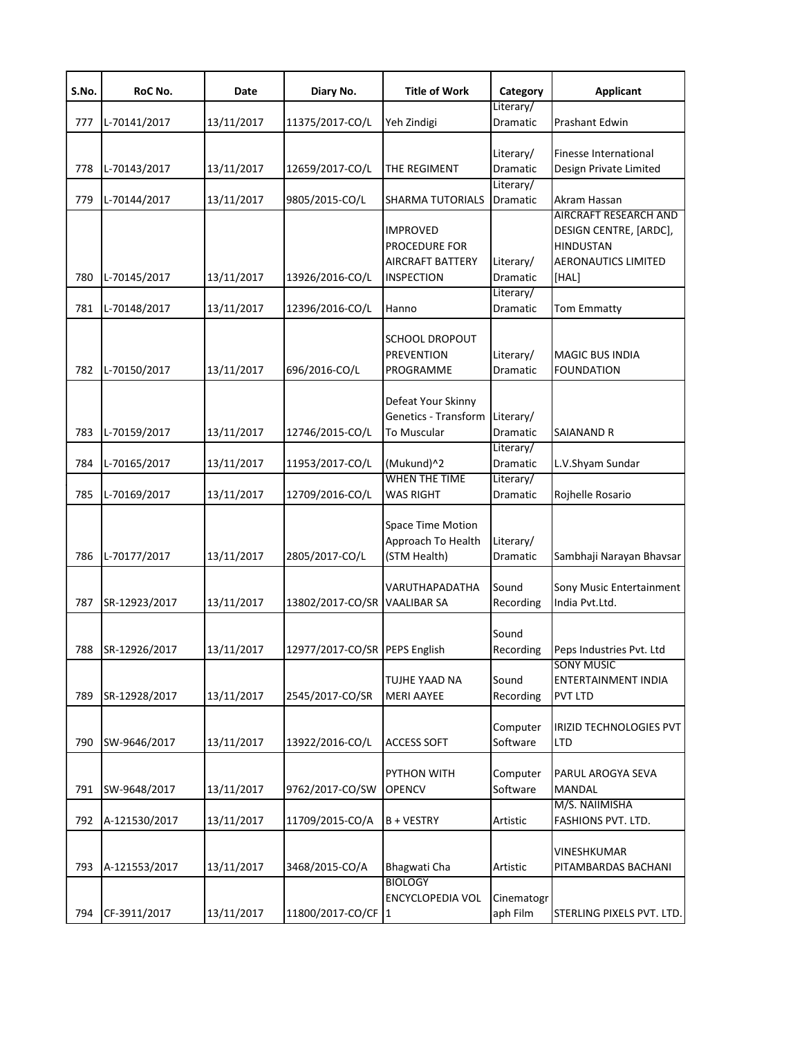| S.No. | RoC No. | Date | Diary No. | Title of Work | Category | Applicant |
|---|---|---|---|---|---|---|
| 777 | L-70141/2017 | 13/11/2017 | 11375/2017-CO/L | Yeh Zindigi | Literary/ Dramatic | Prashant Edwin |
| 778 | L-70143/2017 | 13/11/2017 | 12659/2017-CO/L | THE REGIMENT | Literary/ Dramatic | Finesse International Design Private Limited |
| 779 | L-70144/2017 | 13/11/2017 | 9805/2015-CO/L | SHARMA TUTORIALS | Literary/ Dramatic | Akram Hassan |
| 780 | L-70145/2017 | 13/11/2017 | 13926/2016-CO/L | IMPROVED PROCEDURE FOR AIRCRAFT BATTERY INSPECTION | Literary/ Dramatic | AIRCRAFT RESEARCH AND DESIGN CENTRE, [ARDC], HINDUSTAN AERONAUTICS LIMITED [HAL] |
| 781 | L-70148/2017 | 13/11/2017 | 12396/2016-CO/L | Hanno | Literary/ Dramatic | Tom Emmatty |
| 782 | L-70150/2017 | 13/11/2017 | 696/2016-CO/L | SCHOOL DROPOUT PREVENTION PROGRAMME | Literary/ Dramatic | MAGIC BUS INDIA FOUNDATION |
| 783 | L-70159/2017 | 13/11/2017 | 12746/2015-CO/L | Defeat Your Skinny Genetics - Transform To Muscular | Literary/ Dramatic | SAIANAND R |
| 784 | L-70165/2017 | 13/11/2017 | 11953/2017-CO/L | (Mukund)^2 | Literary/ Dramatic | L.V.Shyam Sundar |
| 785 | L-70169/2017 | 13/11/2017 | 12709/2016-CO/L | WHEN THE TIME WAS RIGHT | Literary/ Dramatic | Rojhelle Rosario |
| 786 | L-70177/2017 | 13/11/2017 | 2805/2017-CO/L | Space Time Motion Approach To Health (STM Health) | Literary/ Dramatic | Sambhaji Narayan Bhavsar |
| 787 | SR-12923/2017 | 13/11/2017 | 13802/2017-CO/SR | VARUTHAPADATHA VAALIBAR SA | Sound Recording | Sony Music Entertainment India Pvt.Ltd. |
| 788 | SR-12926/2017 | 13/11/2017 | 12977/2017-CO/SR | PEPS English | Sound Recording | Peps Industries Pvt. Ltd |
| 789 | SR-12928/2017 | 13/11/2017 | 2545/2017-CO/SR | TUJHE YAAD NA MERI AAYEE | Sound Recording | SONY MUSIC ENTERTAINMENT INDIA PVT LTD |
| 790 | SW-9646/2017 | 13/11/2017 | 13922/2016-CO/L | ACCESS SOFT | Computer Software | IRIZID TECHNOLOGIES PVT LTD |
| 791 | SW-9648/2017 | 13/11/2017 | 9762/2017-CO/SW | PYTHON WITH OPENCV | Computer Software | PARUL AROGYA SEVA MANDAL |
| 792 | A-121530/2017 | 13/11/2017 | 11709/2015-CO/A | B + VESTRY | Artistic | M/S. NAIIMISHA FASHIONS PVT. LTD. |
| 793 | A-121553/2017 | 13/11/2017 | 3468/2015-CO/A | Bhagwati Cha | Artistic | VINESHKUMAR PITAMBARDAS BACHANI |
| 794 | CF-3911/2017 | 13/11/2017 | 11800/2017-CO/CF | BIOLOGY ENCYCLOPEDIA VOL 1 | Cinematograph Film | STERLING PIXELS PVT. LTD. |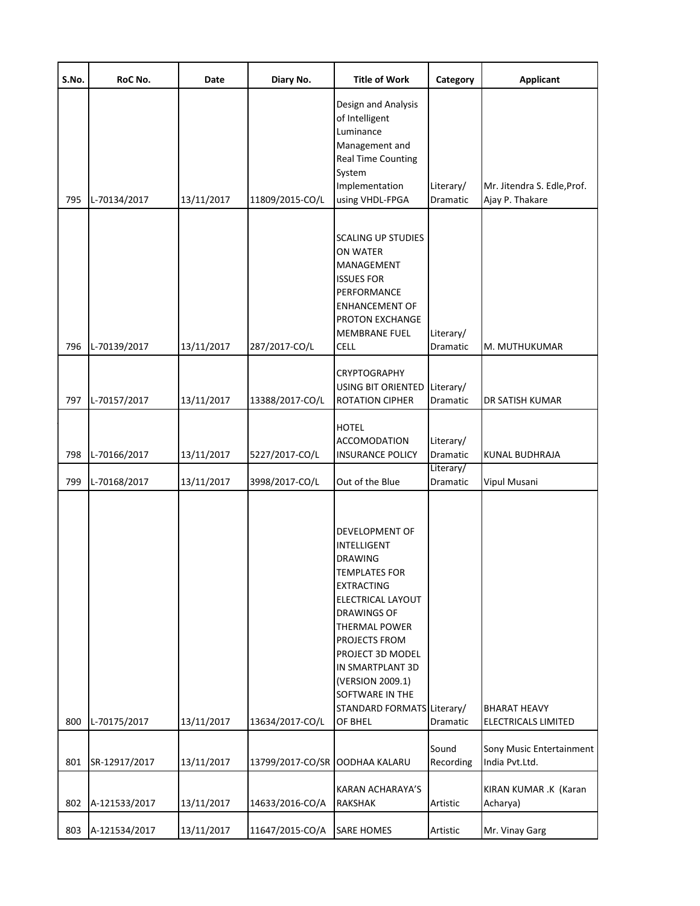| S.No. | RoC No. | Date | Diary No. | Title of Work | Category | Applicant |
|---|---|---|---|---|---|---|
| 795 | L-70134/2017 | 13/11/2017 | 11809/2015-CO/L | Design and Analysis of Intelligent Luminance Management and Real Time Counting System Implementation using VHDL-FPGA | Literary/ Dramatic | Mr. Jitendra S. Edle,Prof. Ajay P. Thakare |
| 796 | L-70139/2017 | 13/11/2017 | 287/2017-CO/L | SCALING UP STUDIES ON WATER MANAGEMENT ISSUES FOR PERFORMANCE ENHANCEMENT OF PROTON EXCHANGE MEMBRANE FUEL CELL | Literary/ Dramatic | M. MUTHUKUMAR |
| 797 | L-70157/2017 | 13/11/2017 | 13388/2017-CO/L | CRYPTOGRAPHY USING BIT ORIENTED ROTATION CIPHER | Literary/ Dramatic | DR SATISH KUMAR |
| 798 | L-70166/2017 | 13/11/2017 | 5227/2017-CO/L | HOTEL ACCOMODATION INSURANCE POLICY | Literary/ Dramatic | KUNAL BUDHRAJA |
| 799 | L-70168/2017 | 13/11/2017 | 3998/2017-CO/L | Out of the Blue | Literary/ Dramatic | Vipul Musani |
| 800 | L-70175/2017 | 13/11/2017 | 13634/2017-CO/L | DEVELOPMENT OF INTELLIGENT DRAWING TEMPLATES FOR EXTRACTING ELECTRICAL LAYOUT DRAWINGS OF THERMAL POWER PROJECTS FROM PROJECT 3D MODEL IN SMARTPLANT 3D (VERSION 2009.1) SOFTWARE IN THE STANDARD FORMATS OF BHEL | Literary/ Dramatic | BHARAT HEAVY ELECTRICALS LIMITED |
| 801 | SR-12917/2017 | 13/11/2017 | 13799/2017-CO/SR | OODHAA KALARU | Sound Recording | Sony Music Entertainment India Pvt.Ltd. |
| 802 | A-121533/2017 | 13/11/2017 | 14633/2016-CO/A | KARAN ACHARAYA'S RAKSHAK | Artistic | KIRAN KUMAR .K (Karan Acharya) |
| 803 | A-121534/2017 | 13/11/2017 | 11647/2015-CO/A | SARE HOMES | Artistic | Mr. Vinay Garg |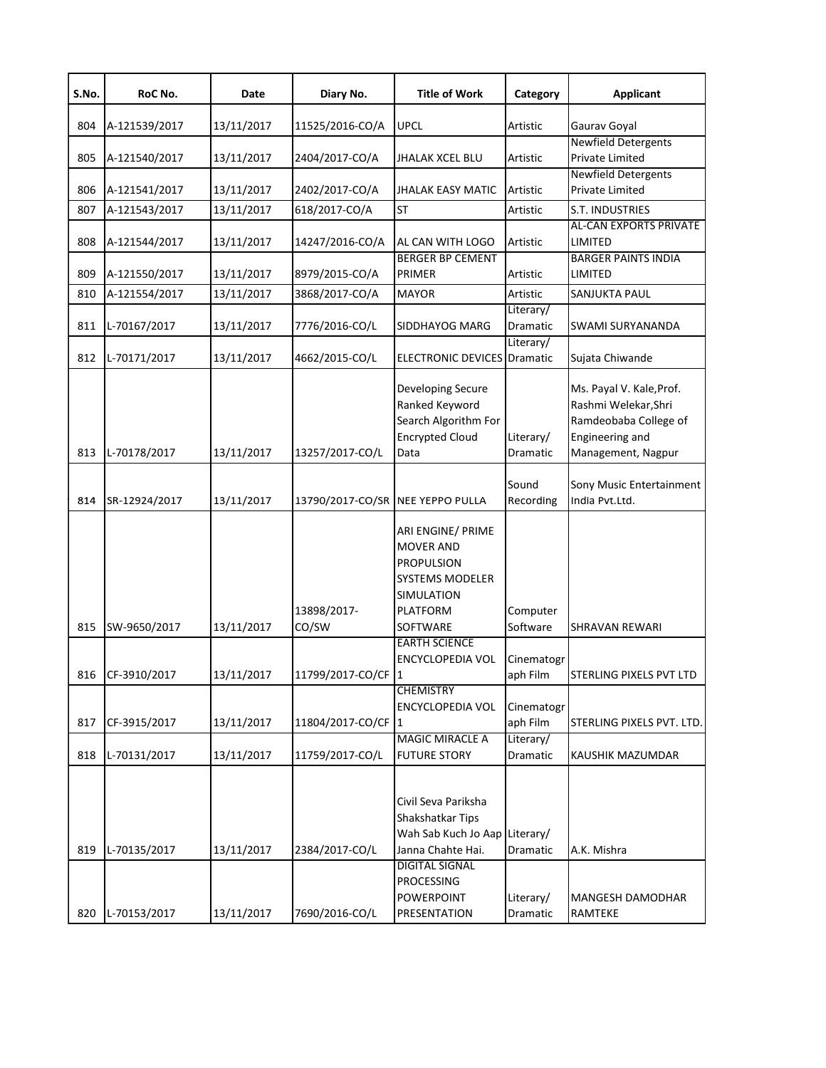| S.No. | RoC No. | Date | Diary No. | Title of Work | Category | Applicant |
|---|---|---|---|---|---|---|
| 804 | A-121539/2017 | 13/11/2017 | 11525/2016-CO/A | UPCL | Artistic | Gaurav Goyal |
| 805 | A-121540/2017 | 13/11/2017 | 2404/2017-CO/A | JHALAK XCEL BLU | Artistic | Newfield Detergents Private Limited |
| 806 | A-121541/2017 | 13/11/2017 | 2402/2017-CO/A | JHALAK EASY MATIC | Artistic | Newfield Detergents Private Limited |
| 807 | A-121543/2017 | 13/11/2017 | 618/2017-CO/A | ST | Artistic | S.T. INDUSTRIES |
| 808 | A-121544/2017 | 13/11/2017 | 14247/2016-CO/A | AL CAN WITH LOGO | Artistic | AL-CAN EXPORTS PRIVATE LIMITED |
| 809 | A-121550/2017 | 13/11/2017 | 8979/2015-CO/A | BERGER BP CEMENT PRIMER | Artistic | BARGER PAINTS INDIA LIMITED |
| 810 | A-121554/2017 | 13/11/2017 | 3868/2017-CO/A | MAYOR | Artistic | SANJUKTA PAUL |
| 811 | L-70167/2017 | 13/11/2017 | 7776/2016-CO/L | SIDDHAYOG MARG | Literary/ Dramatic | SWAMI SURYANANDA |
| 812 | L-70171/2017 | 13/11/2017 | 4662/2015-CO/L | ELECTRONIC DEVICES | Literary/ Dramatic | Sujata Chiwande |
| 813 | L-70178/2017 | 13/11/2017 | 13257/2017-CO/L | Developing Secure Ranked Keyword Search Algorithm For Encrypted Cloud Data | Literary/ Dramatic | Ms. Payal V. Kale,Prof. Rashmi Welekar,Shri Ramdeobaba College of Engineering and Management, Nagpur |
| 814 | SR-12924/2017 | 13/11/2017 | 13790/2017-CO/SR | NEE YEPPO PULLA | Sound Recording | Sony Music Entertainment India Pvt.Ltd. |
| 815 | SW-9650/2017 | 13/11/2017 | 13898/2017-CO/SW | ARI ENGINE/ PRIME MOVER AND PROPULSION SYSTEMS MODELER SIMULATION PLATFORM SOFTWARE | Computer Software | SHRAVAN REWARI |
| 816 | CF-3910/2017 | 13/11/2017 | 11799/2017-CO/CF | EARTH SCIENCE ENCYCLOPEDIA VOL 1 | Cinematograph Film | STERLING PIXELS PVT LTD |
| 817 | CF-3915/2017 | 13/11/2017 | 11804/2017-CO/CF | CHEMISTRY ENCYCLOPEDIA VOL 1 | Cinematograph Film | STERLING PIXELS PVT. LTD. |
| 818 | L-70131/2017 | 13/11/2017 | 11759/2017-CO/L | MAGIC MIRACLE A FUTURE STORY | Literary/ Dramatic | KAUSHIK MAZUMDAR |
| 819 | L-70135/2017 | 13/11/2017 | 2384/2017-CO/L | Civil Seva Pariksha Shakshatkar Tips Wah Sab Kuch Jo Aap Janna Chahte Hai. | Literary/ Dramatic | A.K. Mishra |
| 820 | L-70153/2017 | 13/11/2017 | 7690/2016-CO/L | DIGITAL SIGNAL PROCESSING POWERPOINT PRESENTATION | Literary/ Dramatic | MANGESH DAMODHAR RAMTEKE |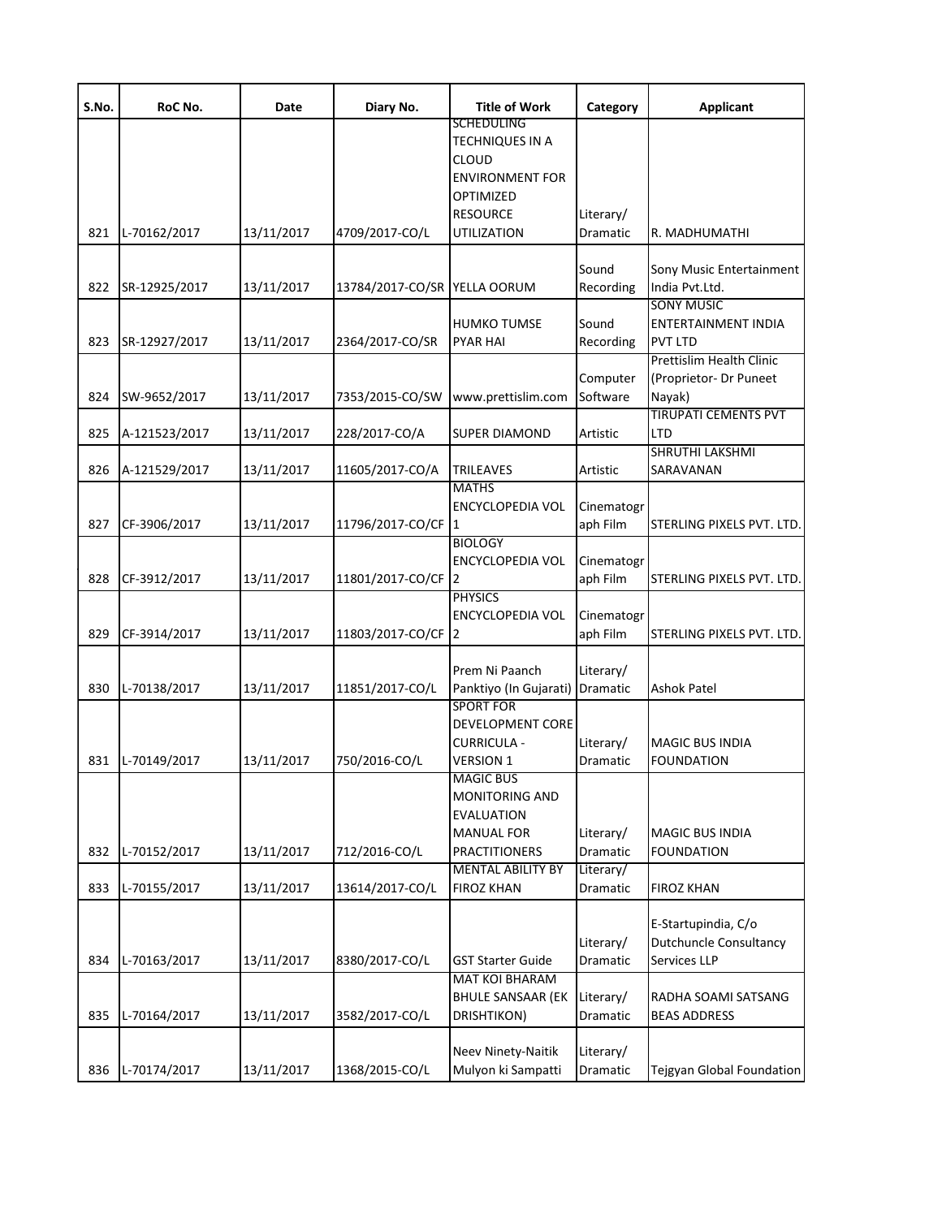| S.No. | RoC No. | Date | Diary No. | Title of Work | Category | Applicant |
|---|---|---|---|---|---|---|
| 821 | L-70162/2017 | 13/11/2017 | 4709/2017-CO/L | SCHEDULING TECHNIQUES IN A CLOUD ENVIRONMENT FOR OPTIMIZED RESOURCE UTILIZATION | Literary/ Dramatic | R. MADHUMATHI |
| 822 | SR-12925/2017 | 13/11/2017 | 13784/2017-CO/SR | YELLA OORUM | Sound Recording | Sony Music Entertainment India Pvt.Ltd. |
| 823 | SR-12927/2017 | 13/11/2017 | 2364/2017-CO/SR | HUMKO TUMSE PYAR HAI | Sound Recording | SONY MUSIC ENTERTAINMENT INDIA PVT LTD |
| 824 | SW-9652/2017 | 13/11/2017 | 7353/2015-CO/SW | www.prettislim.com | Computer Software | Prettislim Health Clinic (Proprietor- Dr Puneet Nayak) |
| 825 | A-121523/2017 | 13/11/2017 | 228/2017-CO/A | SUPER DIAMOND | Artistic | TIRUPATI CEMENTS PVT LTD |
| 826 | A-121529/2017 | 13/11/2017 | 11605/2017-CO/A | TRILEAVES | Artistic | SHRUTHI LAKSHMI SARAVANAN |
| 827 | CF-3906/2017 | 13/11/2017 | 11796/2017-CO/CF | MATHS ENCYCLOPEDIA VOL 1 | Cinematograph Film | STERLING PIXELS PVT. LTD. |
| 828 | CF-3912/2017 | 13/11/2017 | 11801/2017-CO/CF | BIOLOGY ENCYCLOPEDIA VOL 2 | Cinematograph Film | STERLING PIXELS PVT. LTD. |
| 829 | CF-3914/2017 | 13/11/2017 | 11803/2017-CO/CF | PHYSICS ENCYCLOPEDIA VOL 2 | Cinematograph Film | STERLING PIXELS PVT. LTD. |
| 830 | L-70138/2017 | 13/11/2017 | 11851/2017-CO/L | Prem Ni Paanch Panktiyo (In Gujarati) | Literary/ Dramatic | Ashok Patel |
| 831 | L-70149/2017 | 13/11/2017 | 750/2016-CO/L | SPORT FOR DEVELOPMENT CORE CURRICULA - VERSION 1 | Literary/ Dramatic | MAGIC BUS INDIA FOUNDATION |
| 832 | L-70152/2017 | 13/11/2017 | 712/2016-CO/L | MAGIC BUS MONITORING AND EVALUATION MANUAL FOR PRACTITIONERS | Literary/ Dramatic | MAGIC BUS INDIA FOUNDATION |
| 833 | L-70155/2017 | 13/11/2017 | 13614/2017-CO/L | MENTAL ABILITY BY FIROZ KHAN | Literary/ Dramatic | FIROZ KHAN |
| 834 | L-70163/2017 | 13/11/2017 | 8380/2017-CO/L | GST Starter Guide | Literary/ Dramatic | E-Startupindia, C/o Dutchuncle Consultancy Services LLP |
| 835 | L-70164/2017 | 13/11/2017 | 3582/2017-CO/L | MAT KOI BHARAM BHULE SANSAAR (EK DRISHTIKON) | Literary/ Dramatic | RADHA SOAMI SATSANG BEAS ADDRESS |
| 836 | L-70174/2017 | 13/11/2017 | 1368/2015-CO/L | Neev Ninety-Naitik Mulyon ki Sampatti | Literary/ Dramatic | Tejgyan Global Foundation |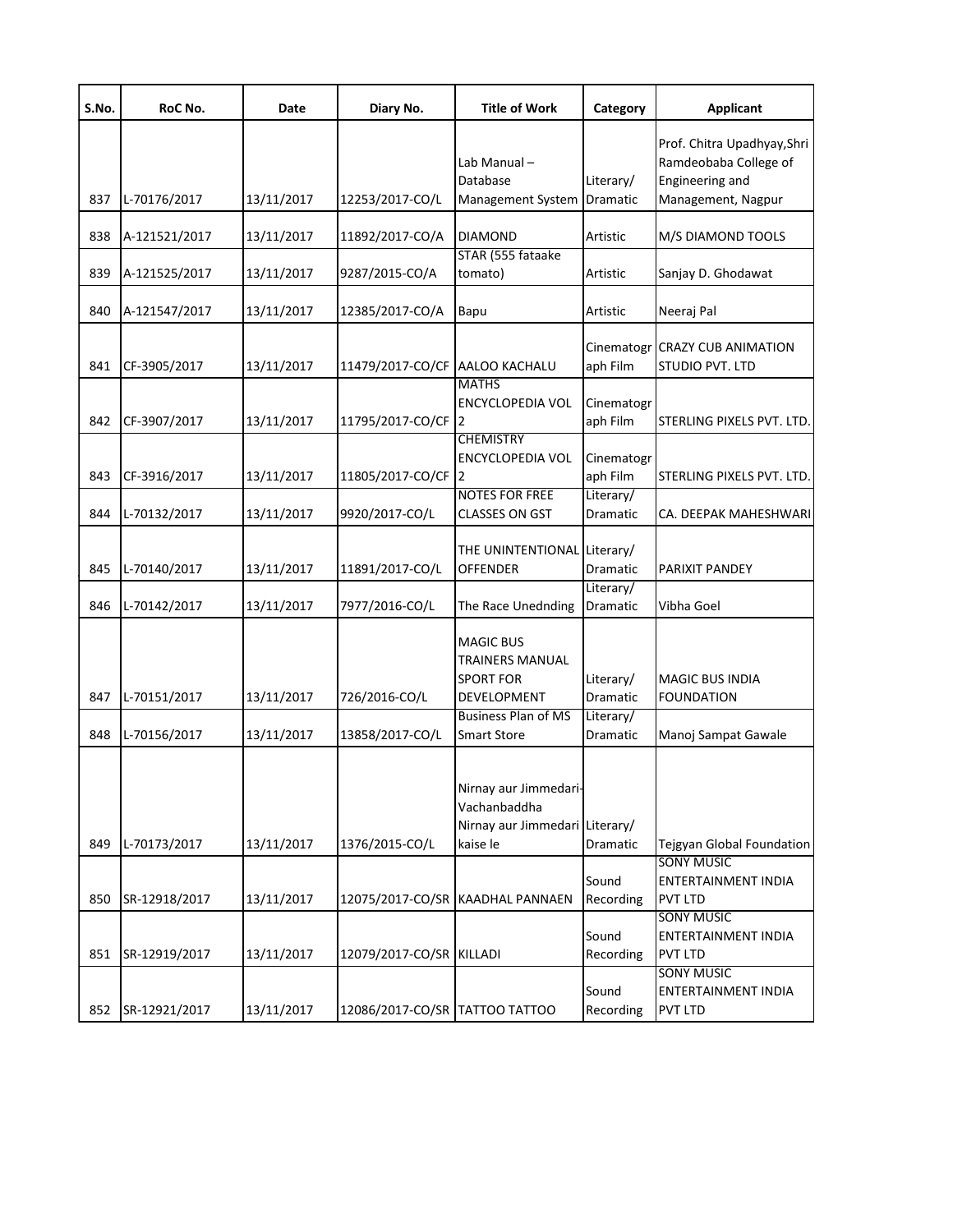| S.No. | RoC No. | Date | Diary No. | Title of Work | Category | Applicant |
|---|---|---|---|---|---|---|
| 837 | L-70176/2017 | 13/11/2017 | 12253/2017-CO/L | Lab Manual – Database Management System | Literary/ Dramatic | Prof. Chitra Upadhyay,Shri Ramdeobaba College of Engineering and Management, Nagpur |
| 838 | A-121521/2017 | 13/11/2017 | 11892/2017-CO/A | DIAMOND | Artistic | M/S DIAMOND TOOLS |
| 839 | A-121525/2017 | 13/11/2017 | 9287/2015-CO/A | STAR (555 fataake tomato) | Artistic | Sanjay D. Ghodawat |
| 840 | A-121547/2017 | 13/11/2017 | 12385/2017-CO/A | Bapu | Artistic | Neeraj Pal |
| 841 | CF-3905/2017 | 13/11/2017 | 11479/2017-CO/CF | AALOO KACHALU | Cinematograph Film | CRAZY CUB ANIMATION STUDIO PVT. LTD |
| 842 | CF-3907/2017 | 13/11/2017 | 11795/2017-CO/CF | MATHS ENCYCLOPEDIA VOL 2 | Cinematograph Film | STERLING PIXELS PVT. LTD. |
| 843 | CF-3916/2017 | 13/11/2017 | 11805/2017-CO/CF | CHEMISTRY ENCYCLOPEDIA VOL 2 | Cinematograph Film | STERLING PIXELS PVT. LTD. |
| 844 | L-70132/2017 | 13/11/2017 | 9920/2017-CO/L | NOTES FOR FREE CLASSES ON GST | Literary/ Dramatic | CA. DEEPAK MAHESHWARI |
| 845 | L-70140/2017 | 13/11/2017 | 11891/2017-CO/L | THE UNINTENTIONAL OFFENDER | Literary/ Dramatic | PARIXIT PANDEY |
| 846 | L-70142/2017 | 13/11/2017 | 7977/2016-CO/L | The Race Unednding | Literary/ Dramatic | Vibha Goel |
| 847 | L-70151/2017 | 13/11/2017 | 726/2016-CO/L | MAGIC BUS TRAINERS MANUAL SPORT FOR DEVELOPMENT | Literary/ Dramatic | MAGIC BUS INDIA FOUNDATION |
| 848 | L-70156/2017 | 13/11/2017 | 13858/2017-CO/L | Business Plan of MS Smart Store | Literary/ Dramatic | Manoj Sampat Gawale |
| 849 | L-70173/2017 | 13/11/2017 | 1376/2015-CO/L | Nirnay aur Jimmedari-Vachanbaddha Nirnay aur Jimmedari kaise le | Literary/ Dramatic | Tejgyan Global Foundation |
| 850 | SR-12918/2017 | 13/11/2017 | 12075/2017-CO/SR | KAADHAL PANNAEN | Sound Recording | SONY MUSIC ENTERTAINMENT INDIA PVT LTD |
| 851 | SR-12919/2017 | 13/11/2017 | 12079/2017-CO/SR | KILLADI | Sound Recording | SONY MUSIC ENTERTAINMENT INDIA PVT LTD |
| 852 | SR-12921/2017 | 13/11/2017 | 12086/2017-CO/SR | TATTOO TATTOO | Sound Recording | SONY MUSIC ENTERTAINMENT INDIA PVT LTD |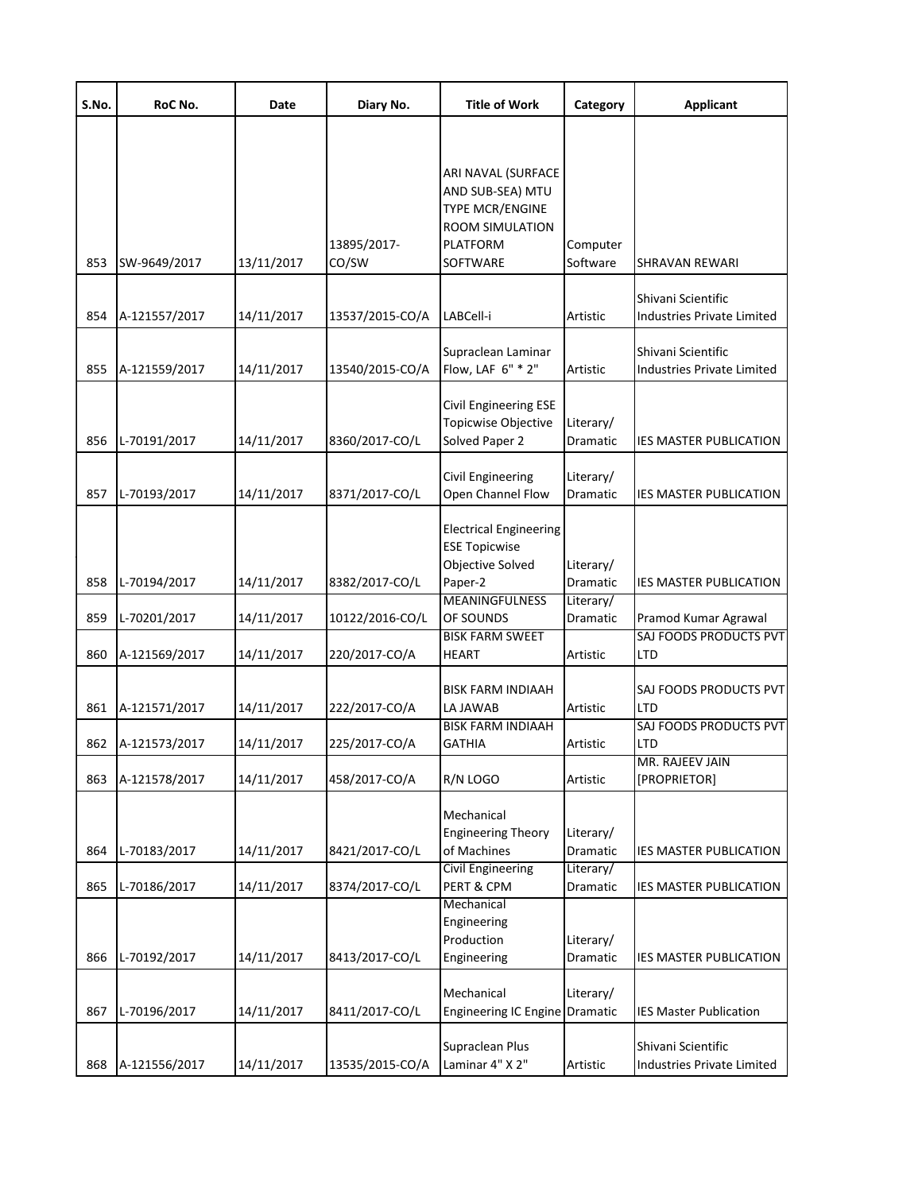| S.No. | RoC No. | Date | Diary No. | Title of Work | Category | Applicant |
|---|---|---|---|---|---|---|
| 853 | SW-9649/2017 | 13/11/2017 | 13895/2017-CO/SW | ARI NAVAL (SURFACE AND SUB-SEA) MTU TYPE MCR/ENGINE ROOM SIMULATION PLATFORM SOFTWARE | Computer Software | SHRAVAN REWARI |
| 854 | A-121557/2017 | 14/11/2017 | 13537/2015-CO/A | LABCell-i | Artistic | Shivani Scientific Industries Private Limited |
| 855 | A-121559/2017 | 14/11/2017 | 13540/2015-CO/A | Supraclean Laminar Flow, LAF 6" * 2" | Artistic | Shivani Scientific Industries Private Limited |
| 856 | L-70191/2017 | 14/11/2017 | 8360/2017-CO/L | Civil Engineering ESE Topicwise Objective Solved Paper 2 | Literary/ Dramatic | IES MASTER PUBLICATION |
| 857 | L-70193/2017 | 14/11/2017 | 8371/2017-CO/L | Civil Engineering Open Channel Flow | Literary/ Dramatic | IES MASTER PUBLICATION |
| 858 | L-70194/2017 | 14/11/2017 | 8382/2017-CO/L | Electrical Engineering ESE Topicwise Objective Solved Paper-2 | Literary/ Dramatic | IES MASTER PUBLICATION |
| 859 | L-70201/2017 | 14/11/2017 | 10122/2016-CO/L | MEANINGFULNESS OF SOUNDS | Literary/ Dramatic | Pramod Kumar Agrawal |
| 860 | A-121569/2017 | 14/11/2017 | 220/2017-CO/A | BISK FARM SWEET HEART | Artistic | SAJ FOODS PRODUCTS PVT LTD |
| 861 | A-121571/2017 | 14/11/2017 | 222/2017-CO/A | BISK FARM INDIAAH LA JAWAB | Artistic | SAJ FOODS PRODUCTS PVT LTD |
| 862 | A-121573/2017 | 14/11/2017 | 225/2017-CO/A | BISK FARM INDIAAH GATHIA | Artistic | SAJ FOODS PRODUCTS PVT LTD |
| 863 | A-121578/2017 | 14/11/2017 | 458/2017-CO/A | R/N LOGO | Artistic | MR. RAJEEV JAIN [PROPRIETOR] |
| 864 | L-70183/2017 | 14/11/2017 | 8421/2017-CO/L | Mechanical Engineering Theory of Machines | Literary/ Dramatic | IES MASTER PUBLICATION |
| 865 | L-70186/2017 | 14/11/2017 | 8374/2017-CO/L | Civil Engineering PERT & CPM | Literary/ Dramatic | IES MASTER PUBLICATION |
| 866 | L-70192/2017 | 14/11/2017 | 8413/2017-CO/L | Mechanical Engineering Production Engineering | Literary/ Dramatic | IES MASTER PUBLICATION |
| 867 | L-70196/2017 | 14/11/2017 | 8411/2017-CO/L | Mechanical Engineering IC Engine | Literary/ Dramatic | IES Master Publication |
| 868 | A-121556/2017 | 14/11/2017 | 13535/2015-CO/A | Supraclean Plus Laminar 4" X 2" | Artistic | Shivani Scientific Industries Private Limited |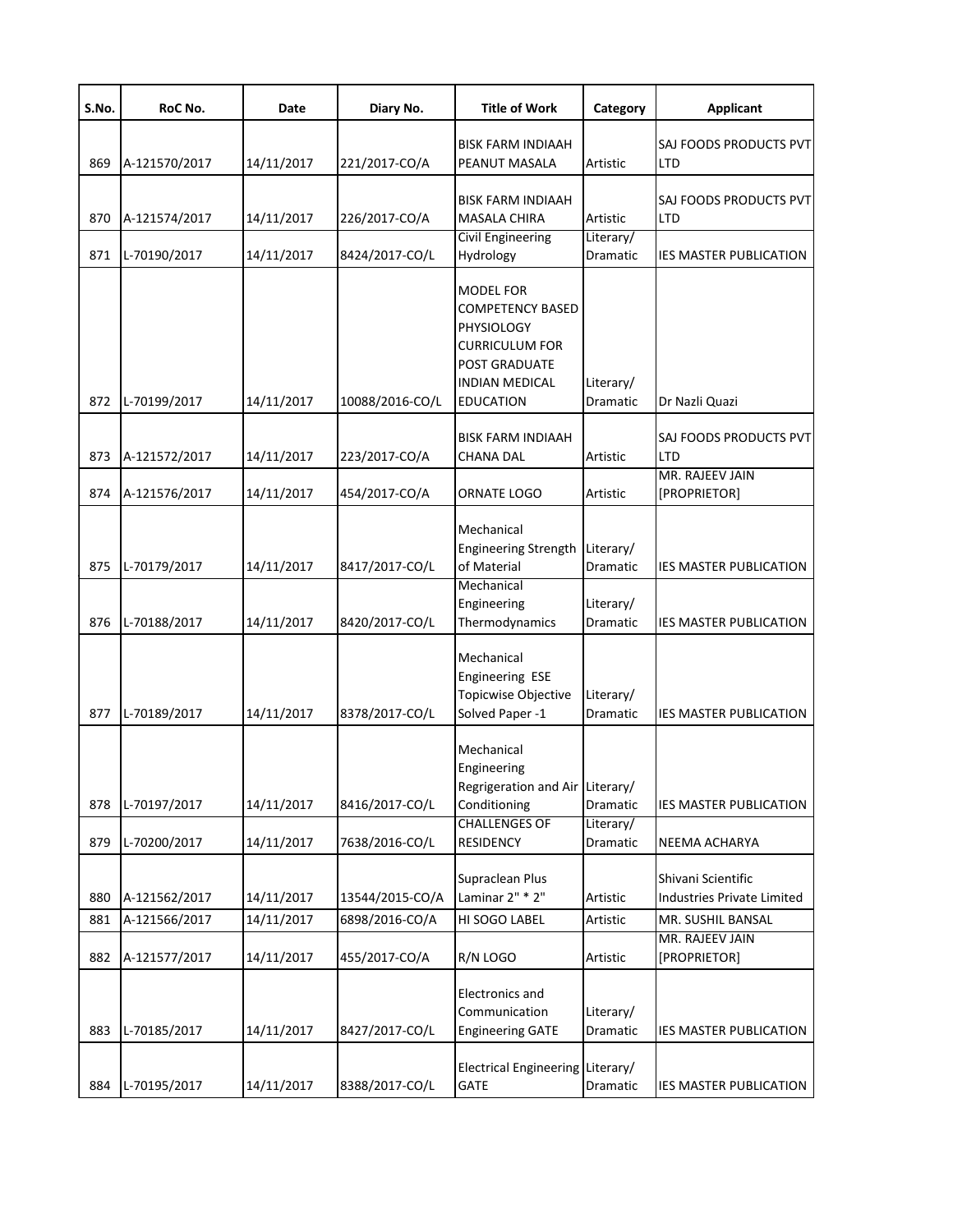| S.No. | RoC No. | Date | Diary No. | Title of Work | Category | Applicant |
|---|---|---|---|---|---|---|
| 869 | A-121570/2017 | 14/11/2017 | 221/2017-CO/A | BISK FARM INDIAAH PEANUT MASALA | Artistic | SAJ FOODS PRODUCTS PVT LTD |
| 870 | A-121574/2017 | 14/11/2017 | 226/2017-CO/A | BISK FARM INDIAAH MASALA CHIRA | Artistic | SAJ FOODS PRODUCTS PVT LTD |
| 871 | L-70190/2017 | 14/11/2017 | 8424/2017-CO/L | Civil Engineering Hydrology | Literary/ Dramatic | IES MASTER PUBLICATION |
| 872 | L-70199/2017 | 14/11/2017 | 10088/2016-CO/L | MODEL FOR COMPETENCY BASED PHYSIOLOGY CURRICULUM FOR POST GRADUATE INDIAN MEDICAL EDUCATION | Literary/ Dramatic | Dr Nazli Quazi |
| 873 | A-121572/2017 | 14/11/2017 | 223/2017-CO/A | BISK FARM INDIAAH CHANA DAL | Artistic | SAJ FOODS PRODUCTS PVT LTD |
| 874 | A-121576/2017 | 14/11/2017 | 454/2017-CO/A | ORNATE LOGO | Artistic | MR. RAJEEV JAIN [PROPRIETOR] |
| 875 | L-70179/2017 | 14/11/2017 | 8417/2017-CO/L | Mechanical Engineering Strength of Material | Literary/ Dramatic | IES MASTER PUBLICATION |
| 876 | L-70188/2017 | 14/11/2017 | 8420/2017-CO/L | Mechanical Engineering Thermodynamics | Literary/ Dramatic | IES MASTER PUBLICATION |
| 877 | L-70189/2017 | 14/11/2017 | 8378/2017-CO/L | Mechanical Engineering ESE Topicwise Objective Solved Paper -1 | Literary/ Dramatic | IES MASTER PUBLICATION |
| 878 | L-70197/2017 | 14/11/2017 | 8416/2017-CO/L | Mechanical Engineering Regrigeration and Air Conditioning | Literary/ Dramatic | IES MASTER PUBLICATION |
| 879 | L-70200/2017 | 14/11/2017 | 7638/2016-CO/L | CHALLENGES OF RESIDENCY | Literary/ Dramatic | NEEMA ACHARYA |
| 880 | A-121562/2017 | 14/11/2017 | 13544/2015-CO/A | Supraclean Plus Laminar 2" * 2" | Artistic | Shivani Scientific Industries Private Limited |
| 881 | A-121566/2017 | 14/11/2017 | 6898/2016-CO/A | HI SOGO LABEL | Artistic | MR. SUSHIL BANSAL |
| 882 | A-121577/2017 | 14/11/2017 | 455/2017-CO/A | R/N LOGO | Artistic | MR. RAJEEV JAIN [PROPRIETOR] |
| 883 | L-70185/2017 | 14/11/2017 | 8427/2017-CO/L | Electronics and Communication Engineering GATE | Literary/ Dramatic | IES MASTER PUBLICATION |
| 884 | L-70195/2017 | 14/11/2017 | 8388/2017-CO/L | Electrical Engineering GATE | Literary/ Dramatic | IES MASTER PUBLICATION |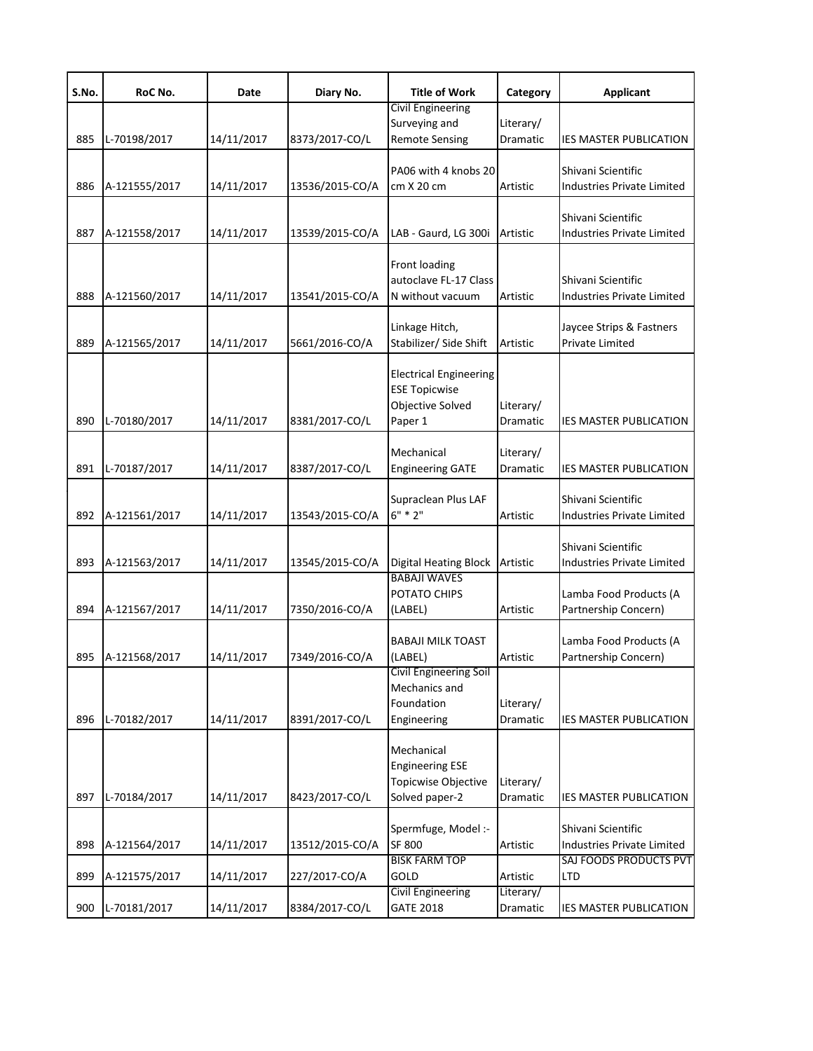| S.No. | RoC No. | Date | Diary No. | Title of Work | Category | Applicant |
|---|---|---|---|---|---|---|
| 885 | L-70198/2017 | 14/11/2017 | 8373/2017-CO/L | Civil Engineering Surveying and Remote Sensing | Literary/ Dramatic | IES MASTER PUBLICATION |
| 886 | A-121555/2017 | 14/11/2017 | 13536/2015-CO/A | PA06 with 4 knobs 20 cm X 20 cm | Artistic | Shivani Scientific Industries Private Limited |
| 887 | A-121558/2017 | 14/11/2017 | 13539/2015-CO/A | LAB - Gaurd, LG 300i | Artistic | Shivani Scientific Industries Private Limited |
| 888 | A-121560/2017 | 14/11/2017 | 13541/2015-CO/A | Front loading autoclave FL-17 Class N without vacuum | Artistic | Shivani Scientific Industries Private Limited |
| 889 | A-121565/2017 | 14/11/2017 | 5661/2016-CO/A | Linkage Hitch, Stabilizer/ Side Shift | Artistic | Jaycee Strips & Fastners Private Limited |
| 890 | L-70180/2017 | 14/11/2017 | 8381/2017-CO/L | Electrical Engineering ESE Topicwise Objective Solved Paper 1 | Literary/ Dramatic | IES MASTER PUBLICATION |
| 891 | L-70187/2017 | 14/11/2017 | 8387/2017-CO/L | Mechanical Engineering GATE | Literary/ Dramatic | IES MASTER PUBLICATION |
| 892 | A-121561/2017 | 14/11/2017 | 13543/2015-CO/A | Supraclean Plus LAF 6" * 2" | Artistic | Shivani Scientific Industries Private Limited |
| 893 | A-121563/2017 | 14/11/2017 | 13545/2015-CO/A | Digital Heating Block | Artistic | Shivani Scientific Industries Private Limited |
| 894 | A-121567/2017 | 14/11/2017 | 7350/2016-CO/A | BABAJI WAVES POTATO CHIPS (LABEL) | Artistic | Lamba Food Products (A Partnership Concern) |
| 895 | A-121568/2017 | 14/11/2017 | 7349/2016-CO/A | BABAJI MILK TOAST (LABEL) | Artistic | Lamba Food Products (A Partnership Concern) |
| 896 | L-70182/2017 | 14/11/2017 | 8391/2017-CO/L | Civil Engineering Soil Mechanics and Foundation Engineering | Literary/ Dramatic | IES MASTER PUBLICATION |
| 897 | L-70184/2017 | 14/11/2017 | 8423/2017-CO/L | Mechanical Engineering ESE Topicwise Objective Solved paper-2 | Literary/ Dramatic | IES MASTER PUBLICATION |
| 898 | A-121564/2017 | 14/11/2017 | 13512/2015-CO/A | Spermfuge, Model :- SF 800 | Artistic | Shivani Scientific Industries Private Limited |
| 899 | A-121575/2017 | 14/11/2017 | 227/2017-CO/A | BISK FARM TOP GOLD | Artistic | SAJ FOODS PRODUCTS PVT LTD |
| 900 | L-70181/2017 | 14/11/2017 | 8384/2017-CO/L | Civil Engineering GATE 2018 | Literary/ Dramatic | IES MASTER PUBLICATION |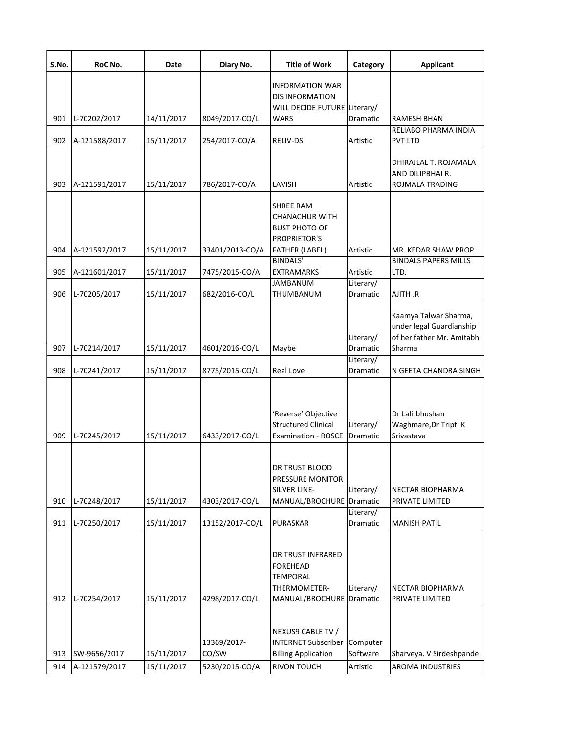| S.No. | RoC No. | Date | Diary No. | Title of Work | Category | Applicant |
|---|---|---|---|---|---|---|
| 901 | L-70202/2017 | 14/11/2017 | 8049/2017-CO/L | INFORMATION WAR DIS INFORMATION WILL DECIDE FUTURE WARS | Literary/ Dramatic | RAMESH BHAN |
| 902 | A-121588/2017 | 15/11/2017 | 254/2017-CO/A | RELIV-DS | Artistic | RELIABO PHARMA INDIA PVT LTD |
| 903 | A-121591/2017 | 15/11/2017 | 786/2017-CO/A | LAVISH | Artistic | DHIRAJLAL T. ROJAMALA AND DILIPBHAI R. ROJMALA TRADING |
| 904 | A-121592/2017 | 15/11/2017 | 33401/2013-CO/A | SHREE RAM CHANACHUR WITH BUST PHOTO OF PROPRIETOR'S FATHER (LABEL) | Artistic | MR. KEDAR SHAW PROP. |
| 905 | A-121601/2017 | 15/11/2017 | 7475/2015-CO/A | BINDALS' EXTRAMARKS | Artistic | BINDALS PAPERS MILLS LTD. |
| 906 | L-70205/2017 | 15/11/2017 | 682/2016-CO/L | JAMBANUM THUMBANUM | Literary/ Dramatic | AJITH .R |
| 907 | L-70214/2017 | 15/11/2017 | 4601/2016-CO/L | Maybe | Literary/ Dramatic | Kaamya Talwar Sharma, under legal Guardianship of her father Mr. Amitabh Sharma |
| 908 | L-70241/2017 | 15/11/2017 | 8775/2015-CO/L | Real Love | Literary/ Dramatic | N GEETA CHANDRA SINGH |
| 909 | L-70245/2017 | 15/11/2017 | 6433/2017-CO/L | 'Reverse' Objective Structured Clinical Examination - ROSCE | Literary/ Dramatic | Dr Lalitbhushan Waghmare,Dr Tripti K Srivastava |
| 910 | L-70248/2017 | 15/11/2017 | 4303/2017-CO/L | DR TRUST BLOOD PRESSURE MONITOR SILVER LINE-MANUAL/BROCHURE | Literary/ Dramatic | NECTAR BIOPHARMA PRIVATE LIMITED |
| 911 | L-70250/2017 | 15/11/2017 | 13152/2017-CO/L | PURASKAR | Literary/ Dramatic | MANISH PATIL |
| 912 | L-70254/2017 | 15/11/2017 | 4298/2017-CO/L | DR TRUST INFRARED FOREHEAD TEMPORAL THERMOMETER-MANUAL/BROCHURE | Literary/ Dramatic | NECTAR BIOPHARMA PRIVATE LIMITED |
| 913 | SW-9656/2017 | 15/11/2017 | 13369/2017-CO/SW | NEXUS9 CABLE TV / INTERNET Subscriber Billing Application | Computer Software | Sharveya. V Sirdeshpande |
| 914 | A-121579/2017 | 15/11/2017 | 5230/2015-CO/A | RIVON TOUCH | Artistic | AROMA INDUSTRIES |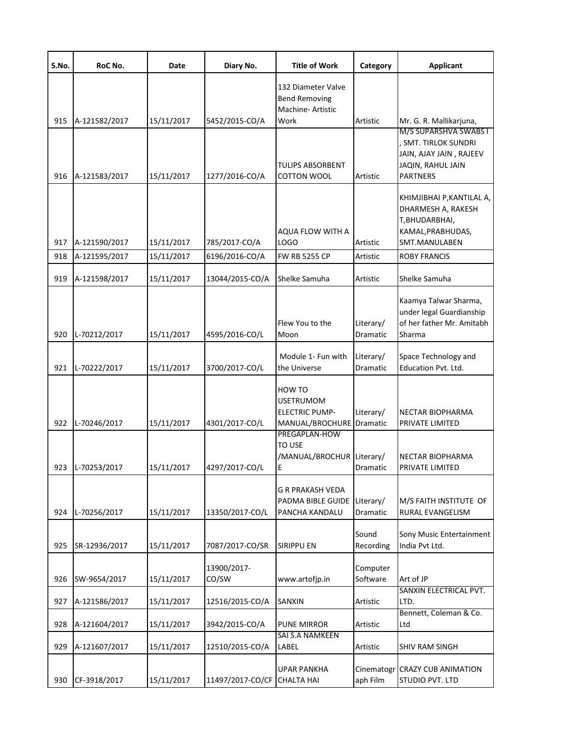| S.No. | RoC No. | Date | Diary No. | Title of Work | Category | Applicant |
| --- | --- | --- | --- | --- | --- | --- |
| 915 | A-121582/2017 | 15/11/2017 | 5452/2015-CO/A | 132 Diameter Valve Bend Removing Machine- Artistic Work | Artistic | Mr. G. R. Mallikarjuna, |
| 916 | A-121583/2017 | 15/11/2017 | 1277/2016-CO/A | TULIPS ABSORBENT COTTON WOOL | Artistic | M/S SUPARSHVA SWABS I , SMT. TIRLOK SUNDRI JAIN, AJAY JAIN , RAJEEV JAQIN, RAHUL JAIN PARTNERS |
| 917 | A-121590/2017 | 15/11/2017 | 785/2017-CO/A | AQUA FLOW WITH A LOGO | Artistic | KHIMJIBHAI P,KANTILAL A, DHARMESH A, RAKESH T,BHUDARBHAI, KAMAL,PRABHUDAS, SMT.MANULABEN |
| 918 | A-121595/2017 | 15/11/2017 | 6196/2016-CO/A | FW RB 5255 CP | Artistic | ROBY FRANCIS |
| 919 | A-121598/2017 | 15/11/2017 | 13044/2015-CO/A | Shelke Samuha | Artistic | Shelke Samuha |
| 920 | L-70212/2017 | 15/11/2017 | 4595/2016-CO/L | Flew You to the Moon | Literary/ Dramatic | Kaamya Talwar Sharma, under legal Guardianship of her father Mr. Amitabh Sharma |
| 921 | L-70222/2017 | 15/11/2017 | 3700/2017-CO/L | Module 1- Fun with the Universe | Literary/ Dramatic | Space Technology and Education Pvt. Ltd. |
| 922 | L-70246/2017 | 15/11/2017 | 4301/2017-CO/L | HOW TO USETRUMOM ELECTRIC PUMP-MANUAL/BROCHURE | Literary/ Dramatic | NECTAR BIOPHARMA PRIVATE LIMITED |
| 923 | L-70253/2017 | 15/11/2017 | 4297/2017-CO/L | PREGAPLAN-HOW TO USE /MANUAL/BROCHURE | Literary/ Dramatic | NECTAR BIOPHARMA PRIVATE LIMITED |
| 924 | L-70256/2017 | 15/11/2017 | 13350/2017-CO/L | G R PRAKASH VEDA PADMA BIBLE GUIDE PANCHA KANDALU | Literary/ Dramatic | M/S FAITH INSTITUTE OF RURAL EVANGELISM |
| 925 | SR-12936/2017 | 15/11/2017 | 7087/2017-CO/SR | SIRIPPU EN | Sound Recording | Sony Music Entertainment India Pvt Ltd. |
| 926 | SW-9654/2017 | 15/11/2017 | 13900/2017-CO/SW | www.artofjp.in | Computer Software | Art of JP |
| 927 | A-121586/2017 | 15/11/2017 | 12516/2015-CO/A | SANXIN | Artistic | SANXIN ELECTRICAL PVT. LTD. |
| 928 | A-121604/2017 | 15/11/2017 | 3942/2015-CO/A | PUNE MIRROR | Artistic | Bennett, Coleman & Co. Ltd |
| 929 | A-121607/2017 | 15/11/2017 | 12510/2015-CO/A | SAI S.A NAMKEEN LABEL | Artistic | SHIV RAM SINGH |
| 930 | CF-3918/2017 | 15/11/2017 | 11497/2017-CO/CF | UPAR PANKHA CHALTA HAI | Cinematograph Film | CRAZY CUB ANIMATION STUDIO PVT. LTD |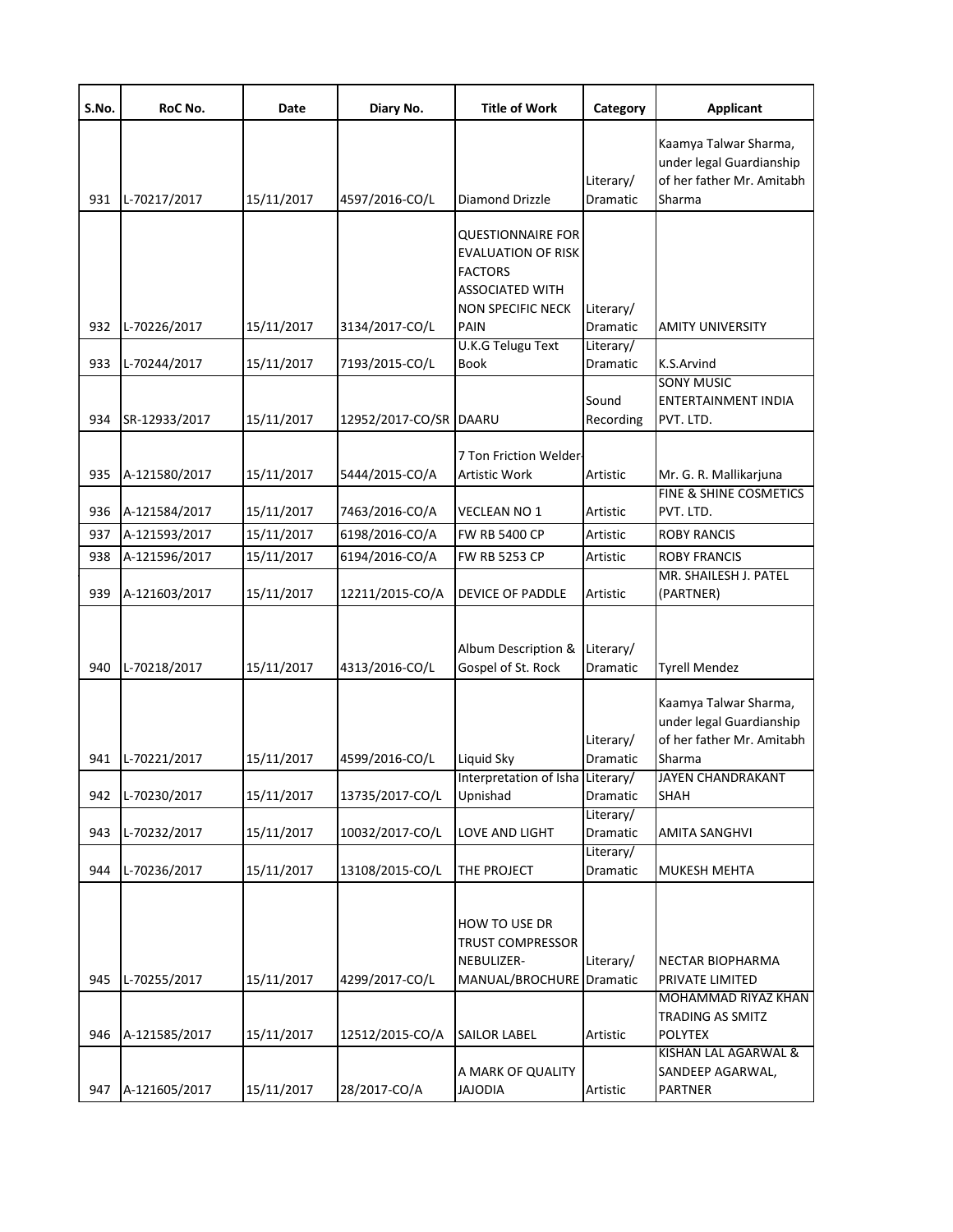| S.No. | RoC No. | Date | Diary No. | Title of Work | Category | Applicant |
|---|---|---|---|---|---|---|
| 931 | L-70217/2017 | 15/11/2017 | 4597/2016-CO/L | Diamond Drizzle | Literary/ Dramatic | Kaamya Talwar Sharma, under legal Guardianship of her father Mr. Amitabh Sharma |
| 932 | L-70226/2017 | 15/11/2017 | 3134/2017-CO/L | QUESTIONNAIRE FOR EVALUATION OF RISK FACTORS ASSOCIATED WITH NON SPECIFIC NECK PAIN | Literary/ Dramatic | AMITY UNIVERSITY |
| 933 | L-70244/2017 | 15/11/2017 | 7193/2015-CO/L | U.K.G Telugu Text Book | Literary/ Dramatic | K.S.Arvind |
| 934 | SR-12933/2017 | 15/11/2017 | 12952/2017-CO/SR | DAARU | Sound Recording | SONY MUSIC ENTERTAINMENT INDIA PVT. LTD. |
| 935 | A-121580/2017 | 15/11/2017 | 5444/2015-CO/A | 7 Ton Friction Welder-Artistic Work | Artistic | Mr. G. R. Mallikarjuna |
| 936 | A-121584/2017 | 15/11/2017 | 7463/2016-CO/A | VECLEAN NO 1 | Artistic | FINE & SHINE COSMETICS PVT. LTD. |
| 937 | A-121593/2017 | 15/11/2017 | 6198/2016-CO/A | FW RB 5400 CP | Artistic | ROBY RANCIS |
| 938 | A-121596/2017 | 15/11/2017 | 6194/2016-CO/A | FW RB 5253 CP | Artistic | ROBY FRANCIS |
| 939 | A-121603/2017 | 15/11/2017 | 12211/2015-CO/A | DEVICE OF PADDLE | Artistic | MR. SHAILESH J. PATEL (PARTNER) |
| 940 | L-70218/2017 | 15/11/2017 | 4313/2016-CO/L | Album Description & Gospel of St. Rock | Literary/ Dramatic | Tyrell Mendez |
| 941 | L-70221/2017 | 15/11/2017 | 4599/2016-CO/L | Liquid Sky | Literary/ Dramatic | Kaamya Talwar Sharma, under legal Guardianship of her father Mr. Amitabh Sharma |
| 942 | L-70230/2017 | 15/11/2017 | 13735/2017-CO/L | Interpretation of Isha Upnishad | Literary/ Dramatic | JAYEN CHANDRAKANT SHAH |
| 943 | L-70232/2017 | 15/11/2017 | 10032/2017-CO/L | LOVE AND LIGHT | Literary/ Dramatic | AMITA SANGHVI |
| 944 | L-70236/2017 | 15/11/2017 | 13108/2015-CO/L | THE PROJECT | Literary/ Dramatic | MUKESH MEHTA |
| 945 | L-70255/2017 | 15/11/2017 | 4299/2017-CO/L | HOW TO USE DR TRUST COMPRESSOR NEBULIZER- MANUAL/BROCHURE | Literary/ Dramatic | NECTAR BIOPHARMA PRIVATE LIMITED |
| 946 | A-121585/2017 | 15/11/2017 | 12512/2015-CO/A | SAILOR LABEL | Artistic | MOHAMMAD RIYAZ KHAN TRADING AS SMITZ POLYTEX |
| 947 | A-121605/2017 | 15/11/2017 | 28/2017-CO/A | A MARK OF QUALITY JAJODIA | Artistic | KISHAN LAL AGARWAL & SANDEEP AGARWAL, PARTNER |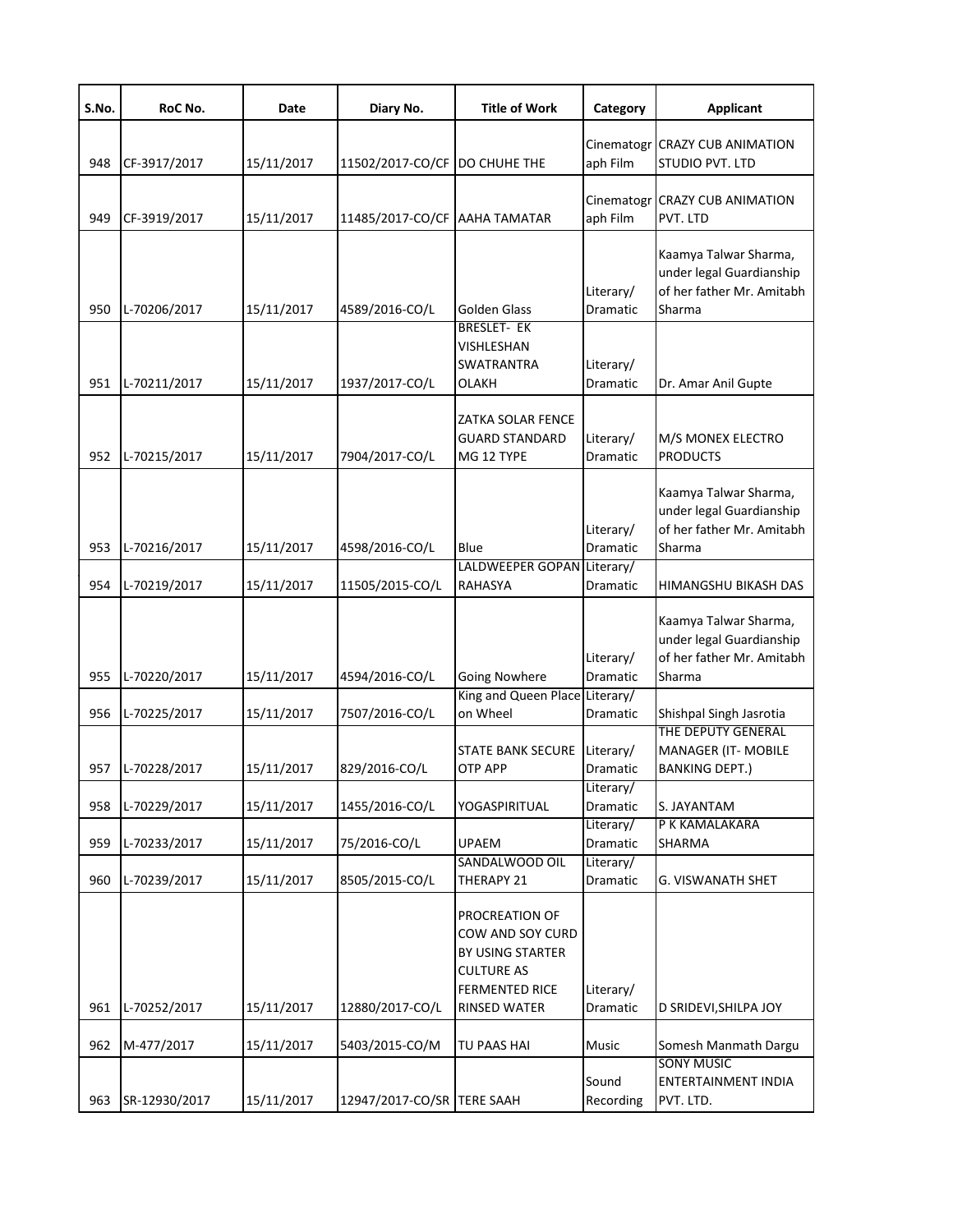| S.No. | RoC No. | Date | Diary No. | Title of Work | Category | Applicant |
|---|---|---|---|---|---|---|
| 948 | CF-3917/2017 | 15/11/2017 | 11502/2017-CO/CF | DO CHUHE THE | Cinematograph Film | CRAZY CUB ANIMATION STUDIO PVT. LTD |
| 949 | CF-3919/2017 | 15/11/2017 | 11485/2017-CO/CF | AAHA TAMATAR | Cinematograph Film | CRAZY CUB ANIMATION PVT. LTD |
| 950 | L-70206/2017 | 15/11/2017 | 4589/2016-CO/L | Golden Glass | Literary/ Dramatic | Kaamya Talwar Sharma, under legal Guardianship of her father Mr. Amitabh Sharma |
| 951 | L-70211/2017 | 15/11/2017 | 1937/2017-CO/L | BRESLET- EK VISHLESHAN SWATRANTRA OLAKH | Literary/ Dramatic | Dr. Amar Anil Gupte |
| 952 | L-70215/2017 | 15/11/2017 | 7904/2017-CO/L | ZATKA SOLAR FENCE GUARD STANDARD MG 12 TYPE | Literary/ Dramatic | M/S MONEX ELECTRO PRODUCTS |
| 953 | L-70216/2017 | 15/11/2017 | 4598/2016-CO/L | Blue | Literary/ Dramatic | Kaamya Talwar Sharma, under legal Guardianship of her father Mr. Amitabh Sharma |
| 954 | L-70219/2017 | 15/11/2017 | 11505/2015-CO/L | LALDWEEPER GOPAN RAHASYA | Literary/ Dramatic | HIMANGSHU BIKASH DAS |
| 955 | L-70220/2017 | 15/11/2017 | 4594/2016-CO/L | Going Nowhere | Literary/ Dramatic | Kaamya Talwar Sharma, under legal Guardianship of her father Mr. Amitabh Sharma |
| 956 | L-70225/2017 | 15/11/2017 | 7507/2016-CO/L | King and Queen Place on Wheel | Literary/ Dramatic | Shishpal Singh Jasrotia |
| 957 | L-70228/2017 | 15/11/2017 | 829/2016-CO/L | STATE BANK SECURE OTP APP | Literary/ Dramatic | THE DEPUTY GENERAL MANAGER (IT- MOBILE BANKING DEPT.) |
| 958 | L-70229/2017 | 15/11/2017 | 1455/2016-CO/L | YOGASPIRITUAL | Literary/ Dramatic | S. JAYANTAM |
| 959 | L-70233/2017 | 15/11/2017 | 75/2016-CO/L | UPAEM | Literary/ Dramatic | P K KAMALAKARA SHARMA |
| 960 | L-70239/2017 | 15/11/2017 | 8505/2015-CO/L | SANDALWOOD OIL THERAPY 21 | Literary/ Dramatic | G. VISWANATH SHET |
| 961 | L-70252/2017 | 15/11/2017 | 12880/2017-CO/L | PROCREATION OF COW AND SOY CURD BY USING STARTER CULTURE AS FERMENTED RICE RINSED WATER | Literary/ Dramatic | D SRIDEVI,SHILPA JOY |
| 962 | M-477/2017 | 15/11/2017 | 5403/2015-CO/M | TU PAAS HAI | Music | Somesh Manmath Dargu |
| 963 | SR-12930/2017 | 15/11/2017 | 12947/2017-CO/SR | TERE SAAH | Sound Recording | SONY MUSIC ENTERTAINMENT INDIA PVT. LTD. |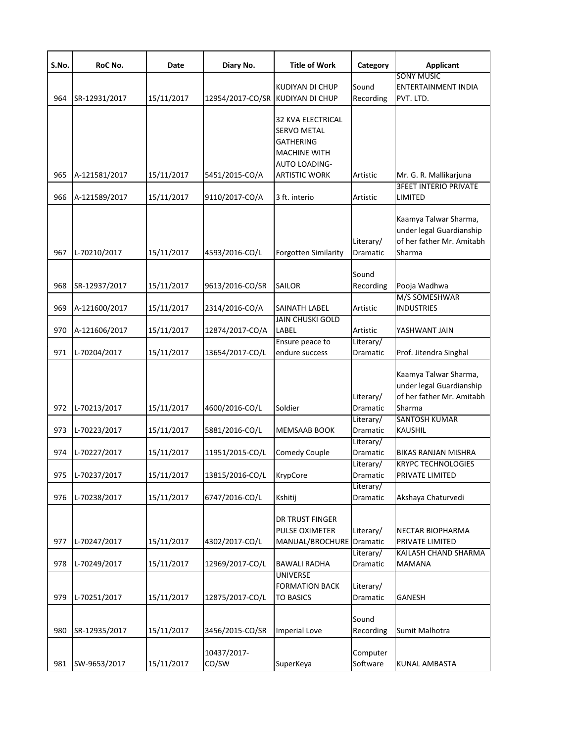| S.No. | RoC No. | Date | Diary No. | Title of Work | Category | Applicant |
|---|---|---|---|---|---|---|
| 964 | SR-12931/2017 | 15/11/2017 | 12954/2017-CO/SR | KUDIYAN DI CHUP KUDIYAN DI CHUP | Sound Recording | SONY MUSIC ENTERTAINMENT INDIA PVT. LTD. |
| 965 | A-121581/2017 | 15/11/2017 | 5451/2015-CO/A | 32 KVA ELECTRICAL SERVO METAL GATHERING MACHINE WITH AUTO LOADING-ARTISTIC WORK | Artistic | Mr. G. R. Mallikarjuna |
| 966 | A-121589/2017 | 15/11/2017 | 9110/2017-CO/A | 3 ft. interio | Artistic | 3FEET INTERIO PRIVATE LIMITED |
| 967 | L-70210/2017 | 15/11/2017 | 4593/2016-CO/L | Forgotten Similarity | Literary/ Dramatic | Kaamya Talwar Sharma, under legal Guardianship of her father Mr. Amitabh Sharma |
| 968 | SR-12937/2017 | 15/11/2017 | 9613/2016-CO/SR | SAILOR | Sound Recording | Pooja Wadhwa |
| 969 | A-121600/2017 | 15/11/2017 | 2314/2016-CO/A | SAINATH LABEL | Artistic | M/S SOMESHWAR INDUSTRIES |
| 970 | A-121606/2017 | 15/11/2017 | 12874/2017-CO/A | JAIN CHUSKI GOLD LABEL | Artistic | YASHWANT JAIN |
| 971 | L-70204/2017 | 15/11/2017 | 13654/2017-CO/L | Ensure peace to endure success | Literary/ Dramatic | Prof. Jitendra Singhal |
| 972 | L-70213/2017 | 15/11/2017 | 4600/2016-CO/L | Soldier | Literary/ Dramatic | Kaamya Talwar Sharma, under legal Guardianship of her father Mr. Amitabh Sharma |
| 973 | L-70223/2017 | 15/11/2017 | 5881/2016-CO/L | MEMSAAB BOOK | Literary/ Dramatic | SANTOSH KUMAR KAUSHIL |
| 974 | L-70227/2017 | 15/11/2017 | 11951/2015-CO/L | Comedy Couple | Literary/ Dramatic | BIKAS RANJAN MISHRA |
| 975 | L-70237/2017 | 15/11/2017 | 13815/2016-CO/L | KrypCore | Literary/ Dramatic | KRYPC TECHNOLOGIES PRIVATE LIMITED |
| 976 | L-70238/2017 | 15/11/2017 | 6747/2016-CO/L | Kshitij | Literary/ Dramatic | Akshaya Chaturvedi |
| 977 | L-70247/2017 | 15/11/2017 | 4302/2017-CO/L | DR TRUST FINGER PULSE OXIMETER MANUAL/BROCHURE | Literary/ Dramatic | NECTAR BIOPHARMA PRIVATE LIMITED |
| 978 | L-70249/2017 | 15/11/2017 | 12969/2017-CO/L | BAWALI RADHA | Literary/ Dramatic | KAILASH CHAND SHARMA MAMANA |
| 979 | L-70251/2017 | 15/11/2017 | 12875/2017-CO/L | UNIVERSE FORMATION BACK TO BASICS | Literary/ Dramatic | GANESH |
| 980 | SR-12935/2017 | 15/11/2017 | 3456/2015-CO/SR | Imperial Love | Sound Recording | Sumit Malhotra |
| 981 | SW-9653/2017 | 15/11/2017 | 10437/2017-CO/SW | SuperKeya | Computer Software | KUNAL AMBASTA |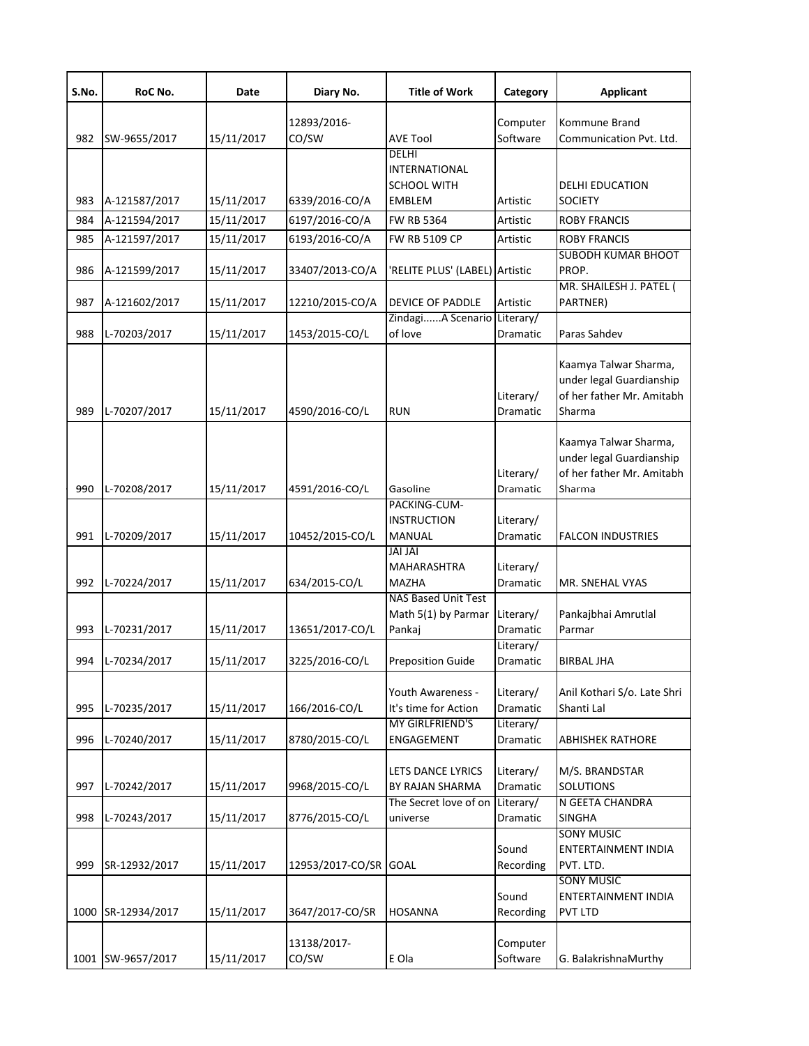| S.No. | RoC No. | Date | Diary No. | Title of Work | Category | Applicant |
|---|---|---|---|---|---|---|
| 982 | SW-9655/2017 | 15/11/2017 | 12893/2016-CO/SW | AVE Tool | Computer Software | Kommune Brand Communication Pvt. Ltd. |
| 983 | A-121587/2017 | 15/11/2017 | 6339/2016-CO/A | DELHI INTERNATIONAL SCHOOL WITH EMBLEM | Artistic | DELHI EDUCATION SOCIETY |
| 984 | A-121594/2017 | 15/11/2017 | 6197/2016-CO/A | FW RB 5364 | Artistic | ROBY FRANCIS |
| 985 | A-121597/2017 | 15/11/2017 | 6193/2016-CO/A | FW RB 5109 CP | Artistic | ROBY FRANCIS |
| 986 | A-121599/2017 | 15/11/2017 | 33407/2013-CO/A | 'RELITE PLUS' (LABEL) | Artistic | SUBODH KUMAR BHOOT PROP. |
| 987 | A-121602/2017 | 15/11/2017 | 12210/2015-CO/A | DEVICE OF PADDLE | Artistic | MR. SHAILESH J. PATEL ( PARTNER) |
| 988 | L-70203/2017 | 15/11/2017 | 1453/2015-CO/L | Zindagi......A Scenario of love | Literary/ Dramatic | Paras Sahdev |
| 989 | L-70207/2017 | 15/11/2017 | 4590/2016-CO/L | RUN | Literary/ Dramatic | Kaamya Talwar Sharma, under legal Guardianship of her father Mr. Amitabh Sharma |
| 990 | L-70208/2017 | 15/11/2017 | 4591/2016-CO/L | Gasoline | Literary/ Dramatic | Kaamya Talwar Sharma, under legal Guardianship of her father Mr. Amitabh Sharma |
| 991 | L-70209/2017 | 15/11/2017 | 10452/2015-CO/L | PACKING-CUM-INSTRUCTION MANUAL | Literary/ Dramatic | FALCON INDUSTRIES |
| 992 | L-70224/2017 | 15/11/2017 | 634/2015-CO/L | JAI JAI MAHARASHTRA MAZHA | Literary/ Dramatic | MR. SNEHAL VYAS |
| 993 | L-70231/2017 | 15/11/2017 | 13651/2017-CO/L | NAS Based Unit Test Math 5(1) by Parmar Pankaj | Literary/ Dramatic | Pankajbhai Amrutlal Parmar |
| 994 | L-70234/2017 | 15/11/2017 | 3225/2016-CO/L | Preposition Guide | Literary/ Dramatic | BIRBAL JHA |
| 995 | L-70235/2017 | 15/11/2017 | 166/2016-CO/L | Youth Awareness - It's time for Action | Literary/ Dramatic | Anil Kothari S/o. Late Shri Shanti Lal |
| 996 | L-70240/2017 | 15/11/2017 | 8780/2015-CO/L | MY GIRLFRIEND'S ENGAGEMENT | Literary/ Dramatic | ABHISHEK RATHORE |
| 997 | L-70242/2017 | 15/11/2017 | 9968/2015-CO/L | LETS DANCE LYRICS BY RAJAN SHARMA | Literary/ Dramatic | M/S. BRANDSTAR SOLUTIONS |
| 998 | L-70243/2017 | 15/11/2017 | 8776/2015-CO/L | The Secret love of on universe | Literary/ Dramatic | N GEETA CHANDRA SINGHA |
| 999 | SR-12932/2017 | 15/11/2017 | 12953/2017-CO/SR | GOAL | Sound Recording | SONY MUSIC ENTERTAINMENT INDIA PVT. LTD. |
| 1000 | SR-12934/2017 | 15/11/2017 | 3647/2017-CO/SR | HOSANNA | Sound Recording | SONY MUSIC ENTERTAINMENT INDIA PVT LTD |
| 1001 | SW-9657/2017 | 15/11/2017 | 13138/2017-CO/SW | E Ola | Computer Software | G. BalakrishnaMurthy |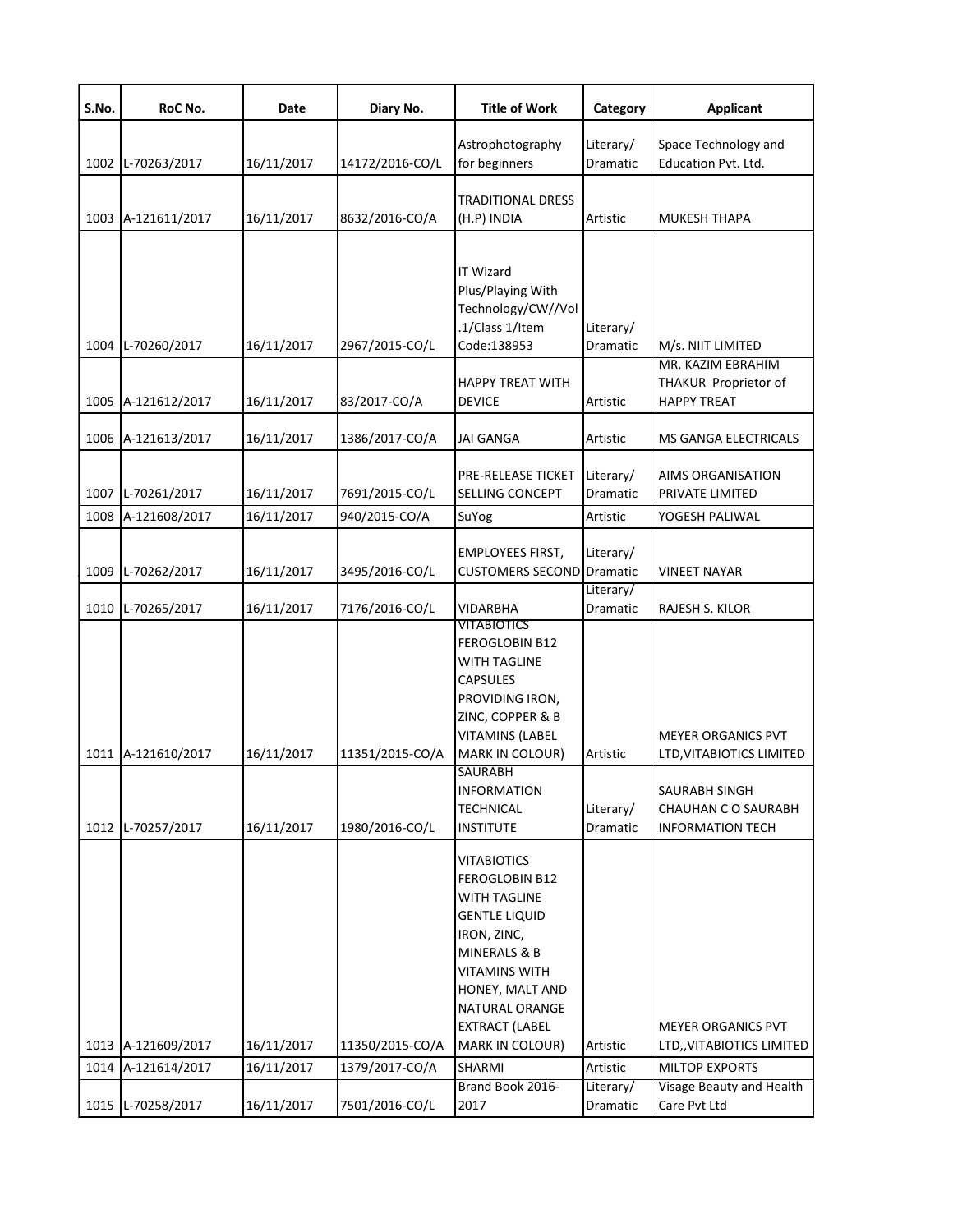| S.No. | RoC No. | Date | Diary No. | Title of Work | Category | Applicant |
|---|---|---|---|---|---|---|
| 1002 | L-70263/2017 | 16/11/2017 | 14172/2016-CO/L | Astrophotography for beginners | Literary/ Dramatic | Space Technology and Education Pvt. Ltd. |
| 1003 | A-121611/2017 | 16/11/2017 | 8632/2016-CO/A | TRADITIONAL DRESS (H.P) INDIA | Artistic | MUKESH THAPA |
| 1004 | L-70260/2017 | 16/11/2017 | 2967/2015-CO/L | IT Wizard Plus/Playing With Technology/CW//Vol .1/Class 1/Item Code:138953 | Literary/ Dramatic | M/s. NIIT LIMITED |
| 1005 | A-121612/2017 | 16/11/2017 | 83/2017-CO/A | HAPPY TREAT WITH DEVICE | Artistic | MR. KAZIM EBRAHIM THAKUR Proprietor of HAPPY TREAT |
| 1006 | A-121613/2017 | 16/11/2017 | 1386/2017-CO/A | JAI GANGA | Artistic | MS GANGA ELECTRICALS |
| 1007 | L-70261/2017 | 16/11/2017 | 7691/2015-CO/L | PRE-RELEASE TICKET SELLING CONCEPT | Literary/ Dramatic | AIMS ORGANISATION PRIVATE LIMITED |
| 1008 | A-121608/2017 | 16/11/2017 | 940/2015-CO/A | SuYog | Artistic | YOGESH PALIWAL |
| 1009 | L-70262/2017 | 16/11/2017 | 3495/2016-CO/L | EMPLOYEES FIRST, CUSTOMERS SECOND | Literary/ Dramatic | VINEET NAYAR |
| 1010 | L-70265/2017 | 16/11/2017 | 7176/2016-CO/L | VIDARBHA | Literary/ Dramatic | RAJESH S. KILOR |
| 1011 | A-121610/2017 | 16/11/2017 | 11351/2015-CO/A | VITABIOTICS FEROGLOBIN B12 WITH TAGLINE CAPSULES PROVIDING IRON, ZINC, COPPER & B VITAMINS (LABEL MARK IN COLOUR) | Artistic | MEYER ORGANICS PVT LTD,VITABIOTICS LIMITED |
| 1012 | L-70257/2017 | 16/11/2017 | 1980/2016-CO/L | SAURABH INFORMATION TECHNICAL INSTITUTE | Literary/ Dramatic | SAURABH SINGH CHAUHAN C O SAURABH INFORMATION TECH |
| 1013 | A-121609/2017 | 16/11/2017 | 11350/2015-CO/A | VITABIOTICS FEROGLOBIN B12 WITH TAGLINE GENTLE LIQUID IRON, ZINC, MINERALS & B VITAMINS WITH HONEY, MALT AND NATURAL ORANGE EXTRACT (LABEL MARK IN COLOUR) | Artistic | MEYER ORGANICS PVT LTD,,VITABIOTICS LIMITED |
| 1014 | A-121614/2017 | 16/11/2017 | 1379/2017-CO/A | SHARMI | Artistic | MILTOP EXPORTS |
| 1015 | L-70258/2017 | 16/11/2017 | 7501/2016-CO/L | Brand Book 2016-2017 | Literary/ Dramatic | Visage Beauty and Health Care Pvt Ltd |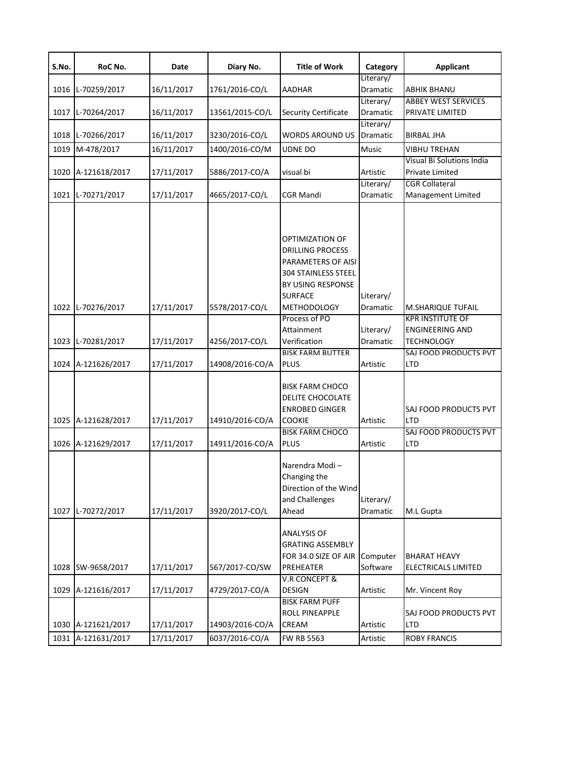| S.No. | RoC No. | Date | Diary No. | Title of Work | Category | Applicant |
|---|---|---|---|---|---|---|
| 1016 | L-70259/2017 | 16/11/2017 | 1761/2016-CO/L | AADHAR | Literary/ Dramatic | ABHIK BHANU |
| 1017 | L-70264/2017 | 16/11/2017 | 13561/2015-CO/L | Security Certificate | Literary/ Dramatic | ABBEY WEST SERVICES PRIVATE LIMITED |
| 1018 | L-70266/2017 | 16/11/2017 | 3230/2016-CO/L | WORDS AROUND US | Literary/ Dramatic | BIRBAL JHA |
| 1019 | M-478/2017 | 16/11/2017 | 1400/2016-CO/M | UDNE DO | Music | VIBHU TREHAN |
| 1020 | A-121618/2017 | 17/11/2017 | 5886/2017-CO/A | visual bi | Artistic | Visual Bi Solutions India Private Limited |
| 1021 | L-70271/2017 | 17/11/2017 | 4665/2017-CO/L | CGR Mandi | Literary/ Dramatic | CGR Collateral Management Limited |
| 1022 | L-70276/2017 | 17/11/2017 | 5578/2017-CO/L | OPTIMIZATION OF DRILLING PROCESS PARAMETERS OF AISI 304 STAINLESS STEEL BY USING RESPONSE SURFACE METHODOLOGY | Literary/ Dramatic | M.SHARIQUE TUFAIL |
| 1023 | L-70281/2017 | 17/11/2017 | 4256/2017-CO/L | Process of PO Attainment Verification | Literary/ Dramatic | KPR INSTITUTE OF ENGINEERING AND TECHNOLOGY |
| 1024 | A-121626/2017 | 17/11/2017 | 14908/2016-CO/A | BISK FARM BUTTER PLUS | Artistic | SAJ FOOD PRODUCTS PVT LTD |
| 1025 | A-121628/2017 | 17/11/2017 | 14910/2016-CO/A | BISK FARM CHOCO DELITE CHOCOLATE ENROBED GINGER COOKIE | Artistic | SAJ FOOD PRODUCTS PVT LTD |
| 1026 | A-121629/2017 | 17/11/2017 | 14911/2016-CO/A | BISK FARM CHOCO PLUS | Artistic | SAJ FOOD PRODUCTS PVT LTD |
| 1027 | L-70272/2017 | 17/11/2017 | 3920/2017-CO/L | Narendra Modi – Changing the Direction of the Wind and Challenges Ahead | Literary/ Dramatic | M.L Gupta |
| 1028 | SW-9658/2017 | 17/11/2017 | 567/2017-CO/SW | ANALYSIS OF GRATING ASSEMBLY FOR 34.0 SIZE OF AIR PREHEATER | Computer Software | BHARAT HEAVY ELECTRICALS LIMITED |
| 1029 | A-121616/2017 | 17/11/2017 | 4729/2017-CO/A | V.R CONCEPT & DESIGN | Artistic | Mr. Vincent Roy |
| 1030 | A-121621/2017 | 17/11/2017 | 14903/2016-CO/A | BISK FARM PUFF ROLL PINEAPPLE CREAM | Artistic | SAJ FOOD PRODUCTS PVT LTD |
| 1031 | A-121631/2017 | 17/11/2017 | 6037/2016-CO/A | FW RB 5563 | Artistic | ROBY FRANCIS |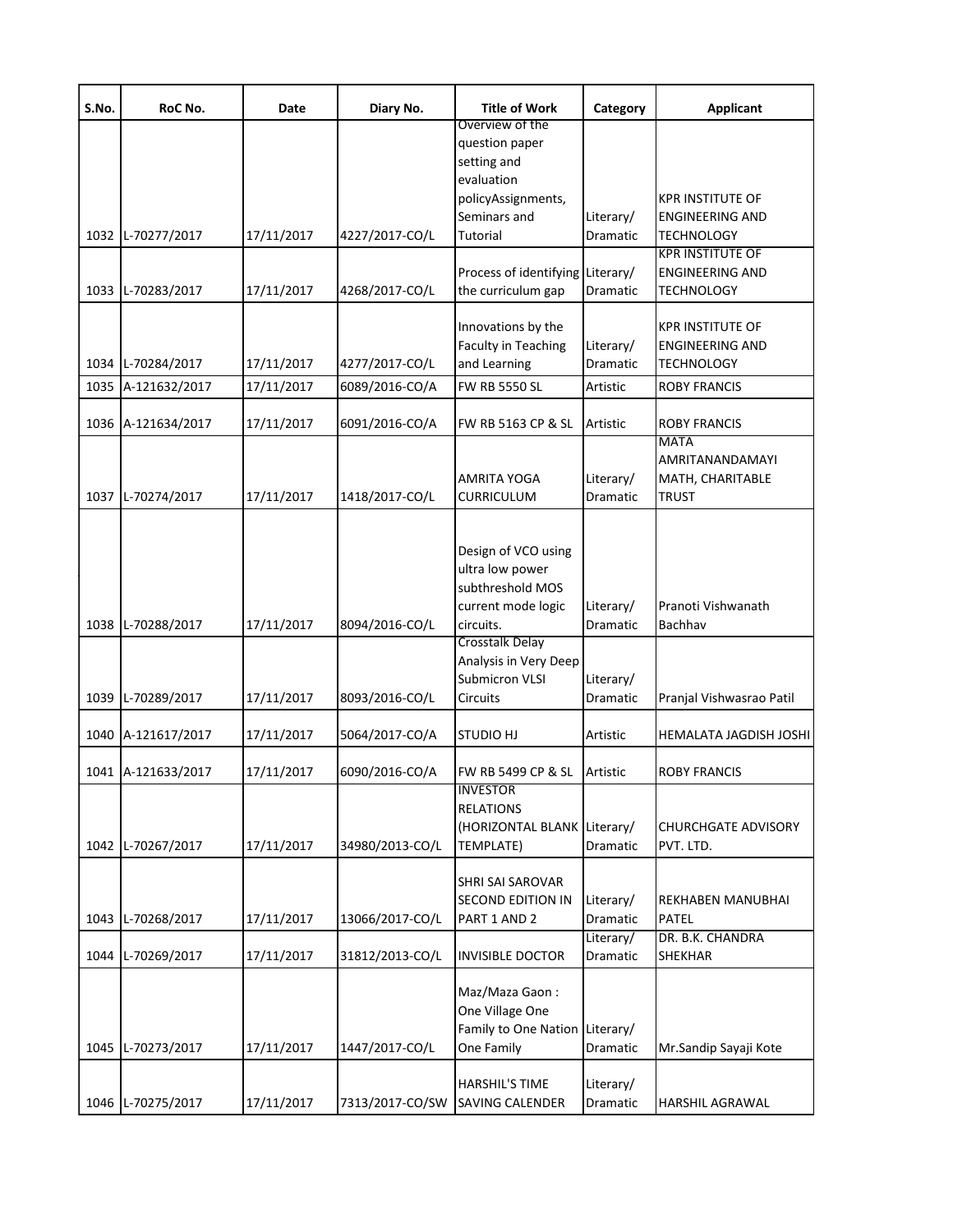| S.No. | RoC No. | Date | Diary No. | Title of Work | Category | Applicant |
|---|---|---|---|---|---|---|
| 1032 | L-70277/2017 | 17/11/2017 | 4227/2017-CO/L | Overview of the question paper setting and evaluation policyAssignments, Seminars and Tutorial | Literary/ Dramatic | KPR INSTITUTE OF ENGINEERING AND TECHNOLOGY |
| 1033 | L-70283/2017 | 17/11/2017 | 4268/2017-CO/L | Process of identifying the curriculum gap | Literary/ Dramatic | KPR INSTITUTE OF ENGINEERING AND TECHNOLOGY |
| 1034 | L-70284/2017 | 17/11/2017 | 4277/2017-CO/L | Innovations by the Faculty in Teaching and Learning | Literary/ Dramatic | KPR INSTITUTE OF ENGINEERING AND TECHNOLOGY |
| 1035 | A-121632/2017 | 17/11/2017 | 6089/2016-CO/A | FW RB 5550 SL | Artistic | ROBY FRANCIS |
| 1036 | A-121634/2017 | 17/11/2017 | 6091/2016-CO/A | FW RB 5163 CP & SL | Artistic | ROBY FRANCIS |
| 1037 | L-70274/2017 | 17/11/2017 | 1418/2017-CO/L | AMRITA YOGA CURRICULUM | Literary/ Dramatic | MATA AMRITANANDAMAYI MATH, CHARITABLE TRUST |
| 1038 | L-70288/2017 | 17/11/2017 | 8094/2016-CO/L | Design of VCO using ultra low power subthreshold MOS current mode logic circuits. | Literary/ Dramatic | Pranoti Vishwanath Bachhav |
| 1039 | L-70289/2017 | 17/11/2017 | 8093/2016-CO/L | Crosstalk Delay Analysis in Very Deep Submicron VLSI Circuits | Literary/ Dramatic | Pranjal Vishwasrao Patil |
| 1040 | A-121617/2017 | 17/11/2017 | 5064/2017-CO/A | STUDIO HJ | Artistic | HEMALATA JAGDISH JOSHI |
| 1041 | A-121633/2017 | 17/11/2017 | 6090/2016-CO/A | FW RB 5499 CP & SL | Artistic | ROBY FRANCIS |
| 1042 | L-70267/2017 | 17/11/2017 | 34980/2013-CO/L | INVESTOR RELATIONS (HORIZONTAL BLANK TEMPLATE) | Literary/ Dramatic | CHURCHGATE ADVISORY PVT. LTD. |
| 1043 | L-70268/2017 | 17/11/2017 | 13066/2017-CO/L | SHRI SAI SAROVAR SECOND EDITION IN PART 1 AND 2 | Literary/ Dramatic | REKHABEN MANUBHAI PATEL |
| 1044 | L-70269/2017 | 17/11/2017 | 31812/2013-CO/L | INVISIBLE DOCTOR | Literary/ Dramatic | DR. B.K. CHANDRA SHEKHAR |
| 1045 | L-70273/2017 | 17/11/2017 | 1447/2017-CO/L | Maz/Maza Gaon : One Village One Family to One Nation One Family | Literary/ Dramatic | Mr.Sandip Sayaji Kote |
| 1046 | L-70275/2017 | 17/11/2017 | 7313/2017-CO/SW | HARSHIL'S TIME SAVING CALENDER | Literary/ Dramatic | HARSHIL AGRAWAL |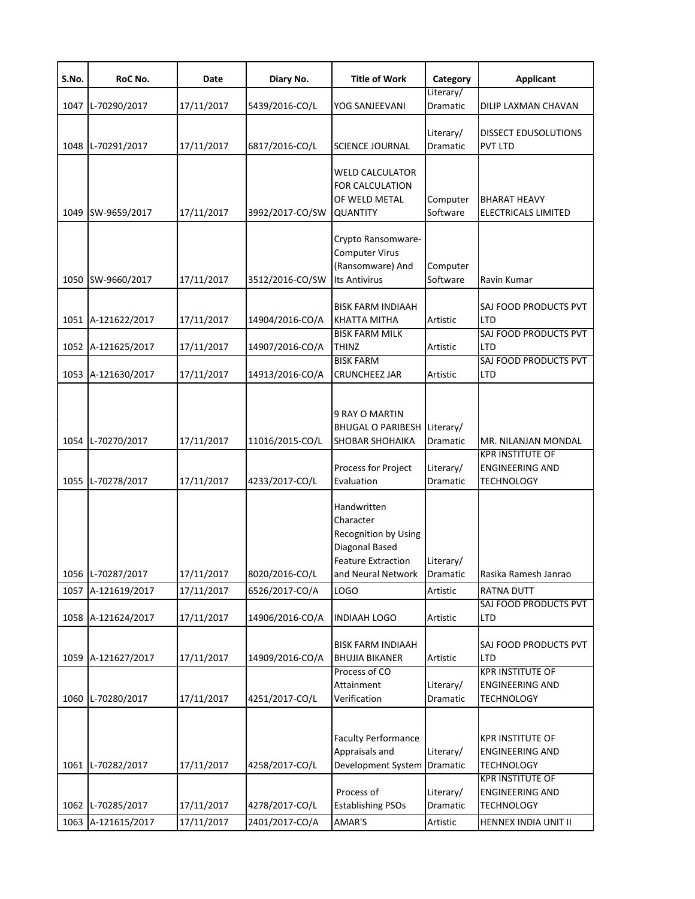| S.No. | RoC No. | Date | Diary No. | Title of Work | Category | Applicant |
|---|---|---|---|---|---|---|
| 1047 | L-70290/2017 | 17/11/2017 | 5439/2016-CO/L | YOG SANJEEVANI | Literary/ Dramatic | DILIP LAXMAN CHAVAN |
| 1048 | L-70291/2017 | 17/11/2017 | 6817/2016-CO/L | SCIENCE JOURNAL | Literary/ Dramatic | DISSECT EDUSOLUTIONS PVT LTD |
| 1049 | SW-9659/2017 | 17/11/2017 | 3992/2017-CO/SW | WELD CALCULATOR FOR CALCULATION OF WELD METAL QUANTITY | Computer Software | BHARAT HEAVY ELECTRICALS LIMITED |
| 1050 | SW-9660/2017 | 17/11/2017 | 3512/2016-CO/SW | Crypto Ransomware-Computer Virus (Ransomware) And Its Antivirus | Computer Software | Ravin Kumar |
| 1051 | A-121622/2017 | 17/11/2017 | 14904/2016-CO/A | BISK FARM INDIAAH KHATTA MITHA | Artistic | SAJ FOOD PRODUCTS PVT LTD |
| 1052 | A-121625/2017 | 17/11/2017 | 14907/2016-CO/A | BISK FARM MILK THINZ | Artistic | SAJ FOOD PRODUCTS PVT LTD |
| 1053 | A-121630/2017 | 17/11/2017 | 14913/2016-CO/A | BISK FARM CRUNCHEEZ JAR | Artistic | SAJ FOOD PRODUCTS PVT LTD |
| 1054 | L-70270/2017 | 17/11/2017 | 11016/2015-CO/L | 9 RAY O MARTIN BHUGAL O PARIBESH SHOBAR SHOHAIKA | Literary/ Dramatic | MR. NILANJAN MONDAL |
| 1055 | L-70278/2017 | 17/11/2017 | 4233/2017-CO/L | Process for Project Evaluation | Literary/ Dramatic | KPR INSTITUTE OF ENGINEERING AND TECHNOLOGY |
| 1056 | L-70287/2017 | 17/11/2017 | 8020/2016-CO/L | Handwritten Character Recognition by Using Diagonal Based Feature Extraction and Neural Network | Literary/ Dramatic | Rasika Ramesh Janrao |
| 1057 | A-121619/2017 | 17/11/2017 | 6526/2017-CO/A | LOGO | Artistic | RATNA DUTT |
| 1058 | A-121624/2017 | 17/11/2017 | 14906/2016-CO/A | INDIAAH LOGO | Artistic | SAJ FOOD PRODUCTS PVT LTD |
| 1059 | A-121627/2017 | 17/11/2017 | 14909/2016-CO/A | BISK FARM INDIAAH BHUJIA BIKANER | Artistic | SAJ FOOD PRODUCTS PVT LTD |
| 1060 | L-70280/2017 | 17/11/2017 | 4251/2017-CO/L | Process of CO Attainment Verification | Literary/ Dramatic | KPR INSTITUTE OF ENGINEERING AND TECHNOLOGY |
| 1061 | L-70282/2017 | 17/11/2017 | 4258/2017-CO/L | Faculty Performance Appraisals and Development System | Literary/ Dramatic | KPR INSTITUTE OF ENGINEERING AND TECHNOLOGY |
| 1062 | L-70285/2017 | 17/11/2017 | 4278/2017-CO/L | Process of Establishing PSOs | Literary/ Dramatic | KPR INSTITUTE OF ENGINEERING AND TECHNOLOGY |
| 1063 | A-121615/2017 | 17/11/2017 | 2401/2017-CO/A | AMAR'S | Artistic | HENNEX INDIA UNIT II |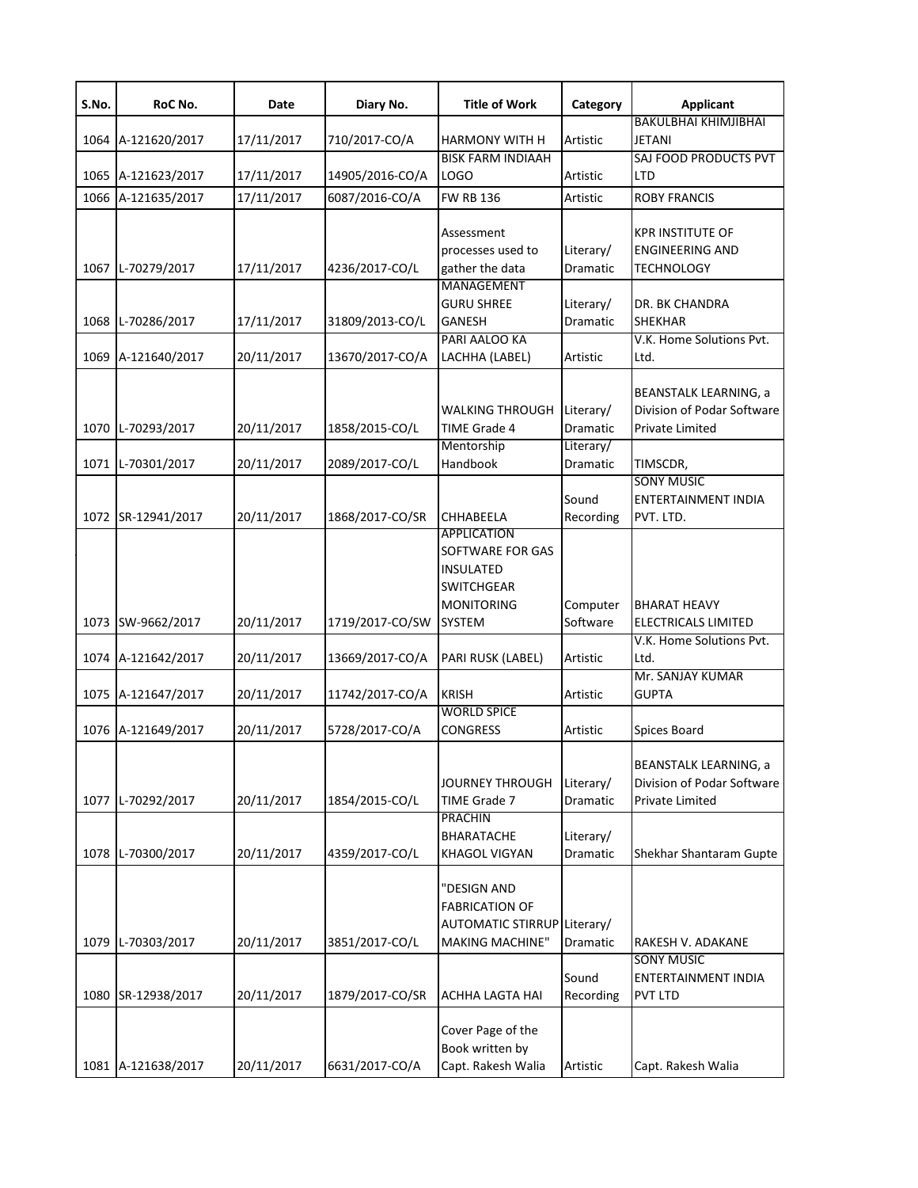| S.No. | RoC No. | Date | Diary No. | Title of Work | Category | Applicant |
|---|---|---|---|---|---|---|
| 1064 | A-121620/2017 | 17/11/2017 | 710/2017-CO/A | HARMONY WITH H | Artistic | BAKULBHAI KHIMJIBHAI JETANI |
| 1065 | A-121623/2017 | 17/11/2017 | 14905/2016-CO/A | BISK FARM INDIAAH LOGO | Artistic | SAJ FOOD PRODUCTS PVT LTD |
| 1066 | A-121635/2017 | 17/11/2017 | 6087/2016-CO/A | FW RB 136 | Artistic | ROBY FRANCIS |
| 1067 | L-70279/2017 | 17/11/2017 | 4236/2017-CO/L | Assessment processes used to gather the data | Literary/ Dramatic | KPR INSTITUTE OF ENGINEERING AND TECHNOLOGY |
| 1068 | L-70286/2017 | 17/11/2017 | 31809/2013-CO/L | MANAGEMENT GURU SHREE GANESH | Literary/ Dramatic | DR. BK CHANDRA SHEKHAR |
| 1069 | A-121640/2017 | 20/11/2017 | 13670/2017-CO/A | PARI AALOO KA LACHHA (LABEL) | Artistic | V.K. Home Solutions Pvt. Ltd. |
| 1070 | L-70293/2017 | 20/11/2017 | 1858/2015-CO/L | WALKING THROUGH TIME Grade 4 | Literary/ Dramatic | BEANSTALK LEARNING, a Division of Podar Software Private Limited |
| 1071 | L-70301/2017 | 20/11/2017 | 2089/2017-CO/L | Mentorship Handbook | Literary/ Dramatic | TIMSCDR, |
| 1072 | SR-12941/2017 | 20/11/2017 | 1868/2017-CO/SR | CHHABEELA | Sound Recording | SONY MUSIC ENTERTAINMENT INDIA PVT. LTD. |
| 1073 | SW-9662/2017 | 20/11/2017 | 1719/2017-CO/SW | APPLICATION SOFTWARE FOR GAS INSULATED SWITCHGEAR MONITORING SYSTEM | Computer Software | BHARAT HEAVY ELECTRICALS LIMITED |
| 1074 | A-121642/2017 | 20/11/2017 | 13669/2017-CO/A | PARI RUSK (LABEL) | Artistic | V.K. Home Solutions Pvt. Ltd. |
| 1075 | A-121647/2017 | 20/11/2017 | 11742/2017-CO/A | KRISH | Artistic | Mr. SANJAY KUMAR GUPTA |
| 1076 | A-121649/2017 | 20/11/2017 | 5728/2017-CO/A | WORLD SPICE CONGRESS | Artistic | Spices Board |
| 1077 | L-70292/2017 | 20/11/2017 | 1854/2015-CO/L | JOURNEY THROUGH TIME Grade 7 | Literary/ Dramatic | BEANSTALK LEARNING, a Division of Podar Software Private Limited |
| 1078 | L-70300/2017 | 20/11/2017 | 4359/2017-CO/L | PRACHIN BHARATACHE KHAGOL VIGYAN | Literary/ Dramatic | Shekhar Shantaram Gupte |
| 1079 | L-70303/2017 | 20/11/2017 | 3851/2017-CO/L | "DESIGN AND FABRICATION OF AUTOMATIC STIRRUP MAKING MACHINE" | Literary/ Dramatic | RAKESH V. ADAKANE |
| 1080 | SR-12938/2017 | 20/11/2017 | 1879/2017-CO/SR | ACHHA LAGTA HAI | Sound Recording | SONY MUSIC ENTERTAINMENT INDIA PVT LTD |
| 1081 | A-121638/2017 | 20/11/2017 | 6631/2017-CO/A | Cover Page of the Book written by Capt. Rakesh Walia | Artistic | Capt. Rakesh Walia |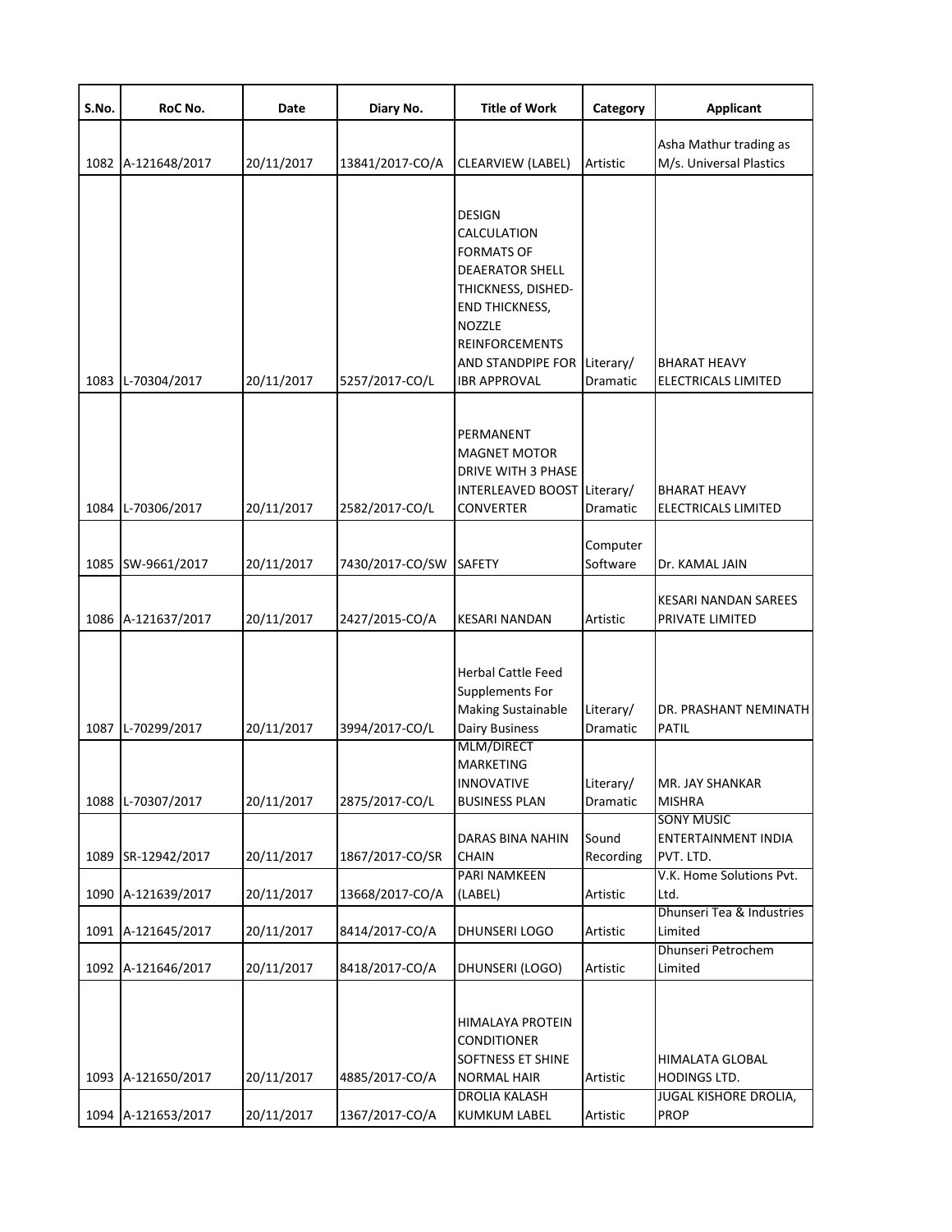| S.No. | RoC No. | Date | Diary No. | Title of Work | Category | Applicant |
|---|---|---|---|---|---|---|
| 1082 | A-121648/2017 | 20/11/2017 | 13841/2017-CO/A | CLEARVIEW (LABEL) | Artistic | Asha Mathur trading as M/s. Universal Plastics |
| 1083 | L-70304/2017 | 20/11/2017 | 5257/2017-CO/L | DESIGN CALCULATION FORMATS OF DEAERATOR SHELL THICKNESS, DISHED-END THICKNESS, NOZZLE REINFORCEMENTS AND STANDPIPE FOR IBR APPROVAL | Literary/ Dramatic | BHARAT HEAVY ELECTRICALS LIMITED |
| 1084 | L-70306/2017 | 20/11/2017 | 2582/2017-CO/L | PERMANENT MAGNET MOTOR DRIVE WITH 3 PHASE INTERLEAVED BOOST CONVERTER | Literary/ Dramatic | BHARAT HEAVY ELECTRICALS LIMITED |
| 1085 | SW-9661/2017 | 20/11/2017 | 7430/2017-CO/SW | SAFETY | Computer Software | Dr. KAMAL JAIN |
| 1086 | A-121637/2017 | 20/11/2017 | 2427/2015-CO/A | KESARI NANDAN | Artistic | KESARI NANDAN SAREES PRIVATE LIMITED |
| 1087 | L-70299/2017 | 20/11/2017 | 3994/2017-CO/L | Herbal Cattle Feed Supplements For Making Sustainable Dairy Business | Literary/ Dramatic | DR. PRASHANT NEMINATH PATIL |
| 1088 | L-70307/2017 | 20/11/2017 | 2875/2017-CO/L | MLM/DIRECT MARKETING INNOVATIVE BUSINESS PLAN | Literary/ Dramatic | MR. JAY SHANKAR MISHRA |
| 1089 | SR-12942/2017 | 20/11/2017 | 1867/2017-CO/SR | DARAS BINA NAHIN CHAIN | Sound Recording | SONY MUSIC ENTERTAINMENT INDIA PVT. LTD. |
| 1090 | A-121639/2017 | 20/11/2017 | 13668/2017-CO/A | PARI NAMKEEN (LABEL) | Artistic | V.K. Home Solutions Pvt. Ltd. |
| 1091 | A-121645/2017 | 20/11/2017 | 8414/2017-CO/A | DHUNSERI LOGO | Artistic | Dhunseri Tea & Industries Limited |
| 1092 | A-121646/2017 | 20/11/2017 | 8418/2017-CO/A | DHUNSERI (LOGO) | Artistic | Dhunseri Petrochem Limited |
| 1093 | A-121650/2017 | 20/11/2017 | 4885/2017-CO/A | HIMALAYA PROTEIN CONDITIONER SOFTNESS ET SHINE NORMAL HAIR | Artistic | HIMALATA GLOBAL HODINGS LTD. |
| 1094 | A-121653/2017 | 20/11/2017 | 1367/2017-CO/A | DROLIA KALASH KUMKUM LABEL | Artistic | JUGAL KISHORE DROLIA, PROP |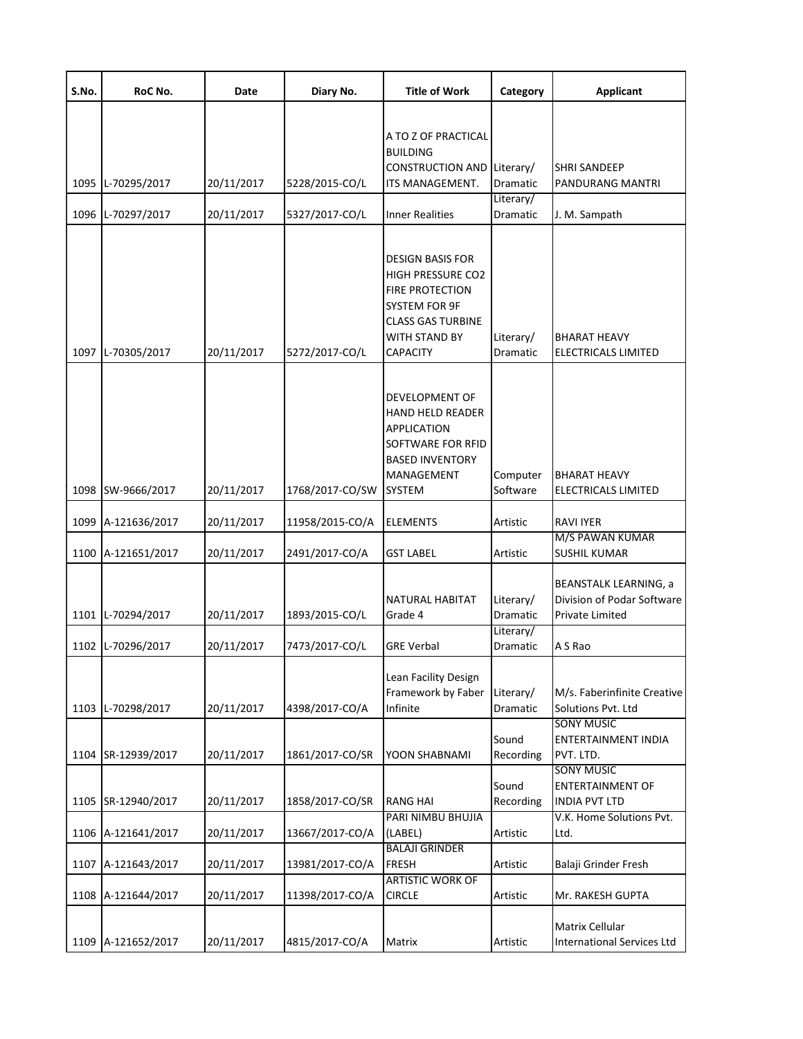| S.No. | RoC No. | Date | Diary No. | Title of Work | Category | Applicant |
|---|---|---|---|---|---|---|
| 1095 | L-70295/2017 | 20/11/2017 | 5228/2015-CO/L | A TO Z OF PRACTICAL BUILDING CONSTRUCTION AND ITS MANAGEMENT. | Literary/ Dramatic | SHRI SANDEEP PANDURANG MANTRI |
| 1096 | L-70297/2017 | 20/11/2017 | 5327/2017-CO/L | Inner Realities | Literary/ Dramatic | J. M. Sampath |
| 1097 | L-70305/2017 | 20/11/2017 | 5272/2017-CO/L | DESIGN BASIS FOR HIGH PRESSURE CO2 FIRE PROTECTION SYSTEM FOR 9F CLASS GAS TURBINE WITH STAND BY CAPACITY | Literary/ Dramatic | BHARAT HEAVY ELECTRICALS LIMITED |
| 1098 | SW-9666/2017 | 20/11/2017 | 1768/2017-CO/SW | DEVELOPMENT OF HAND HELD READER APPLICATION SOFTWARE FOR RFID BASED INVENTORY MANAGEMENT SYSTEM | Computer Software | BHARAT HEAVY ELECTRICALS LIMITED |
| 1099 | A-121636/2017 | 20/11/2017 | 11958/2015-CO/A | ELEMENTS | Artistic | RAVI IYER |
| 1100 | A-121651/2017 | 20/11/2017 | 2491/2017-CO/A | GST LABEL | Artistic | M/S PAWAN KUMAR SUSHIL KUMAR |
| 1101 | L-70294/2017 | 20/11/2017 | 1893/2015-CO/L | NATURAL HABITAT Grade 4 | Literary/ Dramatic | BEANSTALK LEARNING, a Division of Podar Software Private Limited |
| 1102 | L-70296/2017 | 20/11/2017 | 7473/2017-CO/L | GRE Verbal | Literary/ Dramatic | A S Rao |
| 1103 | L-70298/2017 | 20/11/2017 | 4398/2017-CO/A | Lean Facility Design Framework by Faber Infinite | Literary/ Dramatic | M/s. Faberinfinite Creative Solutions Pvt. Ltd |
| 1104 | SR-12939/2017 | 20/11/2017 | 1861/2017-CO/SR | YOON SHABNAMI | Sound Recording | SONY MUSIC ENTERTAINMENT INDIA PVT. LTD. |
| 1105 | SR-12940/2017 | 20/11/2017 | 1858/2017-CO/SR | RANG HAI | Sound Recording | SONY MUSIC ENTERTAINMENT OF INDIA PVT LTD |
| 1106 | A-121641/2017 | 20/11/2017 | 13667/2017-CO/A | PARI NIMBU BHUJIA (LABEL) | Artistic | V.K. Home Solutions Pvt. Ltd. |
| 1107 | A-121643/2017 | 20/11/2017 | 13981/2017-CO/A | BALAJI GRINDER FRESH | Artistic | Balaji Grinder Fresh |
| 1108 | A-121644/2017 | 20/11/2017 | 11398/2017-CO/A | ARTISTIC WORK OF CIRCLE | Artistic | Mr. RAKESH GUPTA |
| 1109 | A-121652/2017 | 20/11/2017 | 4815/2017-CO/A | Matrix | Artistic | Matrix Cellular International Services Ltd |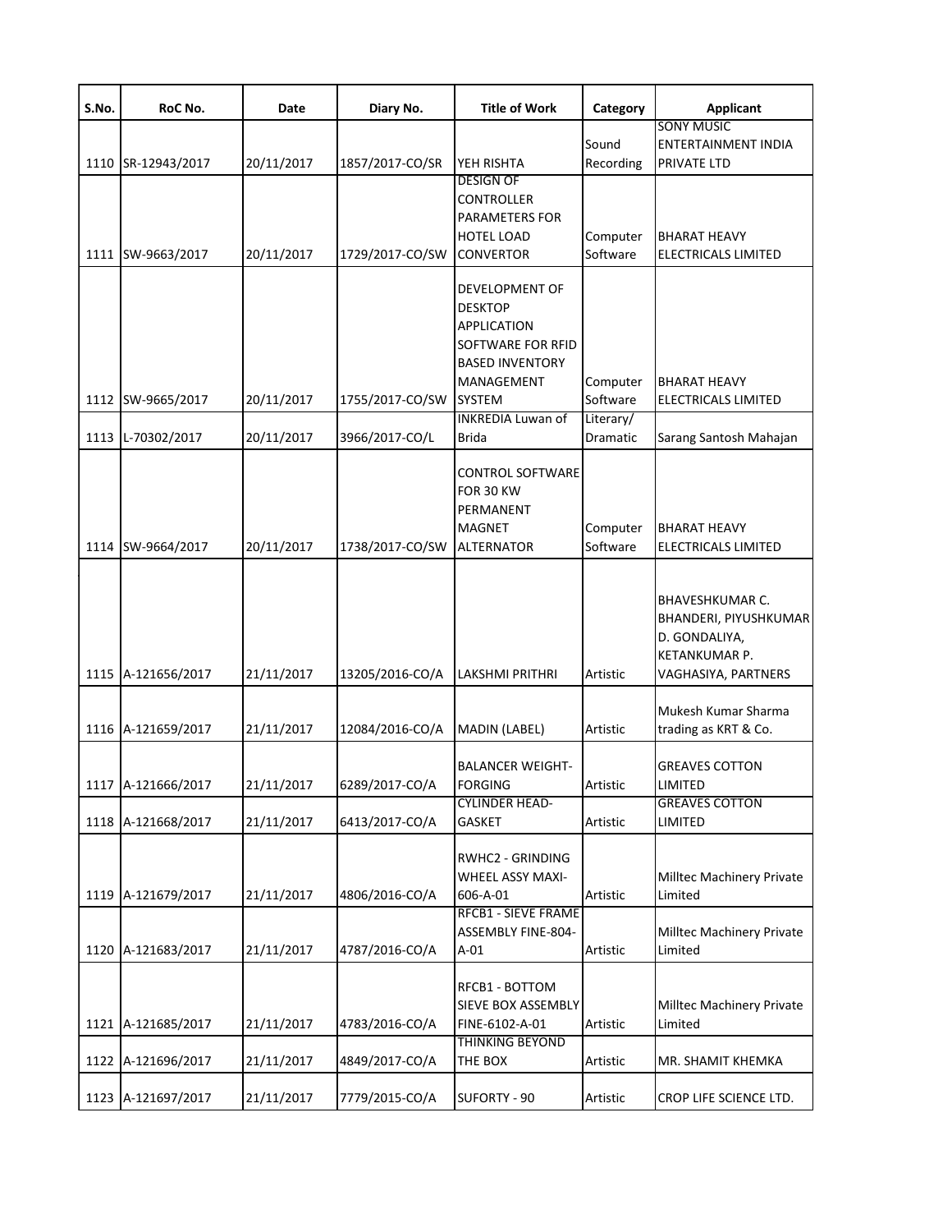| S.No. | RoC No. | Date | Diary No. | Title of Work | Category | Applicant |
|---|---|---|---|---|---|---|
| 1110 | SR-12943/2017 | 20/11/2017 | 1857/2017-CO/SR | YEH RISHTA | Sound Recording | SONY MUSIC ENTERTAINMENT INDIA PRIVATE LTD |
| 1111 | SW-9663/2017 | 20/11/2017 | 1729/2017-CO/SW | DESIGN OF CONTROLLER PARAMETERS FOR HOTEL LOAD CONVERTOR | Computer Software | BHARAT HEAVY ELECTRICALS LIMITED |
| 1112 | SW-9665/2017 | 20/11/2017 | 1755/2017-CO/SW | DEVELOPMENT OF DESKTOP APPLICATION SOFTWARE FOR RFID BASED INVENTORY MANAGEMENT SYSTEM | Computer Software | BHARAT HEAVY ELECTRICALS LIMITED |
| 1113 | L-70302/2017 | 20/11/2017 | 3966/2017-CO/L | INKREDIA Luwan of Brida | Literary/ Dramatic | Sarang Santosh Mahajan |
| 1114 | SW-9664/2017 | 20/11/2017 | 1738/2017-CO/SW | CONTROL SOFTWARE FOR 30 KW PERMANENT MAGNET ALTERNATOR | Computer Software | BHARAT HEAVY ELECTRICALS LIMITED |
| 1115 | A-121656/2017 | 21/11/2017 | 13205/2016-CO/A | LAKSHMI PRITHRI | Artistic | BHAVESHKUMAR C. BHANDERI, PIYUSHKUMAR D. GONDALIYA, KETANKUMAR P. VAGHASIYA, PARTNERS |
| 1116 | A-121659/2017 | 21/11/2017 | 12084/2016-CO/A | MADIN (LABEL) | Artistic | Mukesh Kumar Sharma trading as KRT & Co. |
| 1117 | A-121666/2017 | 21/11/2017 | 6289/2017-CO/A | BALANCER WEIGHT-FORGING | Artistic | GREAVES COTTON LIMITED |
| 1118 | A-121668/2017 | 21/11/2017 | 6413/2017-CO/A | CYLINDER HEAD-GASKET | Artistic | GREAVES COTTON LIMITED |
| 1119 | A-121679/2017 | 21/11/2017 | 4806/2016-CO/A | RWHC2 - GRINDING WHEEL ASSY MAXI-606-A-01 | Artistic | Milltec Machinery Private Limited |
| 1120 | A-121683/2017 | 21/11/2017 | 4787/2016-CO/A | RFCB1 - SIEVE FRAME ASSEMBLY FINE-804-A-01 | Artistic | Milltec Machinery Private Limited |
| 1121 | A-121685/2017 | 21/11/2017 | 4783/2016-CO/A | RFCB1 - BOTTOM SIEVE BOX ASSEMBLY FINE-6102-A-01 | Artistic | Milltec Machinery Private Limited |
| 1122 | A-121696/2017 | 21/11/2017 | 4849/2017-CO/A | THINKING BEYOND THE BOX | Artistic | MR. SHAMIT KHEMKA |
| 1123 | A-121697/2017 | 21/11/2017 | 7779/2015-CO/A | SUFORTY - 90 | Artistic | CROP LIFE SCIENCE LTD. |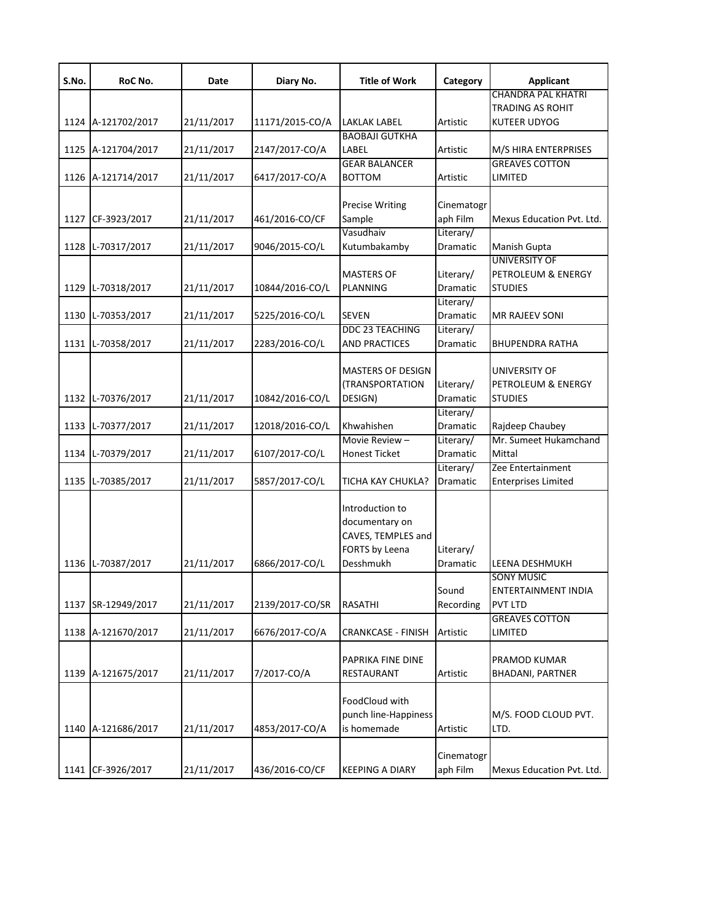| S.No. | RoC No. | Date | Diary No. | Title of Work | Category | Applicant |
|---|---|---|---|---|---|---|
| 1124 | A-121702/2017 | 21/11/2017 | 11171/2015-CO/A | LAKLAK LABEL | Artistic | CHANDRA PAL KHATRI TRADING AS ROHIT KUTEER UDYOG |
| 1125 | A-121704/2017 | 21/11/2017 | 2147/2017-CO/A | BAOBAJI GUTKHA LABEL | Artistic | M/S HIRA ENTERPRISES |
| 1126 | A-121714/2017 | 21/11/2017 | 6417/2017-CO/A | GEAR BALANCER BOTTOM | Artistic | GREAVES COTTON LIMITED |
| 1127 | CF-3923/2017 | 21/11/2017 | 461/2016-CO/CF | Precise Writing Sample | Cinematograph Film | Mexus Education Pvt. Ltd. |
| 1128 | L-70317/2017 | 21/11/2017 | 9046/2015-CO/L | Vasudhaiv Kutumbakamby | Literary/ Dramatic | Manish Gupta |
| 1129 | L-70318/2017 | 21/11/2017 | 10844/2016-CO/L | MASTERS OF PLANNING | Literary/ Dramatic | UNIVERSITY OF PETROLEUM & ENERGY STUDIES |
| 1130 | L-70353/2017 | 21/11/2017 | 5225/2016-CO/L | SEVEN | Literary/ Dramatic | MR RAJEEV SONI |
| 1131 | L-70358/2017 | 21/11/2017 | 2283/2016-CO/L | DDC 23 TEACHING AND PRACTICES | Literary/ Dramatic | BHUPENDRA RATHA |
| 1132 | L-70376/2017 | 21/11/2017 | 10842/2016-CO/L | MASTERS OF DESIGN (TRANSPORTATION DESIGN) | Literary/ Dramatic | UNIVERSITY OF PETROLEUM & ENERGY STUDIES |
| 1133 | L-70377/2017 | 21/11/2017 | 12018/2016-CO/L | Khwahishen | Literary/ Dramatic | Rajdeep Chaubey |
| 1134 | L-70379/2017 | 21/11/2017 | 6107/2017-CO/L | Movie Review – Honest Ticket | Literary/ Dramatic | Mr. Sumeet Hukamchand Mittal |
| 1135 | L-70385/2017 | 21/11/2017 | 5857/2017-CO/L | TICHA KAY CHUKLA? | Literary/ Dramatic | Zee Entertainment Enterprises Limited |
| 1136 | L-70387/2017 | 21/11/2017 | 6866/2017-CO/L | Introduction to documentary on CAVES, TEMPLES and FORTS by Leena Desshmukh | Literary/ Dramatic | LEENA DESHMUKH |
| 1137 | SR-12949/2017 | 21/11/2017 | 2139/2017-CO/SR | RASATHI | Sound Recording | SONY MUSIC ENTERTAINMENT INDIA PVT LTD |
| 1138 | A-121670/2017 | 21/11/2017 | 6676/2017-CO/A | CRANKCASE - FINISH | Artistic | GREAVES COTTON LIMITED |
| 1139 | A-121675/2017 | 21/11/2017 | 7/2017-CO/A | PAPRIKA FINE DINE RESTAURANT | Artistic | PRAMOD KUMAR BHADANI, PARTNER |
| 1140 | A-121686/2017 | 21/11/2017 | 4853/2017-CO/A | FoodCloud with punch line-Happiness is homemade | Artistic | M/S. FOOD CLOUD PVT. LTD. |
| 1141 | CF-3926/2017 | 21/11/2017 | 436/2016-CO/CF | KEEPING A DIARY | Cinematograph Film | Mexus Education Pvt. Ltd. |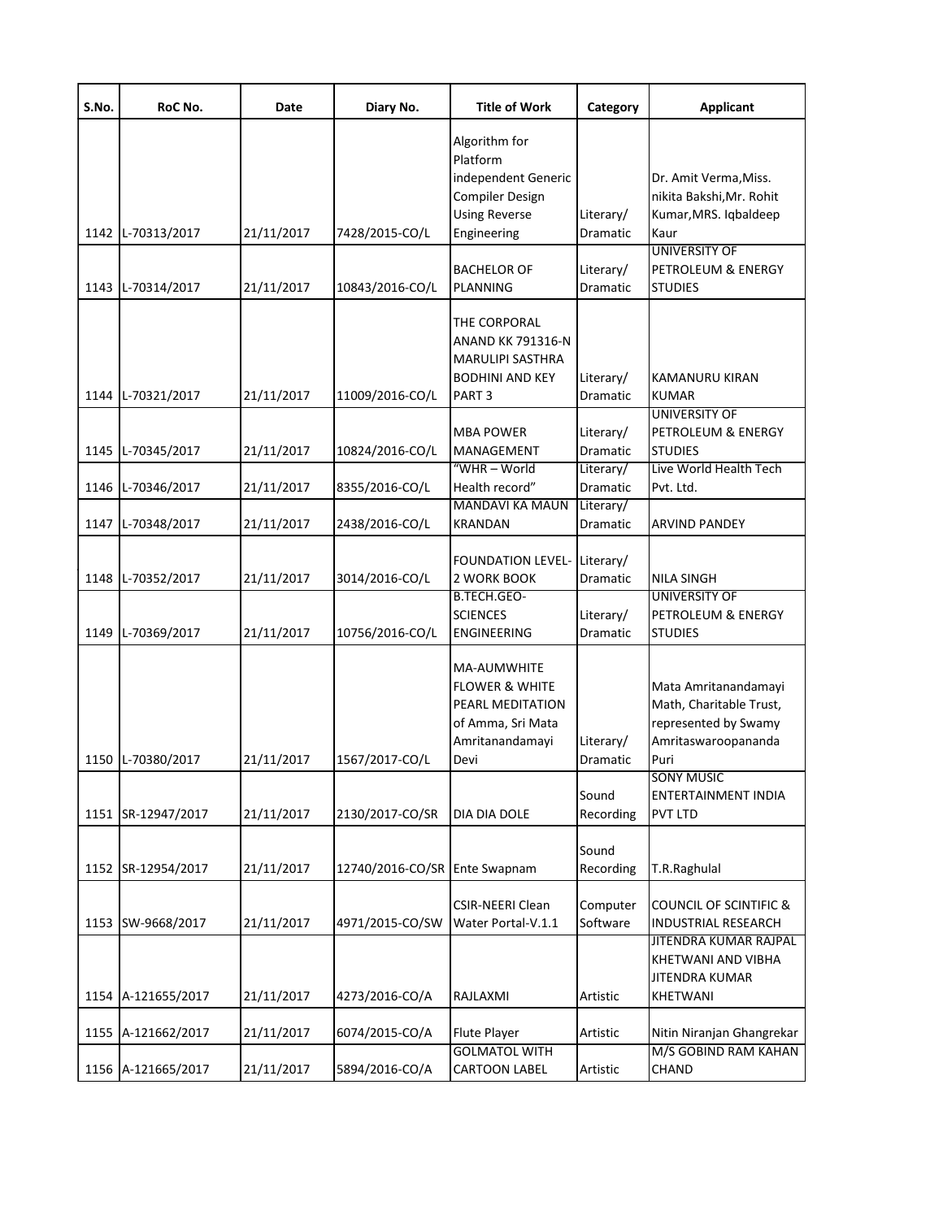| S.No. | RoC No. | Date | Diary No. | Title of Work | Category | Applicant |
|---|---|---|---|---|---|---|
| 1142 | L-70313/2017 | 21/11/2017 | 7428/2015-CO/L | Algorithm for Platform independent Generic Compiler Design Using Reverse Engineering | Literary/ Dramatic | Dr. Amit Verma,Miss. nikita Bakshi,Mr. Rohit Kumar,MRS. Iqbaldeep Kaur |
| 1143 | L-70314/2017 | 21/11/2017 | 10843/2016-CO/L | BACHELOR OF PLANNING | Literary/ Dramatic | UNIVERSITY OF PETROLEUM & ENERGY STUDIES |
| 1144 | L-70321/2017 | 21/11/2017 | 11009/2016-CO/L | THE CORPORAL ANAND KK 791316-N MARULIPI SASTHRA BODHINI AND KEY PART 3 | Literary/ Dramatic | KAMANURU KIRAN KUMAR |
| 1145 | L-70345/2017 | 21/11/2017 | 10824/2016-CO/L | MBA POWER MANAGEMENT | Literary/ Dramatic | UNIVERSITY OF PETROLEUM & ENERGY STUDIES |
| 1146 | L-70346/2017 | 21/11/2017 | 8355/2016-CO/L | "WHR – World Health record" | Literary/ Dramatic | Live World Health Tech Pvt. Ltd. |
| 1147 | L-70348/2017 | 21/11/2017 | 2438/2016-CO/L | MANDAVI KA MAUN KRANDAN | Literary/ Dramatic | ARVIND PANDEY |
| 1148 | L-70352/2017 | 21/11/2017 | 3014/2016-CO/L | FOUNDATION LEVEL-2 WORK BOOK | Literary/ Dramatic | NILA SINGH |
| 1149 | L-70369/2017 | 21/11/2017 | 10756/2016-CO/L | B.TECH.GEO-SCIENCES ENGINEERING | Literary/ Dramatic | UNIVERSITY OF PETROLEUM & ENERGY STUDIES |
| 1150 | L-70380/2017 | 21/11/2017 | 1567/2017-CO/L | MA-AUMWHITE FLOWER & WHITE PEARL MEDITATION of Amma, Sri Mata Amritanandamayi Devi | Literary/ Dramatic | Mata Amritanandamayi Math, Charitable Trust, represented by Swamy Amritaswaroopananda Puri |
| 1151 | SR-12947/2017 | 21/11/2017 | 2130/2017-CO/SR | DIA DIA DOLE | Sound Recording | SONY MUSIC ENTERTAINMENT INDIA PVT LTD |
| 1152 | SR-12954/2017 | 21/11/2017 | 12740/2016-CO/SR | Ente Swapnam | Sound Recording | T.R.Raghulal |
| 1153 | SW-9668/2017 | 21/11/2017 | 4971/2015-CO/SW | CSIR-NEERI Clean Water Portal-V.1.1 | Computer Software | COUNCIL OF SCINTIFIC & INDUSTRIAL RESEARCH |
| 1154 | A-121655/2017 | 21/11/2017 | 4273/2016-CO/A | RAJLAXMI | Artistic | JITENDRA KUMAR RAJPAL KHETWANI AND VIBHA JITENDRA KUMAR KHETWANI |
| 1155 | A-121662/2017 | 21/11/2017 | 6074/2015-CO/A | Flute Player | Artistic | Nitin Niranjan Ghangrekar |
| 1156 | A-121665/2017 | 21/11/2017 | 5894/2016-CO/A | GOLMATOL WITH CARTOON LABEL | Artistic | M/S GOBIND RAM KAHAN CHAND |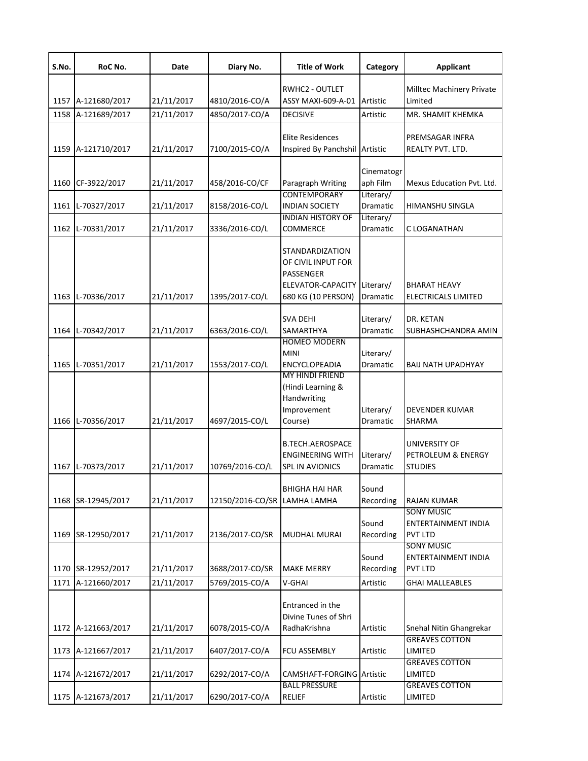| S.No. | RoC No. | Date | Diary No. | Title of Work | Category | Applicant |
|---|---|---|---|---|---|---|
| 1157 | A-121680/2017 | 21/11/2017 | 4810/2016-CO/A | RWHC2 - OUTLET ASSY MAXI-609-A-01 | Artistic | Milltec Machinery Private Limited |
| 1158 | A-121689/2017 | 21/11/2017 | 4850/2017-CO/A | DECISIVE | Artistic | MR. SHAMIT KHEMKA |
| 1159 | A-121710/2017 | 21/11/2017 | 7100/2015-CO/A | Elite Residences Inspired By Panchshil | Artistic | PREMSAGAR INFRA REALTY PVT. LTD. |
| 1160 | CF-3922/2017 | 21/11/2017 | 458/2016-CO/CF | Paragraph Writing | Cinematograph Film | Mexus Education Pvt. Ltd. |
| 1161 | L-70327/2017 | 21/11/2017 | 8158/2016-CO/L | CONTEMPORARY INDIAN SOCIETY | Literary/ Dramatic | HIMANSHU SINGLA |
| 1162 | L-70331/2017 | 21/11/2017 | 3336/2016-CO/L | INDIAN HISTORY OF COMMERCE | Literary/ Dramatic | C LOGANATHAN |
| 1163 | L-70336/2017 | 21/11/2017 | 1395/2017-CO/L | STANDARDIZATION OF CIVIL INPUT FOR PASSENGER ELEVATOR-CAPACITY 680 KG (10 PERSON) | Literary/ Dramatic | BHARAT HEAVY ELECTRICALS LIMITED |
| 1164 | L-70342/2017 | 21/11/2017 | 6363/2016-CO/L | SVA DEHI SAMARTHYA | Literary/ Dramatic | DR. KETAN SUBHASHCHANDRA AMIN |
| 1165 | L-70351/2017 | 21/11/2017 | 1553/2017-CO/L | HOMEO MODERN MINI ENCYCLOPEADIA | Literary/ Dramatic | BAIJ NATH UPADHYAY |
| 1166 | L-70356/2017 | 21/11/2017 | 4697/2015-CO/L | MY HINDI FRIEND (Hindi Learning & Handwriting Improvement Course) | Literary/ Dramatic | DEVENDER KUMAR SHARMA |
| 1167 | L-70373/2017 | 21/11/2017 | 10769/2016-CO/L | B.TECH.AEROSPACE ENGINEERING WITH SPL IN AVIONICS | Literary/ Dramatic | UNIVERSITY OF PETROLEUM & ENERGY STUDIES |
| 1168 | SR-12945/2017 | 21/11/2017 | 12150/2016-CO/SR | BHIGHA HAI HAR LAMHA LAMHA | Sound Recording | RAJAN KUMAR |
| 1169 | SR-12950/2017 | 21/11/2017 | 2136/2017-CO/SR | MUDHAL MURAI | Sound Recording | SONY MUSIC ENTERTAINMENT INDIA PVT LTD |
| 1170 | SR-12952/2017 | 21/11/2017 | 3688/2017-CO/SR | MAKE MERRY | Sound Recording | SONY MUSIC ENTERTAINMENT INDIA PVT LTD |
| 1171 | A-121660/2017 | 21/11/2017 | 5769/2015-CO/A | V-GHAI | Artistic | GHAI MALLEABLES |
| 1172 | A-121663/2017 | 21/11/2017 | 6078/2015-CO/A | Entranced in the Divine Tunes of Shri RadhaKrishna | Artistic | Snehal Nitin Ghangrekar |
| 1173 | A-121667/2017 | 21/11/2017 | 6407/2017-CO/A | FCU ASSEMBLY | Artistic | GREAVES COTTON LIMITED |
| 1174 | A-121672/2017 | 21/11/2017 | 6292/2017-CO/A | CAMSHAFT-FORGING | Artistic | GREAVES COTTON LIMITED |
| 1175 | A-121673/2017 | 21/11/2017 | 6290/2017-CO/A | BALL PRESSURE RELIEF | Artistic | GREAVES COTTON LIMITED |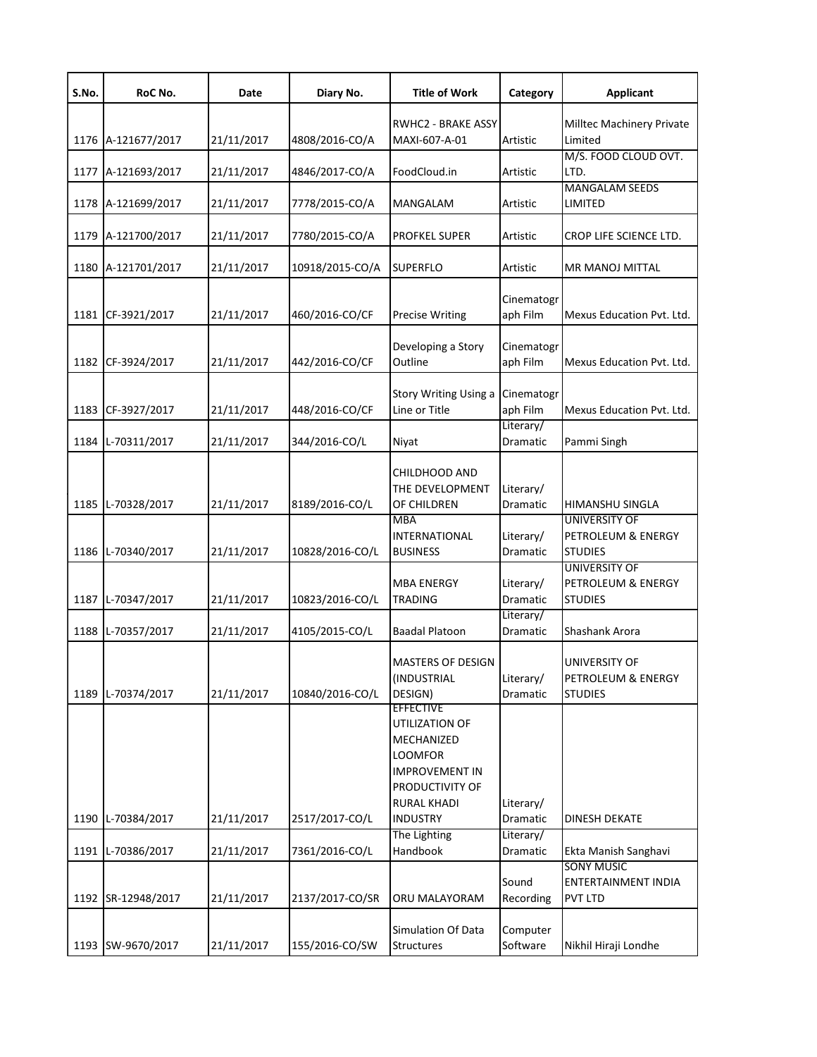| S.No. | RoC No. | Date | Diary No. | Title of Work | Category | Applicant |
|---|---|---|---|---|---|---|
| 1176 | A-121677/2017 | 21/11/2017 | 4808/2016-CO/A | RWHC2 - BRAKE ASSY MAXI-607-A-01 | Artistic | Milltec Machinery Private Limited |
| 1177 | A-121693/2017 | 21/11/2017 | 4846/2017-CO/A | FoodCloud.in | Artistic | M/S. FOOD CLOUD OVT. LTD. |
| 1178 | A-121699/2017 | 21/11/2017 | 7778/2015-CO/A | MANGALAM | Artistic | MANGALAM SEEDS LIMITED |
| 1179 | A-121700/2017 | 21/11/2017 | 7780/2015-CO/A | PROFKEL SUPER | Artistic | CROP LIFE SCIENCE LTD. |
| 1180 | A-121701/2017 | 21/11/2017 | 10918/2015-CO/A | SUPERFLO | Artistic | MR MANOJ MITTAL |
| 1181 | CF-3921/2017 | 21/11/2017 | 460/2016-CO/CF | Precise Writing | Cinematograph Film | Mexus Education Pvt. Ltd. |
| 1182 | CF-3924/2017 | 21/11/2017 | 442/2016-CO/CF | Developing a Story Outline | Cinematograph Film | Mexus Education Pvt. Ltd. |
| 1183 | CF-3927/2017 | 21/11/2017 | 448/2016-CO/CF | Story Writing Using a Line or Title | Cinematograph Film | Mexus Education Pvt. Ltd. |
| 1184 | L-70311/2017 | 21/11/2017 | 344/2016-CO/L | Niyat | Literary/ Dramatic | Pammi Singh |
| 1185 | L-70328/2017 | 21/11/2017 | 8189/2016-CO/L | CHILDHOOD AND THE DEVELOPMENT OF CHILDREN | Literary/ Dramatic | HIMANSHU SINGLA |
| 1186 | L-70340/2017 | 21/11/2017 | 10828/2016-CO/L | MBA INTERNATIONAL BUSINESS | Literary/ Dramatic | UNIVERSITY OF PETROLEUM & ENERGY STUDIES |
| 1187 | L-70347/2017 | 21/11/2017 | 10823/2016-CO/L | MBA ENERGY TRADING | Literary/ Dramatic | UNIVERSITY OF PETROLEUM & ENERGY STUDIES |
| 1188 | L-70357/2017 | 21/11/2017 | 4105/2015-CO/L | Baadal Platoon | Literary/ Dramatic | Shashank Arora |
| 1189 | L-70374/2017 | 21/11/2017 | 10840/2016-CO/L | MASTERS OF DESIGN (INDUSTRIAL DESIGN) | Literary/ Dramatic | UNIVERSITY OF PETROLEUM & ENERGY STUDIES |
| 1190 | L-70384/2017 | 21/11/2017 | 2517/2017-CO/L | EFFECTIVE UTILIZATION OF MECHANIZED LOOMFOR IMPROVEMENT IN PRODUCTIVITY OF RURAL KHADI INDUSTRY | Literary/ Dramatic | DINESH DEKATE |
| 1191 | L-70386/2017 | 21/11/2017 | 7361/2016-CO/L | The Lighting Handbook | Literary/ Dramatic | Ekta Manish Sanghavi |
| 1192 | SR-12948/2017 | 21/11/2017 | 2137/2017-CO/SR | ORU MALAYORAM | Sound Recording | SONY MUSIC ENTERTAINMENT INDIA PVT LTD |
| 1193 | SW-9670/2017 | 21/11/2017 | 155/2016-CO/SW | Simulation Of Data Structures | Computer Software | Nikhil Hiraji Londhe |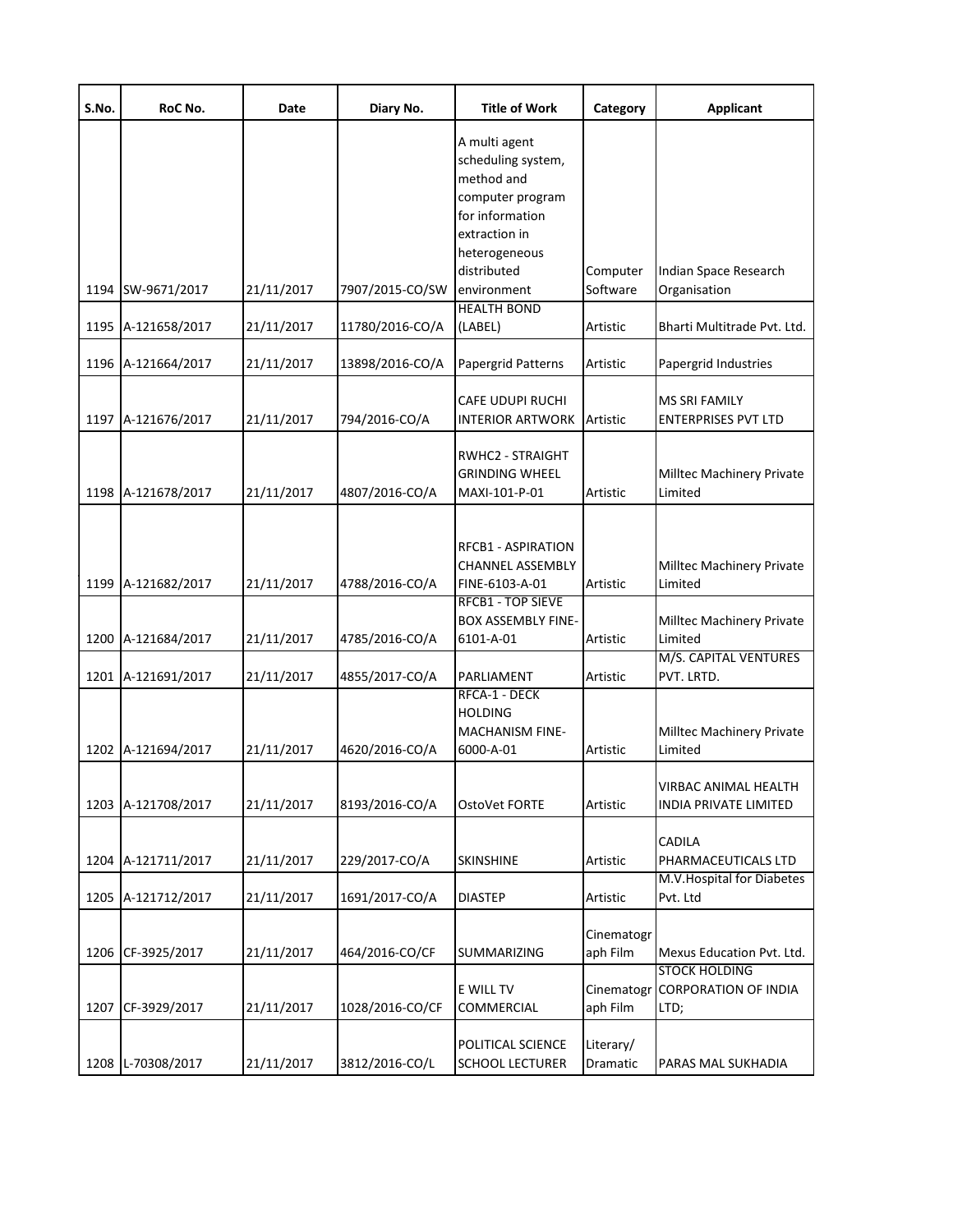| S.No. | RoC No. | Date | Diary No. | Title of Work | Category | Applicant |
|---|---|---|---|---|---|---|
| 1194 | SW-9671/2017 | 21/11/2017 | 7907/2015-CO/SW | A multi agent scheduling system, method and computer program for information extraction in heterogeneous distributed environment | Computer Software | Indian Space Research Organisation |
| 1195 | A-121658/2017 | 21/11/2017 | 11780/2016-CO/A | HEALTH BOND (LABEL) | Artistic | Bharti Multitrade Pvt. Ltd. |
| 1196 | A-121664/2017 | 21/11/2017 | 13898/2016-CO/A | Papergrid Patterns | Artistic | Papergrid Industries |
| 1197 | A-121676/2017 | 21/11/2017 | 794/2016-CO/A | CAFE UDUPI RUCHI INTERIOR ARTWORK | Artistic | MS SRI FAMILY ENTERPRISES PVT LTD |
| 1198 | A-121678/2017 | 21/11/2017 | 4807/2016-CO/A | RWHC2 - STRAIGHT GRINDING WHEEL MAXI-101-P-01 | Artistic | Milltec Machinery Private Limited |
| 1199 | A-121682/2017 | 21/11/2017 | 4788/2016-CO/A | RFCB1 - ASPIRATION CHANNEL ASSEMBLY FINE-6103-A-01 | Artistic | Milltec Machinery Private Limited |
| 1200 | A-121684/2017 | 21/11/2017 | 4785/2016-CO/A | RFCB1 - TOP SIEVE BOX ASSEMBLY FINE-6101-A-01 | Artistic | Milltec Machinery Private Limited |
| 1201 | A-121691/2017 | 21/11/2017 | 4855/2017-CO/A | PARLIAMENT | Artistic | M/S. CAPITAL VENTURES PVT. LRTD. |
| 1202 | A-121694/2017 | 21/11/2017 | 4620/2016-CO/A | RFCA-1 - DECK HOLDING MACHANISM FINE-6000-A-01 | Artistic | Milltec Machinery Private Limited |
| 1203 | A-121708/2017 | 21/11/2017 | 8193/2016-CO/A | OstoVet FORTE | Artistic | VIRBAC ANIMAL HEALTH INDIA PRIVATE LIMITED |
| 1204 | A-121711/2017 | 21/11/2017 | 229/2017-CO/A | SKINSHINE | Artistic | CADILA PHARMACEUTICALS LTD |
| 1205 | A-121712/2017 | 21/11/2017 | 1691/2017-CO/A | DIASTEP | Artistic | M.V.Hospital for Diabetes Pvt. Ltd |
| 1206 | CF-3925/2017 | 21/11/2017 | 464/2016-CO/CF | SUMMARIZING | Cinematograph Film | Mexus Education Pvt. Ltd. |
| 1207 | CF-3929/2017 | 21/11/2017 | 1028/2016-CO/CF | E WILL TV COMMERCIAL | Cinematograph Film | STOCK HOLDING CORPORATION OF INDIA LTD; |
| 1208 | L-70308/2017 | 21/11/2017 | 3812/2016-CO/L | POLITICAL SCIENCE SCHOOL LECTURER | Literary/ Dramatic | PARAS MAL SUKHADIA |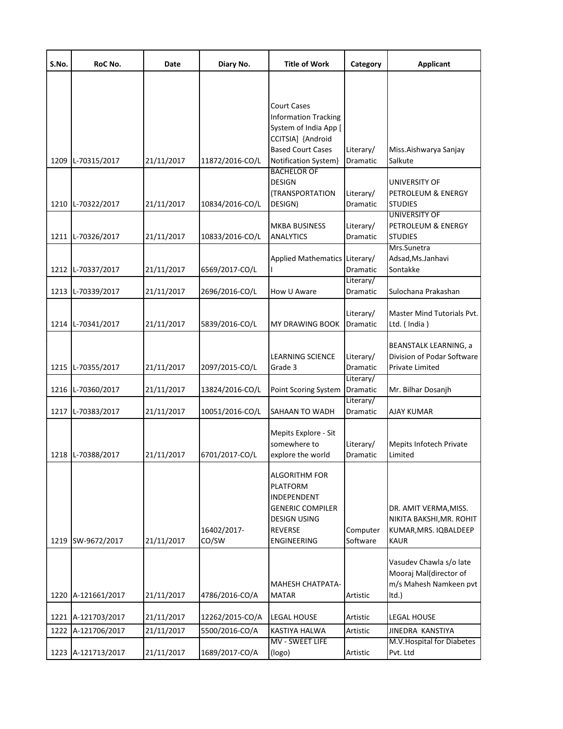| S.No. | RoC No. | Date | Diary No. | Title of Work | Category | Applicant |
|---|---|---|---|---|---|---|
| 1209 | L-70315/2017 | 21/11/2017 | 11872/2016-CO/L | Court Cases Information Tracking System of India App [ CCITSIA] {Android Based Court Cases Notification System} | Literary/ Dramatic | Miss.Aishwarya Sanjay Salkute |
| 1210 | L-70322/2017 | 21/11/2017 | 10834/2016-CO/L | BACHELOR OF DESIGN (TRANSPORTATION DESIGN) | Literary/ Dramatic | UNIVERSITY OF PETROLEUM & ENERGY STUDIES |
| 1211 | L-70326/2017 | 21/11/2017 | 10833/2016-CO/L | MKBA BUSINESS ANALYTICS | Literary/ Dramatic | UNIVERSITY OF PETROLEUM & ENERGY STUDIES |
| 1212 | L-70337/2017 | 21/11/2017 | 6569/2017-CO/L | Applied Mathematics I | Literary/ Dramatic | Mrs.Sunetra Adsad,Ms.Janhavi Sontakke |
| 1213 | L-70339/2017 | 21/11/2017 | 2696/2016-CO/L | How U Aware | Literary/ Dramatic | Sulochana Prakashan |
| 1214 | L-70341/2017 | 21/11/2017 | 5839/2016-CO/L | MY DRAWING BOOK | Literary/ Dramatic | Master Mind Tutorials Pvt. Ltd. ( India ) |
| 1215 | L-70355/2017 | 21/11/2017 | 2097/2015-CO/L | LEARNING SCIENCE Grade 3 | Literary/ Dramatic | BEANSTALK LEARNING, a Division of Podar Software Private Limited |
| 1216 | L-70360/2017 | 21/11/2017 | 13824/2016-CO/L | Point Scoring System | Literary/ Dramatic | Mr. Bilhar Dosanjh |
| 1217 | L-70383/2017 | 21/11/2017 | 10051/2016-CO/L | SAHAAN TO WADH | Literary/ Dramatic | AJAY KUMAR |
| 1218 | L-70388/2017 | 21/11/2017 | 6701/2017-CO/L | Mepits Explore - Sit somewhere to explore the world | Literary/ Dramatic | Mepits Infotech Private Limited |
| 1219 | SW-9672/2017 | 21/11/2017 | 16402/2017-CO/SW | ALGORITHM FOR PLATFORM INDEPENDENT GENERIC COMPILER DESIGN USING REVERSE ENGINEERING | Computer Software | DR. AMIT VERMA,MISS. NIKITA BAKSHI,MR. ROHIT KUMAR,MRS. IQBALDEEP KAUR |
| 1220 | A-121661/2017 | 21/11/2017 | 4786/2016-CO/A | MAHESH CHATPATA-MATAR | Artistic | Vasudev Chawla s/o late Mooraj Mal(director of m/s Mahesh Namkeen pvt ltd.) |
| 1221 | A-121703/2017 | 21/11/2017 | 12262/2015-CO/A | LEGAL HOUSE | Artistic | LEGAL HOUSE |
| 1222 | A-121706/2017 | 21/11/2017 | 5500/2016-CO/A | KASTIYA HALWA | Artistic | JINEDRA KANSTIYA |
| 1223 | A-121713/2017 | 21/11/2017 | 1689/2017-CO/A | MV - SWEET LIFE (logo) | Artistic | M.V.Hospital for Diabetes Pvt. Ltd |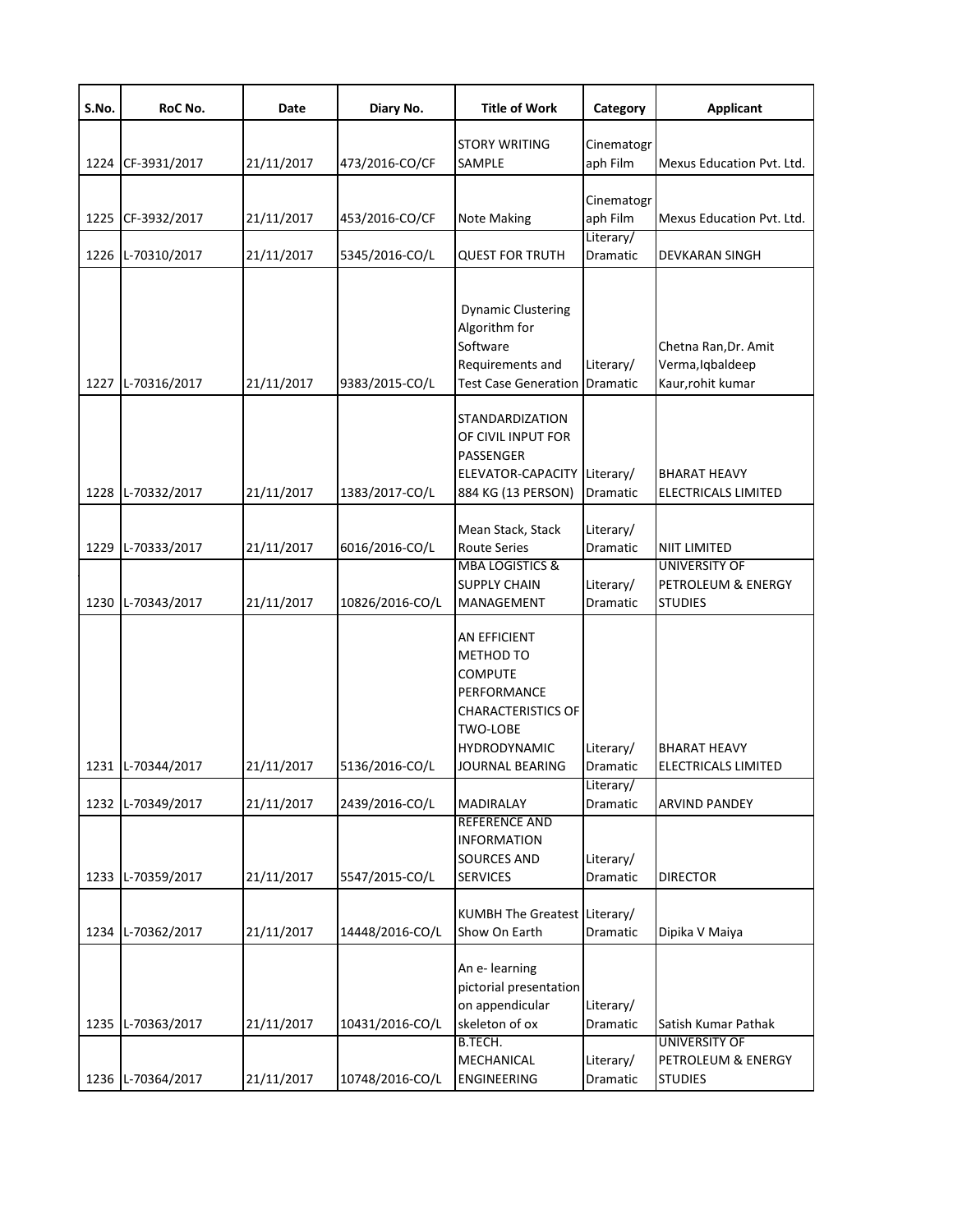| S.No. | RoC No. | Date | Diary No. | Title of Work | Category | Applicant |
|---|---|---|---|---|---|---|
| 1224 | CF-3931/2017 | 21/11/2017 | 473/2016-CO/CF | STORY WRITING SAMPLE | Cinematograph Film | Mexus Education Pvt. Ltd. |
| 1225 | CF-3932/2017 | 21/11/2017 | 453/2016-CO/CF | Note Making | Cinematograph Film | Mexus Education Pvt. Ltd. |
| 1226 | L-70310/2017 | 21/11/2017 | 5345/2016-CO/L | QUEST FOR TRUTH | Literary/ Dramatic | DEVKARAN SINGH |
| 1227 | L-70316/2017 | 21/11/2017 | 9383/2015-CO/L | Dynamic Clustering Algorithm for Software Requirements and Test Case Generation | Literary/ Dramatic | Chetna Ran,Dr. Amit Verma,Iqbaldeep Kaur,rohit kumar |
| 1228 | L-70332/2017 | 21/11/2017 | 1383/2017-CO/L | STANDARDIZATION OF CIVIL INPUT FOR PASSENGER ELEVATOR-CAPACITY 884 KG (13 PERSON) | Literary/ Dramatic | BHARAT HEAVY ELECTRICALS LIMITED |
| 1229 | L-70333/2017 | 21/11/2017 | 6016/2016-CO/L | Mean Stack, Stack Route Series | Literary/ Dramatic | NIIT LIMITED |
| 1230 | L-70343/2017 | 21/11/2017 | 10826/2016-CO/L | MBA LOGISTICS & SUPPLY CHAIN MANAGEMENT | Literary/ Dramatic | UNIVERSITY OF PETROLEUM & ENERGY STUDIES |
| 1231 | L-70344/2017 | 21/11/2017 | 5136/2016-CO/L | AN EFFICIENT METHOD TO COMPUTE PERFORMANCE CHARACTERISTICS OF TWO-LOBE HYDRODYNAMIC JOURNAL BEARING | Literary/ Dramatic | BHARAT HEAVY ELECTRICALS LIMITED |
| 1232 | L-70349/2017 | 21/11/2017 | 2439/2016-CO/L | MADIRALAY | Literary/ Dramatic | ARVIND PANDEY |
| 1233 | L-70359/2017 | 21/11/2017 | 5547/2015-CO/L | REFERENCE AND INFORMATION SOURCES AND SERVICES | Literary/ Dramatic | DIRECTOR |
| 1234 | L-70362/2017 | 21/11/2017 | 14448/2016-CO/L | KUMBH The Greatest Show On Earth | Literary/ Dramatic | Dipika V Maiya |
| 1235 | L-70363/2017 | 21/11/2017 | 10431/2016-CO/L | An e- learning pictorial presentation on appendicular skeleton of ox | Literary/ Dramatic | Satish Kumar Pathak |
| 1236 | L-70364/2017 | 21/11/2017 | 10748/2016-CO/L | B.TECH. MECHANICAL ENGINEERING | Literary/ Dramatic | UNIVERSITY OF PETROLEUM & ENERGY STUDIES |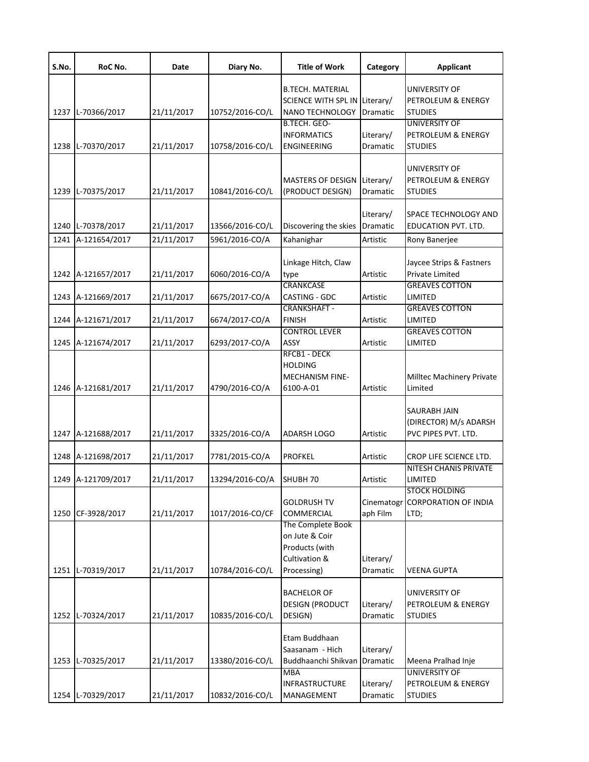| S.No. | RoC No. | Date | Diary No. | Title of Work | Category | Applicant |
|---|---|---|---|---|---|---|
| 1237 | L-70366/2017 | 21/11/2017 | 10752/2016-CO/L | B.TECH. MATERIAL SCIENCE WITH SPL IN NANO TECHNOLOGY | Literary/ Dramatic | UNIVERSITY OF PETROLEUM & ENERGY STUDIES |
| 1238 | L-70370/2017 | 21/11/2017 | 10758/2016-CO/L | B.TECH. GEO-INFORMATICS ENGINEERING | Literary/ Dramatic | UNIVERSITY OF PETROLEUM & ENERGY STUDIES |
| 1239 | L-70375/2017 | 21/11/2017 | 10841/2016-CO/L | MASTERS OF DESIGN (PRODUCT DESIGN) | Literary/ Dramatic | UNIVERSITY OF PETROLEUM & ENERGY STUDIES |
| 1240 | L-70378/2017 | 21/11/2017 | 13566/2016-CO/L | Discovering the skies | Literary/ Dramatic | SPACE TECHNOLOGY AND EDUCATION PVT. LTD. |
| 1241 | A-121654/2017 | 21/11/2017 | 5961/2016-CO/A | Kahanighar | Artistic | Rony Banerjee |
| 1242 | A-121657/2017 | 21/11/2017 | 6060/2016-CO/A | Linkage Hitch, Claw type | Artistic | Jaycee Strips & Fastners Private Limited |
| 1243 | A-121669/2017 | 21/11/2017 | 6675/2017-CO/A | CRANKCASE CASTING - GDC | Artistic | GREAVES COTTON LIMITED |
| 1244 | A-121671/2017 | 21/11/2017 | 6674/2017-CO/A | CRANKSHAFT - FINISH | Artistic | GREAVES COTTON LIMITED |
| 1245 | A-121674/2017 | 21/11/2017 | 6293/2017-CO/A | CONTROL LEVER ASSY | Artistic | GREAVES COTTON LIMITED |
| 1246 | A-121681/2017 | 21/11/2017 | 4790/2016-CO/A | RFCB1 - DECK HOLDING MECHANISM FINE-6100-A-01 | Artistic | Milltec Machinery Private Limited |
| 1247 | A-121688/2017 | 21/11/2017 | 3325/2016-CO/A | ADARSH LOGO | Artistic | SAURABH JAIN (DIRECTOR) M/s ADARSH PVC PIPES PVT. LTD. |
| 1248 | A-121698/2017 | 21/11/2017 | 7781/2015-CO/A | PROFKEL | Artistic | CROP LIFE SCIENCE LTD. |
| 1249 | A-121709/2017 | 21/11/2017 | 13294/2016-CO/A | SHUBH 70 | Artistic | NITESH CHANIS PRIVATE LIMITED |
| 1250 | CF-3928/2017 | 21/11/2017 | 1017/2016-CO/CF | GOLDRUSH TV COMMERCIAL | Cinematograph Film | STOCK HOLDING CORPORATION OF INDIA LTD; |
| 1251 | L-70319/2017 | 21/11/2017 | 10784/2016-CO/L | The Complete Book on Jute & Coir Products (with Cultivation & Processing) | Literary/ Dramatic | VEENA GUPTA |
| 1252 | L-70324/2017 | 21/11/2017 | 10835/2016-CO/L | BACHELOR OF DESIGN (PRODUCT DESIGN) | Literary/ Dramatic | UNIVERSITY OF PETROLEUM & ENERGY STUDIES |
| 1253 | L-70325/2017 | 21/11/2017 | 13380/2016-CO/L | Etam Buddhaan Saasanam - Hich Buddhaanchi Shikvan | Literary/ Dramatic | Meena Pralhad Inje |
| 1254 | L-70329/2017 | 21/11/2017 | 10832/2016-CO/L | MBA INFRASTRUCTURE MANAGEMENT | Literary/ Dramatic | UNIVERSITY OF PETROLEUM & ENERGY STUDIES |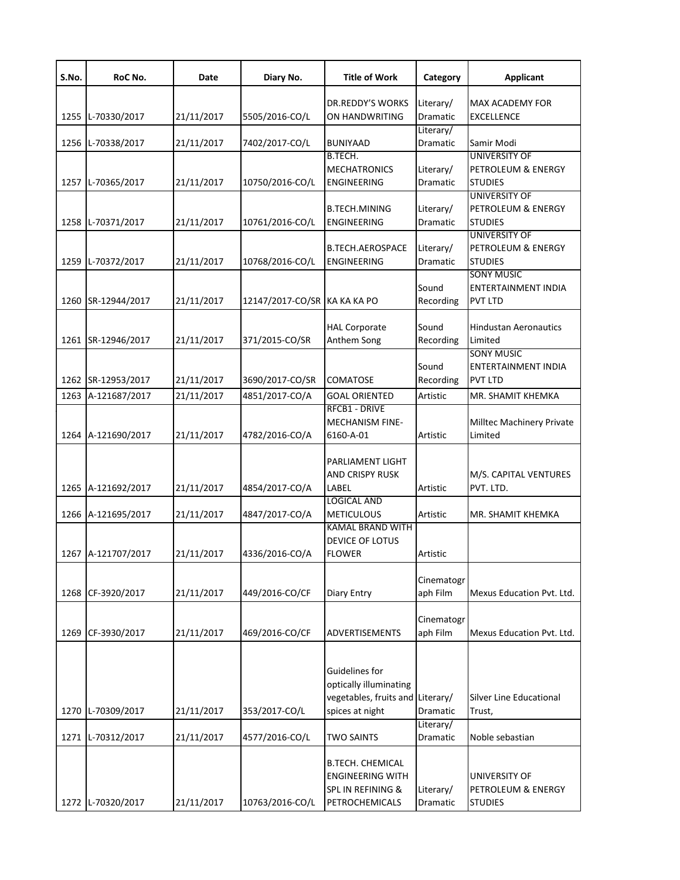| S.No. | RoC No. | Date | Diary No. | Title of Work | Category | Applicant |
|---|---|---|---|---|---|---|
| 1255 | L-70330/2017 | 21/11/2017 | 5505/2016-CO/L | DR.REDDY'S WORKS ON HANDWRITING | Literary/ Dramatic | MAX ACADEMY FOR EXCELLENCE |
| 1256 | L-70338/2017 | 21/11/2017 | 7402/2017-CO/L | BUNIYAAD | Literary/ Dramatic | Samir Modi |
| 1257 | L-70365/2017 | 21/11/2017 | 10750/2016-CO/L | B.TECH. MECHATRONICS ENGINEERING | Literary/ Dramatic | UNIVERSITY OF PETROLEUM & ENERGY STUDIES |
| 1258 | L-70371/2017 | 21/11/2017 | 10761/2016-CO/L | B.TECH.MINING ENGINEERING | Literary/ Dramatic | UNIVERSITY OF PETROLEUM & ENERGY STUDIES |
| 1259 | L-70372/2017 | 21/11/2017 | 10768/2016-CO/L | B.TECH.AEROSPACE ENGINEERING | Literary/ Dramatic | UNIVERSITY OF PETROLEUM & ENERGY STUDIES |
| 1260 | SR-12944/2017 | 21/11/2017 | 12147/2017-CO/SR | KA KA KA PO | Sound Recording | SONY MUSIC ENTERTAINMENT INDIA PVT LTD |
| 1261 | SR-12946/2017 | 21/11/2017 | 371/2015-CO/SR | HAL Corporate Anthem Song | Sound Recording | Hindustan Aeronautics Limited |
| 1262 | SR-12953/2017 | 21/11/2017 | 3690/2017-CO/SR | COMATOSE | Sound Recording | SONY MUSIC ENTERTAINMENT INDIA PVT LTD |
| 1263 | A-121687/2017 | 21/11/2017 | 4851/2017-CO/A | GOAL ORIENTED | Artistic | MR. SHAMIT KHEMKA |
| 1264 | A-121690/2017 | 21/11/2017 | 4782/2016-CO/A | RFCB1 - DRIVE MECHANISM FINE-6160-A-01 | Artistic | Milltec Machinery Private Limited |
| 1265 | A-121692/2017 | 21/11/2017 | 4854/2017-CO/A | PARLIAMENT LIGHT AND CRISPY RUSK LABEL | Artistic | M/S. CAPITAL VENTURES PVT. LTD. |
| 1266 | A-121695/2017 | 21/11/2017 | 4847/2017-CO/A | LOGICAL AND METICULOUS | Artistic | MR. SHAMIT KHEMKA |
| 1267 | A-121707/2017 | 21/11/2017 | 4336/2016-CO/A | KAMAL BRAND WITH DEVICE OF LOTUS FLOWER | Artistic | |
| 1268 | CF-3920/2017 | 21/11/2017 | 449/2016-CO/CF | Diary Entry | Cinematograph Film | Mexus Education Pvt. Ltd. |
| 1269 | CF-3930/2017 | 21/11/2017 | 469/2016-CO/CF | ADVERTISEMENTS | Cinematograph Film | Mexus Education Pvt. Ltd. |
| 1270 | L-70309/2017 | 21/11/2017 | 353/2017-CO/L | Guidelines for optically illuminating vegetables, fruits and spices at night | Literary/ Dramatic | Silver Line Educational Trust, |
| 1271 | L-70312/2017 | 21/11/2017 | 4577/2016-CO/L | TWO SAINTS | Literary/ Dramatic | Noble sebastian |
| 1272 | L-70320/2017 | 21/11/2017 | 10763/2016-CO/L | B.TECH. CHEMICAL ENGINEERING WITH SPL IN REFINING & PETROCHEMICALS | Literary/ Dramatic | UNIVERSITY OF PETROLEUM & ENERGY STUDIES |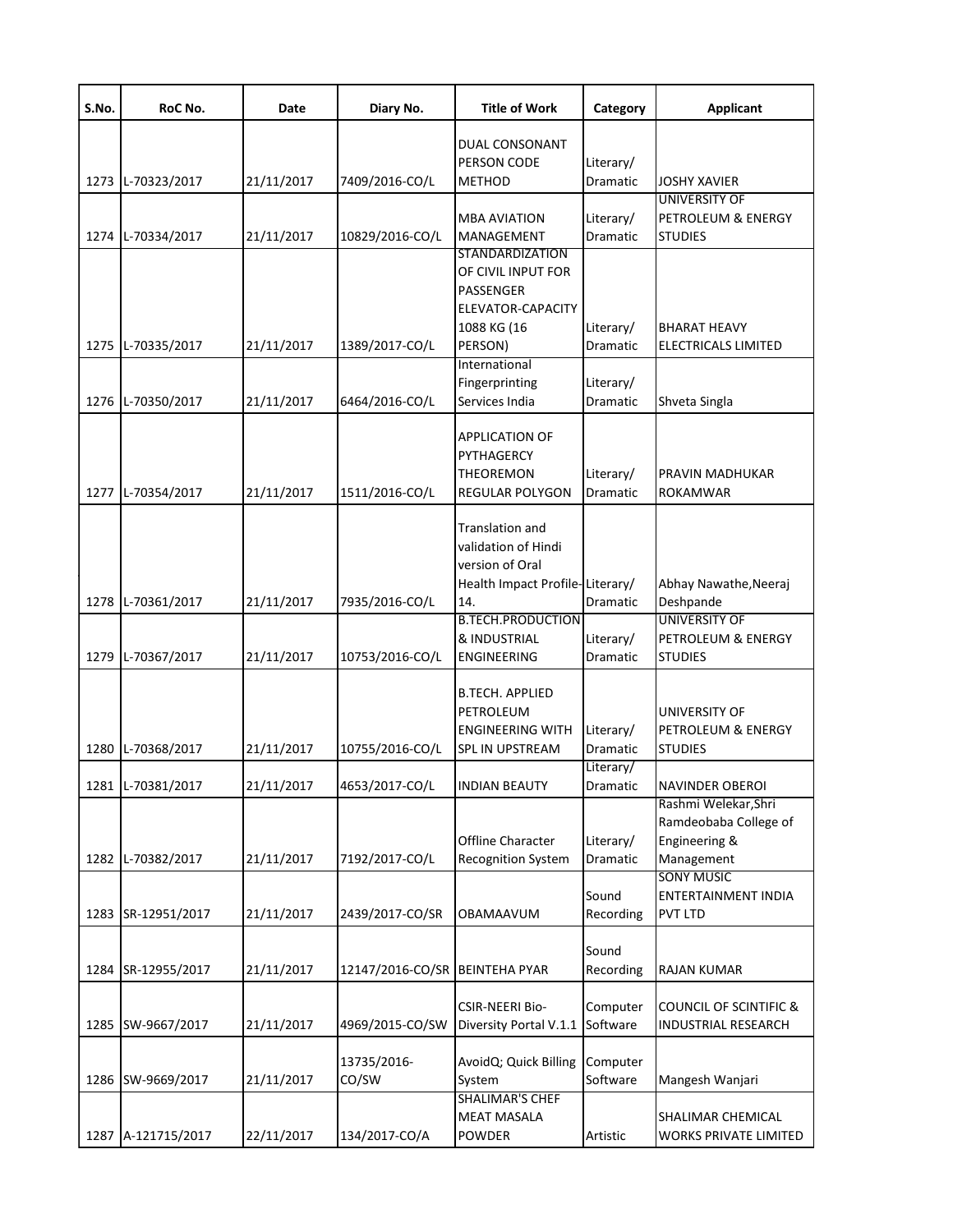| S.No. | RoC No. | Date | Diary No. | Title of Work | Category | Applicant |
|---|---|---|---|---|---|---|
| 1273 | L-70323/2017 | 21/11/2017 | 7409/2016-CO/L | DUAL CONSONANT PERSON CODE METHOD | Literary/ Dramatic | JOSHY XAVIER |
| 1274 | L-70334/2017 | 21/11/2017 | 10829/2016-CO/L | MBA AVIATION MANAGEMENT | Literary/ Dramatic | UNIVERSITY OF PETROLEUM & ENERGY STUDIES |
| 1275 | L-70335/2017 | 21/11/2017 | 1389/2017-CO/L | STANDARDIZATION OF CIVIL INPUT FOR PASSENGER ELEVATOR-CAPACITY 1088 KG (16 PERSON) | Literary/ Dramatic | BHARAT HEAVY ELECTRICALS LIMITED |
| 1276 | L-70350/2017 | 21/11/2017 | 6464/2016-CO/L | International Fingerprinting Services India | Literary/ Dramatic | Shveta Singla |
| 1277 | L-70354/2017 | 21/11/2017 | 1511/2016-CO/L | APPLICATION OF PYTHAGERCY THEOREMON REGULAR POLYGON | Literary/ Dramatic | PRAVIN MADHUKAR ROKAMWAR |
| 1278 | L-70361/2017 | 21/11/2017 | 7935/2016-CO/L | Translation and validation of Hindi version of Oral Health Impact Profile-14. | Literary/ Dramatic | Abhay Nawathe,Neeraj Deshpande |
| 1279 | L-70367/2017 | 21/11/2017 | 10753/2016-CO/L | B.TECH.PRODUCTION & INDUSTRIAL ENGINEERING | Literary/ Dramatic | UNIVERSITY OF PETROLEUM & ENERGY STUDIES |
| 1280 | L-70368/2017 | 21/11/2017 | 10755/2016-CO/L | B.TECH. APPLIED PETROLEUM ENGINEERING WITH SPL IN UPSTREAM | Literary/ Dramatic | UNIVERSITY OF PETROLEUM & ENERGY STUDIES |
| 1281 | L-70381/2017 | 21/11/2017 | 4653/2017-CO/L | INDIAN BEAUTY | Literary/ Dramatic | NAVINDER OBEROI |
| 1282 | L-70382/2017 | 21/11/2017 | 7192/2017-CO/L | Offline Character Recognition System | Literary/ Dramatic | Rashmi Welekar,Shri Ramdeobaba College of Engineering & Management |
| 1283 | SR-12951/2017 | 21/11/2017 | 2439/2017-CO/SR | OBAMAAVUM | Sound Recording | SONY MUSIC ENTERTAINMENT INDIA PVT LTD |
| 1284 | SR-12955/2017 | 21/11/2017 | 12147/2016-CO/SR | BEINTEHA PYAR | Sound Recording | RAJAN KUMAR |
| 1285 | SW-9667/2017 | 21/11/2017 | 4969/2015-CO/SW | CSIR-NEERI Bio-Diversity Portal V.1.1 | Computer Software | COUNCIL OF SCINTIFIC & INDUSTRIAL RESEARCH |
| 1286 | SW-9669/2017 | 21/11/2017 | 13735/2016-CO/SW | AvoidQ; Quick Billing System | Computer Software | Mangesh Wanjari |
| 1287 | A-121715/2017 | 22/11/2017 | 134/2017-CO/A | SHALIMAR'S CHEF MEAT MASALA POWDER | Artistic | SHALIMAR CHEMICAL WORKS PRIVATE LIMITED |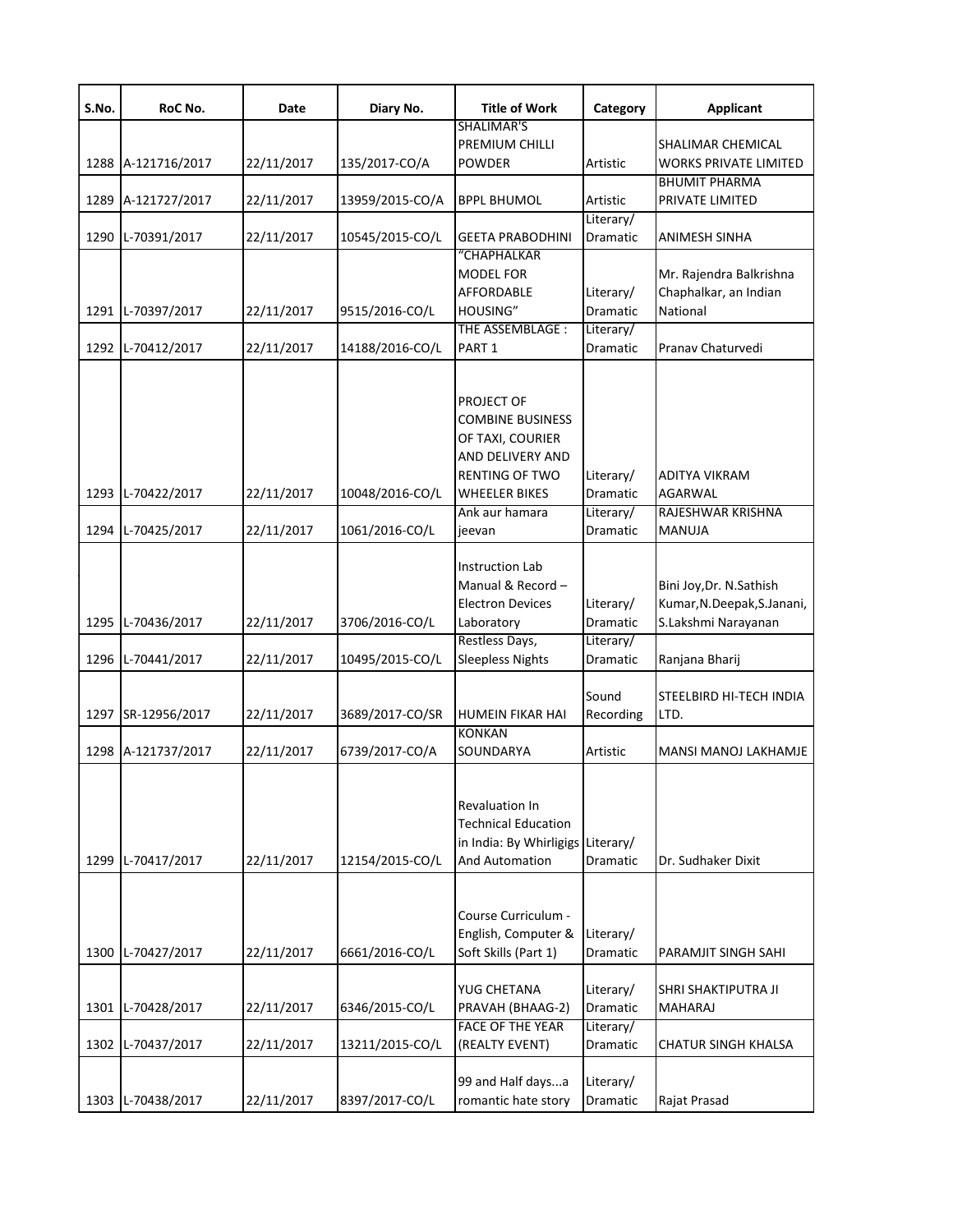| S.No. | RoC No. | Date | Diary No. | Title of Work | Category | Applicant |
|---|---|---|---|---|---|---|
| 1288 | A-121716/2017 | 22/11/2017 | 135/2017-CO/A | SHALIMAR'S PREMIUM CHILLI POWDER | Artistic | SHALIMAR CHEMICAL WORKS PRIVATE LIMITED |
| 1289 | A-121727/2017 | 22/11/2017 | 13959/2015-CO/A | BPPL BHUMOL | Artistic | BHUMIT PHARMA PRIVATE LIMITED |
| 1290 | L-70391/2017 | 22/11/2017 | 10545/2015-CO/L | GEETA PRABODHINI | Literary/ Dramatic | ANIMESH SINHA |
| 1291 | L-70397/2017 | 22/11/2017 | 9515/2016-CO/L | "CHAPHALKAR MODEL FOR AFFORDABLE HOUSING" | Literary/ Dramatic | Mr. Rajendra Balkrishna Chaphalkar, an Indian National |
| 1292 | L-70412/2017 | 22/11/2017 | 14188/2016-CO/L | THE ASSEMBLAGE : PART 1 | Literary/ Dramatic | Pranav Chaturvedi |
| 1293 | L-70422/2017 | 22/11/2017 | 10048/2016-CO/L | PROJECT OF COMBINE BUSINESS OF TAXI, COURIER AND DELIVERY AND RENTING OF TWO WHEELER BIKES | Literary/ Dramatic | ADITYA VIKRAM AGARWAL |
| 1294 | L-70425/2017 | 22/11/2017 | 1061/2016-CO/L | Ank aur hamara jeevan | Literary/ Dramatic | RAJESHWAR KRISHNA MANUJA |
| 1295 | L-70436/2017 | 22/11/2017 | 3706/2016-CO/L | Instruction Lab Manual & Record – Electron Devices Laboratory | Literary/ Dramatic | Bini Joy,Dr. N.Sathish Kumar,N.Deepak,S.Janani, S.Lakshmi Narayanan |
| 1296 | L-70441/2017 | 22/11/2017 | 10495/2015-CO/L | Restless Days, Sleepless Nights | Literary/ Dramatic | Ranjana Bharij |
| 1297 | SR-12956/2017 | 22/11/2017 | 3689/2017-CO/SR | HUMEIN FIKAR HAI | Sound Recording | STEELBIRD HI-TECH INDIA LTD. |
| 1298 | A-121737/2017 | 22/11/2017 | 6739/2017-CO/A | KONKAN SOUNDARYA | Artistic | MANSI MANOJ LAKHAMJE |
| 1299 | L-70417/2017 | 22/11/2017 | 12154/2015-CO/L | Revaluation In Technical Education in India: By Whirligigs And Automation | Literary/ Dramatic | Dr. Sudhaker Dixit |
| 1300 | L-70427/2017 | 22/11/2017 | 6661/2016-CO/L | Course Curriculum - English, Computer & Soft Skills (Part 1) | Literary/ Dramatic | PARAMJIT SINGH SAHI |
| 1301 | L-70428/2017 | 22/11/2017 | 6346/2015-CO/L | YUG CHETANA PRAVAH (BHAAG-2) | Literary/ Dramatic | SHRI SHAKTIPUTRA JI MAHARAJ |
| 1302 | L-70437/2017 | 22/11/2017 | 13211/2015-CO/L | FACE OF THE YEAR (REALTY EVENT) | Literary/ Dramatic | CHATUR SINGH KHALSA |
| 1303 | L-70438/2017 | 22/11/2017 | 8397/2017-CO/L | 99 and Half days...a romantic hate story | Literary/ Dramatic | Rajat Prasad |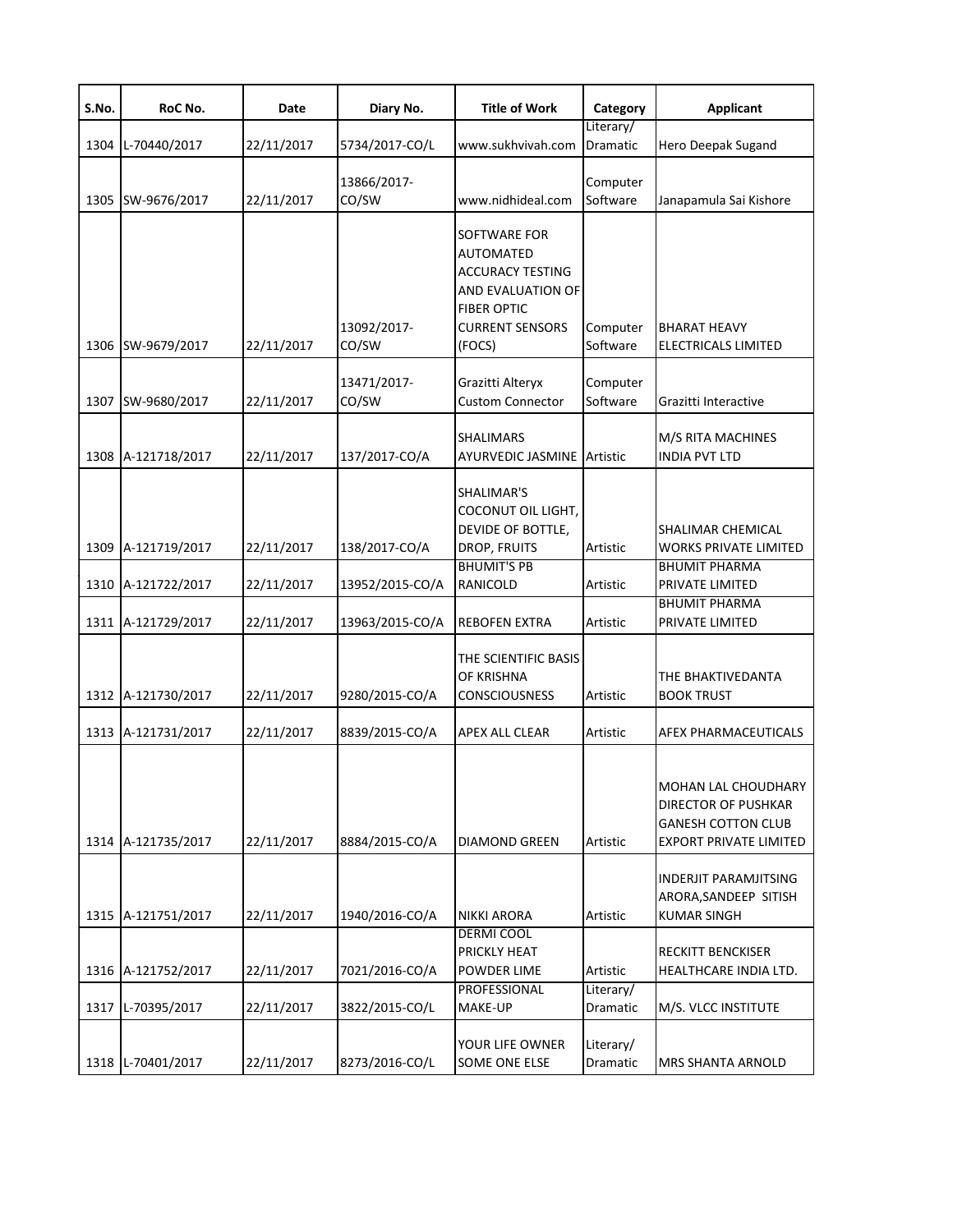| S.No. | RoC No. | Date | Diary No. | Title of Work | Category | Applicant |
|---|---|---|---|---|---|---|
| 1304 | L-70440/2017 | 22/11/2017 | 5734/2017-CO/L | www.sukhvivah.com | Literary/ Dramatic | Hero Deepak Sugand |
| 1305 | SW-9676/2017 | 22/11/2017 | 13866/2017-CO/SW | www.nidhideal.com | Computer Software | Janapamula Sai Kishore |
| 1306 | SW-9679/2017 | 22/11/2017 | 13092/2017-CO/SW | SOFTWARE FOR AUTOMATED ACCURACY TESTING AND EVALUATION OF FIBER OPTIC CURRENT SENSORS (FOCS) | Computer Software | BHARAT HEAVY ELECTRICALS LIMITED |
| 1307 | SW-9680/2017 | 22/11/2017 | 13471/2017-CO/SW | Grazitti Alteryx Custom Connector | Computer Software | Grazitti Interactive |
| 1308 | A-121718/2017 | 22/11/2017 | 137/2017-CO/A | SHALIMARS AYURVEDIC JASMINE | Artistic | M/S RITA MACHINES INDIA PVT LTD |
| 1309 | A-121719/2017 | 22/11/2017 | 138/2017-CO/A | SHALIMAR'S COCONUT OIL LIGHT, DEVIDE OF BOTTLE, DROP, FRUITS | Artistic | SHALIMAR CHEMICAL WORKS PRIVATE LIMITED |
| 1310 | A-121722/2017 | 22/11/2017 | 13952/2015-CO/A | BHUMIT'S PB RANICOLD | Artistic | BHUMIT PHARMA PRIVATE LIMITED |
| 1311 | A-121729/2017 | 22/11/2017 | 13963/2015-CO/A | REBOFEN EXTRA | Artistic | BHUMIT PHARMA PRIVATE LIMITED |
| 1312 | A-121730/2017 | 22/11/2017 | 9280/2015-CO/A | THE SCIENTIFIC BASIS OF KRISHNA CONSCIOUSNESS | Artistic | THE BHAKTIVEDANTA BOOK TRUST |
| 1313 | A-121731/2017 | 22/11/2017 | 8839/2015-CO/A | APEX ALL CLEAR | Artistic | AFEX PHARMACEUTICALS |
| 1314 | A-121735/2017 | 22/11/2017 | 8884/2015-CO/A | DIAMOND GREEN | Artistic | MOHAN LAL CHOUDHARY DIRECTOR OF PUSHKAR GANESH COTTON CLUB EXPORT PRIVATE LIMITED |
| 1315 | A-121751/2017 | 22/11/2017 | 1940/2016-CO/A | NIKKI ARORA | Artistic | INDERJIT PARAMJITSING ARORA,SANDEEP SITISH KUMAR SINGH |
| 1316 | A-121752/2017 | 22/11/2017 | 7021/2016-CO/A | DERMI COOL PRICKLY HEAT POWDER LIME | Artistic | RECKITT BENCKISER HEALTHCARE INDIA LTD. |
| 1317 | L-70395/2017 | 22/11/2017 | 3822/2015-CO/L | PROFESSIONAL MAKE-UP | Literary/ Dramatic | M/S. VLCC INSTITUTE |
| 1318 | L-70401/2017 | 22/11/2017 | 8273/2016-CO/L | YOUR LIFE OWNER SOME ONE ELSE | Literary/ Dramatic | MRS SHANTA ARNOLD |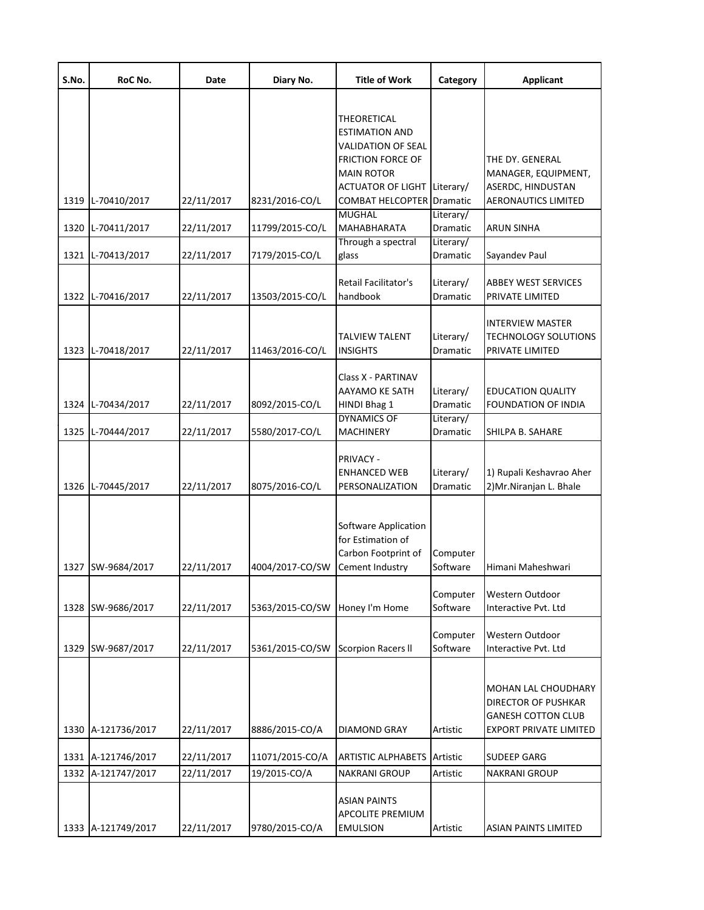| S.No. | RoC No. | Date | Diary No. | Title of Work | Category | Applicant |
|---|---|---|---|---|---|---|
| 1319 | L-70410/2017 | 22/11/2017 | 8231/2016-CO/L | THEORETICAL ESTIMATION AND VALIDATION OF SEAL FRICTION FORCE OF MAIN ROTOR ACTUATOR OF LIGHT COMBAT HELCOPTER | Literary/ Dramatic | THE DY. GENERAL MANAGER, EQUIPMENT, ASERDC, HINDUSTAN AERONAUTICS LIMITED |
| 1320 | L-70411/2017 | 22/11/2017 | 11799/2015-CO/L | MUGHAL MAHABHARATA | Literary/ Dramatic | ARUN SINHA |
| 1321 | L-70413/2017 | 22/11/2017 | 7179/2015-CO/L | Through a spectral glass | Literary/ Dramatic | Sayandev Paul |
| 1322 | L-70416/2017 | 22/11/2017 | 13503/2015-CO/L | Retail Facilitator's handbook | Literary/ Dramatic | ABBEY WEST SERVICES PRIVATE LIMITED |
| 1323 | L-70418/2017 | 22/11/2017 | 11463/2016-CO/L | TALVIEW TALENT INSIGHTS | Literary/ Dramatic | INTERVIEW MASTER TECHNOLOGY SOLUTIONS PRIVATE LIMITED |
| 1324 | L-70434/2017 | 22/11/2017 | 8092/2015-CO/L | Class X - PARTINAV AAYAMO KE SATH HINDI Bhag 1 | Literary/ Dramatic | EDUCATION QUALITY FOUNDATION OF INDIA |
| 1325 | L-70444/2017 | 22/11/2017 | 5580/2017-CO/L | DYNAMICS OF MACHINERY | Literary/ Dramatic | SHILPA B. SAHARE |
| 1326 | L-70445/2017 | 22/11/2017 | 8075/2016-CO/L | PRIVACY - ENHANCED WEB PERSONALIZATION | Literary/ Dramatic | 1) Rupali Keshavrao Aher 2)Mr.Niranjan L. Bhale |
| 1327 | SW-9684/2017 | 22/11/2017 | 4004/2017-CO/SW | Software Application for Estimation of Carbon Footprint of Cement Industry | Computer Software | Himani Maheshwari |
| 1328 | SW-9686/2017 | 22/11/2017 | 5363/2015-CO/SW | Honey I'm Home | Computer Software | Western Outdoor Interactive Pvt. Ltd |
| 1329 | SW-9687/2017 | 22/11/2017 | 5361/2015-CO/SW | Scorpion Racers ll | Computer Software | Western Outdoor Interactive Pvt. Ltd |
| 1330 | A-121736/2017 | 22/11/2017 | 8886/2015-CO/A | DIAMOND GRAY | Artistic | MOHAN LAL CHOUDHARY DIRECTOR OF PUSHKAR GANESH COTTON CLUB EXPORT PRIVATE LIMITED |
| 1331 | A-121746/2017 | 22/11/2017 | 11071/2015-CO/A | ARTISTIC ALPHABETS | Artistic | SUDEEP GARG |
| 1332 | A-121747/2017 | 22/11/2017 | 19/2015-CO/A | NAKRANI GROUP | Artistic | NAKRANI GROUP |
| 1333 | A-121749/2017 | 22/11/2017 | 9780/2015-CO/A | ASIAN PAINTS APCOLITE PREMIUM EMULSION | Artistic | ASIAN PAINTS LIMITED |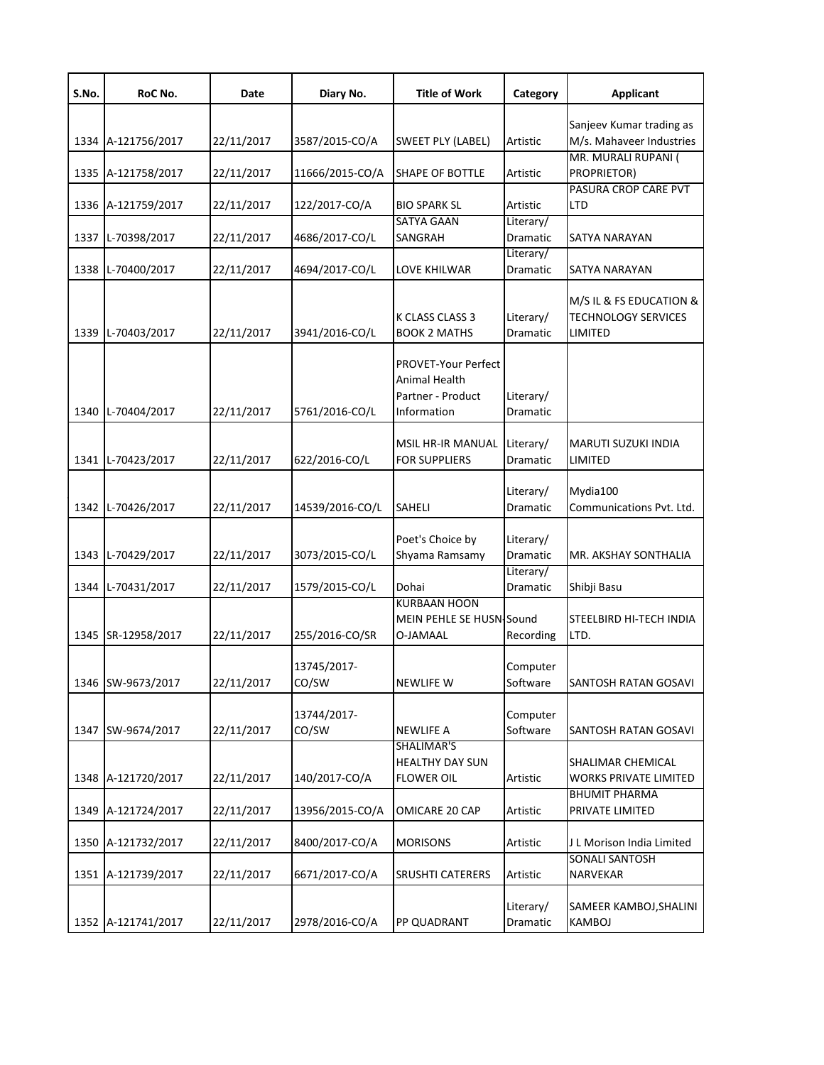| S.No. | RoC No. | Date | Diary No. | Title of Work | Category | Applicant |
|---|---|---|---|---|---|---|
| 1334 | A-121756/2017 | 22/11/2017 | 3587/2015-CO/A | SWEET PLY (LABEL) | Artistic | Sanjeev Kumar trading as M/s. Mahaveer Industries |
| 1335 | A-121758/2017 | 22/11/2017 | 11666/2015-CO/A | SHAPE OF BOTTLE | Artistic | MR. MURALI RUPANI ( PROPRIETOR) |
| 1336 | A-121759/2017 | 22/11/2017 | 122/2017-CO/A | BIO SPARK SL | Artistic | PASURA CROP CARE PVT LTD |
| 1337 | L-70398/2017 | 22/11/2017 | 4686/2017-CO/L | SATYA GAAN SANGRAH | Literary/ Dramatic | SATYA NARAYAN |
| 1338 | L-70400/2017 | 22/11/2017 | 4694/2017-CO/L | LOVE KHILWAR | Literary/ Dramatic | SATYA NARAYAN |
| 1339 | L-70403/2017 | 22/11/2017 | 3941/2016-CO/L | K CLASS CLASS 3 BOOK 2 MATHS | Literary/ Dramatic | M/S IL & FS EDUCATION & TECHNOLOGY SERVICES LIMITED |
| 1340 | L-70404/2017 | 22/11/2017 | 5761/2016-CO/L | PROVET-Your Perfect Animal Health Partner - Product Information | Literary/ Dramatic | |
| 1341 | L-70423/2017 | 22/11/2017 | 622/2016-CO/L | MSIL HR-IR MANUAL FOR SUPPLIERS | Literary/ Dramatic | MARUTI SUZUKI INDIA LIMITED |
| 1342 | L-70426/2017 | 22/11/2017 | 14539/2016-CO/L | SAHELI | Literary/ Dramatic | Mydia100 Communications Pvt. Ltd. |
| 1343 | L-70429/2017 | 22/11/2017 | 3073/2015-CO/L | Poet's Choice by Shyama Ramsamy | Literary/ Dramatic | MR. AKSHAY SONTHALIA |
| 1344 | L-70431/2017 | 22/11/2017 | 1579/2015-CO/L | Dohai | Literary/ Dramatic | Shibji Basu |
| 1345 | SR-12958/2017 | 22/11/2017 | 255/2016-CO/SR | KURBAAN HOON MEIN PEHLE SE HUSN-O-JAMAAL | Sound Recording | STEELBIRD HI-TECH INDIA LTD. |
| 1346 | SW-9673/2017 | 22/11/2017 | 13745/2017-CO/SW | NEWLIFE W | Computer Software | SANTOSH RATAN GOSAVI |
| 1347 | SW-9674/2017 | 22/11/2017 | 13744/2017-CO/SW | NEWLIFE A | Computer Software | SANTOSH RATAN GOSAVI |
| 1348 | A-121720/2017 | 22/11/2017 | 140/2017-CO/A | SHALIMAR'S HEALTHY DAY SUN FLOWER OIL | Artistic | SHALIMAR CHEMICAL WORKS PRIVATE LIMITED |
| 1349 | A-121724/2017 | 22/11/2017 | 13956/2015-CO/A | OMICARE 20 CAP | Artistic | BHUMIT PHARMA PRIVATE LIMITED |
| 1350 | A-121732/2017 | 22/11/2017 | 8400/2017-CO/A | MORISONS | Artistic | J L Morison India Limited |
| 1351 | A-121739/2017 | 22/11/2017 | 6671/2017-CO/A | SRUSHTI CATERERS | Artistic | SONALI SANTOSH NARVEKAR |
| 1352 | A-121741/2017 | 22/11/2017 | 2978/2016-CO/A | PP QUADRANT | Literary/ Dramatic | SAMEER KAMBOJ,SHALINI KAMBOJ |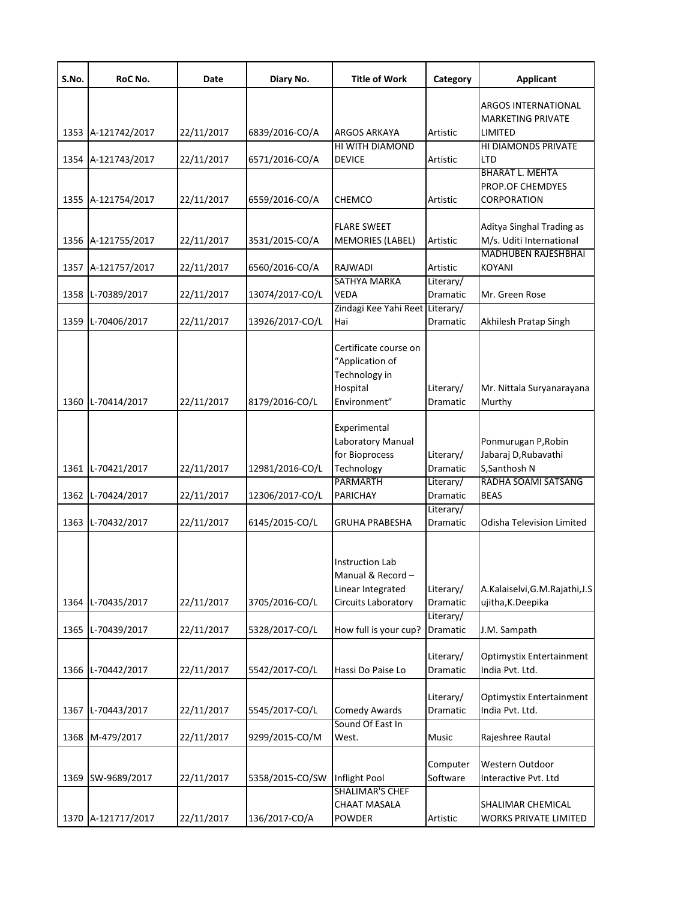| S.No. | RoC No. | Date | Diary No. | Title of Work | Category | Applicant |
|---|---|---|---|---|---|---|
| 1353 | A-121742/2017 | 22/11/2017 | 6839/2016-CO/A | ARGOS ARKAYA | Artistic | ARGOS INTERNATIONAL MARKETING PRIVATE LIMITED |
| 1354 | A-121743/2017 | 22/11/2017 | 6571/2016-CO/A | HI WITH DIAMOND DEVICE | Artistic | HI DIAMONDS PRIVATE LTD |
| 1355 | A-121754/2017 | 22/11/2017 | 6559/2016-CO/A | CHEMCO | Artistic | BHARAT L. MEHTA PROP.OF CHEMDYES CORPORATION |
| 1356 | A-121755/2017 | 22/11/2017 | 3531/2015-CO/A | FLARE SWEET MEMORIES (LABEL) | Artistic | Aditya Singhal Trading as M/s. Uditi International |
| 1357 | A-121757/2017 | 22/11/2017 | 6560/2016-CO/A | RAJWADI | Artistic | MADHUBEN RAJESHBHAI KOYANI |
| 1358 | L-70389/2017 | 22/11/2017 | 13074/2017-CO/L | SATHYA MARKA VEDA | Literary/ Dramatic | Mr. Green Rose |
| 1359 | L-70406/2017 | 22/11/2017 | 13926/2017-CO/L | Zindagi Kee Yahi Reet Hai | Literary/ Dramatic | Akhilesh Pratap Singh |
| 1360 | L-70414/2017 | 22/11/2017 | 8179/2016-CO/L | Certificate course on "Application of Technology in Hospital Environment" | Literary/ Dramatic | Mr. Nittala Suryanarayana Murthy |
| 1361 | L-70421/2017 | 22/11/2017 | 12981/2016-CO/L | Experimental Laboratory Manual for Bioprocess Technology | Literary/ Dramatic | Ponmurugan P,Robin Jabaraj D,Rubavathi S,Santhosh N |
| 1362 | L-70424/2017 | 22/11/2017 | 12306/2017-CO/L | PARMARTH PARICHAY | Literary/ Dramatic | RADHA SOAMI SATSANG BEAS |
| 1363 | L-70432/2017 | 22/11/2017 | 6145/2015-CO/L | GRUHA PRABESHA | Literary/ Dramatic | Odisha Television Limited |
| 1364 | L-70435/2017 | 22/11/2017 | 3705/2016-CO/L | Instruction Lab Manual & Record – Linear Integrated Circuits Laboratory | Literary/ Dramatic | A.Kalaiselvi,G.M.Rajathi,J.Sujitha,K.Deepika |
| 1365 | L-70439/2017 | 22/11/2017 | 5328/2017-CO/L | How full is your cup? | Literary/ Dramatic | J.M. Sampath |
| 1366 | L-70442/2017 | 22/11/2017 | 5542/2017-CO/L | Hassi Do Paise Lo | Literary/ Dramatic | Optimystix Entertainment India Pvt. Ltd. |
| 1367 | L-70443/2017 | 22/11/2017 | 5545/2017-CO/L | Comedy Awards | Literary/ Dramatic | Optimystix Entertainment India Pvt. Ltd. |
| 1368 | M-479/2017 | 22/11/2017 | 9299/2015-CO/M | Sound Of East In West. | Music | Rajeshree Rautal |
| 1369 | SW-9689/2017 | 22/11/2017 | 5358/2015-CO/SW | Inflight Pool | Computer Software | Western Outdoor Interactive Pvt. Ltd |
| 1370 | A-121717/2017 | 22/11/2017 | 136/2017-CO/A | SHALIMAR'S CHEF CHAAT MASALA POWDER | Artistic | SHALIMAR CHEMICAL WORKS PRIVATE LIMITED |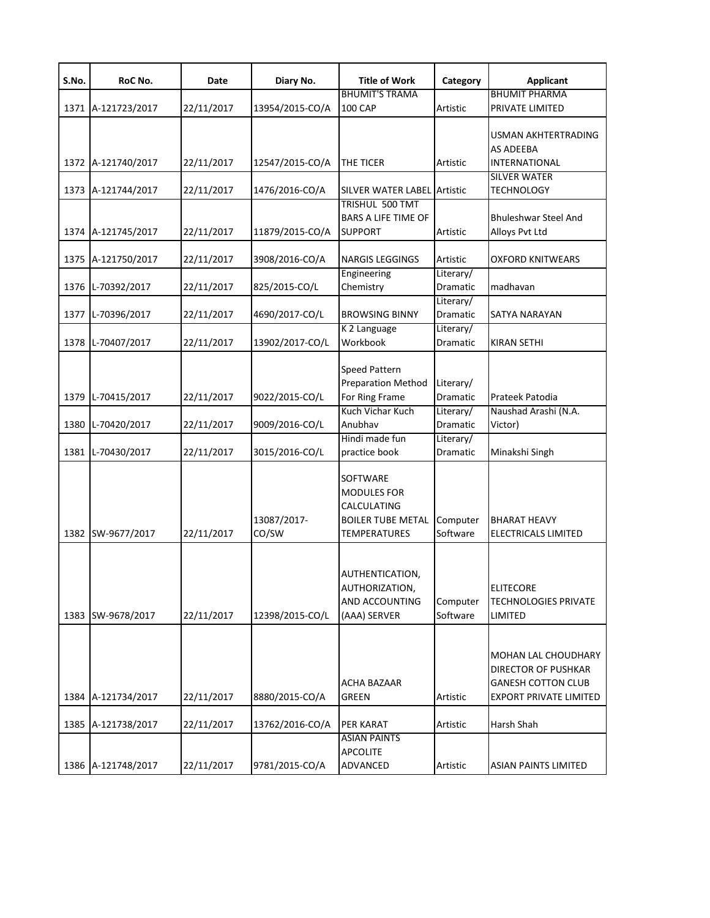| S.No. | RoC No. | Date | Diary No. | Title of Work | Category | Applicant |
|---|---|---|---|---|---|---|
| 1371 | A-121723/2017 | 22/11/2017 | 13954/2015-CO/A | BHUMIT'S TRAMA 100 CAP | Artistic | BHUMIT PHARMA PRIVATE LIMITED |
| 1372 | A-121740/2017 | 22/11/2017 | 12547/2015-CO/A | THE TICER | Artistic | USMAN AKHTERTRADING AS ADEEBA INTERNATIONAL |
| 1373 | A-121744/2017 | 22/11/2017 | 1476/2016-CO/A | SILVER WATER LABEL | Artistic | SILVER WATER TECHNOLOGY |
| 1374 | A-121745/2017 | 22/11/2017 | 11879/2015-CO/A | TRISHUL 500 TMT BARS A LIFE TIME OF SUPPORT | Artistic | Bhuleshwar Steel And Alloys Pvt Ltd |
| 1375 | A-121750/2017 | 22/11/2017 | 3908/2016-CO/A | NARGIS LEGGINGS | Artistic | OXFORD KNITWEARS |
| 1376 | L-70392/2017 | 22/11/2017 | 825/2015-CO/L | Engineering Chemistry | Literary/ Dramatic | madhavan |
| 1377 | L-70396/2017 | 22/11/2017 | 4690/2017-CO/L | BROWSING BINNY | Literary/ Dramatic | SATYA NARAYAN |
| 1378 | L-70407/2017 | 22/11/2017 | 13902/2017-CO/L | K 2 Language Workbook | Literary/ Dramatic | KIRAN SETHI |
| 1379 | L-70415/2017 | 22/11/2017 | 9022/2015-CO/L | Speed Pattern Preparation Method For Ring Frame | Literary/ Dramatic | Prateek Patodia |
| 1380 | L-70420/2017 | 22/11/2017 | 9009/2016-CO/L | Kuch Vichar Kuch Anubhav | Literary/ Dramatic | Naushad Arashi (N.A. Victor) |
| 1381 | L-70430/2017 | 22/11/2017 | 3015/2016-CO/L | Hindi made fun practice book | Literary/ Dramatic | Minakshi Singh |
| 1382 | SW-9677/2017 | 22/11/2017 | 13087/2017-CO/SW | SOFTWARE MODULES FOR CALCULATING BOILER TUBE METAL TEMPERATURES | Computer Software | BHARAT HEAVY ELECTRICALS LIMITED |
| 1383 | SW-9678/2017 | 22/11/2017 | 12398/2015-CO/L | AUTHENTICATION, AUTHORIZATION, AND ACCOUNTING (AAA) SERVER | Computer Software | ELITECORE TECHNOLOGIES PRIVATE LIMITED |
| 1384 | A-121734/2017 | 22/11/2017 | 8880/2015-CO/A | ACHA BAZAAR GREEN | Artistic | MOHAN LAL CHOUDHARY DIRECTOR OF PUSHKAR GANESH COTTON CLUB EXPORT PRIVATE LIMITED |
| 1385 | A-121738/2017 | 22/11/2017 | 13762/2016-CO/A | PER KARAT | Artistic | Harsh Shah |
| 1386 | A-121748/2017 | 22/11/2017 | 9781/2015-CO/A | ASIAN PAINTS APCOLITE ADVANCED | Artistic | ASIAN PAINTS LIMITED |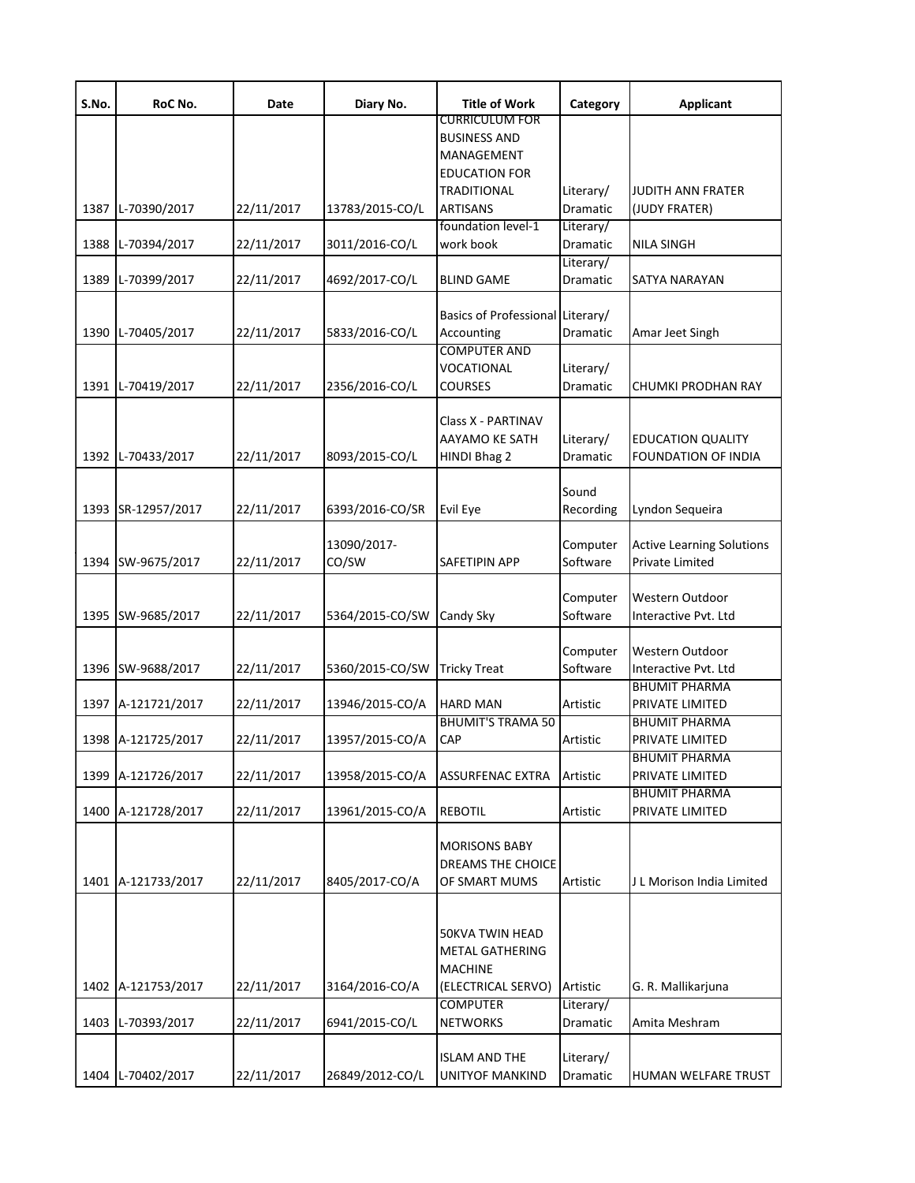| S.No. | RoC No. | Date | Diary No. | Title of Work | Category | Applicant |
|---|---|---|---|---|---|---|
| 1387 | L-70390/2017 | 22/11/2017 | 13783/2015-CO/L | CURRICULUM FOR BUSINESS AND MANAGEMENT EDUCATION FOR TRADITIONAL ARTISANS | Literary/ Dramatic | JUDITH ANN FRATER (JUDY FRATER) |
| 1388 | L-70394/2017 | 22/11/2017 | 3011/2016-CO/L | foundation level-1 work book | Literary/ Dramatic | NILA SINGH |
| 1389 | L-70399/2017 | 22/11/2017 | 4692/2017-CO/L | BLIND GAME | Literary/ Dramatic | SATYA NARAYAN |
| 1390 | L-70405/2017 | 22/11/2017 | 5833/2016-CO/L | Basics of Professional Accounting | Literary/ Dramatic | Amar Jeet Singh |
| 1391 | L-70419/2017 | 22/11/2017 | 2356/2016-CO/L | COMPUTER AND VOCATIONAL COURSES | Literary/ Dramatic | CHUMKI PRODHAN RAY |
| 1392 | L-70433/2017 | 22/11/2017 | 8093/2015-CO/L | Class X - PARTINAV AAYAMO KE SATH HINDI Bhag 2 | Literary/ Dramatic | EDUCATION QUALITY FOUNDATION OF INDIA |
| 1393 | SR-12957/2017 | 22/11/2017 | 6393/2016-CO/SR | Evil Eye | Sound Recording | Lyndon Sequeira |
| 1394 | SW-9675/2017 | 22/11/2017 | 13090/2017-CO/SW | SAFETIPIN APP | Computer Software | Active Learning Solutions Private Limited |
| 1395 | SW-9685/2017 | 22/11/2017 | 5364/2015-CO/SW | Candy Sky | Computer Software | Western Outdoor Interactive Pvt. Ltd |
| 1396 | SW-9688/2017 | 22/11/2017 | 5360/2015-CO/SW | Tricky Treat | Computer Software | Western Outdoor Interactive Pvt. Ltd |
| 1397 | A-121721/2017 | 22/11/2017 | 13946/2015-CO/A | HARD MAN | Artistic | BHUMIT PHARMA PRIVATE LIMITED |
| 1398 | A-121725/2017 | 22/11/2017 | 13957/2015-CO/A | BHUMIT'S TRAMA 50 CAP | Artistic | BHUMIT PHARMA PRIVATE LIMITED |
| 1399 | A-121726/2017 | 22/11/2017 | 13958/2015-CO/A | ASSURFENAC EXTRA | Artistic | BHUMIT PHARMA PRIVATE LIMITED |
| 1400 | A-121728/2017 | 22/11/2017 | 13961/2015-CO/A | REBOTIL | Artistic | BHUMIT PHARMA PRIVATE LIMITED |
| 1401 | A-121733/2017 | 22/11/2017 | 8405/2017-CO/A | MORISONS BABY DREAMS THE CHOICE OF SMART MUMS | Artistic | J L Morison India Limited |
| 1402 | A-121753/2017 | 22/11/2017 | 3164/2016-CO/A | 50KVA TWIN HEAD METAL GATHERING MACHINE (ELECTRICAL SERVO) | Artistic | G. R. Mallikarjuna |
| 1403 | L-70393/2017 | 22/11/2017 | 6941/2015-CO/L | COMPUTER NETWORKS | Literary/ Dramatic | Amita Meshram |
| 1404 | L-70402/2017 | 22/11/2017 | 26849/2012-CO/L | ISLAM AND THE UNITYOF MANKIND | Literary/ Dramatic | HUMAN WELFARE TRUST |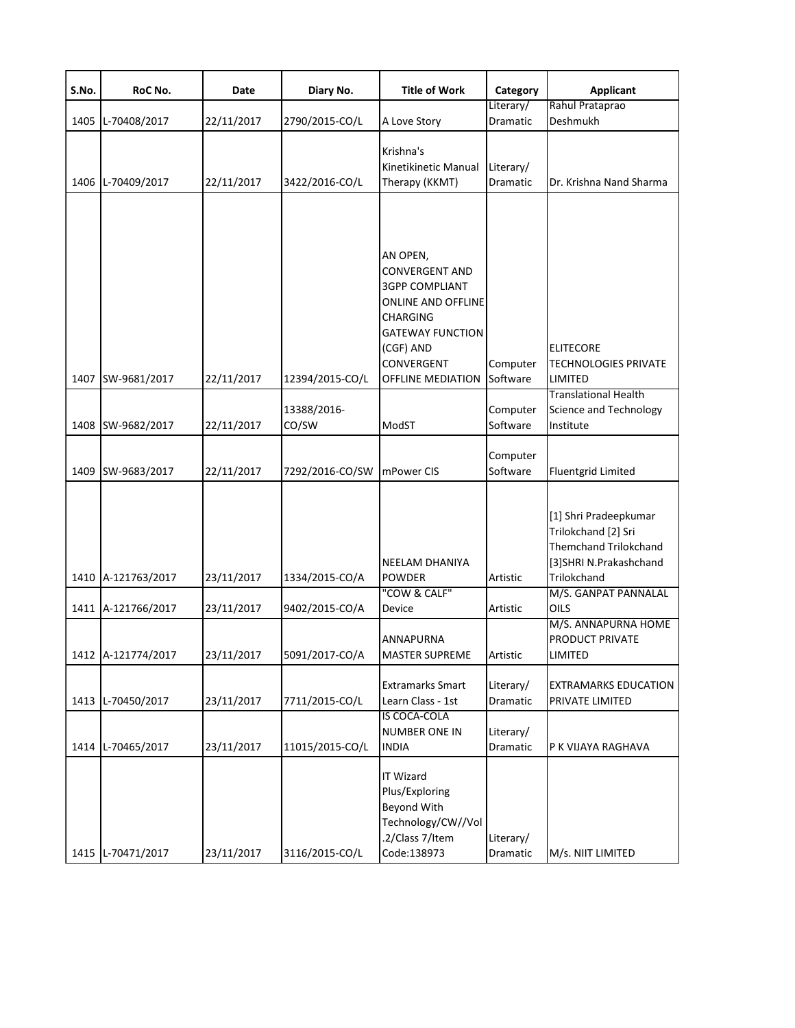| S.No. | RoC No. | Date | Diary No. | Title of Work | Category | Applicant |
|---|---|---|---|---|---|---|
| 1405 | L-70408/2017 | 22/11/2017 | 2790/2015-CO/L | A Love Story | Literary/ Dramatic | Rahul Prataprao Deshmukh |
| 1406 | L-70409/2017 | 22/11/2017 | 3422/2016-CO/L | Krishna's Kinetikinetic Manual Therapy (KKMT) | Literary/ Dramatic | Dr. Krishna Nand Sharma |
| 1407 | SW-9681/2017 | 22/11/2017 | 12394/2015-CO/L | AN OPEN, CONVERGENT AND 3GPP COMPLIANT ONLINE AND OFFLINE CHARGING GATEWAY FUNCTION (CGF) AND CONVERGENT OFFLINE MEDIATION | Computer Software | ELITECORE TECHNOLOGIES PRIVATE LIMITED |
| 1408 | SW-9682/2017 | 22/11/2017 | 13388/2016-CO/SW | ModST | Computer Software | Translational Health Science and Technology Institute |
| 1409 | SW-9683/2017 | 22/11/2017 | 7292/2016-CO/SW | mPower CIS | Computer Software | Fluentgrid Limited |
| 1410 | A-121763/2017 | 23/11/2017 | 1334/2015-CO/A | NEELAM DHANIYA POWDER | Artistic | [1] Shri Pradeepkumar Trilokchand [2] Sri Themchand Trilokchand [3]SHRI N.Prakashchand Trilokchand |
| 1411 | A-121766/2017 | 23/11/2017 | 9402/2015-CO/A | "COW & CALF" Device | Artistic | M/S. GANPAT PANNALAL OILS |
| 1412 | A-121774/2017 | 23/11/2017 | 5091/2017-CO/A | ANNAPURNA MASTER SUPREME | Artistic | M/S. ANNAPURNA HOME PRODUCT PRIVATE LIMITED |
| 1413 | L-70450/2017 | 23/11/2017 | 7711/2015-CO/L | Extramarks Smart Learn Class - 1st | Literary/ Dramatic | EXTRAMARKS EDUCATION PRIVATE LIMITED |
| 1414 | L-70465/2017 | 23/11/2017 | 11015/2015-CO/L | IS COCA-COLA NUMBER ONE IN INDIA | Literary/ Dramatic | P K VIJAYA RAGHAVA |
| 1415 | L-70471/2017 | 23/11/2017 | 3116/2015-CO/L | IT Wizard Plus/Exploring Beyond With Technology/CW//Vol .2/Class 7/Item Code:138973 | Literary/ Dramatic | M/s. NIIT LIMITED |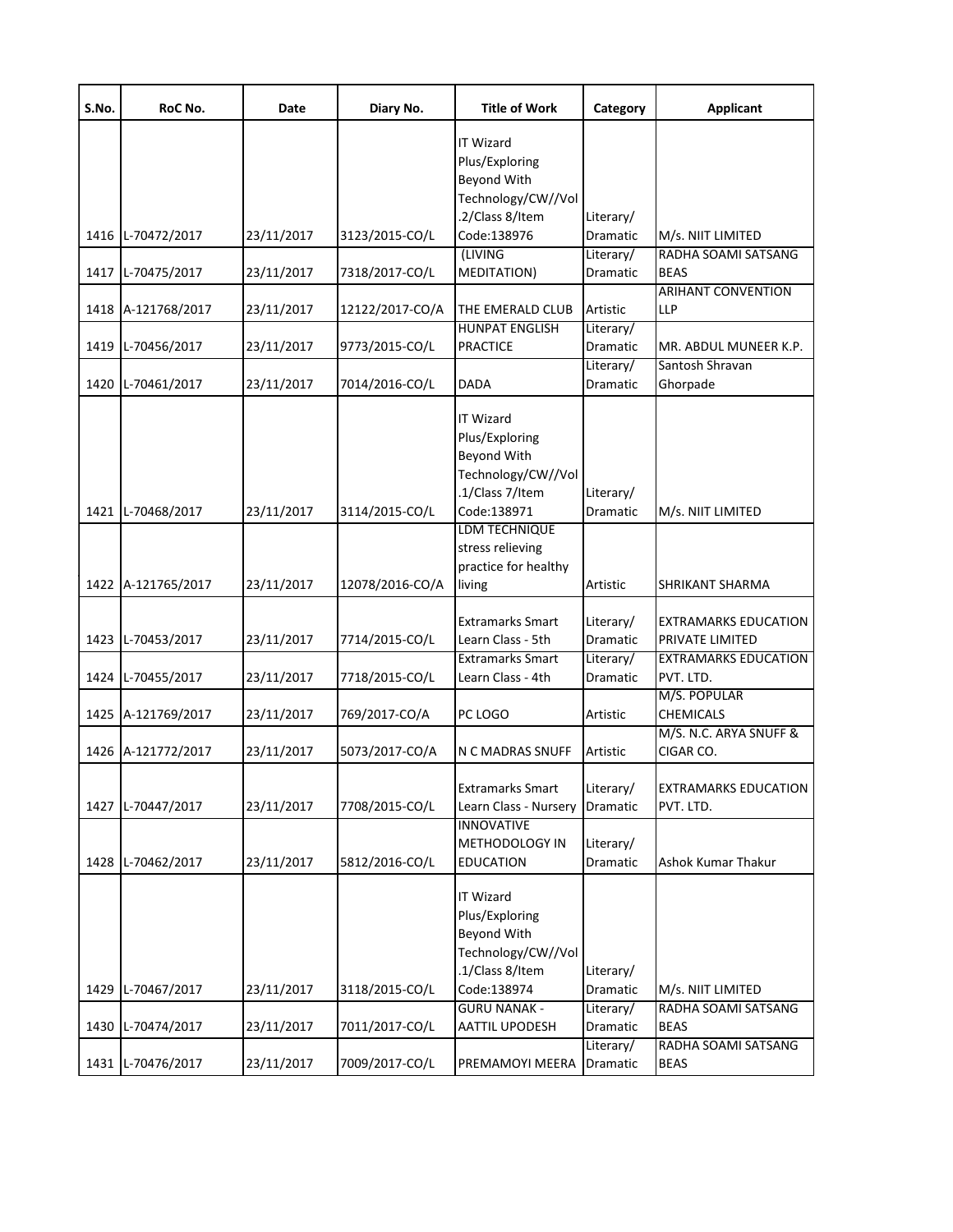| S.No. | RoC No. | Date | Diary No. | Title of Work | Category | Applicant |
|---|---|---|---|---|---|---|
| 1416 | L-70472/2017 | 23/11/2017 | 3123/2015-CO/L | IT Wizard Plus/Exploring Beyond With Technology/CW//Vol.2/Class 8/Item Code:138976 | Literary/ Dramatic | M/s. NIIT LIMITED |
| 1417 | L-70475/2017 | 23/11/2017 | 7318/2017-CO/L | (LIVING MEDITATION) | Literary/ Dramatic | RADHA SOAMI SATSANG BEAS |
| 1418 | A-121768/2017 | 23/11/2017 | 12122/2017-CO/A | THE EMERALD CLUB | Artistic | ARIHANT CONVENTION LLP |
| 1419 | L-70456/2017 | 23/11/2017 | 9773/2015-CO/L | HUNPAT ENGLISH PRACTICE | Literary/ Dramatic | MR. ABDUL MUNEER K.P. |
| 1420 | L-70461/2017 | 23/11/2017 | 7014/2016-CO/L | DADA | Literary/ Dramatic | Santosh Shravan Ghorpade |
| 1421 | L-70468/2017 | 23/11/2017 | 3114/2015-CO/L | IT Wizard Plus/Exploring Beyond With Technology/CW//Vol.1/Class 7/Item Code:138971 | Literary/ Dramatic | M/s. NIIT LIMITED |
| 1422 | A-121765/2017 | 23/11/2017 | 12078/2016-CO/A | LDM TECHNIQUE stress relieving practice for healthy living | Artistic | SHRIKANT SHARMA |
| 1423 | L-70453/2017 | 23/11/2017 | 7714/2015-CO/L | Extramarks Smart Learn Class - 5th | Literary/ Dramatic | EXTRAMARKS EDUCATION PRIVATE LIMITED |
| 1424 | L-70455/2017 | 23/11/2017 | 7718/2015-CO/L | Extramarks Smart Learn Class - 4th | Literary/ Dramatic | EXTRAMARKS EDUCATION PVT. LTD. |
| 1425 | A-121769/2017 | 23/11/2017 | 769/2017-CO/A | PC LOGO | Artistic | M/S. POPULAR CHEMICALS |
| 1426 | A-121772/2017 | 23/11/2017 | 5073/2017-CO/A | N C MADRAS SNUFF | Artistic | M/S. N.C. ARYA SNUFF & CIGAR CO. |
| 1427 | L-70447/2017 | 23/11/2017 | 7708/2015-CO/L | Extramarks Smart Learn Class - Nursery | Literary/ Dramatic | EXTRAMARKS EDUCATION PVT. LTD. |
| 1428 | L-70462/2017 | 23/11/2017 | 5812/2016-CO/L | INNOVATIVE METHODOLOGY IN EDUCATION | Literary/ Dramatic | Ashok Kumar Thakur |
| 1429 | L-70467/2017 | 23/11/2017 | 3118/2015-CO/L | IT Wizard Plus/Exploring Beyond With Technology/CW//Vol.1/Class 8/Item Code:138974 | Literary/ Dramatic | M/s. NIIT LIMITED |
| 1430 | L-70474/2017 | 23/11/2017 | 7011/2017-CO/L | GURU NANAK - AATTIL UPODESH | Literary/ Dramatic | RADHA SOAMI SATSANG BEAS |
| 1431 | L-70476/2017 | 23/11/2017 | 7009/2017-CO/L | PREMAMOYI MEERA | Literary/ Dramatic | RADHA SOAMI SATSANG BEAS |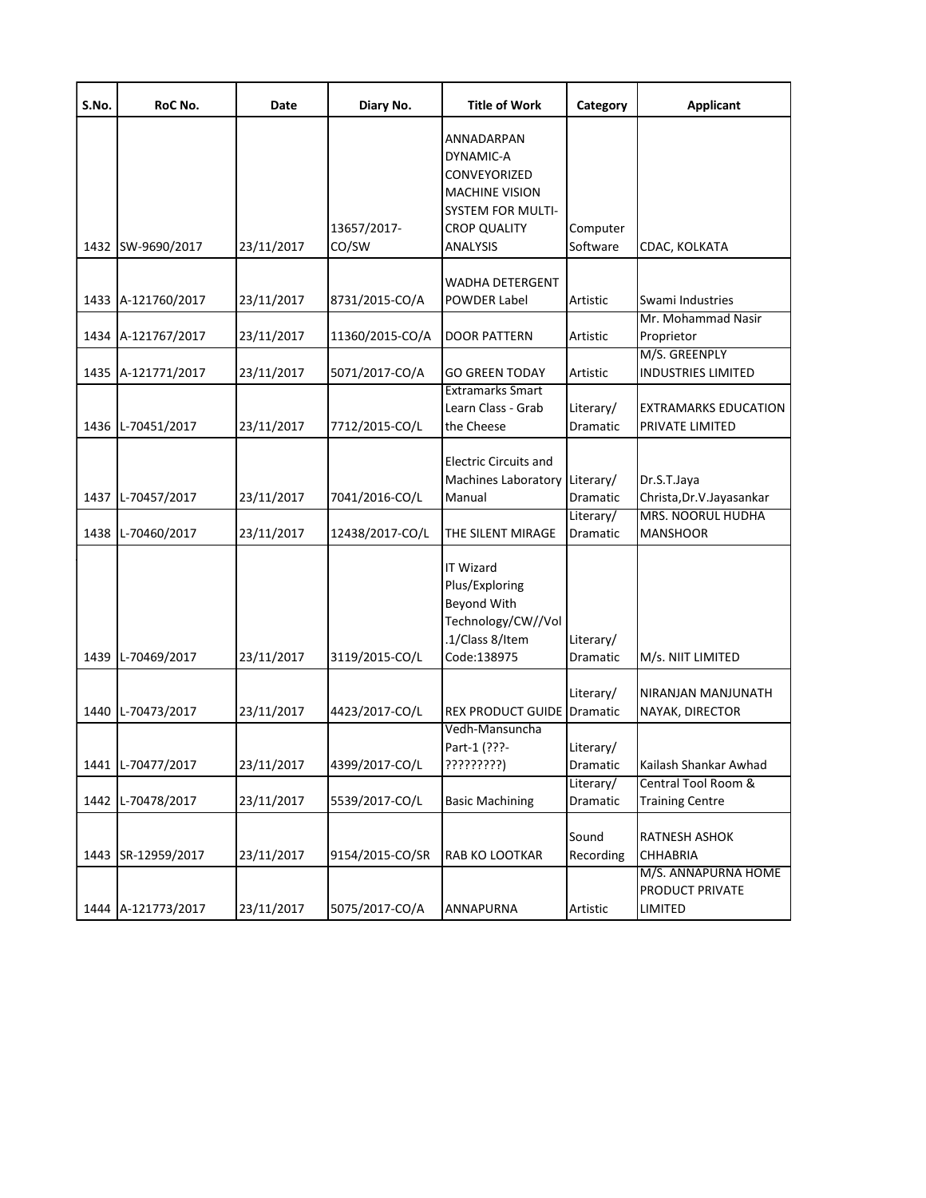| S.No. | RoC No. | Date | Diary No. | Title of Work | Category | Applicant |
|---|---|---|---|---|---|---|
| 1432 | SW-9690/2017 | 23/11/2017 | 13657/2017-CO/SW | ANNADARPAN DYNAMIC-A CONVEYORIZED MACHINE VISION SYSTEM FOR MULTI-CROP QUALITY ANALYSIS | Computer Software | CDAC, KOLKATA |
| 1433 | A-121760/2017 | 23/11/2017 | 8731/2015-CO/A | WADHA DETERGENT POWDER Label | Artistic | Swami Industries |
| 1434 | A-121767/2017 | 23/11/2017 | 11360/2015-CO/A | DOOR PATTERN | Artistic | Mr. Mohammad Nasir Proprietor |
| 1435 | A-121771/2017 | 23/11/2017 | 5071/2017-CO/A | GO GREEN TODAY | Artistic | M/S. GREENPLY INDUSTRIES LIMITED |
| 1436 | L-70451/2017 | 23/11/2017 | 7712/2015-CO/L | Extramarks Smart Learn Class - Grab the Cheese | Literary/ Dramatic | EXTRAMARKS EDUCATION PRIVATE LIMITED |
| 1437 | L-70457/2017 | 23/11/2017 | 7041/2016-CO/L | Electric Circuits and Machines Laboratory Manual | Literary/ Dramatic | Dr.S.T.Jaya Christa,Dr.V.Jayasankar |
| 1438 | L-70460/2017 | 23/11/2017 | 12438/2017-CO/L | THE SILENT MIRAGE | Literary/ Dramatic | MRS. NOORUL HUDHA MANSHOOR |
| 1439 | L-70469/2017 | 23/11/2017 | 3119/2015-CO/L | IT Wizard Plus/Exploring Beyond With Technology/CW//Vol .1/Class 8/Item Code:138975 | Literary/ Dramatic | M/s. NIIT LIMITED |
| 1440 | L-70473/2017 | 23/11/2017 | 4423/2017-CO/L | REX PRODUCT GUIDE | Literary/ Dramatic | NIRANJAN MANJUNATH NAYAK, DIRECTOR |
| 1441 | L-70477/2017 | 23/11/2017 | 4399/2017-CO/L | Vedh-Mansuncha Part-1 (???-?????????) | Literary/ Dramatic | Kailash Shankar Awhad |
| 1442 | L-70478/2017 | 23/11/2017 | 5539/2017-CO/L | Basic Machining | Literary/ Dramatic | Central Tool Room & Training Centre |
| 1443 | SR-12959/2017 | 23/11/2017 | 9154/2015-CO/SR | RAB KO LOOTKAR | Sound Recording | RATNESH ASHOK CHHABRIA |
| 1444 | A-121773/2017 | 23/11/2017 | 5075/2017-CO/A | ANNAPURNA | Artistic | M/S. ANNAPURNA HOME PRODUCT PRIVATE LIMITED |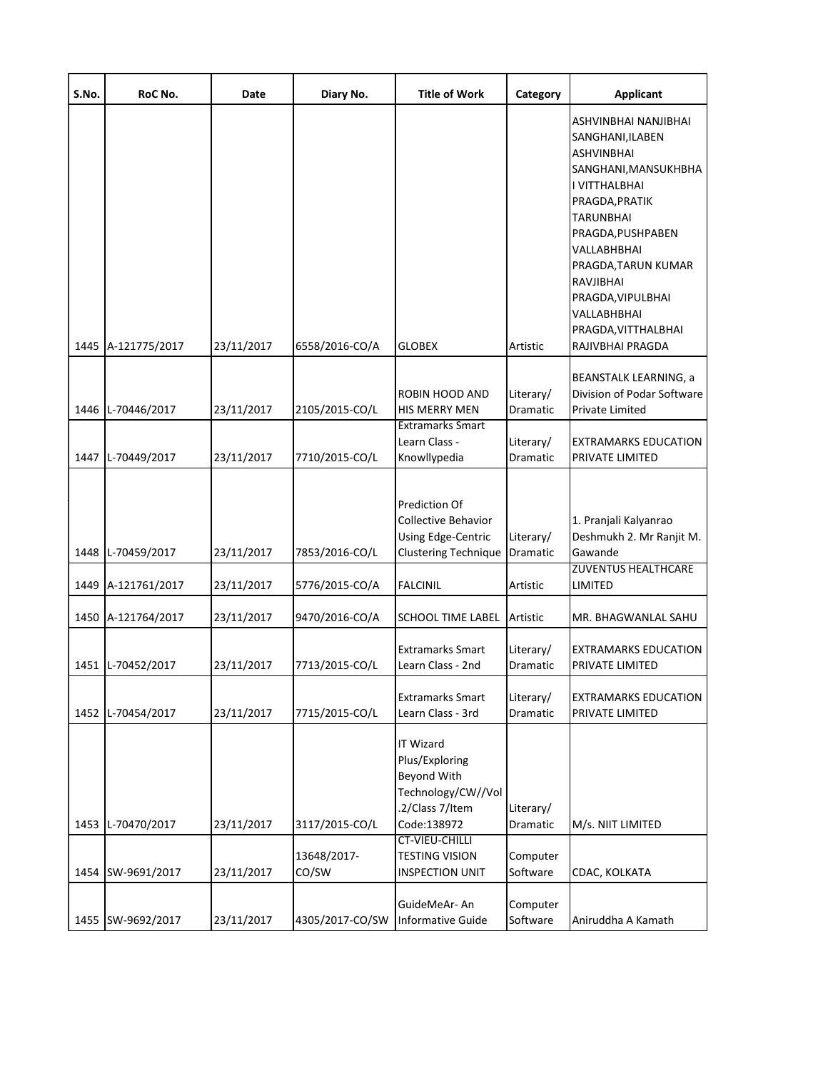| S.No. | RoC No. | Date | Diary No. | Title of Work | Category | Applicant |
|---|---|---|---|---|---|---|
| 1445 | A-121775/2017 | 23/11/2017 | 6558/2016-CO/A | GLOBEX | Artistic | ASHVINBHAI NANJIBHAI SANGHANI,ILABEN ASHVINBHAI SANGHANI,MANSUKHBHAI VITTHALBHAI PRAGDA,PRATIK TARUNBHAI PRAGDA,PUSHPABEN VALLABHBHAI PRAGDA,TARUN KUMAR RAVJIBHAI PRAGDA,VIPULBHAI VALLABHBHAI PRAGDA,VITTHALBHAI RAJIVBHAI PRAGDA |
| 1446 | L-70446/2017 | 23/11/2017 | 2105/2015-CO/L | ROBIN HOOD AND HIS MERRY MEN | Literary/ Dramatic | BEANSTALK LEARNING, a Division of Podar Software Private Limited |
| 1447 | L-70449/2017 | 23/11/2017 | 7710/2015-CO/L | Extramarks Smart Learn Class - Knowllypedia | Literary/ Dramatic | EXTRAMARKS EDUCATION PRIVATE LIMITED |
| 1448 | L-70459/2017 | 23/11/2017 | 7853/2016-CO/L | Prediction Of Collective Behavior Using Edge-Centric Clustering Technique | Literary/ Dramatic | 1. Pranjali Kalyanrao Deshmukh 2. Mr Ranjit M. Gawande |
| 1449 | A-121761/2017 | 23/11/2017 | 5776/2015-CO/A | FALCINIL | Artistic | ZUVENTUS HEALTHCARE LIMITED |
| 1450 | A-121764/2017 | 23/11/2017 | 9470/2016-CO/A | SCHOOL TIME LABEL | Artistic | MR. BHAGWANLAL SAHU |
| 1451 | L-70452/2017 | 23/11/2017 | 7713/2015-CO/L | Extramarks Smart Learn Class - 2nd | Literary/ Dramatic | EXTRAMARKS EDUCATION PRIVATE LIMITED |
| 1452 | L-70454/2017 | 23/11/2017 | 7715/2015-CO/L | Extramarks Smart Learn Class - 3rd | Literary/ Dramatic | EXTRAMARKS EDUCATION PRIVATE LIMITED |
| 1453 | L-70470/2017 | 23/11/2017 | 3117/2015-CO/L | IT Wizard Plus/Exploring Beyond With Technology/CW//Vol .2/Class 7/Item Code:138972 | Literary/ Dramatic | M/s. NIIT LIMITED |
| 1454 | SW-9691/2017 | 23/11/2017 | 13648/2017-CO/SW | CT-VIEU-CHILLI TESTING VISION INSPECTION UNIT | Computer Software | CDAC, KOLKATA |
| 1455 | SW-9692/2017 | 23/11/2017 | 4305/2017-CO/SW | GuideMeAr- An Informative Guide | Computer Software | Aniruddha A Kamath |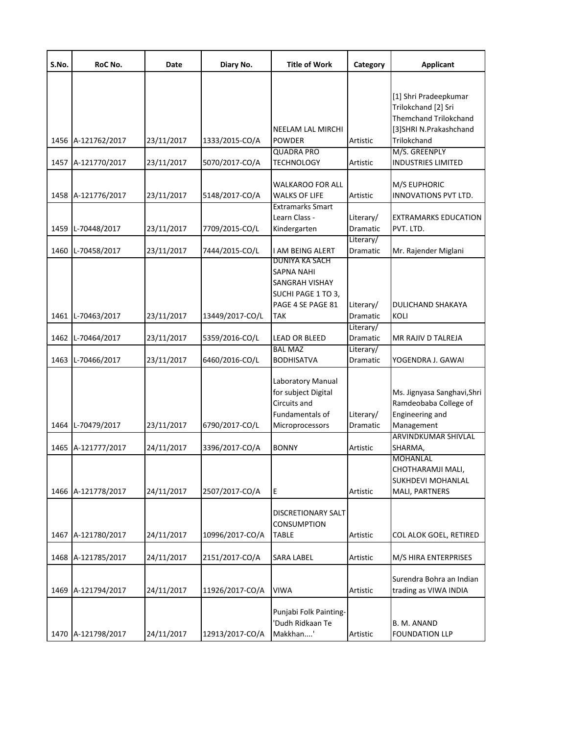| S.No. | RoC No. | Date | Diary No. | Title of Work | Category | Applicant |
|---|---|---|---|---|---|---|
| 1456 | A-121762/2017 | 23/11/2017 | 1333/2015-CO/A | NEELAM LAL MIRCHI POWDER | Artistic | [1] Shri Pradeepkumar Trilokchand [2] Sri Themchand Trilokchand [3]SHRI N.Prakashchand Trilokchand |
| 1457 | A-121770/2017 | 23/11/2017 | 5070/2017-CO/A | QUADRA PRO TECHNOLOGY | Artistic | M/S. GREENPLY INDUSTRIES LIMITED |
| 1458 | A-121776/2017 | 23/11/2017 | 5148/2017-CO/A | WALKAROO FOR ALL WALKS OF LIFE | Artistic | M/S EUPHORIC INNOVATIONS PVT LTD. |
| 1459 | L-70448/2017 | 23/11/2017 | 7709/2015-CO/L | Extramarks Smart Learn Class - Kindergarten | Literary/ Dramatic | EXTRAMARKS EDUCATION PVT. LTD. |
| 1460 | L-70458/2017 | 23/11/2017 | 7444/2015-CO/L | I AM BEING ALERT | Literary/ Dramatic | Mr. Rajender Miglani |
| 1461 | L-70463/2017 | 23/11/2017 | 13449/2017-CO/L | DUNIYA KA SACH SAPNA NAHI SANGRAH VISHAY SUCHI PAGE 1 TO 3, PAGE 4 SE PAGE 81 TAK | Literary/ Dramatic | DULICHAND SHAKAYA KOLI |
| 1462 | L-70464/2017 | 23/11/2017 | 5359/2016-CO/L | LEAD OR BLEED | Literary/ Dramatic | MR RAJIV D TALREJA |
| 1463 | L-70466/2017 | 23/11/2017 | 6460/2016-CO/L | BAL MAZ BODHISATVA | Literary/ Dramatic | YOGENDRA J. GAWAI |
| 1464 | L-70479/2017 | 23/11/2017 | 6790/2017-CO/L | Laboratory Manual for subject Digital Circuits and Fundamentals of Microprocessors | Literary/ Dramatic | Ms. Jignyasa Sanghavi,Shri Ramdeobaba College of Engineering and Management |
| 1465 | A-121777/2017 | 24/11/2017 | 3396/2017-CO/A | BONNY | Artistic | ARVINDKUMAR SHIVLAL SHARMA, |
| 1466 | A-121778/2017 | 24/11/2017 | 2507/2017-CO/A | E | Artistic | MOHANLAL CHOTHARAMJI MALI, SUKHDEVI MOHANLAL MALI, PARTNERS |
| 1467 | A-121780/2017 | 24/11/2017 | 10996/2017-CO/A | DISCRETIONARY SALT CONSUMPTION TABLE | Artistic | COL ALOK GOEL, RETIRED |
| 1468 | A-121785/2017 | 24/11/2017 | 2151/2017-CO/A | SARA LABEL | Artistic | M/S HIRA ENTERPRISES |
| 1469 | A-121794/2017 | 24/11/2017 | 11926/2017-CO/A | VIWA | Artistic | Surendra Bohra an Indian trading as VIWA INDIA |
| 1470 | A-121798/2017 | 24/11/2017 | 12913/2017-CO/A | Punjabi Folk Painting- 'Dudh Ridkaan Te Makkhan....' | Artistic | B. M. ANAND FOUNDATION LLP |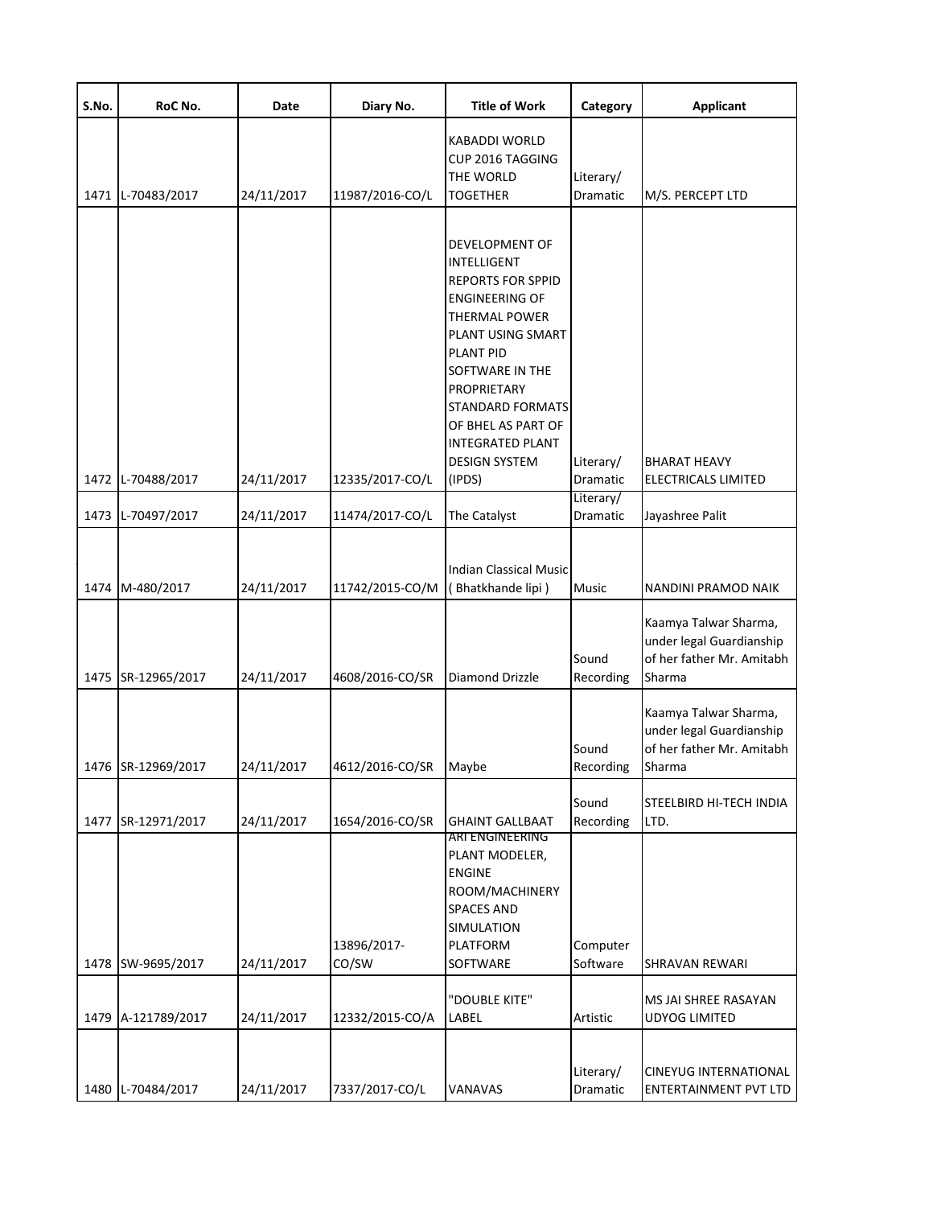| S.No. | RoC No. | Date | Diary No. | Title of Work | Category | Applicant |
|---|---|---|---|---|---|---|
| 1471 | L-70483/2017 | 24/11/2017 | 11987/2016-CO/L | KABADDI WORLD CUP 2016 TAGGING THE WORLD TOGETHER | Literary/ Dramatic | M/S. PERCEPT LTD |
| 1472 | L-70488/2017 | 24/11/2017 | 12335/2017-CO/L | DEVELOPMENT OF INTELLIGENT REPORTS FOR SPPID ENGINEERING OF THERMAL POWER PLANT USING SMART PLANT PID SOFTWARE IN THE PROPRIETARY STANDARD FORMATS OF BHEL AS PART OF INTEGRATED PLANT DESIGN SYSTEM (IPDS) | Literary/ Dramatic | BHARAT HEAVY ELECTRICALS LIMITED |
| 1473 | L-70497/2017 | 24/11/2017 | 11474/2017-CO/L | The Catalyst | Literary/ Dramatic | Jayashree Palit |
| 1474 | M-480/2017 | 24/11/2017 | 11742/2015-CO/M | Indian Classical Music ( Bhatkhande lipi ) | Music | NANDINI PRAMOD NAIK |
| 1475 | SR-12965/2017 | 24/11/2017 | 4608/2016-CO/SR | Diamond Drizzle | Sound Recording | Kaamya Talwar Sharma, under legal Guardianship of her father Mr. Amitabh Sharma |
| 1476 | SR-12969/2017 | 24/11/2017 | 4612/2016-CO/SR | Maybe | Sound Recording | Kaamya Talwar Sharma, under legal Guardianship of her father Mr. Amitabh Sharma |
| 1477 | SR-12971/2017 | 24/11/2017 | 1654/2016-CO/SR | GHAINT GALLBAAT | Sound Recording | STEELBIRD HI-TECH INDIA LTD. |
| 1478 | SW-9695/2017 | 24/11/2017 | 13896/2017-CO/SW | ARI ENGINEERING PLANT MODELER, ENGINE ROOM/MACHINERY SPACES AND SIMULATION PLATFORM SOFTWARE | Computer Software | SHRAVAN REWARI |
| 1479 | A-121789/2017 | 24/11/2017 | 12332/2015-CO/A | "DOUBLE KITE" LABEL | Artistic | MS JAI SHREE RASAYAN UDYOG LIMITED |
| 1480 | L-70484/2017 | 24/11/2017 | 7337/2017-CO/L | VANAVAS | Literary/ Dramatic | CINEYUG INTERNATIONAL ENTERTAINMENT PVT LTD |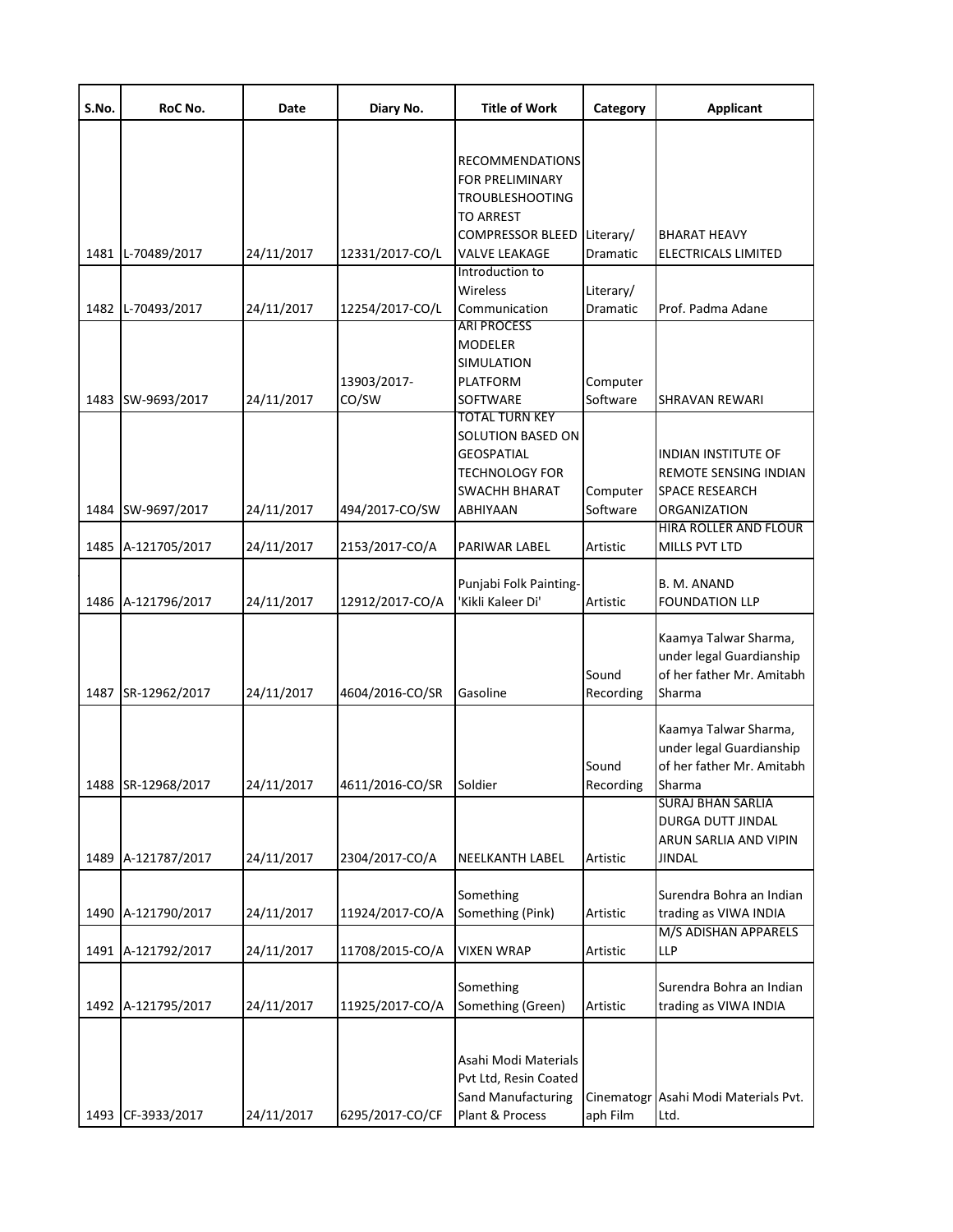| S.No. | RoC No. | Date | Diary No. | Title of Work | Category | Applicant |
|---|---|---|---|---|---|---|
| 1481 | L-70489/2017 | 24/11/2017 | 12331/2017-CO/L | RECOMMENDATIONS FOR PRELIMINARY TROUBLESHOOTING TO ARREST COMPRESSOR BLEED VALVE LEAKAGE | Literary/ Dramatic | BHARAT HEAVY ELECTRICALS LIMITED |
| 1482 | L-70493/2017 | 24/11/2017 | 12254/2017-CO/L | Introduction to Wireless Communication | Literary/ Dramatic | Prof. Padma Adane |
| 1483 | SW-9693/2017 | 24/11/2017 | 13903/2017-CO/SW | ARI PROCESS MODELER SIMULATION PLATFORM SOFTWARE | Computer Software | SHRAVAN REWARI |
| 1484 | SW-9697/2017 | 24/11/2017 | 494/2017-CO/SW | TOTAL TURN KEY SOLUTION BASED ON GEOSPATIAL TECHNOLOGY FOR SWACHH BHARAT ABHIYAAN | Computer Software | INDIAN INSTITUTE OF REMOTE SENSING INDIAN SPACE RESEARCH ORGANIZATION |
| 1485 | A-121705/2017 | 24/11/2017 | 2153/2017-CO/A | PARIWAR LABEL | Artistic | HIRA ROLLER AND FLOUR MILLS PVT LTD |
| 1486 | A-121796/2017 | 24/11/2017 | 12912/2017-CO/A | Punjabi Folk Painting- 'Kikli Kaleer Di' | Artistic | B. M. ANAND FOUNDATION LLP |
| 1487 | SR-12962/2017 | 24/11/2017 | 4604/2016-CO/SR | Gasoline | Sound Recording | Kaamya Talwar Sharma, under legal Guardianship of her father Mr. Amitabh Sharma |
| 1488 | SR-12968/2017 | 24/11/2017 | 4611/2016-CO/SR | Soldier | Sound Recording | Kaamya Talwar Sharma, under legal Guardianship of her father Mr. Amitabh Sharma |
| 1489 | A-121787/2017 | 24/11/2017 | 2304/2017-CO/A | NEELKANTH LABEL | Artistic | SURAJ BHAN SARLIA DURGA DUTT JINDAL ARUN SARLIA AND VIPIN JINDAL |
| 1490 | A-121790/2017 | 24/11/2017 | 11924/2017-CO/A | Something Something (Pink) | Artistic | Surendra Bohra an Indian trading as VIWA INDIA |
| 1491 | A-121792/2017 | 24/11/2017 | 11708/2015-CO/A | VIXEN WRAP | Artistic | M/S ADISHAN APPARELS LLP |
| 1492 | A-121795/2017 | 24/11/2017 | 11925/2017-CO/A | Something Something (Green) | Artistic | Surendra Bohra an Indian trading as VIWA INDIA |
| 1493 | CF-3933/2017 | 24/11/2017 | 6295/2017-CO/CF | Asahi Modi Materials Pvt Ltd, Resin Coated Sand Manufacturing Plant & Process | Cinematograph Film | Asahi Modi Materials Pvt. Ltd. |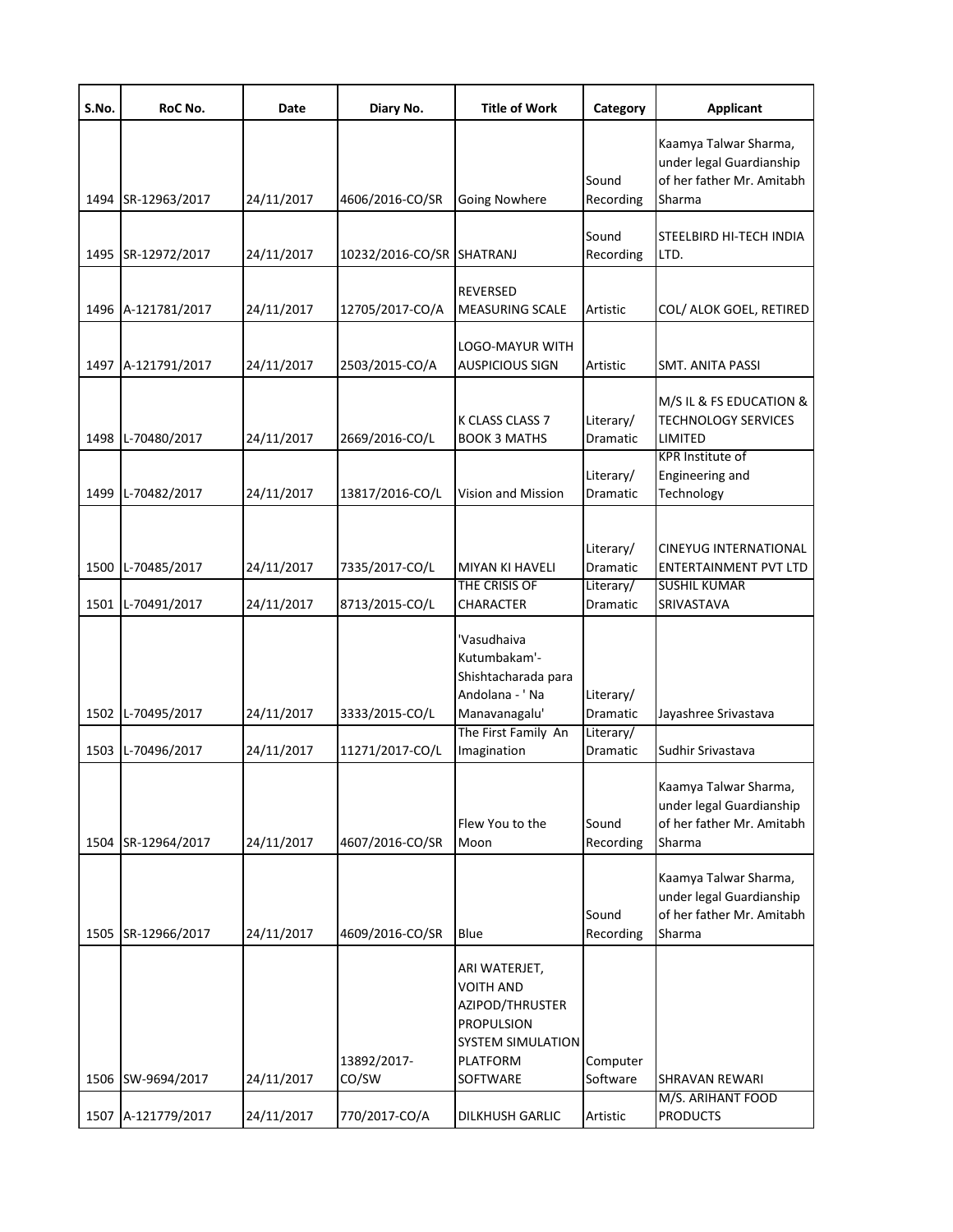| S.No. | RoC No. | Date | Diary No. | Title of Work | Category | Applicant |
|---|---|---|---|---|---|---|
| 1494 | SR-12963/2017 | 24/11/2017 | 4606/2016-CO/SR | Going Nowhere | Sound Recording | Kaamya Talwar Sharma, under legal Guardianship of her father Mr. Amitabh Sharma |
| 1495 | SR-12972/2017 | 24/11/2017 | 10232/2016-CO/SR | SHATRANJ | Sound Recording | STEELBIRD HI-TECH INDIA LTD. |
| 1496 | A-121781/2017 | 24/11/2017 | 12705/2017-CO/A | REVERSED MEASURING SCALE | Artistic | COL/ ALOK GOEL, RETIRED |
| 1497 | A-121791/2017 | 24/11/2017 | 2503/2015-CO/A | LOGO-MAYUR WITH AUSPICIOUS SIGN | Artistic | SMT. ANITA PASSI |
| 1498 | L-70480/2017 | 24/11/2017 | 2669/2016-CO/L | K CLASS CLASS 7 BOOK 3 MATHS | Literary/ Dramatic | M/S IL & FS EDUCATION & TECHNOLOGY SERVICES LIMITED |
| 1499 | L-70482/2017 | 24/11/2017 | 13817/2016-CO/L | Vision and Mission | Literary/ Dramatic | KPR Institute of Engineering and Technology |
| 1500 | L-70485/2017 | 24/11/2017 | 7335/2017-CO/L | MIYAN KI HAVELI | Literary/ Dramatic | CINEYUG INTERNATIONAL ENTERTAINMENT PVT LTD |
| 1501 | L-70491/2017 | 24/11/2017 | 8713/2015-CO/L | THE CRISIS OF CHARACTER | Literary/ Dramatic | SUSHIL KUMAR SRIVASTAVA |
| 1502 | L-70495/2017 | 24/11/2017 | 3333/2015-CO/L | 'Vasudhaiva Kutumbakam'- Shishtacharada para Andolana - ' Na Manavanagalu' | Literary/ Dramatic | Jayashree Srivastava |
| 1503 | L-70496/2017 | 24/11/2017 | 11271/2017-CO/L | The First Family An Imagination | Literary/ Dramatic | Sudhir Srivastava |
| 1504 | SR-12964/2017 | 24/11/2017 | 4607/2016-CO/SR | Flew You to the Moon | Sound Recording | Kaamya Talwar Sharma, under legal Guardianship of her father Mr. Amitabh Sharma |
| 1505 | SR-12966/2017 | 24/11/2017 | 4609/2016-CO/SR | Blue | Sound Recording | Kaamya Talwar Sharma, under legal Guardianship of her father Mr. Amitabh Sharma |
| 1506 | SW-9694/2017 | 24/11/2017 | 13892/2017-CO/SW | ARI WATERJET, VOITH AND AZIPOD/THRUSTER PROPULSION SYSTEM SIMULATION PLATFORM SOFTWARE | Computer Software | SHRAVAN REWARI |
| 1507 | A-121779/2017 | 24/11/2017 | 770/2017-CO/A | DILKHUSH GARLIC | Artistic | M/S. ARIHANT FOOD PRODUCTS |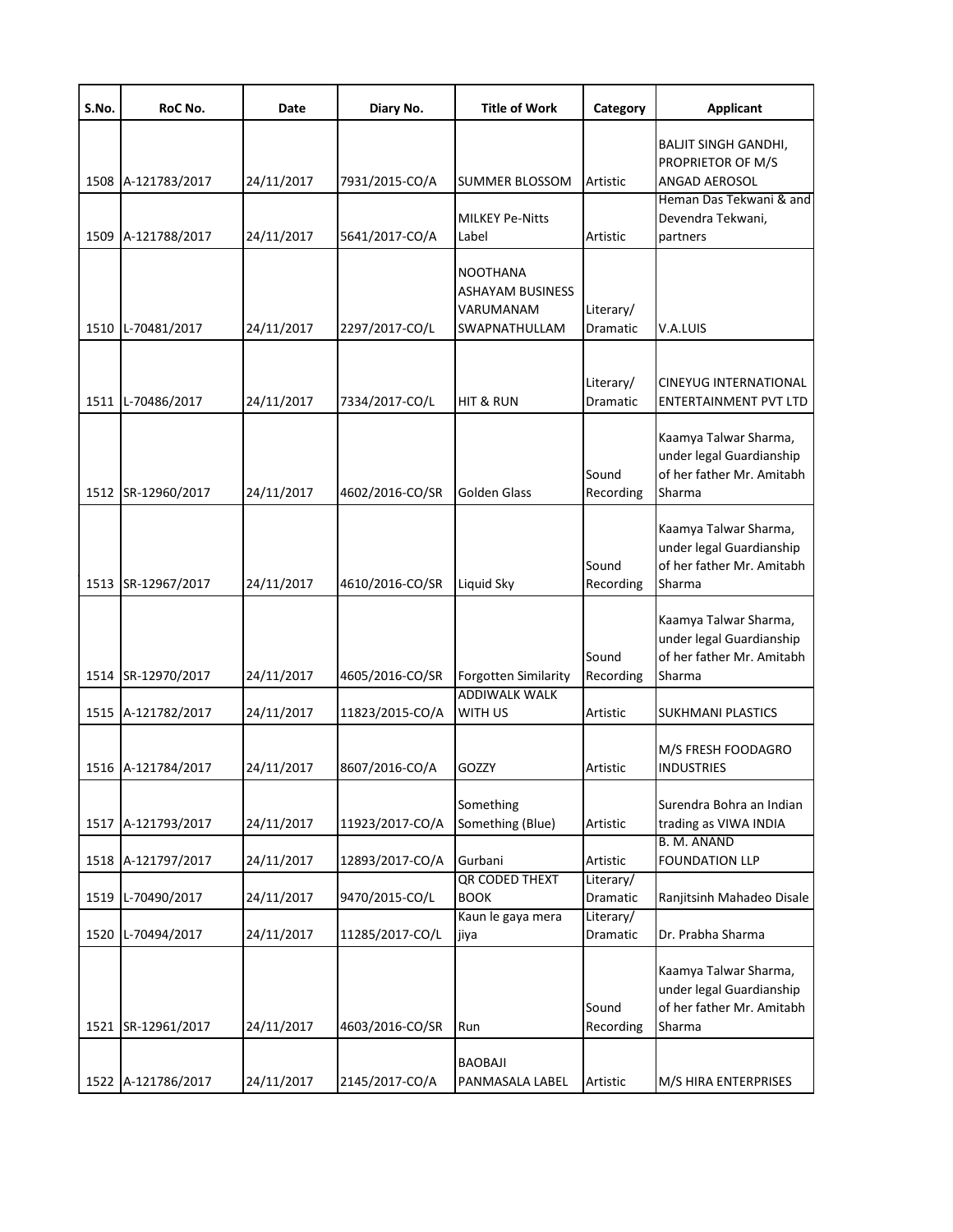| S.No. | RoC No. | Date | Diary No. | Title of Work | Category | Applicant |
|---|---|---|---|---|---|---|
| 1508 | A-121783/2017 | 24/11/2017 | 7931/2015-CO/A | SUMMER BLOSSOM | Artistic | BALJIT SINGH GANDHI, PROPRIETOR OF M/S ANGAD AEROSOL |
| 1509 | A-121788/2017 | 24/11/2017 | 5641/2017-CO/A | MILKEY Pe-Nitts Label | Artistic | Heman Das Tekwani & and Devendra Tekwani, partners |
| 1510 | L-70481/2017 | 24/11/2017 | 2297/2017-CO/L | NOOTHANA ASHAYAM BUSINESS VARUMANAM SWAPNATHULLAM | Literary/ Dramatic | V.A.LUIS |
| 1511 | L-70486/2017 | 24/11/2017 | 7334/2017-CO/L | HIT & RUN | Literary/ Dramatic | CINEYUG INTERNATIONAL ENTERTAINMENT PVT LTD |
| 1512 | SR-12960/2017 | 24/11/2017 | 4602/2016-CO/SR | Golden Glass | Sound Recording | Kaamya Talwar Sharma, under legal Guardianship of her father Mr. Amitabh Sharma |
| 1513 | SR-12967/2017 | 24/11/2017 | 4610/2016-CO/SR | Liquid Sky | Sound Recording | Kaamya Talwar Sharma, under legal Guardianship of her father Mr. Amitabh Sharma |
| 1514 | SR-12970/2017 | 24/11/2017 | 4605/2016-CO/SR | Forgotten Similarity | Sound Recording | Kaamya Talwar Sharma, under legal Guardianship of her father Mr. Amitabh Sharma |
| 1515 | A-121782/2017 | 24/11/2017 | 11823/2015-CO/A | ADDIWALK WALK WITH US | Artistic | SUKHMANI PLASTICS |
| 1516 | A-121784/2017 | 24/11/2017 | 8607/2016-CO/A | GOZZY | Artistic | M/S FRESH FOODAGRO INDUSTRIES |
| 1517 | A-121793/2017 | 24/11/2017 | 11923/2017-CO/A | Something Something (Blue) | Artistic | Surendra Bohra an Indian trading as VIWA INDIA |
| 1518 | A-121797/2017 | 24/11/2017 | 12893/2017-CO/A | Gurbani | Artistic | B. M. ANAND FOUNDATION LLP |
| 1519 | L-70490/2017 | 24/11/2017 | 9470/2015-CO/L | QR CODED THEXT BOOK | Literary/ Dramatic | Ranjitsinh Mahadeo Disale |
| 1520 | L-70494/2017 | 24/11/2017 | 11285/2017-CO/L | Kaun le gaya mera jiya | Literary/ Dramatic | Dr. Prabha Sharma |
| 1521 | SR-12961/2017 | 24/11/2017 | 4603/2016-CO/SR | Run | Sound Recording | Kaamya Talwar Sharma, under legal Guardianship of her father Mr. Amitabh Sharma |
| 1522 | A-121786/2017 | 24/11/2017 | 2145/2017-CO/A | BAOBAJI PANMASALA LABEL | Artistic | M/S HIRA ENTERPRISES |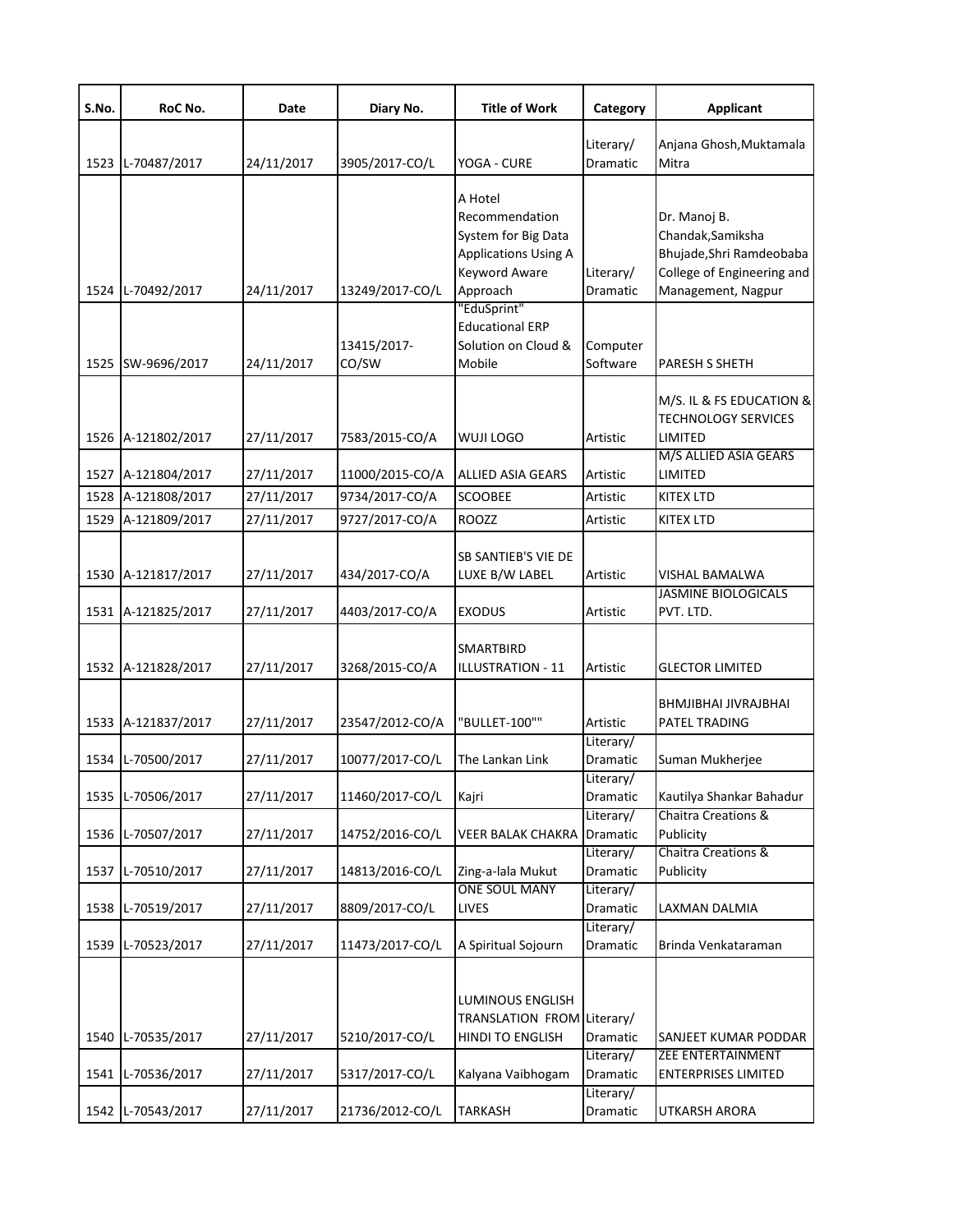| S.No. | RoC No. | Date | Diary No. | Title of Work | Category | Applicant |
|---|---|---|---|---|---|---|
| 1523 | L-70487/2017 | 24/11/2017 | 3905/2017-CO/L | YOGA - CURE | Literary/ Dramatic | Anjana Ghosh,Muktamala Mitra |
| 1524 | L-70492/2017 | 24/11/2017 | 13249/2017-CO/L | A Hotel Recommendation System for Big Data Applications Using A Keyword Aware Approach | Literary/ Dramatic | Dr. Manoj B. Chandak,Samiksha Bhujade,Shri Ramdeobaba College of Engineering and Management, Nagpur |
| 1525 | SW-9696/2017 | 24/11/2017 | 13415/2017-CO/SW | "EduSprint" Educational ERP Solution on Cloud & Mobile | Computer Software | PARESH S SHETH |
| 1526 | A-121802/2017 | 27/11/2017 | 7583/2015-CO/A | WUJI LOGO | Artistic | M/S. IL & FS EDUCATION & TECHNOLOGY SERVICES LIMITED |
| 1527 | A-121804/2017 | 27/11/2017 | 11000/2015-CO/A | ALLIED ASIA GEARS | Artistic | M/S ALLIED ASIA GEARS LIMITED |
| 1528 | A-121808/2017 | 27/11/2017 | 9734/2017-CO/A | SCOOBEE | Artistic | KITEX LTD |
| 1529 | A-121809/2017 | 27/11/2017 | 9727/2017-CO/A | ROOZZ | Artistic | KITEX LTD |
| 1530 | A-121817/2017 | 27/11/2017 | 434/2017-CO/A | SB SANTIEB'S VIE DE LUXE B/W LABEL | Artistic | VISHAL BAMALWA |
| 1531 | A-121825/2017 | 27/11/2017 | 4403/2017-CO/A | EXODUS | Artistic | JASMINE BIOLOGICALS PVT. LTD. |
| 1532 | A-121828/2017 | 27/11/2017 | 3268/2015-CO/A | SMARTBIRD ILLUSTRATION - 11 | Artistic | GLECTOR LIMITED |
| 1533 | A-121837/2017 | 27/11/2017 | 23547/2012-CO/A | "BULLET-100"" | Artistic | BHMJIBHAI JIVRAJBHAI PATEL TRADING |
| 1534 | L-70500/2017 | 27/11/2017 | 10077/2017-CO/L | The Lankan Link | Literary/ Dramatic | Suman Mukherjee |
| 1535 | L-70506/2017 | 27/11/2017 | 11460/2017-CO/L | Kajri | Literary/ Dramatic | Kautilya Shankar Bahadur |
| 1536 | L-70507/2017 | 27/11/2017 | 14752/2016-CO/L | VEER BALAK CHAKRA | Literary/ Dramatic | Chaitra Creations & Publicity |
| 1537 | L-70510/2017 | 27/11/2017 | 14813/2016-CO/L | Zing-a-lala Mukut | Literary/ Dramatic | Chaitra Creations & Publicity |
| 1538 | L-70519/2017 | 27/11/2017 | 8809/2017-CO/L | ONE SOUL MANY LIVES | Literary/ Dramatic | LAXMAN DALMIA |
| 1539 | L-70523/2017 | 27/11/2017 | 11473/2017-CO/L | A Spiritual Sojourn | Literary/ Dramatic | Brinda Venkataraman |
| 1540 | L-70535/2017 | 27/11/2017 | 5210/2017-CO/L | LUMINOUS ENGLISH TRANSLATION FROM HINDI TO ENGLISH | Literary/ Dramatic | SANJEET KUMAR PODDAR |
| 1541 | L-70536/2017 | 27/11/2017 | 5317/2017-CO/L | Kalyana Vaibhogam | Literary/ Dramatic | ZEE ENTERTAINMENT ENTERPRISES LIMITED |
| 1542 | L-70543/2017 | 27/11/2017 | 21736/2012-CO/L | TARKASH | Literary/ Dramatic | UTKARSH ARORA |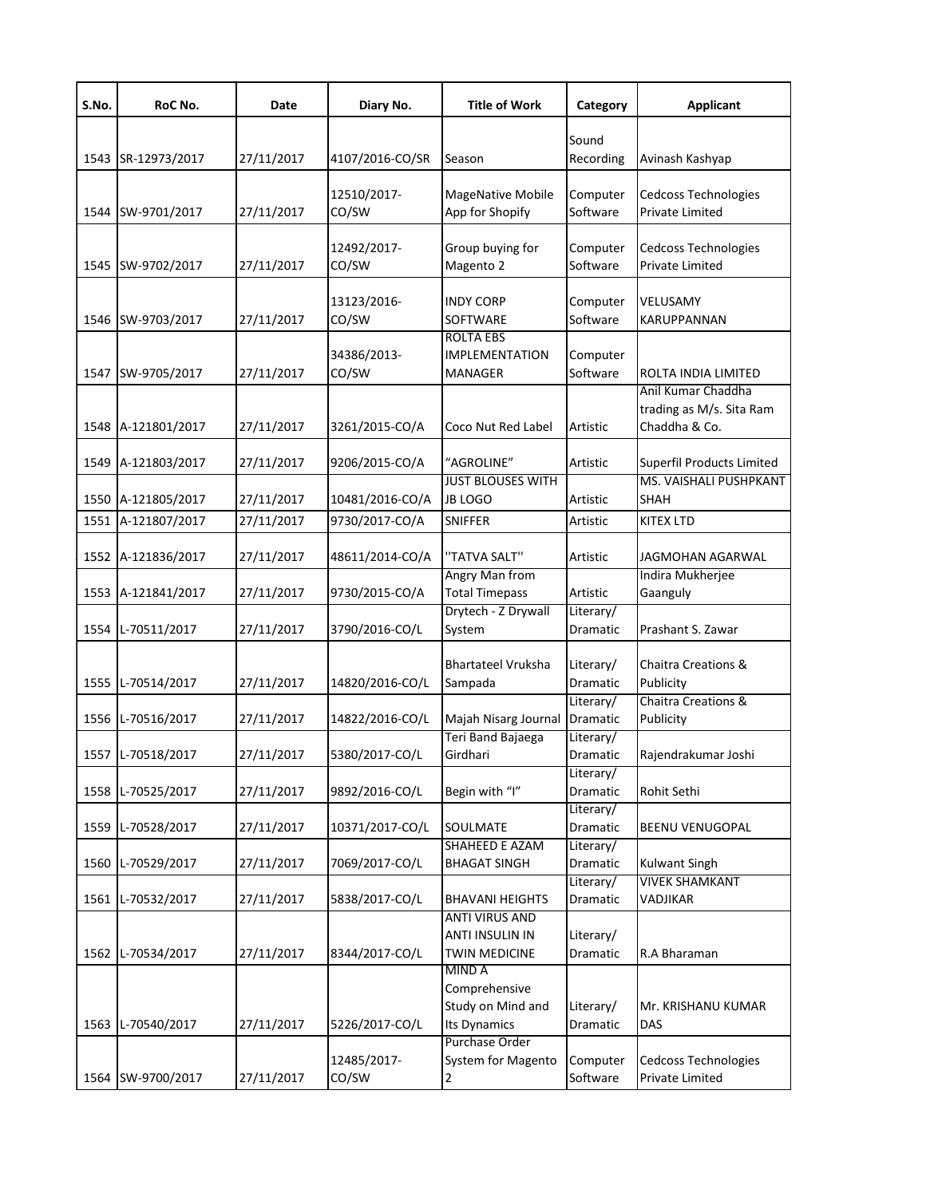| S.No. | RoC No. | Date | Diary No. | Title of Work | Category | Applicant |
|---|---|---|---|---|---|---|
| 1543 | SR-12973/2017 | 27/11/2017 | 4107/2016-CO/SR | Season | Sound Recording | Avinash Kashyap |
| 1544 | SW-9701/2017 | 27/11/2017 | 12510/2017-CO/SW | MageNative Mobile App for Shopify | Computer Software | Cedcoss Technologies Private Limited |
| 1545 | SW-9702/2017 | 27/11/2017 | 12492/2017-CO/SW | Group buying for Magento 2 | Computer Software | Cedcoss Technologies Private Limited |
| 1546 | SW-9703/2017 | 27/11/2017 | 13123/2016-CO/SW | INDY CORP SOFTWARE | Computer Software | VELUSAMY KARUPPANNAN |
| 1547 | SW-9705/2017 | 27/11/2017 | 34386/2013-CO/SW | ROLTA EBS IMPLEMENTATION MANAGER | Computer Software | ROLTA INDIA LIMITED |
| 1548 | A-121801/2017 | 27/11/2017 | 3261/2015-CO/A | Coco Nut Red Label | Artistic | Anil Kumar Chaddha trading as M/s. Sita Ram Chaddha & Co. |
| 1549 | A-121803/2017 | 27/11/2017 | 9206/2015-CO/A | "AGROLINE" | Artistic | Superfil Products Limited |
| 1550 | A-121805/2017 | 27/11/2017 | 10481/2016-CO/A | JUST BLOUSES WITH JB LOGO | Artistic | MS. VAISHALI PUSHPKANT SHAH |
| 1551 | A-121807/2017 | 27/11/2017 | 9730/2017-CO/A | SNIFFER | Artistic | KITEX LTD |
| 1552 | A-121836/2017 | 27/11/2017 | 48611/2014-CO/A | ''TATVA SALT'' | Artistic | JAGMOHAN AGARWAL |
| 1553 | A-121841/2017 | 27/11/2017 | 9730/2015-CO/A | Angry Man from Total Timepass | Artistic | Indira Mukherjee Gaanguly |
| 1554 | L-70511/2017 | 27/11/2017 | 3790/2016-CO/L | Drytech - Z Drywall System | Literary/ Dramatic | Prashant S. Zawar |
| 1555 | L-70514/2017 | 27/11/2017 | 14820/2016-CO/L | Bhartateel Vruksha Sampada | Literary/ Dramatic | Chaitra Creations & Publicity |
| 1556 | L-70516/2017 | 27/11/2017 | 14822/2016-CO/L | Majah Nisarg Journal | Literary/ Dramatic | Chaitra Creations & Publicity |
| 1557 | L-70518/2017 | 27/11/2017 | 5380/2017-CO/L | Teri Band Bajaega Girdhari | Literary/ Dramatic | Rajendrakumar Joshi |
| 1558 | L-70525/2017 | 27/11/2017 | 9892/2016-CO/L | Begin with "I" | Literary/ Dramatic | Rohit Sethi |
| 1559 | L-70528/2017 | 27/11/2017 | 10371/2017-CO/L | SOULMATE | Literary/ Dramatic | BEENU VENUGOPAL |
| 1560 | L-70529/2017 | 27/11/2017 | 7069/2017-CO/L | SHAHEED E AZAM BHAGAT SINGH | Literary/ Dramatic | Kulwant Singh |
| 1561 | L-70532/2017 | 27/11/2017 | 5838/2017-CO/L | BHAVANI HEIGHTS | Literary/ Dramatic | VIVEK SHAMKANT VADJIKAR |
| 1562 | L-70534/2017 | 27/11/2017 | 8344/2017-CO/L | ANTI VIRUS AND ANTI INSULIN IN TWIN MEDICINE | Literary/ Dramatic | R.A Bharaman |
| 1563 | L-70540/2017 | 27/11/2017 | 5226/2017-CO/L | MIND A Comprehensive Study on Mind and Its Dynamics | Literary/ Dramatic | Mr. KRISHANU KUMAR DAS |
| 1564 | SW-9700/2017 | 27/11/2017 | 12485/2017-CO/SW | Purchase Order System for Magento 2 | Computer Software | Cedcoss Technologies Private Limited |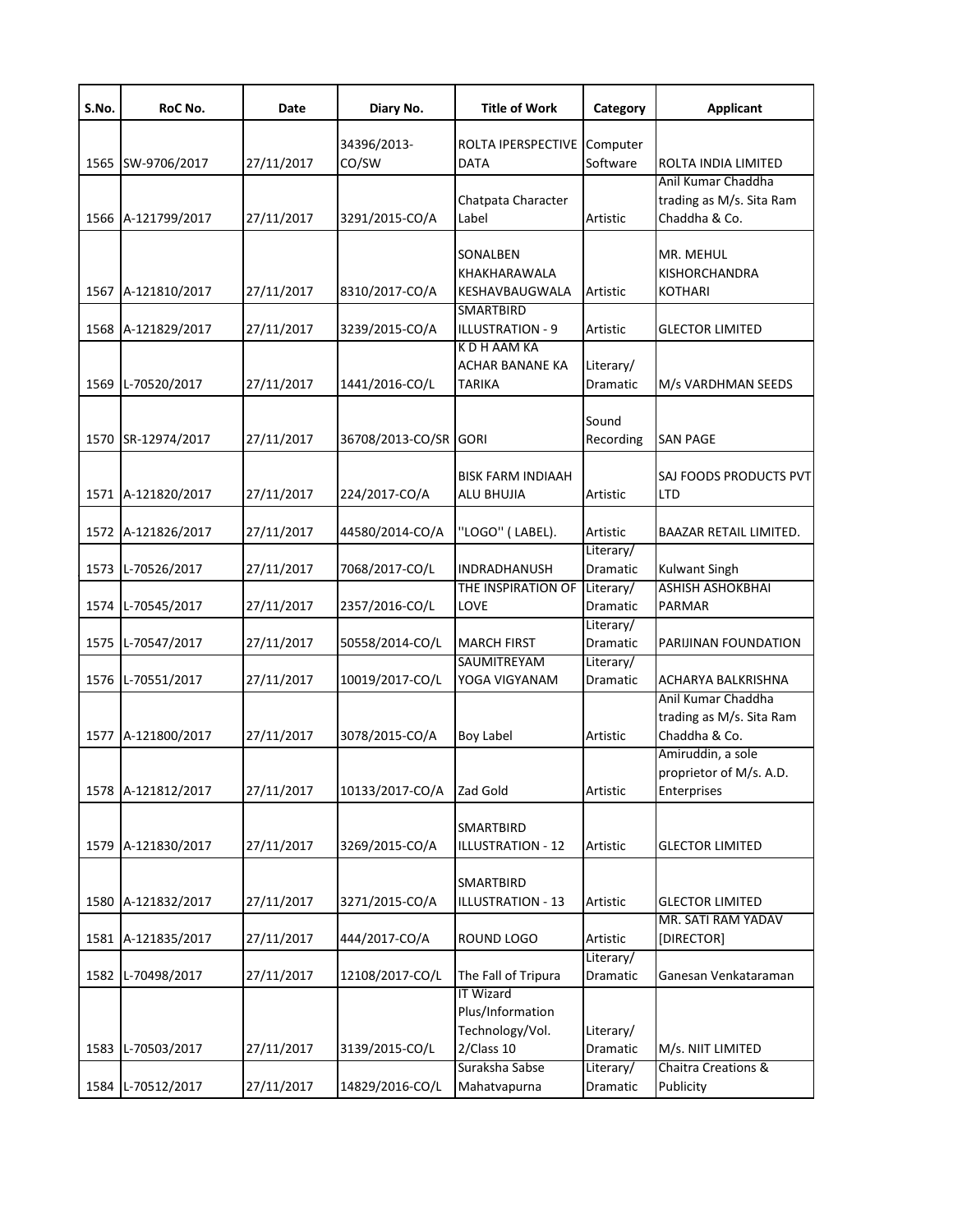| S.No. | RoC No. | Date | Diary No. | Title of Work | Category | Applicant |
|---|---|---|---|---|---|---|
| 1565 | SW-9706/2017 | 27/11/2017 | 34396/2013-CO/SW | ROLTA IPERSPECTIVE DATA | Computer Software | ROLTA INDIA LIMITED |
| 1566 | A-121799/2017 | 27/11/2017 | 3291/2015-CO/A | Chatpata Character Label | Artistic | Anil Kumar Chaddha trading as M/s. Sita Ram Chaddha & Co. |
| 1567 | A-121810/2017 | 27/11/2017 | 8310/2017-CO/A | SONALBEN KHAKHARAWALA KESHAVBAUGWALA | Artistic | MR. MEHUL KISHORCHANDRA KOTHARI |
| 1568 | A-121829/2017 | 27/11/2017 | 3239/2015-CO/A | SMARTBIRD ILLUSTRATION - 9 | Artistic | GLECTOR LIMITED |
| 1569 | L-70520/2017 | 27/11/2017 | 1441/2016-CO/L | K D H AAM KA ACHAR BANANE KA TARIKA | Literary/ Dramatic | M/s VARDHMAN SEEDS |
| 1570 | SR-12974/2017 | 27/11/2017 | 36708/2013-CO/SR | GORI | Sound Recording | SAN PAGE |
| 1571 | A-121820/2017 | 27/11/2017 | 224/2017-CO/A | BISK FARM INDIAAH ALU BHUJIA | Artistic | SAJ FOODS PRODUCTS PVT LTD |
| 1572 | A-121826/2017 | 27/11/2017 | 44580/2014-CO/A | ''LOGO'' ( LABEL). | Artistic | BAAZAR RETAIL LIMITED. |
| 1573 | L-70526/2017 | 27/11/2017 | 7068/2017-CO/L | INDRADHANUSH | Literary/ Dramatic | Kulwant Singh |
| 1574 | L-70545/2017 | 27/11/2017 | 2357/2016-CO/L | THE INSPIRATION OF LOVE | Literary/ Dramatic | ASHISH ASHOKBHAI PARMAR |
| 1575 | L-70547/2017 | 27/11/2017 | 50558/2014-CO/L | MARCH FIRST | Literary/ Dramatic | PARIJINAN FOUNDATION |
| 1576 | L-70551/2017 | 27/11/2017 | 10019/2017-CO/L | SAUMITREYAM YOGA VIGYANAM | Literary/ Dramatic | ACHARYA BALKRISHNA |
| 1577 | A-121800/2017 | 27/11/2017 | 3078/2015-CO/A | Boy Label | Artistic | Anil Kumar Chaddha trading as M/s. Sita Ram Chaddha & Co. |
| 1578 | A-121812/2017 | 27/11/2017 | 10133/2017-CO/A | Zad Gold | Artistic | Amiruddin, a sole proprietor of M/s. A.D. Enterprises |
| 1579 | A-121830/2017 | 27/11/2017 | 3269/2015-CO/A | SMARTBIRD ILLUSTRATION - 12 | Artistic | GLECTOR LIMITED |
| 1580 | A-121832/2017 | 27/11/2017 | 3271/2015-CO/A | SMARTBIRD ILLUSTRATION - 13 | Artistic | GLECTOR LIMITED |
| 1581 | A-121835/2017 | 27/11/2017 | 444/2017-CO/A | ROUND LOGO | Artistic | MR. SATI RAM YADAV [DIRECTOR] |
| 1582 | L-70498/2017 | 27/11/2017 | 12108/2017-CO/L | The Fall of Tripura | Literary/ Dramatic | Ganesan Venkataraman |
| 1583 | L-70503/2017 | 27/11/2017 | 3139/2015-CO/L | IT Wizard Plus/Information Technology/Vol. 2/Class 10 | Literary/ Dramatic | M/s. NIIT LIMITED |
| 1584 | L-70512/2017 | 27/11/2017 | 14829/2016-CO/L | Suraksha Sabse Mahatvapurna | Literary/ Dramatic | Chaitra Creations & Publicity |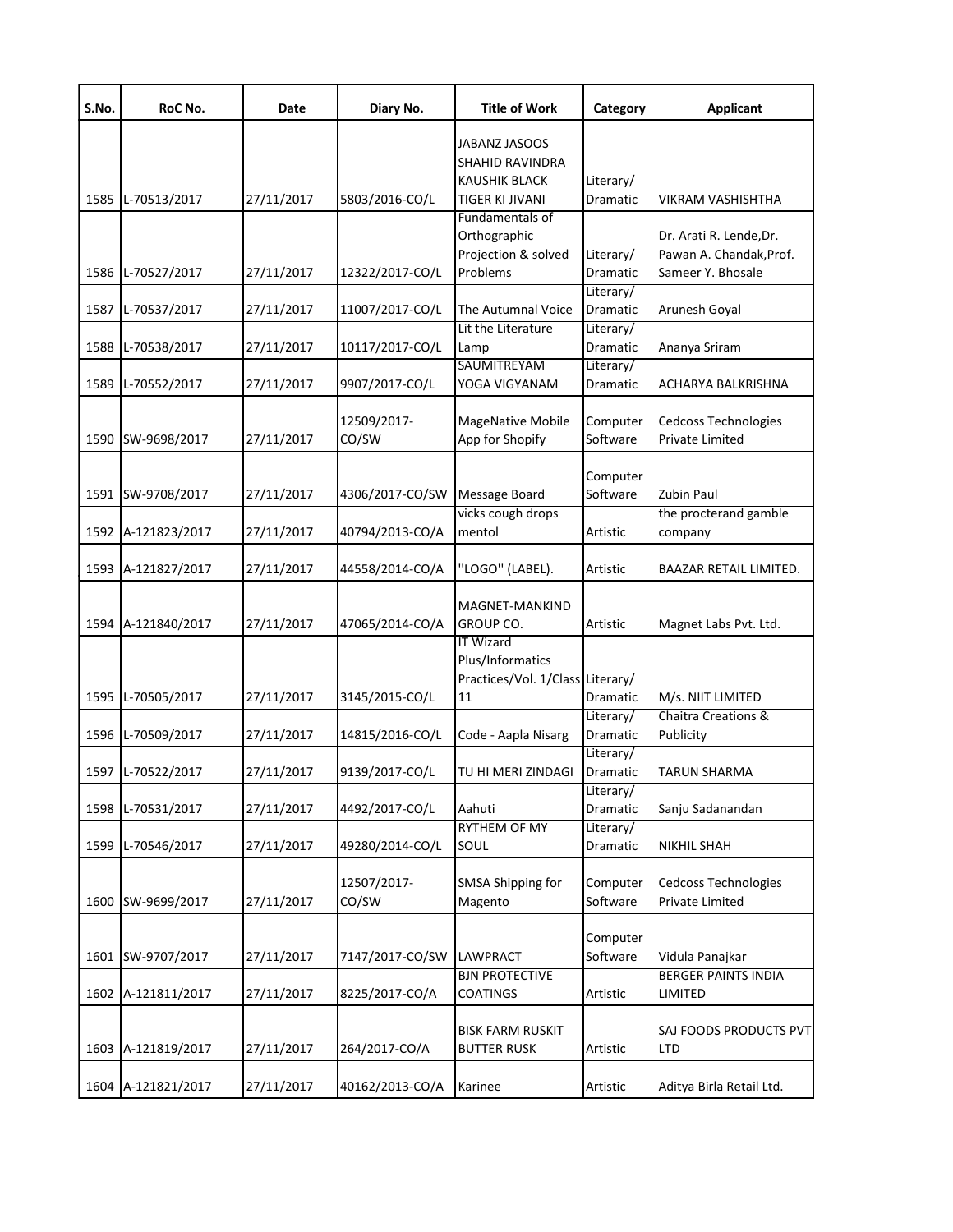| S.No. | RoC No. | Date | Diary No. | Title of Work | Category | Applicant |
|---|---|---|---|---|---|---|
| 1585 | L-70513/2017 | 27/11/2017 | 5803/2016-CO/L | JABANZ JASOOS SHAHID RAVINDRA KAUSHIK BLACK TIGER KI JIVANI | Literary/ Dramatic | VIKRAM VASHISHTHA |
| 1586 | L-70527/2017 | 27/11/2017 | 12322/2017-CO/L | Fundamentals of Orthographic Projection & solved Problems | Literary/ Dramatic | Dr. Arati R. Lende,Dr. Pawan A. Chandak,Prof. Sameer Y. Bhosale |
| 1587 | L-70537/2017 | 27/11/2017 | 11007/2017-CO/L | The Autumnal Voice | Literary/ Dramatic | Arunesh Goyal |
| 1588 | L-70538/2017 | 27/11/2017 | 10117/2017-CO/L | Lit the Literature Lamp | Literary/ Dramatic | Ananya Sriram |
| 1589 | L-70552/2017 | 27/11/2017 | 9907/2017-CO/L | SAUMITREYAM YOGA VIGYANAM | Literary/ Dramatic | ACHARYA BALKRISHNA |
| 1590 | SW-9698/2017 | 27/11/2017 | 12509/2017-CO/SW | MageNative Mobile App for Shopify | Computer Software | Cedcoss Technologies Private Limited |
| 1591 | SW-9708/2017 | 27/11/2017 | 4306/2017-CO/SW | Message Board | Computer Software | Zubin Paul |
| 1592 | A-121823/2017 | 27/11/2017 | 40794/2013-CO/A | vicks cough drops mentol | Artistic | the procterand gamble company |
| 1593 | A-121827/2017 | 27/11/2017 | 44558/2014-CO/A | ''LOGO'' (LABEL). | Artistic | BAAZAR RETAIL LIMITED. |
| 1594 | A-121840/2017 | 27/11/2017 | 47065/2014-CO/A | MAGNET-MANKIND GROUP CO. | Artistic | Magnet Labs Pvt. Ltd. |
| 1595 | L-70505/2017 | 27/11/2017 | 3145/2015-CO/L | IT Wizard Plus/Informatics Practices/Vol. 1/Class 11 | Literary/ Dramatic | M/s. NIIT LIMITED |
| 1596 | L-70509/2017 | 27/11/2017 | 14815/2016-CO/L | Code - Aapla Nisarg | Literary/ Dramatic | Chaitra Creations & Publicity |
| 1597 | L-70522/2017 | 27/11/2017 | 9139/2017-CO/L | TU HI MERI ZINDAGI | Literary/ Dramatic | TARUN SHARMA |
| 1598 | L-70531/2017 | 27/11/2017 | 4492/2017-CO/L | Aahuti | Literary/ Dramatic | Sanju Sadanandan |
| 1599 | L-70546/2017 | 27/11/2017 | 49280/2014-CO/L | RYTHEM OF MY SOUL | Literary/ Dramatic | NIKHIL SHAH |
| 1600 | SW-9699/2017 | 27/11/2017 | 12507/2017-CO/SW | SMSA Shipping for Magento | Computer Software | Cedcoss Technologies Private Limited |
| 1601 | SW-9707/2017 | 27/11/2017 | 7147/2017-CO/SW | LAWPRACT | Computer Software | Vidula Panajkar |
| 1602 | A-121811/2017 | 27/11/2017 | 8225/2017-CO/A | BJN PROTECTIVE COATINGS | Artistic | BERGER PAINTS INDIA LIMITED |
| 1603 | A-121819/2017 | 27/11/2017 | 264/2017-CO/A | BISK FARM RUSKIT BUTTER RUSK | Artistic | SAJ FOODS PRODUCTS PVT LTD |
| 1604 | A-121821/2017 | 27/11/2017 | 40162/2013-CO/A | Karinee | Artistic | Aditya Birla Retail Ltd. |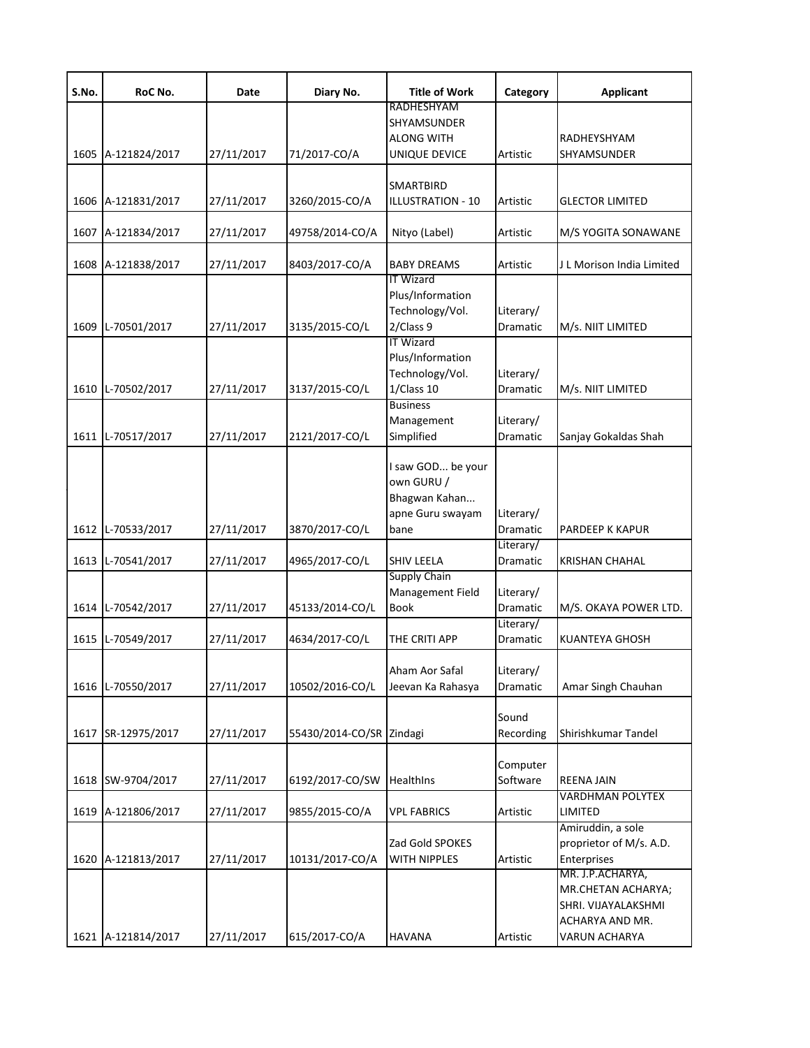| S.No. | RoC No. | Date | Diary No. | Title of Work | Category | Applicant |
|---|---|---|---|---|---|---|
| 1605 | A-121824/2017 | 27/11/2017 | 71/2017-CO/A | RADHESHYAM SHYAMSUNDER ALONG WITH UNIQUE DEVICE | Artistic | RADHEYSHYAM SHYAMSUNDER |
| 1606 | A-121831/2017 | 27/11/2017 | 3260/2015-CO/A | SMARTBIRD ILLUSTRATION - 10 | Artistic | GLECTOR LIMITED |
| 1607 | A-121834/2017 | 27/11/2017 | 49758/2014-CO/A | Nityo (Label) | Artistic | M/S YOGITA SONAWANE |
| 1608 | A-121838/2017 | 27/11/2017 | 8403/2017-CO/A | BABY DREAMS | Artistic | J L Morison India Limited |
| 1609 | L-70501/2017 | 27/11/2017 | 3135/2015-CO/L | IT Wizard Plus/Information Technology/Vol. 2/Class 9 | Literary/ Dramatic | M/s. NIIT LIMITED |
| 1610 | L-70502/2017 | 27/11/2017 | 3137/2015-CO/L | IT Wizard Plus/Information Technology/Vol. 1/Class 10 | Literary/ Dramatic | M/s. NIIT LIMITED |
| 1611 | L-70517/2017 | 27/11/2017 | 2121/2017-CO/L | Business Management Simplified | Literary/ Dramatic | Sanjay Gokaldas Shah |
| 1612 | L-70533/2017 | 27/11/2017 | 3870/2017-CO/L | I saw GOD... be your own GURU / Bhagwan Kahan... apne Guru swayam bane | Literary/ Dramatic | PARDEEP K KAPUR |
| 1613 | L-70541/2017 | 27/11/2017 | 4965/2017-CO/L | SHIV LEELA | Literary/ Dramatic | KRISHAN CHAHAL |
| 1614 | L-70542/2017 | 27/11/2017 | 45133/2014-CO/L | Supply Chain Management Field Book | Literary/ Dramatic | M/S. OKAYA POWER LTD. |
| 1615 | L-70549/2017 | 27/11/2017 | 4634/2017-CO/L | THE CRITI APP | Literary/ Dramatic | KUANTEYA GHOSH |
| 1616 | L-70550/2017 | 27/11/2017 | 10502/2016-CO/L | Aham Aor Safal Jeevan Ka Rahasya | Literary/ Dramatic | Amar Singh Chauhan |
| 1617 | SR-12975/2017 | 27/11/2017 | 55430/2014-CO/SR | Zindagi | Sound Recording | Shirishkumar Tandel |
| 1618 | SW-9704/2017 | 27/11/2017 | 6192/2017-CO/SW | HealthIns | Computer Software | REENA JAIN |
| 1619 | A-121806/2017 | 27/11/2017 | 9855/2015-CO/A | VPL FABRICS | Artistic | VARDHMAN POLYTEX LIMITED |
| 1620 | A-121813/2017 | 27/11/2017 | 10131/2017-CO/A | Zad Gold SPOKES WITH NIPPLES | Artistic | Amiruddin, a sole proprietor of M/s. A.D. Enterprises |
| 1621 | A-121814/2017 | 27/11/2017 | 615/2017-CO/A | HAVANA | Artistic | MR. J.P.ACHARYA, MR.CHETAN ACHARYA; SHRI. VIJAYALAKSHMI ACHARYA AND MR. VARUN ACHARYA |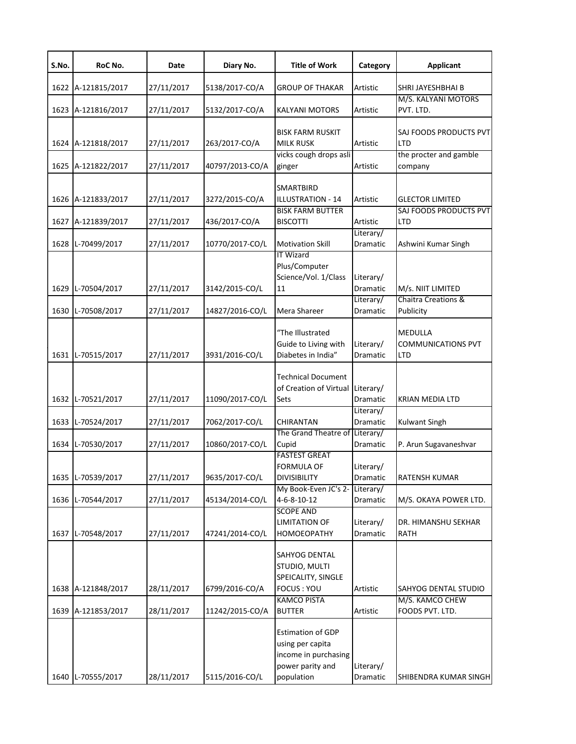| S.No. | RoC No. | Date | Diary No. | Title of Work | Category | Applicant |
|---|---|---|---|---|---|---|
| 1622 | A-121815/2017 | 27/11/2017 | 5138/2017-CO/A | GROUP OF THAKAR | Artistic | SHRI JAYESHBHAI B |
| 1623 | A-121816/2017 | 27/11/2017 | 5132/2017-CO/A | KALYANI MOTORS | Artistic | M/S. KALYANI MOTORS PVT. LTD. |
| 1624 | A-121818/2017 | 27/11/2017 | 263/2017-CO/A | BISK FARM RUSKIT MILK RUSK | Artistic | SAJ FOODS PRODUCTS PVT LTD |
| 1625 | A-121822/2017 | 27/11/2017 | 40797/2013-CO/A | vicks cough drops asli ginger | Artistic | the procter and gamble company |
| 1626 | A-121833/2017 | 27/11/2017 | 3272/2015-CO/A | SMARTBIRD ILLUSTRATION - 14 | Artistic | GLECTOR LIMITED |
| 1627 | A-121839/2017 | 27/11/2017 | 436/2017-CO/A | BISK FARM BUTTER BISCOTTI | Artistic | SAJ FOODS PRODUCTS PVT LTD |
| 1628 | L-70499/2017 | 27/11/2017 | 10770/2017-CO/L | Motivation Skill | Literary/ Dramatic | Ashwini Kumar Singh |
| 1629 | L-70504/2017 | 27/11/2017 | 3142/2015-CO/L | IT Wizard Plus/Computer Science/Vol. 1/Class 11 | Literary/ Dramatic | M/s. NIIT LIMITED |
| 1630 | L-70508/2017 | 27/11/2017 | 14827/2016-CO/L | Mera Shareer | Literary/ Dramatic | Chaitra Creations & Publicity |
| 1631 | L-70515/2017 | 27/11/2017 | 3931/2016-CO/L | "The Illustrated Guide to Living with Diabetes in India" | Literary/ Dramatic | MEDULLA COMMUNICATIONS PVT LTD |
| 1632 | L-70521/2017 | 27/11/2017 | 11090/2017-CO/L | Technical Document of Creation of Virtual Sets | Literary/ Dramatic | KRIAN MEDIA LTD |
| 1633 | L-70524/2017 | 27/11/2017 | 7062/2017-CO/L | CHIRANTAN | Literary/ Dramatic | Kulwant Singh |
| 1634 | L-70530/2017 | 27/11/2017 | 10860/2017-CO/L | The Grand Theatre of Cupid | Literary/ Dramatic | P. Arun Sugavaneshvar |
| 1635 | L-70539/2017 | 27/11/2017 | 9635/2017-CO/L | FASTEST GREAT FORMULA OF DIVISIBILITY | Literary/ Dramatic | RATENSH KUMAR |
| 1636 | L-70544/2017 | 27/11/2017 | 45134/2014-CO/L | My Book-Even JC's 2-4-6-8-10-12 | Literary/ Dramatic | M/S. OKAYA POWER LTD. |
| 1637 | L-70548/2017 | 27/11/2017 | 47241/2014-CO/L | SCOPE AND LIMITATION OF HOMOEOPATHY | Literary/ Dramatic | DR. HIMANSHU SEKHAR RATH |
| 1638 | A-121848/2017 | 28/11/2017 | 6799/2016-CO/A | SAHYOG DENTAL STUDIO, MULTI SPEICALITY, SINGLE FOCUS : YOU | Artistic | SAHYOG DENTAL STUDIO |
| 1639 | A-121853/2017 | 28/11/2017 | 11242/2015-CO/A | KAMCO PISTA BUTTER | Artistic | M/S. KAMCO CHEW FOODS PVT. LTD. |
| 1640 | L-70555/2017 | 28/11/2017 | 5115/2016-CO/L | Estimation of GDP using per capita income in purchasing power parity and population | Literary/ Dramatic | SHIBENDRA KUMAR SINGH |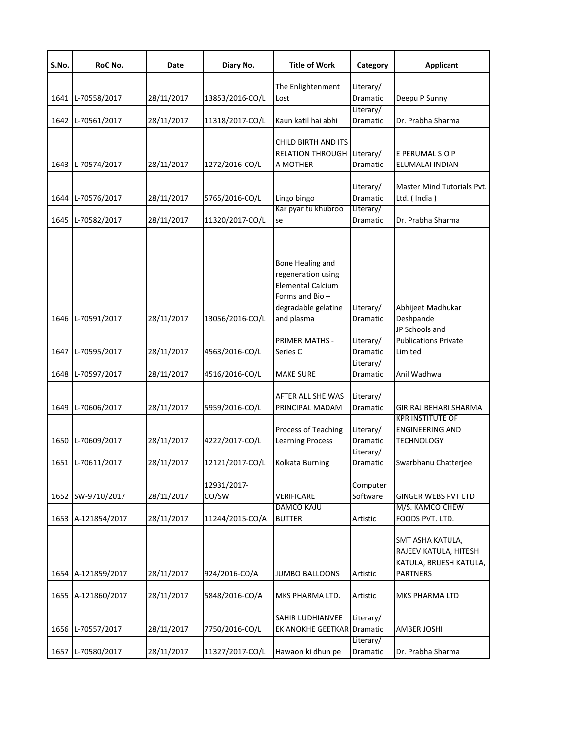| S.No. | RoC No. | Date | Diary No. | Title of Work | Category | Applicant |
|---|---|---|---|---|---|---|
| 1641 | L-70558/2017 | 28/11/2017 | 13853/2016-CO/L | The Enlightenment Lost | Literary/ Dramatic | Deepu P Sunny |
| 1642 | L-70561/2017 | 28/11/2017 | 11318/2017-CO/L | Kaun katil hai abhi | Literary/ Dramatic | Dr. Prabha Sharma |
| 1643 | L-70574/2017 | 28/11/2017 | 1272/2016-CO/L | CHILD BIRTH AND ITS RELATION THROUGH A MOTHER | Literary/ Dramatic | E PERUMAL S O P ELUMALAI INDIAN |
| 1644 | L-70576/2017 | 28/11/2017 | 5765/2016-CO/L | Lingo bingo | Literary/ Dramatic | Master Mind Tutorials Pvt. Ltd. ( India ) |
| 1645 | L-70582/2017 | 28/11/2017 | 11320/2017-CO/L | Kar pyar tu khubroo se | Literary/ Dramatic | Dr. Prabha Sharma |
| 1646 | L-70591/2017 | 28/11/2017 | 13056/2016-CO/L | Bone Healing and regeneration using Elemental Calcium Forms and Bio – degradable gelatine and plasma | Literary/ Dramatic | Abhijeet Madhukar Deshpande |
| 1647 | L-70595/2017 | 28/11/2017 | 4563/2016-CO/L | PRIMER MATHS - Series C | Literary/ Dramatic | JP Schools and Publications Private Limited |
| 1648 | L-70597/2017 | 28/11/2017 | 4516/2016-CO/L | MAKE SURE | Literary/ Dramatic | Anil Wadhwa |
| 1649 | L-70606/2017 | 28/11/2017 | 5959/2016-CO/L | AFTER ALL SHE WAS PRINCIPAL MADAM | Literary/ Dramatic | GIRIRAJ BEHARI SHARMA |
| 1650 | L-70609/2017 | 28/11/2017 | 4222/2017-CO/L | Process of Teaching Learning Process | Literary/ Dramatic | KPR INSTITUTE OF ENGINEERING AND TECHNOLOGY |
| 1651 | L-70611/2017 | 28/11/2017 | 12121/2017-CO/L | Kolkata Burning | Literary/ Dramatic | Swarbhanu Chatterjee |
| 1652 | SW-9710/2017 | 28/11/2017 | 12931/2017-CO/SW | VERIFICARE | Computer Software | GINGER WEBS PVT LTD |
| 1653 | A-121854/2017 | 28/11/2017 | 11244/2015-CO/A | DAMCO KAJU BUTTER | Artistic | M/S. KAMCO CHEW FOODS PVT. LTD. |
| 1654 | A-121859/2017 | 28/11/2017 | 924/2016-CO/A | JUMBO BALLOONS | Artistic | SMT ASHA KATULA, RAJEEV KATULA, HITESH KATULA, BRIJESH KATULA, PARTNERS |
| 1655 | A-121860/2017 | 28/11/2017 | 5848/2016-CO/A | MKS PHARMA LTD. | Artistic | MKS PHARMA LTD |
| 1656 | L-70557/2017 | 28/11/2017 | 7750/2016-CO/L | SAHIR LUDHIANVEE EK ANOKHE GEETKAR | Literary/ Dramatic | AMBER JOSHI |
| 1657 | L-70580/2017 | 28/11/2017 | 11327/2017-CO/L | Hawaon ki dhun pe | Literary/ Dramatic | Dr. Prabha Sharma |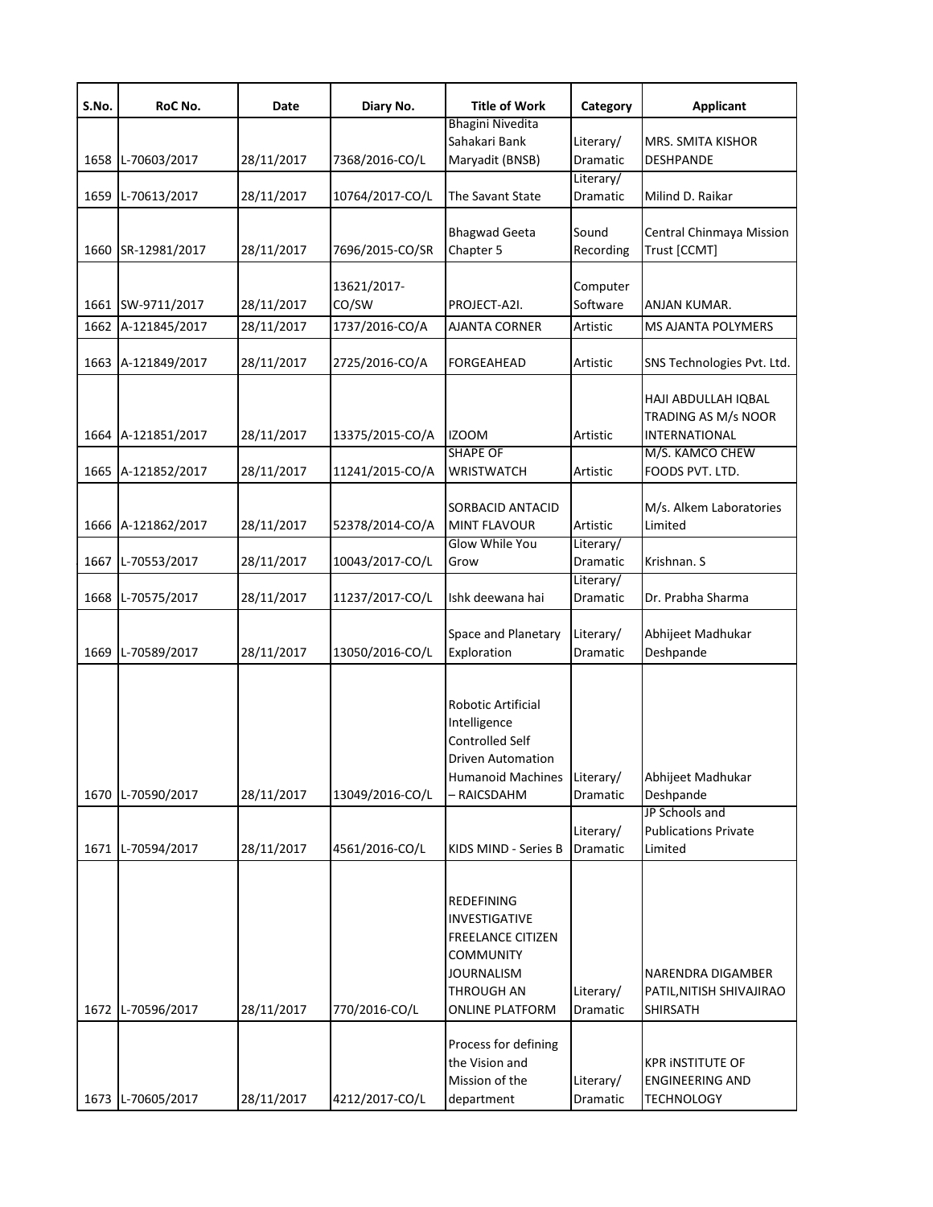| S.No. | RoC No. | Date | Diary No. | Title of Work | Category | Applicant |
|---|---|---|---|---|---|---|
| 1658 | L-70603/2017 | 28/11/2017 | 7368/2016-CO/L | Bhagini Nivedita Sahakari Bank Maryadit (BNSB) | Literary/ Dramatic | MRS. SMITA KISHOR DESHPANDE |
| 1659 | L-70613/2017 | 28/11/2017 | 10764/2017-CO/L | The Savant State | Literary/ Dramatic | Milind D. Raikar |
| 1660 | SR-12981/2017 | 28/11/2017 | 7696/2015-CO/SR | Bhagwad Geeta Chapter 5 | Sound Recording | Central Chinmaya Mission Trust [CCMT] |
| 1661 | SW-9711/2017 | 28/11/2017 | 13621/2017-CO/SW | PROJECT-A2I. | Computer Software | ANJAN KUMAR. |
| 1662 | A-121845/2017 | 28/11/2017 | 1737/2016-CO/A | AJANTA CORNER | Artistic | MS AJANTA POLYMERS |
| 1663 | A-121849/2017 | 28/11/2017 | 2725/2016-CO/A | FORGEAHEAD | Artistic | SNS Technologies Pvt. Ltd. |
| 1664 | A-121851/2017 | 28/11/2017 | 13375/2015-CO/A | IZOOM | Artistic | HAJI ABDULLAH IQBAL TRADING AS M/s NOOR INTERNATIONAL |
| 1665 | A-121852/2017 | 28/11/2017 | 11241/2015-CO/A | SHAPE OF WRISTWATCH | Artistic | M/S. KAMCO CHEW FOODS PVT. LTD. |
| 1666 | A-121862/2017 | 28/11/2017 | 52378/2014-CO/A | SORBACID ANTACID MINT FLAVOUR | Artistic | M/s. Alkem Laboratories Limited |
| 1667 | L-70553/2017 | 28/11/2017 | 10043/2017-CO/L | Glow While You Grow | Literary/ Dramatic | Krishnan. S |
| 1668 | L-70575/2017 | 28/11/2017 | 11237/2017-CO/L | Ishk deewana hai | Literary/ Dramatic | Dr. Prabha Sharma |
| 1669 | L-70589/2017 | 28/11/2017 | 13050/2016-CO/L | Space and Planetary Exploration | Literary/ Dramatic | Abhijeet Madhukar Deshpande |
| 1670 | L-70590/2017 | 28/11/2017 | 13049/2016-CO/L | Robotic Artificial Intelligence Controlled Self Driven Automation Humanoid Machines – RAICSDAHM | Literary/ Dramatic | Abhijeet Madhukar Deshpande |
| 1671 | L-70594/2017 | 28/11/2017 | 4561/2016-CO/L | KIDS MIND - Series B | Literary/ Dramatic | JP Schools and Publications Private Limited |
| 1672 | L-70596/2017 | 28/11/2017 | 770/2016-CO/L | REDEFINING INVESTIGATIVE FREELANCE CITIZEN COMMUNITY JOURNALISM THROUGH AN ONLINE PLATFORM | Literary/ Dramatic | NARENDRA DIGAMBER PATIL,NITISH SHIVAJIRAO SHIRSATH |
| 1673 | L-70605/2017 | 28/11/2017 | 4212/2017-CO/L | Process for defining the Vision and Mission of the department | Literary/ Dramatic | KPR iNSTITUTE OF ENGINEERING AND TECHNOLOGY |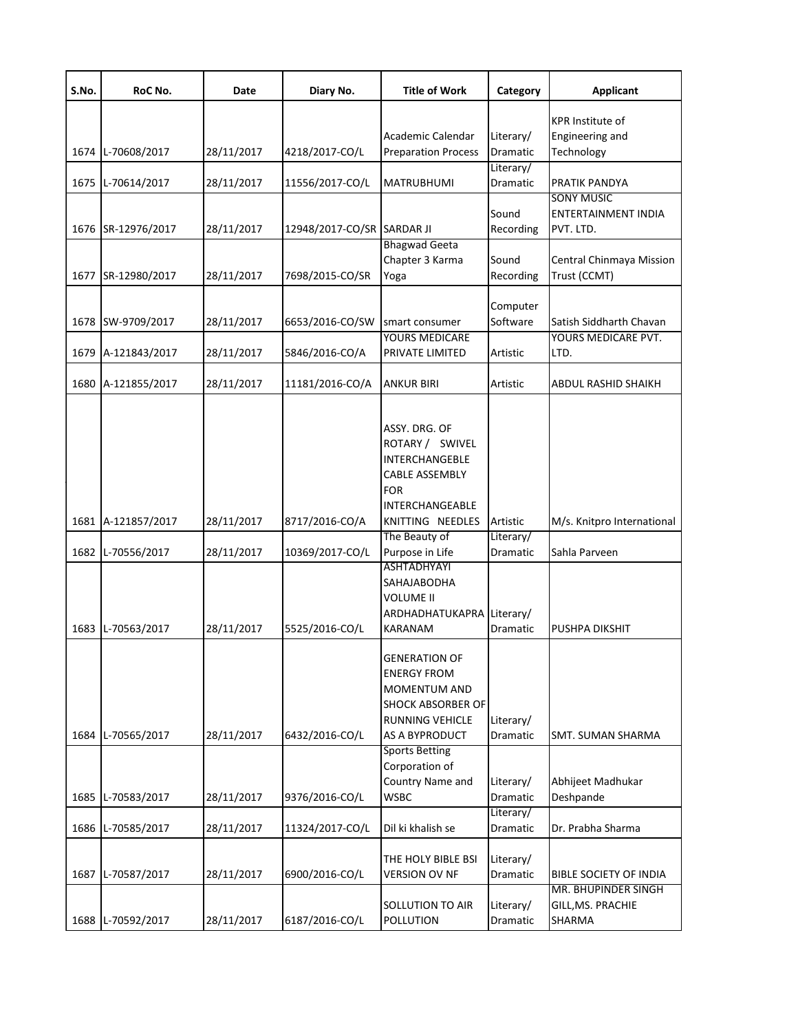| S.No. | RoC No. | Date | Diary No. | Title of Work | Category | Applicant |
|---|---|---|---|---|---|---|
| 1674 | L-70608/2017 | 28/11/2017 | 4218/2017-CO/L | Academic Calendar Preparation Process | Literary/ Dramatic | KPR Institute of Engineering and Technology |
| 1675 | L-70614/2017 | 28/11/2017 | 11556/2017-CO/L | MATRUBHUMI | Literary/ Dramatic | PRATIK PANDYA |
| 1676 | SR-12976/2017 | 28/11/2017 | 12948/2017-CO/SR | SARDAR JI | Sound Recording | SONY MUSIC ENTERTAINMENT INDIA PVT. LTD. |
| 1677 | SR-12980/2017 | 28/11/2017 | 7698/2015-CO/SR | Bhagwad Geeta Chapter 3 Karma Yoga | Sound Recording | Central Chinmaya Mission Trust (CCMT) |
| 1678 | SW-9709/2017 | 28/11/2017 | 6653/2016-CO/SW | smart consumer | Computer Software | Satish Siddharth Chavan |
| 1679 | A-121843/2017 | 28/11/2017 | 5846/2016-CO/A | YOURS MEDICARE PRIVATE LIMITED | Artistic | YOURS MEDICARE PVT. LTD. |
| 1680 | A-121855/2017 | 28/11/2017 | 11181/2016-CO/A | ANKUR BIRI | Artistic | ABDUL RASHID SHAIKH |
| 1681 | A-121857/2017 | 28/11/2017 | 8717/2016-CO/A | ASSY. DRG. OF ROTARY / SWIVEL INTERCHANGEBLE CABLE ASSEMBLY FOR INTERCHANGEABLE KNITTING NEEDLES | Artistic | M/s. Knitpro International |
| 1682 | L-70556/2017 | 28/11/2017 | 10369/2017-CO/L | The Beauty of Purpose in Life | Literary/ Dramatic | Sahla Parveen |
| 1683 | L-70563/2017 | 28/11/2017 | 5525/2016-CO/L | ASHTADHYAYI SAHAJABODHA VOLUME II ARDHADHATUKAPRA KARANAM | Literary/ Dramatic | PUSHPA DIKSHIT |
| 1684 | L-70565/2017 | 28/11/2017 | 6432/2016-CO/L | GENERATION OF ENERGY FROM MOMENTUM AND SHOCK ABSORBER OF RUNNING VEHICLE AS A BYPRODUCT | Literary/ Dramatic | SMT. SUMAN SHARMA |
| 1685 | L-70583/2017 | 28/11/2017 | 9376/2016-CO/L | Sports Betting Corporation of Country Name and WSBC | Literary/ Dramatic | Abhijeet Madhukar Deshpande |
| 1686 | L-70585/2017 | 28/11/2017 | 11324/2017-CO/L | Dil ki khalish se | Literary/ Dramatic | Dr. Prabha Sharma |
| 1687 | L-70587/2017 | 28/11/2017 | 6900/2016-CO/L | THE HOLY BIBLE BSI VERSION OV NF | Literary/ Dramatic | BIBLE SOCIETY OF INDIA |
| 1688 | L-70592/2017 | 28/11/2017 | 6187/2016-CO/L | SOLLUTION TO AIR POLLUTION | Literary/ Dramatic | MR. BHUPINDER SINGH GILL,MS. PRACHIE SHARMA |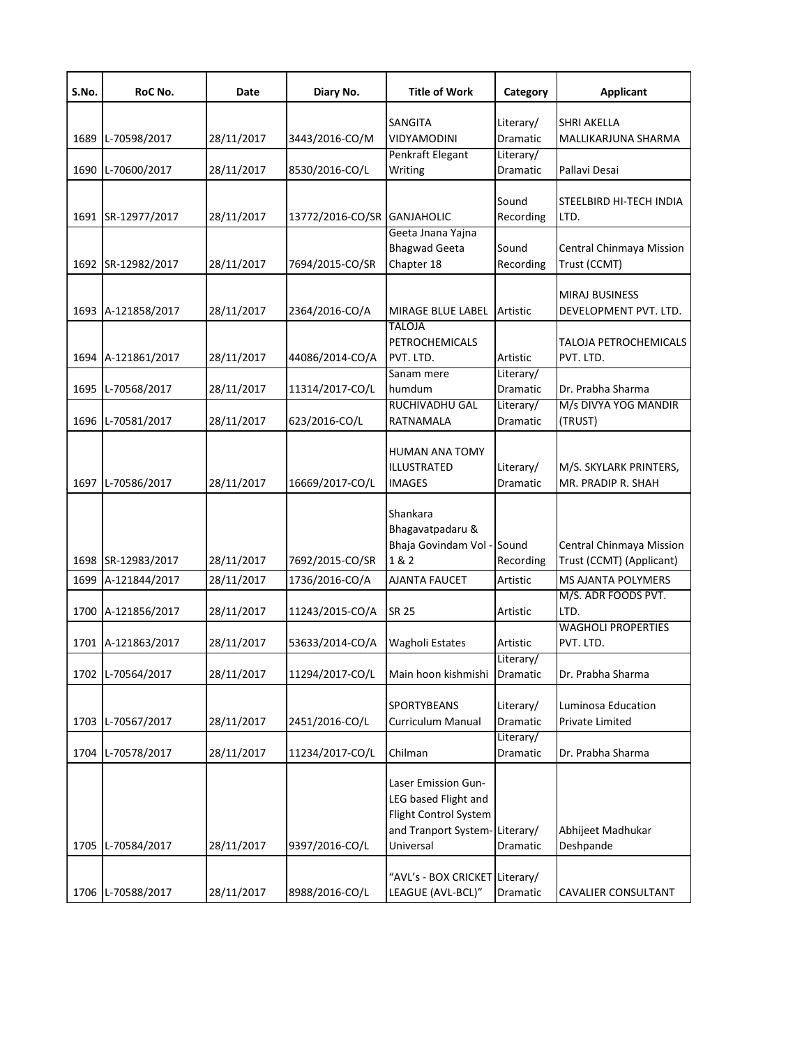| S.No. | RoC No. | Date | Diary No. | Title of Work | Category | Applicant |
|---|---|---|---|---|---|---|
| 1689 | L-70598/2017 | 28/11/2017 | 3443/2016-CO/M | SANGITA VIDYAMODINI | Literary/ Dramatic | SHRI AKELLA MALLIKARJUNA SHARMA |
| 1690 | L-70600/2017 | 28/11/2017 | 8530/2016-CO/L | Penkraft Elegant Writing | Literary/ Dramatic | Pallavi Desai |
| 1691 | SR-12977/2017 | 28/11/2017 | 13772/2016-CO/SR | GANJAHOLIC | Sound Recording | STEELBIRD HI-TECH INDIA LTD. |
| 1692 | SR-12982/2017 | 28/11/2017 | 7694/2015-CO/SR | Geeta Jnana Yajna Bhagwad Geeta Chapter 18 | Sound Recording | Central Chinmaya Mission Trust (CCMT) |
| 1693 | A-121858/2017 | 28/11/2017 | 2364/2016-CO/A | MIRAGE BLUE LABEL | Artistic | MIRAJ BUSINESS DEVELOPMENT PVT. LTD. |
| 1694 | A-121861/2017 | 28/11/2017 | 44086/2014-CO/A | TALOJA PETROCHEMICALS PVT. LTD. | Artistic | TALOJA PETROCHEMICALS PVT. LTD. |
| 1695 | L-70568/2017 | 28/11/2017 | 11314/2017-CO/L | Sanam mere humdum | Literary/ Dramatic | Dr. Prabha Sharma |
| 1696 | L-70581/2017 | 28/11/2017 | 623/2016-CO/L | RUCHIVADHU GAL RATNAMALA | Literary/ Dramatic | M/s DIVYA YOG MANDIR (TRUST) |
| 1697 | L-70586/2017 | 28/11/2017 | 16669/2017-CO/L | HUMAN ANA TOMY ILLUSTRATED IMAGES | Literary/ Dramatic | M/S. SKYLARK PRINTERS, MR. PRADIP R. SHAH |
| 1698 | SR-12983/2017 | 28/11/2017 | 7692/2015-CO/SR | Shankara Bhagavatpadaru & Bhaja Govindam Vol - 1 & 2 | Sound Recording | Central Chinmaya Mission Trust (CCMT) (Applicant) |
| 1699 | A-121844/2017 | 28/11/2017 | 1736/2016-CO/A | AJANTA FAUCET | Artistic | MS AJANTA POLYMERS |
| 1700 | A-121856/2017 | 28/11/2017 | 11243/2015-CO/A | SR 25 | Artistic | M/S. ADR FOODS PVT. LTD. |
| 1701 | A-121863/2017 | 28/11/2017 | 53633/2014-CO/A | Wagholi Estates | Artistic | WAGHOLI PROPERTIES PVT. LTD. |
| 1702 | L-70564/2017 | 28/11/2017 | 11294/2017-CO/L | Main hoon kishmishi | Literary/ Dramatic | Dr. Prabha Sharma |
| 1703 | L-70567/2017 | 28/11/2017 | 2451/2016-CO/L | SPORTYBEANS Curriculum Manual | Literary/ Dramatic | Luminosa Education Private Limited |
| 1704 | L-70578/2017 | 28/11/2017 | 11234/2017-CO/L | Chilman | Literary/ Dramatic | Dr. Prabha Sharma |
| 1705 | L-70584/2017 | 28/11/2017 | 9397/2016-CO/L | Laser Emission Gun-LEG based Flight and Flight Control System and Tranport System-Universal | Literary/ Dramatic | Abhijeet Madhukar Deshpande |
| 1706 | L-70588/2017 | 28/11/2017 | 8988/2016-CO/L | "AVL's - BOX CRICKET LEAGUE (AVL-BCL)" | Literary/ Dramatic | CAVALIER CONSULTANT |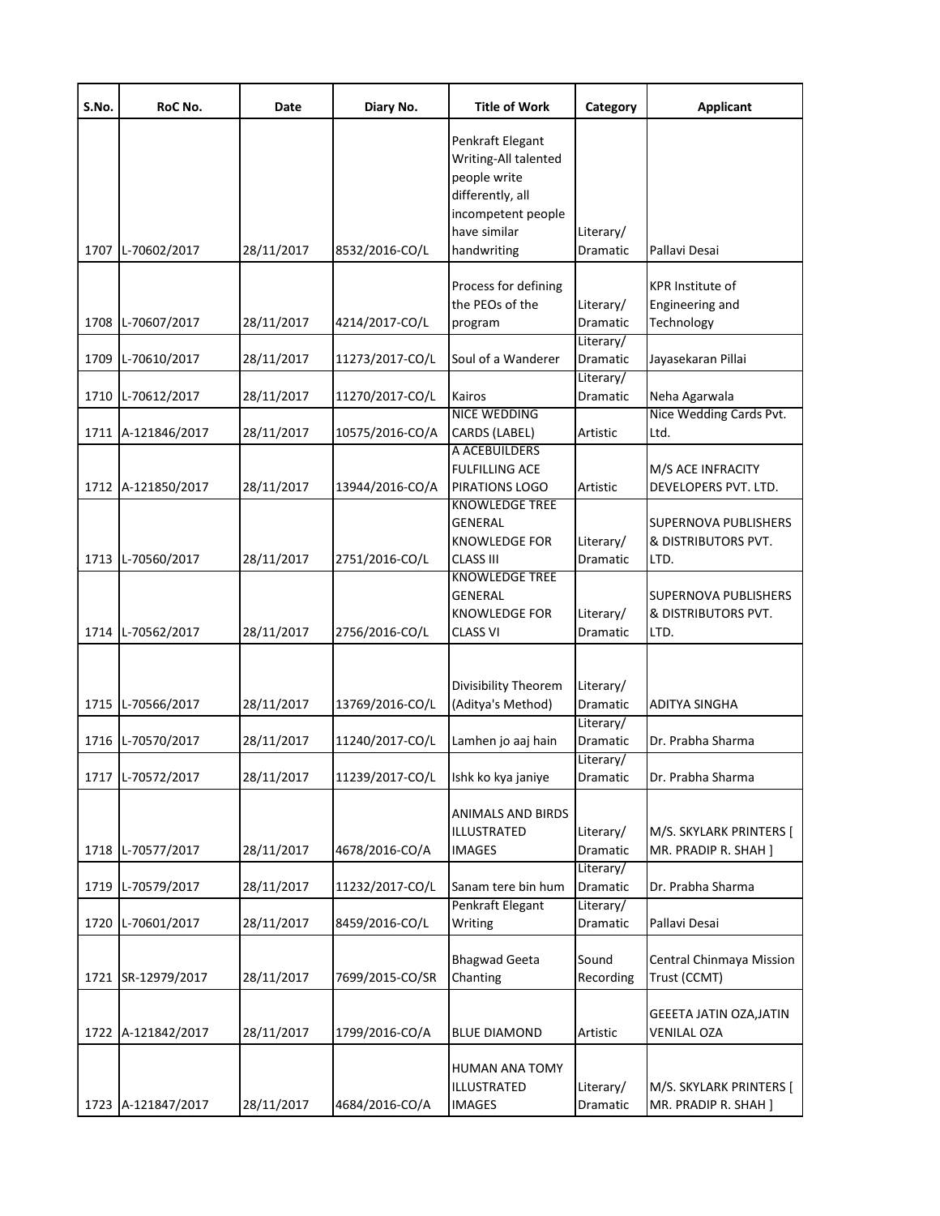| S.No. | RoC No. | Date | Diary No. | Title of Work | Category | Applicant |
|---|---|---|---|---|---|---|
| 1707 | L-70602/2017 | 28/11/2017 | 8532/2016-CO/L | Penkraft Elegant Writing-All talented people write differently, all incompetent people have similar handwriting | Literary/ Dramatic | Pallavi Desai |
| 1708 | L-70607/2017 | 28/11/2017 | 4214/2017-CO/L | Process for defining the PEOs of the program | Literary/ Dramatic | KPR Institute of Engineering and Technology |
| 1709 | L-70610/2017 | 28/11/2017 | 11273/2017-CO/L | Soul of a Wanderer | Literary/ Dramatic | Jayasekaran Pillai |
| 1710 | L-70612/2017 | 28/11/2017 | 11270/2017-CO/L | Kairos | Literary/ Dramatic | Neha Agarwala |
| 1711 | A-121846/2017 | 28/11/2017 | 10575/2016-CO/A | NICE WEDDING CARDS (LABEL) | Artistic | Nice Wedding Cards Pvt. Ltd. |
| 1712 | A-121850/2017 | 28/11/2017 | 13944/2016-CO/A | A ACEBUILDERS FULFILLING ACE PIRATIONS LOGO | Artistic | M/S ACE INFRACITY DEVELOPERS PVT. LTD. |
| 1713 | L-70560/2017 | 28/11/2017 | 2751/2016-CO/L | KNOWLEDGE TREE GENERAL KNOWLEDGE FOR CLASS III | Literary/ Dramatic | SUPERNOVA PUBLISHERS & DISTRIBUTORS PVT. LTD. |
| 1714 | L-70562/2017 | 28/11/2017 | 2756/2016-CO/L | KNOWLEDGE TREE GENERAL KNOWLEDGE FOR CLASS VI | Literary/ Dramatic | SUPERNOVA PUBLISHERS & DISTRIBUTORS PVT. LTD. |
| 1715 | L-70566/2017 | 28/11/2017 | 13769/2016-CO/L | Divisibility Theorem (Aditya's Method) | Literary/ Dramatic | ADITYA SINGHA |
| 1716 | L-70570/2017 | 28/11/2017 | 11240/2017-CO/L | Lamhen jo aaj hain | Literary/ Dramatic | Dr. Prabha Sharma |
| 1717 | L-70572/2017 | 28/11/2017 | 11239/2017-CO/L | Ishk ko kya janiye | Literary/ Dramatic | Dr. Prabha Sharma |
| 1718 | L-70577/2017 | 28/11/2017 | 4678/2016-CO/A | ANIMALS AND BIRDS ILLUSTRATED IMAGES | Literary/ Dramatic | M/S. SKYLARK PRINTERS [ MR. PRADIP R. SHAH ] |
| 1719 | L-70579/2017 | 28/11/2017 | 11232/2017-CO/L | Sanam tere bin hum | Literary/ Dramatic | Dr. Prabha Sharma |
| 1720 | L-70601/2017 | 28/11/2017 | 8459/2016-CO/L | Penkraft Elegant Writing | Literary/ Dramatic | Pallavi Desai |
| 1721 | SR-12979/2017 | 28/11/2017 | 7699/2015-CO/SR | Bhagwad Geeta Chanting | Sound Recording | Central Chinmaya Mission Trust (CCMT) |
| 1722 | A-121842/2017 | 28/11/2017 | 1799/2016-CO/A | BLUE DIAMOND | Artistic | GEEETA JATIN OZA,JATIN VENILAL OZA |
| 1723 | A-121847/2017 | 28/11/2017 | 4684/2016-CO/A | HUMAN ANA TOMY ILLUSTRATED IMAGES | Literary/ Dramatic | M/S. SKYLARK PRINTERS [ MR. PRADIP R. SHAH ] |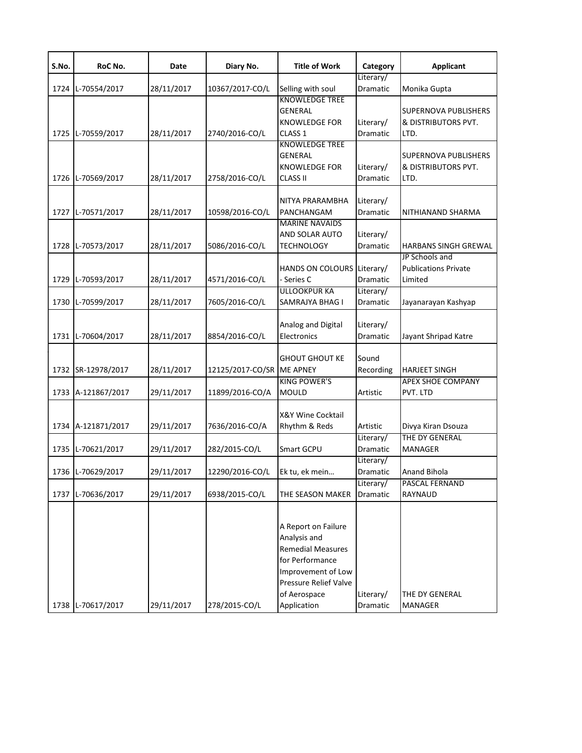| S.No. | RoC No. | Date | Diary No. | Title of Work | Category | Applicant |
|---|---|---|---|---|---|---|
| 1724 | L-70554/2017 | 28/11/2017 | 10367/2017-CO/L | Selling with soul | Literary/ Dramatic | Monika Gupta |
| 1725 | L-70559/2017 | 28/11/2017 | 2740/2016-CO/L | KNOWLEDGE TREE GENERAL KNOWLEDGE FOR CLASS 1 | Literary/ Dramatic | SUPERNOVA PUBLISHERS & DISTRIBUTORS PVT. LTD. |
| 1726 | L-70569/2017 | 28/11/2017 | 2758/2016-CO/L | KNOWLEDGE TREE GENERAL KNOWLEDGE FOR CLASS II | Literary/ Dramatic | SUPERNOVA PUBLISHERS & DISTRIBUTORS PVT. LTD. |
| 1727 | L-70571/2017 | 28/11/2017 | 10598/2016-CO/L | NITYA PRARAMBHA PANCHANGAM | Literary/ Dramatic | NITHIANAND SHARMA |
| 1728 | L-70573/2017 | 28/11/2017 | 5086/2016-CO/L | MARINE NAVAIDS AND SOLAR AUTO TECHNOLOGY | Literary/ Dramatic | HARBANS SINGH GREWAL |
| 1729 | L-70593/2017 | 28/11/2017 | 4571/2016-CO/L | HANDS ON COLOURS - Series C | Literary/ Dramatic | JP Schools and Publications Private Limited |
| 1730 | L-70599/2017 | 28/11/2017 | 7605/2016-CO/L | ULLOOKPUR KA SAMRAJYA BHAG I | Literary/ Dramatic | Jayanarayan Kashyap |
| 1731 | L-70604/2017 | 28/11/2017 | 8854/2016-CO/L | Analog and Digital Electronics | Literary/ Dramatic | Jayant Shripad Katre |
| 1732 | SR-12978/2017 | 28/11/2017 | 12125/2017-CO/SR | GHOUT GHOUT KE ME APNEY | Sound Recording | HARJEET SINGH |
| 1733 | A-121867/2017 | 29/11/2017 | 11899/2016-CO/A | KING POWER'S MOULD | Artistic | APEX SHOE COMPANY PVT. LTD |
| 1734 | A-121871/2017 | 29/11/2017 | 7636/2016-CO/A | X&Y Wine Cocktail Rhythm & Reds | Artistic | Divya Kiran Dsouza |
| 1735 | L-70621/2017 | 29/11/2017 | 282/2015-CO/L | Smart GCPU | Literary/ Dramatic | THE DY GENERAL MANAGER |
| 1736 | L-70629/2017 | 29/11/2017 | 12290/2016-CO/L | Ek tu, ek mein… | Literary/ Dramatic | Anand Bihola |
| 1737 | L-70636/2017 | 29/11/2017 | 6938/2015-CO/L | THE SEASON MAKER | Literary/ Dramatic | PASCAL FERNAND RAYNAUD |
| 1738 | L-70617/2017 | 29/11/2017 | 278/2015-CO/L | A Report on Failure Analysis and Remedial Measures for Performance Improvement of Low Pressure Relief Valve of Aerospace Application | Literary/ Dramatic | THE DY GENERAL MANAGER |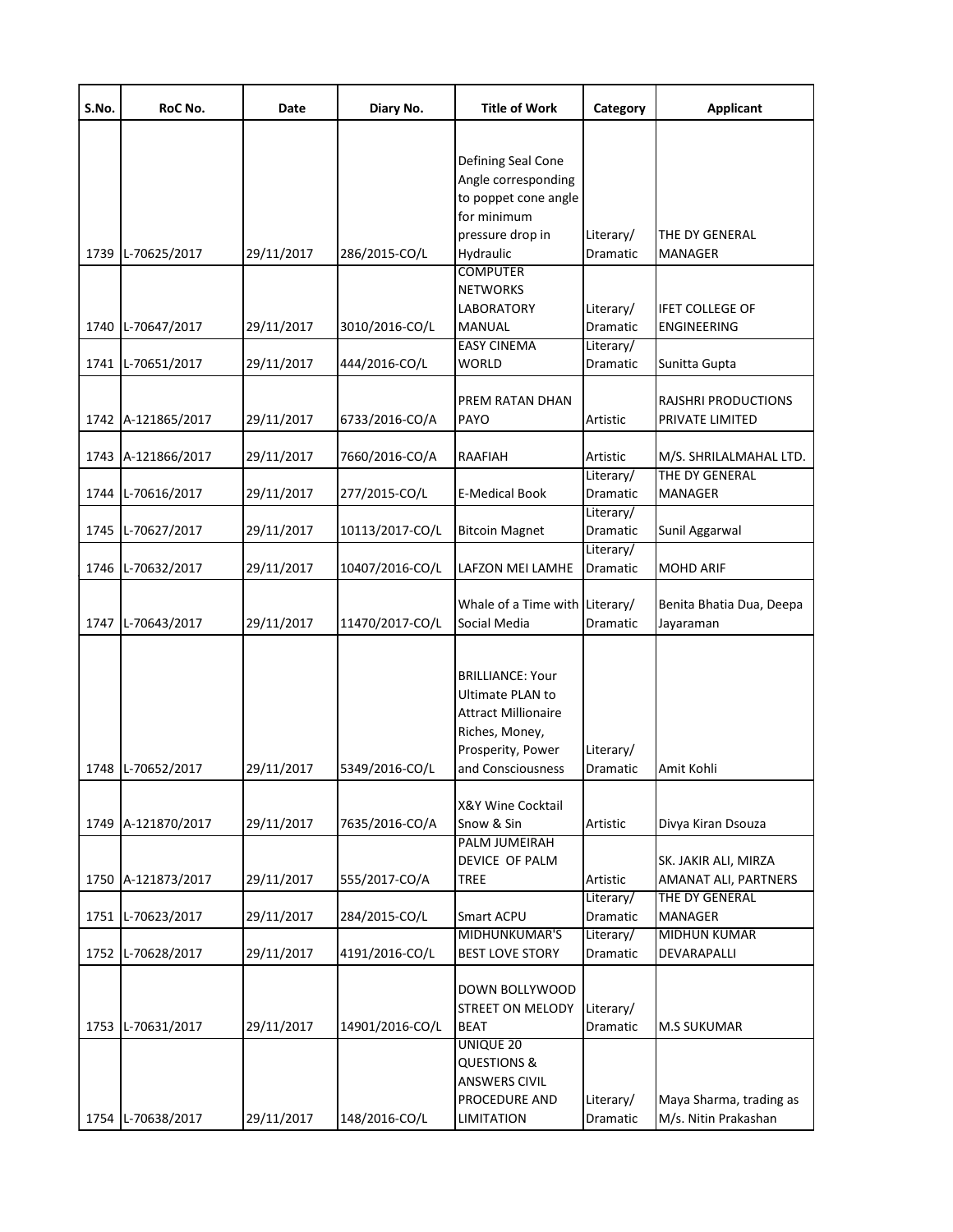| S.No. | RoC No. | Date | Diary No. | Title of Work | Category | Applicant |
|---|---|---|---|---|---|---|
| 1739 | L-70625/2017 | 29/11/2017 | 286/2015-CO/L | Defining Seal Cone Angle corresponding to poppet cone angle for minimum pressure drop in Hydraulic | Literary/ Dramatic | THE DY GENERAL MANAGER |
| 1740 | L-70647/2017 | 29/11/2017 | 3010/2016-CO/L | COMPUTER NETWORKS LABORATORY MANUAL | Literary/ Dramatic | IFET COLLEGE OF ENGINEERING |
| 1741 | L-70651/2017 | 29/11/2017 | 444/2016-CO/L | EASY CINEMA WORLD | Literary/ Dramatic | Sunitta Gupta |
| 1742 | A-121865/2017 | 29/11/2017 | 6733/2016-CO/A | PREM RATAN DHAN PAYO | Artistic | RAJSHRI PRODUCTIONS PRIVATE LIMITED |
| 1743 | A-121866/2017 | 29/11/2017 | 7660/2016-CO/A | RAAFIAH | Artistic | M/S. SHRILALMAHAL LTD. |
| 1744 | L-70616/2017 | 29/11/2017 | 277/2015-CO/L | E-Medical Book | Literary/ Dramatic | THE DY GENERAL MANAGER |
| 1745 | L-70627/2017 | 29/11/2017 | 10113/2017-CO/L | Bitcoin Magnet | Literary/ Dramatic | Sunil Aggarwal |
| 1746 | L-70632/2017 | 29/11/2017 | 10407/2016-CO/L | LAFZON MEI LAMHE | Literary/ Dramatic | MOHD ARIF |
| 1747 | L-70643/2017 | 29/11/2017 | 11470/2017-CO/L | Whale of a Time with Social Media | Literary/ Dramatic | Benita Bhatia Dua, Deepa Jayaraman |
| 1748 | L-70652/2017 | 29/11/2017 | 5349/2016-CO/L | BRILLIANCE: Your Ultimate PLAN to Attract Millionaire Riches, Money, Prosperity, Power and Consciousness | Literary/ Dramatic | Amit Kohli |
| 1749 | A-121870/2017 | 29/11/2017 | 7635/2016-CO/A | X&Y Wine Cocktail Snow & Sin | Artistic | Divya Kiran Dsouza |
| 1750 | A-121873/2017 | 29/11/2017 | 555/2017-CO/A | PALM JUMEIRAH DEVICE OF PALM TREE | Artistic | SK. JAKIR ALI, MIRZA AMANAT ALI, PARTNERS |
| 1751 | L-70623/2017 | 29/11/2017 | 284/2015-CO/L | Smart ACPU | Literary/ Dramatic | THE DY GENERAL MANAGER |
| 1752 | L-70628/2017 | 29/11/2017 | 4191/2016-CO/L | MIDHUNKUMAR'S BEST LOVE STORY | Literary/ Dramatic | MIDHUN KUMAR DEVARAPALLI |
| 1753 | L-70631/2017 | 29/11/2017 | 14901/2016-CO/L | DOWN BOLLYWOOD STREET ON MELODY BEAT | Literary/ Dramatic | M.S SUKUMAR |
| 1754 | L-70638/2017 | 29/11/2017 | 148/2016-CO/L | UNIQUE 20 QUESTIONS & ANSWERS CIVIL PROCEDURE AND LIMITATION | Literary/ Dramatic | Maya Sharma, trading as M/s. Nitin Prakashan |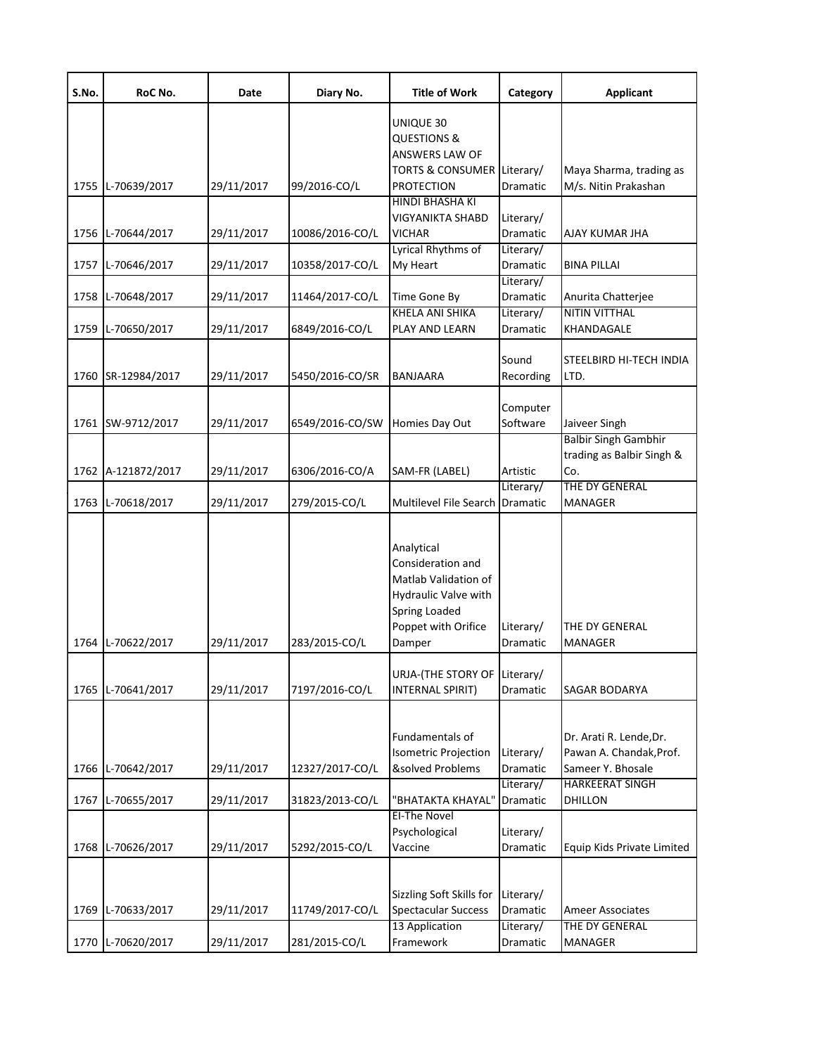| S.No. | RoC No. | Date | Diary No. | Title of Work | Category | Applicant |
|---|---|---|---|---|---|---|
| 1755 | L-70639/2017 | 29/11/2017 | 99/2016-CO/L | UNIQUE 30 QUESTIONS & ANSWERS LAW OF TORTS & CONSUMER PROTECTION | Literary/ Dramatic | Maya Sharma, trading as M/s. Nitin Prakashan |
| 1756 | L-70644/2017 | 29/11/2017 | 10086/2016-CO/L | HINDI BHASHA KI VIGYANIKTA SHABD VICHAR | Literary/ Dramatic | AJAY KUMAR JHA |
| 1757 | L-70646/2017 | 29/11/2017 | 10358/2017-CO/L | Lyrical Rhythms of My Heart | Literary/ Dramatic | BINA PILLAI |
| 1758 | L-70648/2017 | 29/11/2017 | 11464/2017-CO/L | Time Gone By | Literary/ Dramatic | Anurita Chatterjee |
| 1759 | L-70650/2017 | 29/11/2017 | 6849/2016-CO/L | KHELA ANI SHIKA PLAY AND LEARN | Literary/ Dramatic | NITIN VITTHAL KHANDAGALE |
| 1760 | SR-12984/2017 | 29/11/2017 | 5450/2016-CO/SR | BANJAARA | Sound Recording | STEELBIRD HI-TECH INDIA LTD. |
| 1761 | SW-9712/2017 | 29/11/2017 | 6549/2016-CO/SW | Homies Day Out | Computer Software | Jaiveer Singh |
| 1762 | A-121872/2017 | 29/11/2017 | 6306/2016-CO/A | SAM-FR (LABEL) | Artistic | Balbir Singh Gambhir trading as Balbir Singh & Co. |
| 1763 | L-70618/2017 | 29/11/2017 | 279/2015-CO/L | Multilevel File Search | Literary/ Dramatic | THE DY GENERAL MANAGER |
| 1764 | L-70622/2017 | 29/11/2017 | 283/2015-CO/L | Analytical Consideration and Matlab Validation of Hydraulic Valve with Spring Loaded Poppet with Orifice Damper | Literary/ Dramatic | THE DY GENERAL MANAGER |
| 1765 | L-70641/2017 | 29/11/2017 | 7197/2016-CO/L | URJA-(THE STORY OF INTERNAL SPIRIT) | Literary/ Dramatic | SAGAR BODARYA |
| 1766 | L-70642/2017 | 29/11/2017 | 12327/2017-CO/L | Fundamentals of Isometric Projection &solved Problems | Literary/ Dramatic | Dr. Arati R. Lende,Dr. Pawan A. Chandak,Prof. Sameer Y. Bhosale |
| 1767 | L-70655/2017 | 29/11/2017 | 31823/2013-CO/L | "BHATAKTA KHAYAL" | Literary/ Dramatic | HARKEERAT SINGH DHILLON |
| 1768 | L-70626/2017 | 29/11/2017 | 5292/2015-CO/L | EI-The Novel Psychological Vaccine | Literary/ Dramatic | Equip Kids Private Limited |
| 1769 | L-70633/2017 | 29/11/2017 | 11749/2017-CO/L | Sizzling Soft Skills for Spectacular Success | Literary/ Dramatic | Ameer Associates |
| 1770 | L-70620/2017 | 29/11/2017 | 281/2015-CO/L | 13 Application Framework | Literary/ Dramatic | THE DY GENERAL MANAGER |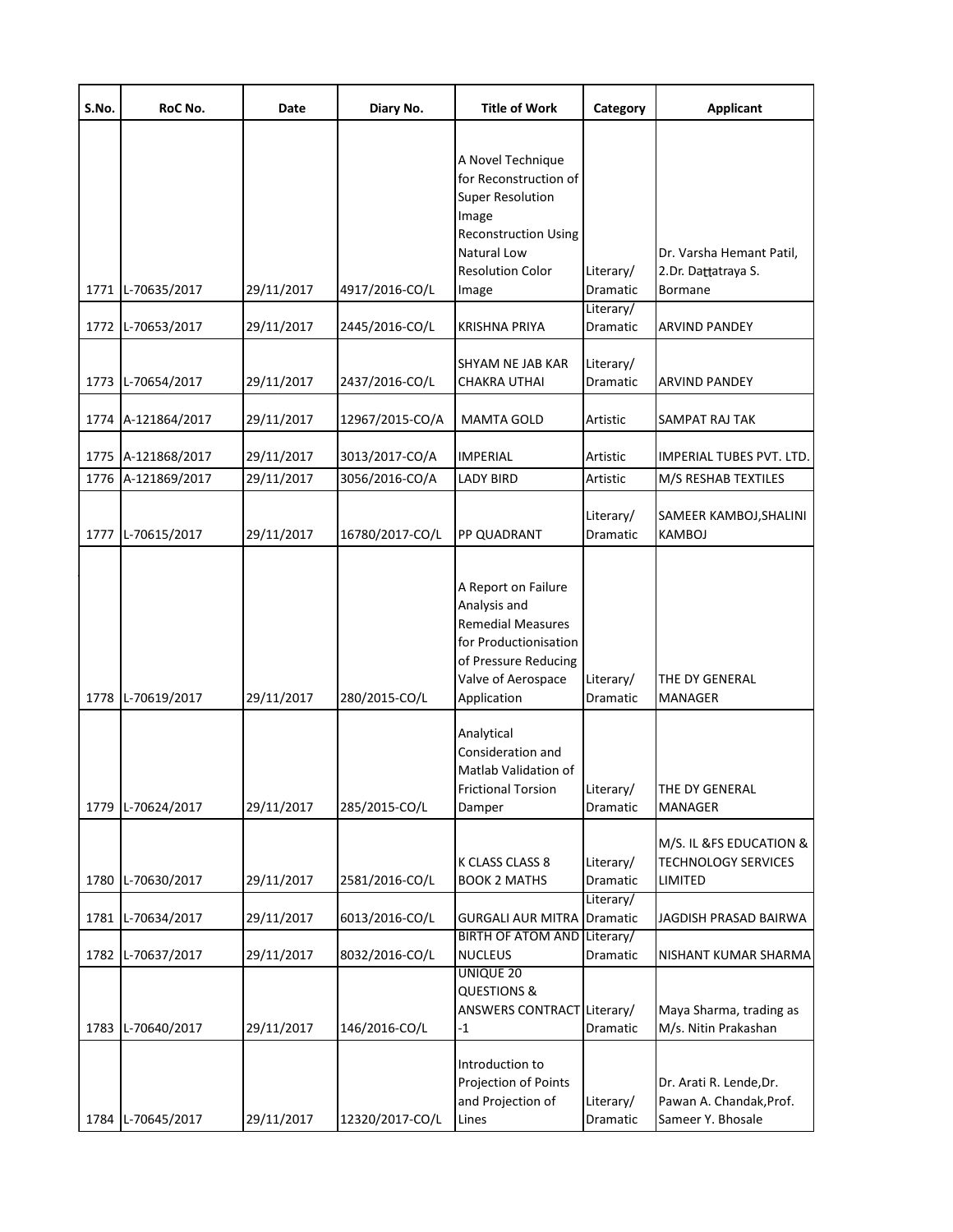| S.No. | RoC No. | Date | Diary No. | Title of Work | Category | Applicant |
| --- | --- | --- | --- | --- | --- | --- |
| 1771 | L-70635/2017 | 29/11/2017 | 4917/2016-CO/L | A Novel Technique for Reconstruction of Super Resolution Image Reconstruction Using Natural Low Resolution Color Image | Literary/ Dramatic | Dr. Varsha Hemant Patil, 2.Dr. Dattatraya S. Bormane |
| 1772 | L-70653/2017 | 29/11/2017 | 2445/2016-CO/L | KRISHNA PRIYA | Literary/ Dramatic | ARVIND PANDEY |
| 1773 | L-70654/2017 | 29/11/2017 | 2437/2016-CO/L | SHYAM NE JAB KAR CHAKRA UTHAI | Literary/ Dramatic | ARVIND PANDEY |
| 1774 | A-121864/2017 | 29/11/2017 | 12967/2015-CO/A | MAMTA GOLD | Artistic | SAMPAT RAJ TAK |
| 1775 | A-121868/2017 | 29/11/2017 | 3013/2017-CO/A | IMPERIAL | Artistic | IMPERIAL TUBES PVT. LTD. |
| 1776 | A-121869/2017 | 29/11/2017 | 3056/2016-CO/A | LADY BIRD | Artistic | M/S RESHAB TEXTILES |
| 1777 | L-70615/2017 | 29/11/2017 | 16780/2017-CO/L | PP QUADRANT | Literary/ Dramatic | SAMEER KAMBOJ,SHALINI KAMBOJ |
| 1778 | L-70619/2017 | 29/11/2017 | 280/2015-CO/L | A Report on Failure Analysis and Remedial Measures for Productionisation of Pressure Reducing Valve of Aerospace Application | Literary/ Dramatic | THE DY GENERAL MANAGER |
| 1779 | L-70624/2017 | 29/11/2017 | 285/2015-CO/L | Analytical Consideration and Matlab Validation of Frictional Torsion Damper | Literary/ Dramatic | THE DY GENERAL MANAGER |
| 1780 | L-70630/2017 | 29/11/2017 | 2581/2016-CO/L | K CLASS CLASS 8 BOOK 2 MATHS | Literary/ Dramatic | M/S. IL &FS EDUCATION & TECHNOLOGY SERVICES LIMITED |
| 1781 | L-70634/2017 | 29/11/2017 | 6013/2016-CO/L | GURGALI AUR MITRA | Literary/ Dramatic | JAGDISH PRASAD BAIRWA |
| 1782 | L-70637/2017 | 29/11/2017 | 8032/2016-CO/L | BIRTH OF ATOM AND NUCLEUS | Literary/ Dramatic | NISHANT KUMAR SHARMA |
| 1783 | L-70640/2017 | 29/11/2017 | 146/2016-CO/L | UNIQUE 20 QUESTIONS & ANSWERS CONTRACT -1 | Literary/ Dramatic | Maya Sharma, trading as M/s. Nitin Prakashan |
| 1784 | L-70645/2017 | 29/11/2017 | 12320/2017-CO/L | Introduction to Projection of Points and Projection of Lines | Literary/ Dramatic | Dr. Arati R. Lende,Dr. Pawan A. Chandak,Prof. Sameer Y. Bhosale |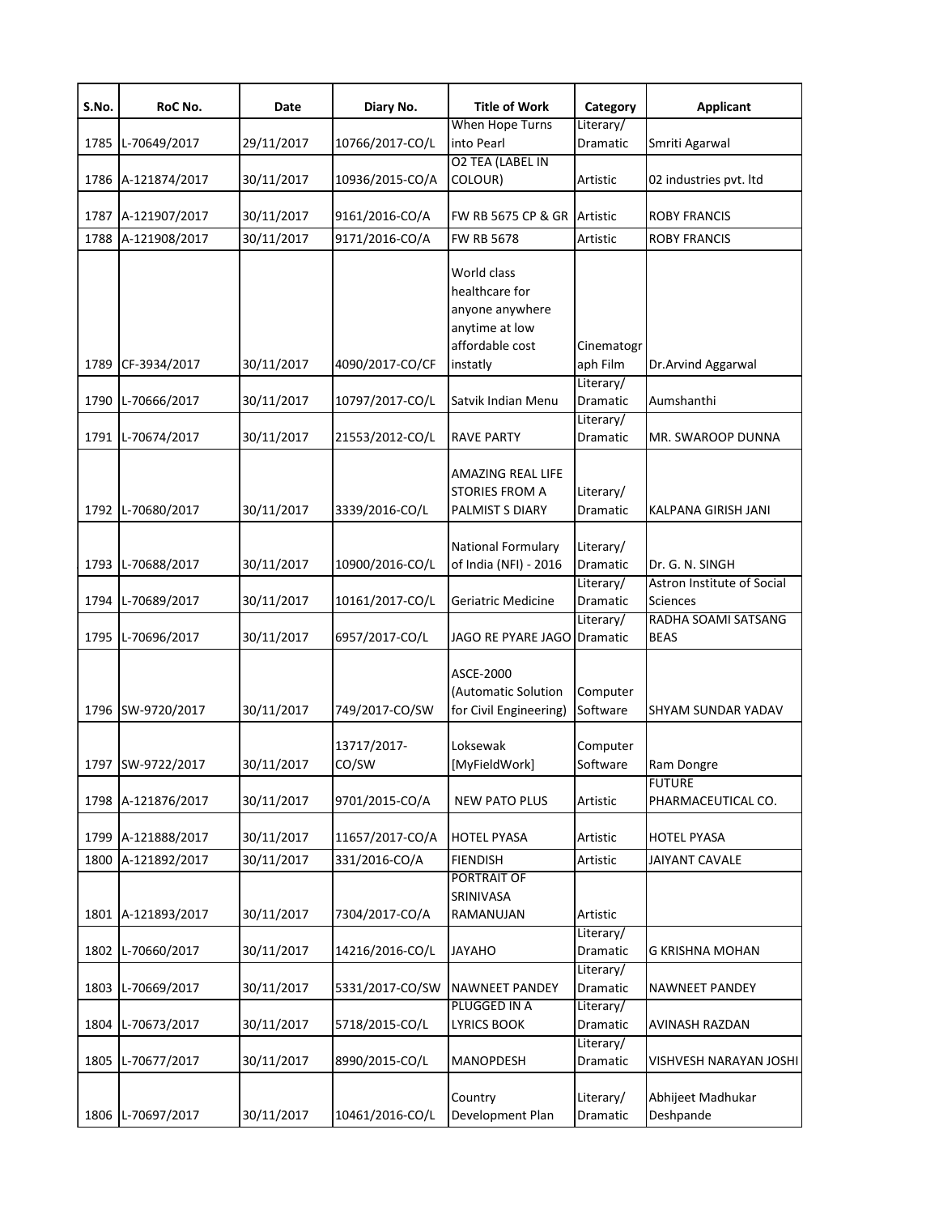| S.No. | RoC No. | Date | Diary No. | Title of Work | Category | Applicant |
|---|---|---|---|---|---|---|
| 1785 | L-70649/2017 | 29/11/2017 | 10766/2017-CO/L | When Hope Turns into Pearl | Literary/ Dramatic | Smriti Agarwal |
| 1786 | A-121874/2017 | 30/11/2017 | 10936/2015-CO/A | O2 TEA (LABEL IN COLOUR) | Artistic | 02 industries pvt. ltd |
| 1787 | A-121907/2017 | 30/11/2017 | 9161/2016-CO/A | FW RB 5675 CP & GR | Artistic | ROBY FRANCIS |
| 1788 | A-121908/2017 | 30/11/2017 | 9171/2016-CO/A | FW RB 5678 | Artistic | ROBY FRANCIS |
| 1789 | CF-3934/2017 | 30/11/2017 | 4090/2017-CO/CF | World class healthcare for anyone anywhere anytime at low affordable cost instatly | Cinematograph Film | Dr.Arvind Aggarwal |
| 1790 | L-70666/2017 | 30/11/2017 | 10797/2017-CO/L | Satvik Indian Menu | Literary/ Dramatic | Aumshanthi |
| 1791 | L-70674/2017 | 30/11/2017 | 21553/2012-CO/L | RAVE PARTY | Literary/ Dramatic | MR. SWAROOP DUNNA |
| 1792 | L-70680/2017 | 30/11/2017 | 3339/2016-CO/L | AMAZING REAL LIFE STORIES FROM A PALMIST S DIARY | Literary/ Dramatic | KALPANA GIRISH JANI |
| 1793 | L-70688/2017 | 30/11/2017 | 10900/2016-CO/L | National Formulary of India (NFI) - 2016 | Literary/ Dramatic | Dr. G. N. SINGH |
| 1794 | L-70689/2017 | 30/11/2017 | 10161/2017-CO/L | Geriatric Medicine | Literary/ Dramatic | Astron Institute of Social Sciences |
| 1795 | L-70696/2017 | 30/11/2017 | 6957/2017-CO/L | JAGO RE PYARE JAGO | Literary/ Dramatic | RADHA SOAMI SATSANG BEAS |
| 1796 | SW-9720/2017 | 30/11/2017 | 749/2017-CO/SW | ASCE-2000 (Automatic Solution for Civil Engineering) | Computer Software | SHYAM SUNDAR YADAV |
| 1797 | SW-9722/2017 | 30/11/2017 | 13717/2017-CO/SW | Loksewak [MyFieldWork] | Computer Software | Ram Dongre |
| 1798 | A-121876/2017 | 30/11/2017 | 9701/2015-CO/A | NEW PATO PLUS | Artistic | FUTURE PHARMACEUTICAL CO. |
| 1799 | A-121888/2017 | 30/11/2017 | 11657/2017-CO/A | HOTEL PYASA | Artistic | HOTEL PYASA |
| 1800 | A-121892/2017 | 30/11/2017 | 331/2016-CO/A | FIENDISH | Artistic | JAIYANT CAVALE |
| 1801 | A-121893/2017 | 30/11/2017 | 7304/2017-CO/A | PORTRAIT OF SRINIVASA RAMANUJAN | Artistic | |
| 1802 | L-70660/2017 | 30/11/2017 | 14216/2016-CO/L | JAYAHO | Literary/ Dramatic | G KRISHNA MOHAN |
| 1803 | L-70669/2017 | 30/11/2017 | 5331/2017-CO/SW | NAWNEET PANDEY | Literary/ Dramatic | NAWNEET PANDEY |
| 1804 | L-70673/2017 | 30/11/2017 | 5718/2015-CO/L | PLUGGED IN A LYRICS BOOK | Literary/ Dramatic | AVINASH RAZDAN |
| 1805 | L-70677/2017 | 30/11/2017 | 8990/2015-CO/L | MANOPDESH | Literary/ Dramatic | VISHVESH NARAYAN JOSHI |
| 1806 | L-70697/2017 | 30/11/2017 | 10461/2016-CO/L | Country Development Plan | Literary/ Dramatic | Abhijeet Madhukar Deshpande |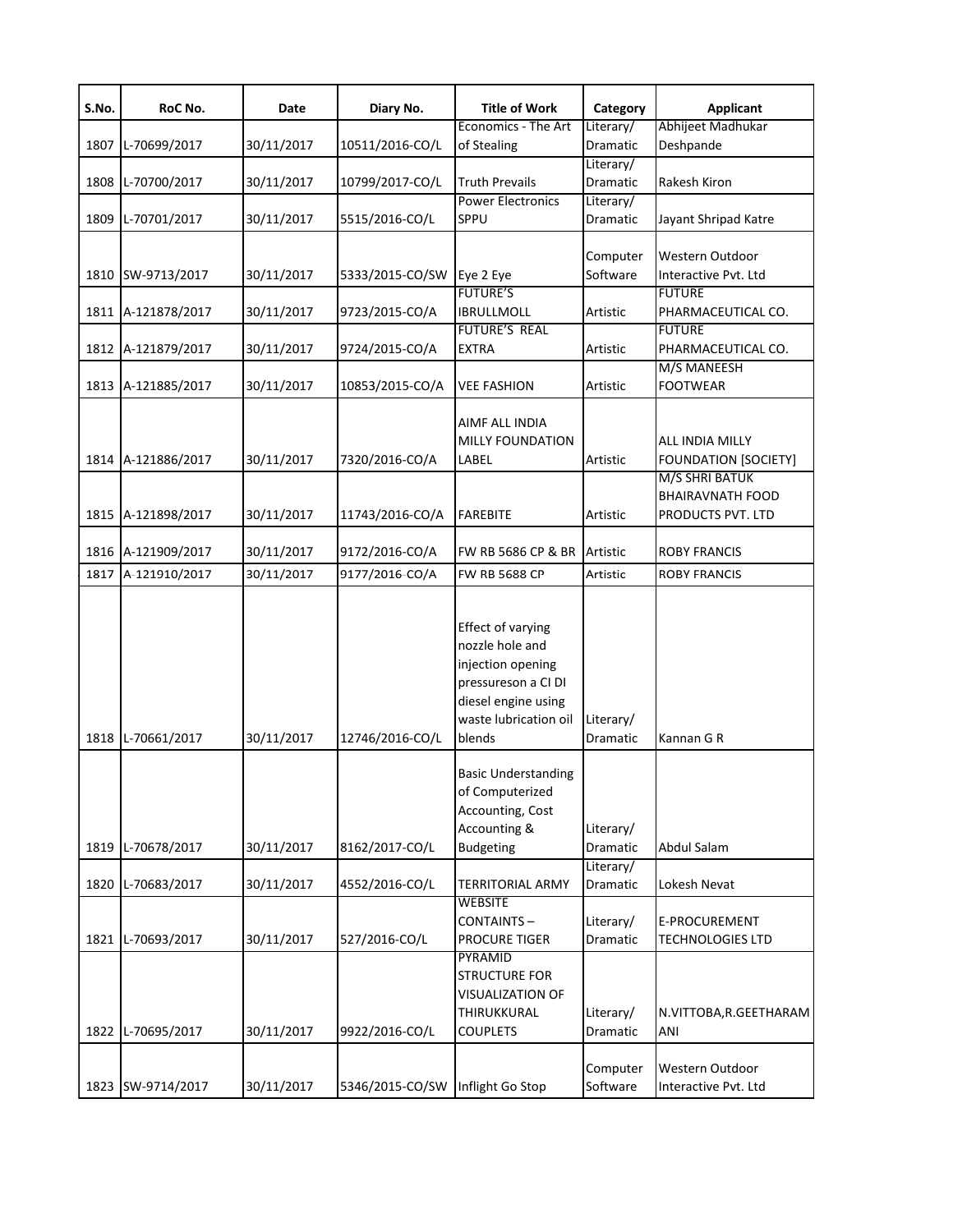| S.No. | RoC No. | Date | Diary No. | Title of Work | Category | Applicant |
|---|---|---|---|---|---|---|
| 1807 | L-70699/2017 | 30/11/2017 | 10511/2016-CO/L | Economics - The Art of Stealing | Literary/ Dramatic | Abhijeet Madhukar Deshpande |
| 1808 | L-70700/2017 | 30/11/2017 | 10799/2017-CO/L | Truth Prevails | Literary/ Dramatic | Rakesh Kiron |
| 1809 | L-70701/2017 | 30/11/2017 | 5515/2016-CO/L | Power Electronics SPPU | Literary/ Dramatic | Jayant Shripad Katre |
| 1810 | SW-9713/2017 | 30/11/2017 | 5333/2015-CO/SW | Eye 2 Eye | Computer Software | Western Outdoor Interactive Pvt. Ltd |
| 1811 | A-121878/2017 | 30/11/2017 | 9723/2015-CO/A | FUTURE'S IBRULLMOLL | Artistic | FUTURE PHARMACEUTICAL CO. |
| 1812 | A-121879/2017 | 30/11/2017 | 9724/2015-CO/A | FUTURE'S REAL EXTRA | Artistic | FUTURE PHARMACEUTICAL CO. |
| 1813 | A-121885/2017 | 30/11/2017 | 10853/2015-CO/A | VEE FASHION | Artistic | M/S MANEESH FOOTWEAR |
| 1814 | A-121886/2017 | 30/11/2017 | 7320/2016-CO/A | AIMF ALL INDIA MILLY FOUNDATION LABEL | Artistic | ALL INDIA MILLY FOUNDATION [SOCIETY] |
| 1815 | A-121898/2017 | 30/11/2017 | 11743/2016-CO/A | FAREBITE | Artistic | M/S SHRI BATUK BHAIRAVNATH FOOD PRODUCTS PVT. LTD |
| 1816 | A-121909/2017 | 30/11/2017 | 9172/2016-CO/A | FW RB 5686 CP & BR | Artistic | ROBY FRANCIS |
| 1817 | A-121910/2017 | 30/11/2017 | 9177/2016-CO/A | FW RB 5688 CP | Artistic | ROBY FRANCIS |
| 1818 | L-70661/2017 | 30/11/2017 | 12746/2016-CO/L | Effect of varying nozzle hole and injection opening pressureson a CI DI diesel engine using waste lubrication oil blends | Literary/ Dramatic | Kannan G R |
| 1819 | L-70678/2017 | 30/11/2017 | 8162/2017-CO/L | Basic Understanding of Computerized Accounting, Cost Accounting & Budgeting | Literary/ Dramatic | Abdul Salam |
| 1820 | L-70683/2017 | 30/11/2017 | 4552/2016-CO/L | TERRITORIAL ARMY | Literary/ Dramatic | Lokesh Nevat |
| 1821 | L-70693/2017 | 30/11/2017 | 527/2016-CO/L | WEBSITE CONTAINTS – PROCURE TIGER | Literary/ Dramatic | E-PROCUREMENT TECHNOLOGIES LTD |
| 1822 | L-70695/2017 | 30/11/2017 | 9922/2016-CO/L | PYRAMID STRUCTURE FOR VISUALIZATION OF THIRUKKURAL COUPLETS | Literary/ Dramatic | N.VITTOBA,R.GEETHARAMANI |
| 1823 | SW-9714/2017 | 30/11/2017 | 5346/2015-CO/SW | Inflight Go Stop | Computer Software | Western Outdoor Interactive Pvt. Ltd |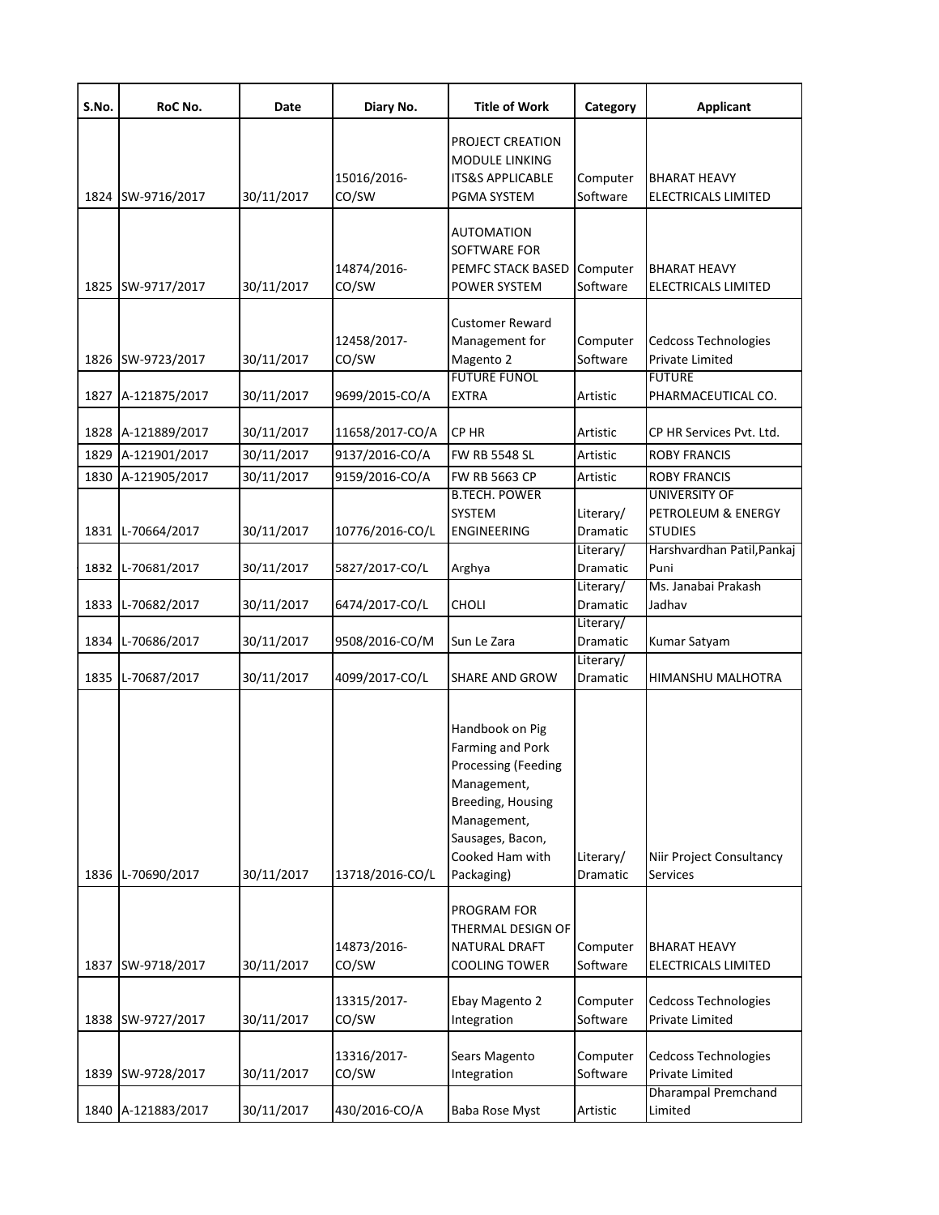| S.No. | RoC No. | Date | Diary No. | Title of Work | Category | Applicant |
|---|---|---|---|---|---|---|
| 1824 | SW-9716/2017 | 30/11/2017 | 15016/2016-CO/SW | PROJECT CREATION MODULE LINKING ITS&S APPLICABLE PGMA SYSTEM | Computer Software | BHARAT HEAVY ELECTRICALS LIMITED |
| 1825 | SW-9717/2017 | 30/11/2017 | 14874/2016-CO/SW | AUTOMATION SOFTWARE FOR PEMFC STACK BASED POWER SYSTEM | Computer Software | BHARAT HEAVY ELECTRICALS LIMITED |
| 1826 | SW-9723/2017 | 30/11/2017 | 12458/2017-CO/SW | Customer Reward Management for Magento 2 | Computer Software | Cedcoss Technologies Private Limited |
| 1827 | A-121875/2017 | 30/11/2017 | 9699/2015-CO/A | FUTURE FUNOL EXTRA | Artistic | FUTURE PHARMACEUTICAL CO. |
| 1828 | A-121889/2017 | 30/11/2017 | 11658/2017-CO/A | CP HR | Artistic | CP HR Services Pvt. Ltd. |
| 1829 | A-121901/2017 | 30/11/2017 | 9137/2016-CO/A | FW RB 5548 SL | Artistic | ROBY FRANCIS |
| 1830 | A-121905/2017 | 30/11/2017 | 9159/2016-CO/A | FW RB 5663 CP | Artistic | ROBY FRANCIS |
| 1831 | L-70664/2017 | 30/11/2017 | 10776/2016-CO/L | B.TECH. POWER SYSTEM ENGINEERING | Literary/ Dramatic | UNIVERSITY OF PETROLEUM & ENERGY STUDIES |
| 1832 | L-70681/2017 | 30/11/2017 | 5827/2017-CO/L | Arghya | Literary/ Dramatic | Harshvardhan Patil,Pankaj Puni |
| 1833 | L-70682/2017 | 30/11/2017 | 6474/2017-CO/L | CHOLI | Literary/ Dramatic | Ms. Janabai Prakash Jadhav |
| 1834 | L-70686/2017 | 30/11/2017 | 9508/2016-CO/M | Sun Le Zara | Literary/ Dramatic | Kumar Satyam |
| 1835 | L-70687/2017 | 30/11/2017 | 4099/2017-CO/L | SHARE AND GROW | Literary/ Dramatic | HIMANSHU MALHOTRA |
| 1836 | L-70690/2017 | 30/11/2017 | 13718/2016-CO/L | Handbook on Pig Farming and Pork Processing (Feeding Management, Breeding, Housing Management, Sausages, Bacon, Cooked Ham with Packaging) | Literary/ Dramatic | Niir Project Consultancy Services |
| 1837 | SW-9718/2017 | 30/11/2017 | 14873/2016-CO/SW | PROGRAM FOR THERMAL DESIGN OF NATURAL DRAFT COOLING TOWER | Computer Software | BHARAT HEAVY ELECTRICALS LIMITED |
| 1838 | SW-9727/2017 | 30/11/2017 | 13315/2017-CO/SW | Ebay Magento 2 Integration | Computer Software | Cedcoss Technologies Private Limited |
| 1839 | SW-9728/2017 | 30/11/2017 | 13316/2017-CO/SW | Sears Magento Integration | Computer Software | Cedcoss Technologies Private Limited |
| 1840 | A-121883/2017 | 30/11/2017 | 430/2016-CO/A | Baba Rose Myst | Artistic | Dharampal Premchand Limited |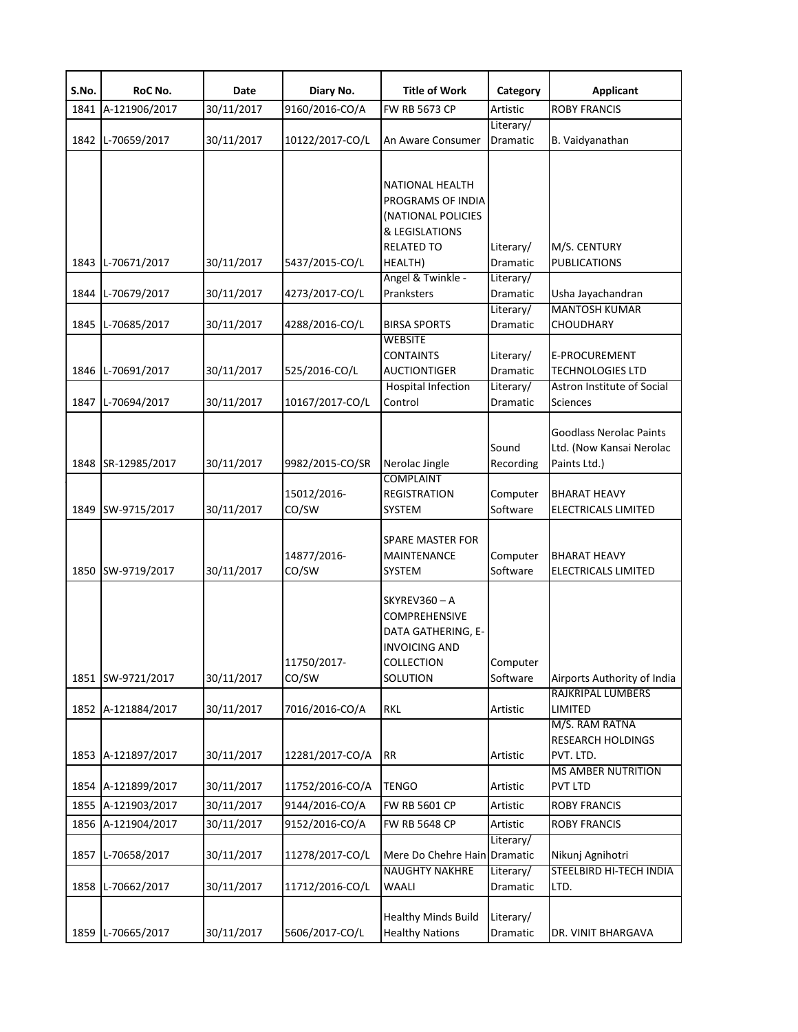| S.No. | RoC No. | Date | Diary No. | Title of Work | Category | Applicant |
|---|---|---|---|---|---|---|
| 1841 | A-121906/2017 | 30/11/2017 | 9160/2016-CO/A | FW RB 5673 CP | Artistic | ROBY FRANCIS |
| 1842 | L-70659/2017 | 30/11/2017 | 10122/2017-CO/L | An Aware Consumer | Literary/ Dramatic | B. Vaidyanathan |
| 1843 | L-70671/2017 | 30/11/2017 | 5437/2015-CO/L | NATIONAL HEALTH PROGRAMS OF INDIA (NATIONAL POLICIES & LEGISLATIONS RELATED TO HEALTH) | Literary/ Dramatic | M/S. CENTURY PUBLICATIONS |
| 1844 | L-70679/2017 | 30/11/2017 | 4273/2017-CO/L | Angel & Twinkle - Pranksters | Literary/ Dramatic | Usha Jayachandran |
| 1845 | L-70685/2017 | 30/11/2017 | 4288/2016-CO/L | BIRSA SPORTS | Literary/ Dramatic | MANTOSH KUMAR CHOUDHARY |
| 1846 | L-70691/2017 | 30/11/2017 | 525/2016-CO/L | WEBSITE CONTAINTS AUCTIONTIGER | Literary/ Dramatic | E-PROCUREMENT TECHNOLOGIES LTD |
| 1847 | L-70694/2017 | 30/11/2017 | 10167/2017-CO/L | Hospital Infection Control | Literary/ Dramatic | Astron Institute of Social Sciences |
| 1848 | SR-12985/2017 | 30/11/2017 | 9982/2015-CO/SR | Nerolac Jingle | Sound Recording | Goodlass Nerolac Paints Ltd. (Now Kansai Nerolac Paints Ltd.) |
| 1849 | SW-9715/2017 | 30/11/2017 | 15012/2016-CO/SW | COMPLAINT REGISTRATION SYSTEM | Computer Software | BHARAT HEAVY ELECTRICALS LIMITED |
| 1850 | SW-9719/2017 | 30/11/2017 | 14877/2016-CO/SW | SPARE MASTER FOR MAINTENANCE SYSTEM | Computer Software | BHARAT HEAVY ELECTRICALS LIMITED |
| 1851 | SW-9721/2017 | 30/11/2017 | 11750/2017-CO/SW | SKYREV360 – A COMPREHENSIVE DATA GATHERING, E-INVOICING AND COLLECTION SOLUTION | Computer Software | Airports Authority of India |
| 1852 | A-121884/2017 | 30/11/2017 | 7016/2016-CO/A | RKL | Artistic | RAJKRIPAL LUMBERS LIMITED |
| 1853 | A-121897/2017 | 30/11/2017 | 12281/2017-CO/A | RR | Artistic | M/S. RAM RATNA RESEARCH HOLDINGS PVT. LTD. |
| 1854 | A-121899/2017 | 30/11/2017 | 11752/2016-CO/A | TENGO | Artistic | MS AMBER NUTRITION PVT LTD |
| 1855 | A-121903/2017 | 30/11/2017 | 9144/2016-CO/A | FW RB 5601 CP | Artistic | ROBY FRANCIS |
| 1856 | A-121904/2017 | 30/11/2017 | 9152/2016-CO/A | FW RB 5648 CP | Artistic | ROBY FRANCIS |
| 1857 | L-70658/2017 | 30/11/2017 | 11278/2017-CO/L | Mere Do Chehre Hain | Literary/ Dramatic | Nikunj Agnihotri |
| 1858 | L-70662/2017 | 30/11/2017 | 11712/2016-CO/L | NAUGHTY NAKHRE WAALI | Literary/ Dramatic | STEELBIRD HI-TECH INDIA LTD. |
| 1859 | L-70665/2017 | 30/11/2017 | 5606/2017-CO/L | Healthy Minds Build Healthy Nations | Literary/ Dramatic | DR. VINIT BHARGAVA |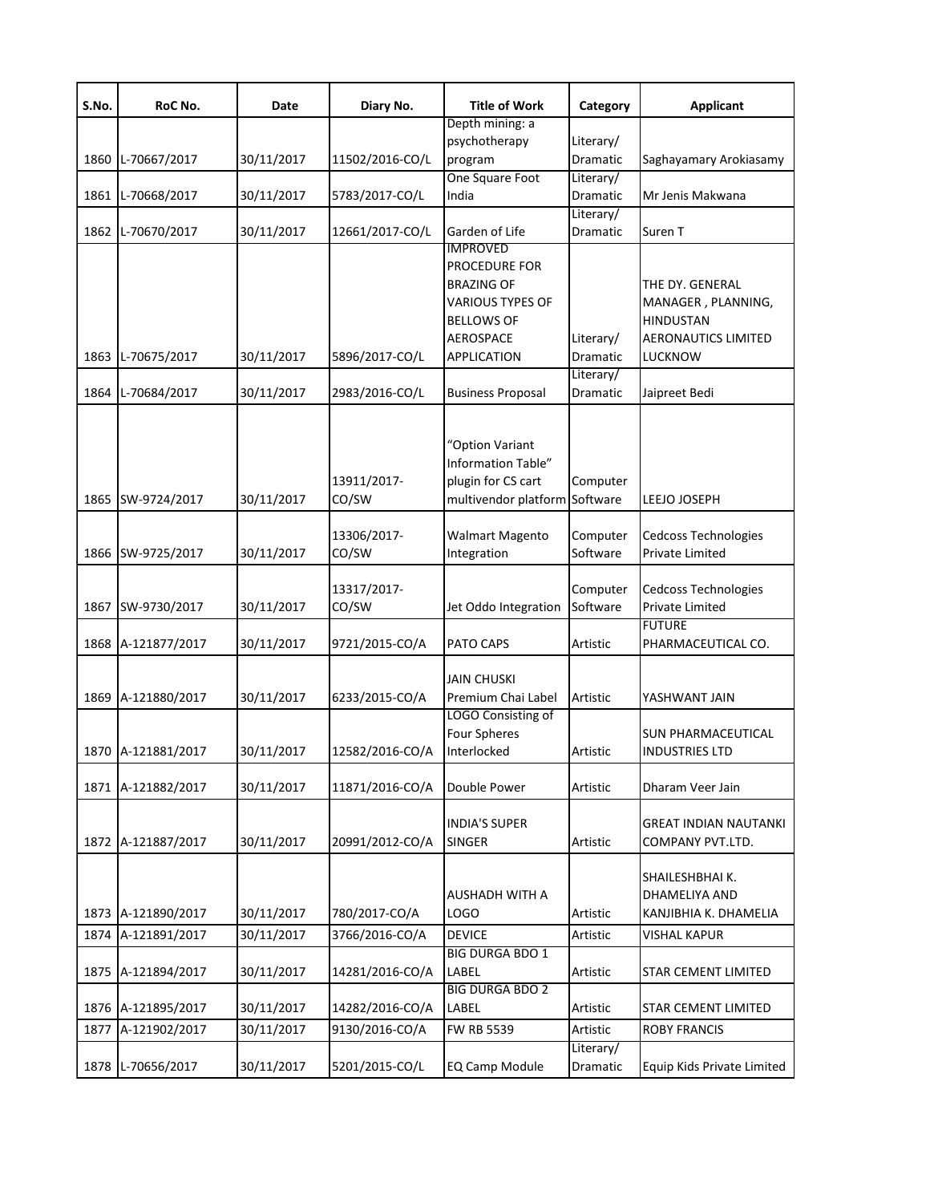| S.No. | RoC No. | Date | Diary No. | Title of Work | Category | Applicant |
|---|---|---|---|---|---|---|
| 1860 | L-70667/2017 | 30/11/2017 | 11502/2016-CO/L | Depth mining: a psychotherapy program | Literary/ Dramatic | Saghayamary Arokiasamy |
| 1861 | L-70668/2017 | 30/11/2017 | 5783/2017-CO/L | One Square Foot India | Literary/ Dramatic | Mr Jenis Makwana |
| 1862 | L-70670/2017 | 30/11/2017 | 12661/2017-CO/L | Garden of Life | Literary/ Dramatic | Suren T |
| 1863 | L-70675/2017 | 30/11/2017 | 5896/2017-CO/L | IMPROVED PROCEDURE FOR BRAZING OF VARIOUS TYPES OF BELLOWS OF AEROSPACE APPLICATION | Literary/ Dramatic | THE DY. GENERAL MANAGER , PLANNING, HINDUSTAN AERONAUTICS LIMITED LUCKNOW |
| 1864 | L-70684/2017 | 30/11/2017 | 2983/2016-CO/L | Business Proposal | Literary/ Dramatic | Jaipreet Bedi |
| 1865 | SW-9724/2017 | 30/11/2017 | 13911/2017-CO/SW | "Option Variant Information Table" plugin for CS cart multivendor platform | Computer Software | LEEJO JOSEPH |
| 1866 | SW-9725/2017 | 30/11/2017 | 13306/2017-CO/SW | Walmart Magento Integration | Computer Software | Cedcoss Technologies Private Limited |
| 1867 | SW-9730/2017 | 30/11/2017 | 13317/2017-CO/SW | Jet Oddo Integration | Computer Software | Cedcoss Technologies Private Limited |
| 1868 | A-121877/2017 | 30/11/2017 | 9721/2015-CO/A | PATO CAPS | Artistic | FUTURE PHARMACEUTICAL CO. |
| 1869 | A-121880/2017 | 30/11/2017 | 6233/2015-CO/A | JAIN CHUSKI Premium Chai Label | Artistic | YASHWANT JAIN |
| 1870 | A-121881/2017 | 30/11/2017 | 12582/2016-CO/A | LOGO Consisting of Four Spheres Interlocked | Artistic | SUN PHARMACEUTICAL INDUSTRIES LTD |
| 1871 | A-121882/2017 | 30/11/2017 | 11871/2016-CO/A | Double Power | Artistic | Dharam Veer Jain |
| 1872 | A-121887/2017 | 30/11/2017 | 20991/2012-CO/A | INDIA'S SUPER SINGER | Artistic | GREAT INDIAN NAUTANKI COMPANY PVT.LTD. |
| 1873 | A-121890/2017 | 30/11/2017 | 780/2017-CO/A | AUSHADH WITH A LOGO | Artistic | SHAILESHBHAI K. DHAMELIYA AND KANJIBHIA K. DHAMELIA |
| 1874 | A-121891/2017 | 30/11/2017 | 3766/2016-CO/A | DEVICE | Artistic | VISHAL KAPUR |
| 1875 | A-121894/2017 | 30/11/2017 | 14281/2016-CO/A | BIG DURGA BDO 1 LABEL | Artistic | STAR CEMENT LIMITED |
| 1876 | A-121895/2017 | 30/11/2017 | 14282/2016-CO/A | BIG DURGA BDO 2 LABEL | Artistic | STAR CEMENT LIMITED |
| 1877 | A-121902/2017 | 30/11/2017 | 9130/2016-CO/A | FW RB 5539 | Artistic | ROBY FRANCIS |
| 1878 | L-70656/2017 | 30/11/2017 | 5201/2015-CO/L | EQ Camp Module | Literary/ Dramatic | Equip Kids Private Limited |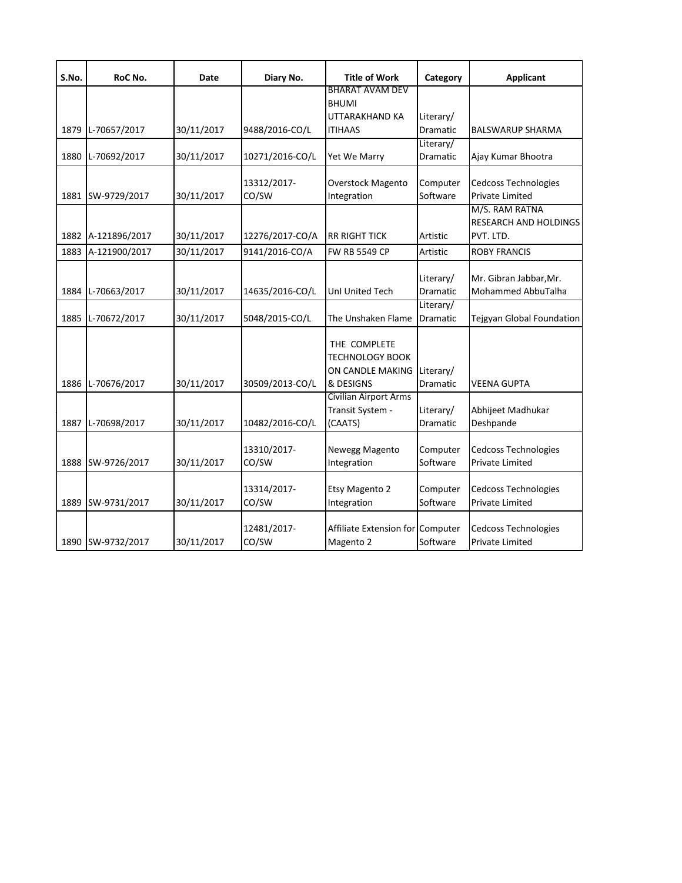| S.No. | RoC No. | Date | Diary No. | Title of Work | Category | Applicant |
|---|---|---|---|---|---|---|
| 1879 | L-70657/2017 | 30/11/2017 | 9488/2016-CO/L | BHARAT AVAM DEV BHUMI UTTARAKHAND KA ITIHAAS | Literary/ Dramatic | BALSWARUP SHARMA |
| 1880 | L-70692/2017 | 30/11/2017 | 10271/2016-CO/L | Yet We Marry | Literary/ Dramatic | Ajay Kumar Bhootra |
| 1881 | SW-9729/2017 | 30/11/2017 | 13312/2017-CO/SW | Overstock Magento Integration | Computer Software | Cedcoss Technologies Private Limited |
| 1882 | A-121896/2017 | 30/11/2017 | 12276/2017-CO/A | RR RIGHT TICK | Artistic | M/S. RAM RATNA RESEARCH AND HOLDINGS PVT. LTD. |
| 1883 | A-121900/2017 | 30/11/2017 | 9141/2016-CO/A | FW RB 5549 CP | Artistic | ROBY FRANCIS |
| 1884 | L-70663/2017 | 30/11/2017 | 14635/2016-CO/L | UnI United Tech | Literary/ Dramatic | Mr. Gibran Jabbar,Mr. Mohammed AbbuTalha |
| 1885 | L-70672/2017 | 30/11/2017 | 5048/2015-CO/L | The Unshaken Flame | Literary/ Dramatic | Tejgyan Global Foundation |
| 1886 | L-70676/2017 | 30/11/2017 | 30509/2013-CO/L | THE COMPLETE TECHNOLOGY BOOK ON CANDLE MAKING & DESIGNS | Literary/ Dramatic | VEENA GUPTA |
| 1887 | L-70698/2017 | 30/11/2017 | 10482/2016-CO/L | Civilian Airport Arms Transit System - (CAATS) | Literary/ Dramatic | Abhijeet Madhukar Deshpande |
| 1888 | SW-9726/2017 | 30/11/2017 | 13310/2017-CO/SW | Newegg Magento Integration | Computer Software | Cedcoss Technologies Private Limited |
| 1889 | SW-9731/2017 | 30/11/2017 | 13314/2017-CO/SW | Etsy Magento 2 Integration | Computer Software | Cedcoss Technologies Private Limited |
| 1890 | SW-9732/2017 | 30/11/2017 | 12481/2017-CO/SW | Affiliate Extension for Magento 2 | Computer Software | Cedcoss Technologies Private Limited |